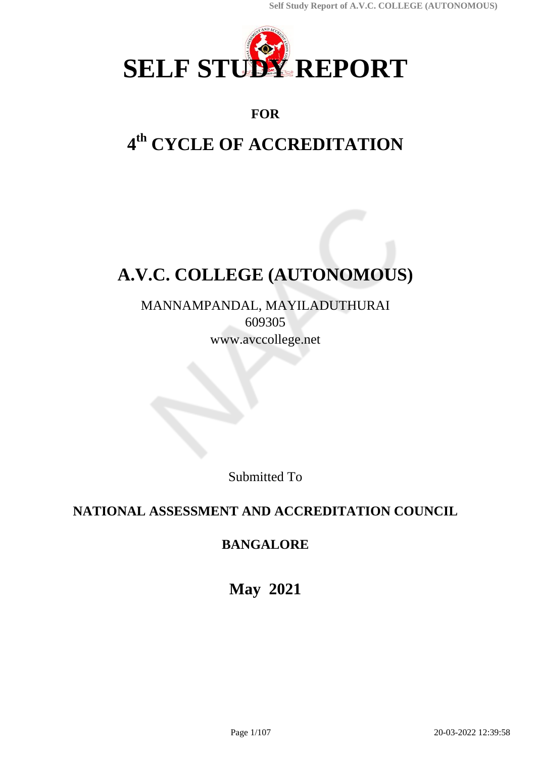# SELF STUDY REPORT

**FOR**

## 4th CYCLE OF ACCREDITATION

# A.V.C. COLLEGE (AUTONOMOUS)

MANNAMPANDAL, MAYILADUTHURAI
609305
www.avccollege.net

Submitted To

**NATIONAL ASSESSMENT AND ACCREDITATION COUNCIL**

**BANGALORE**

**May 2021**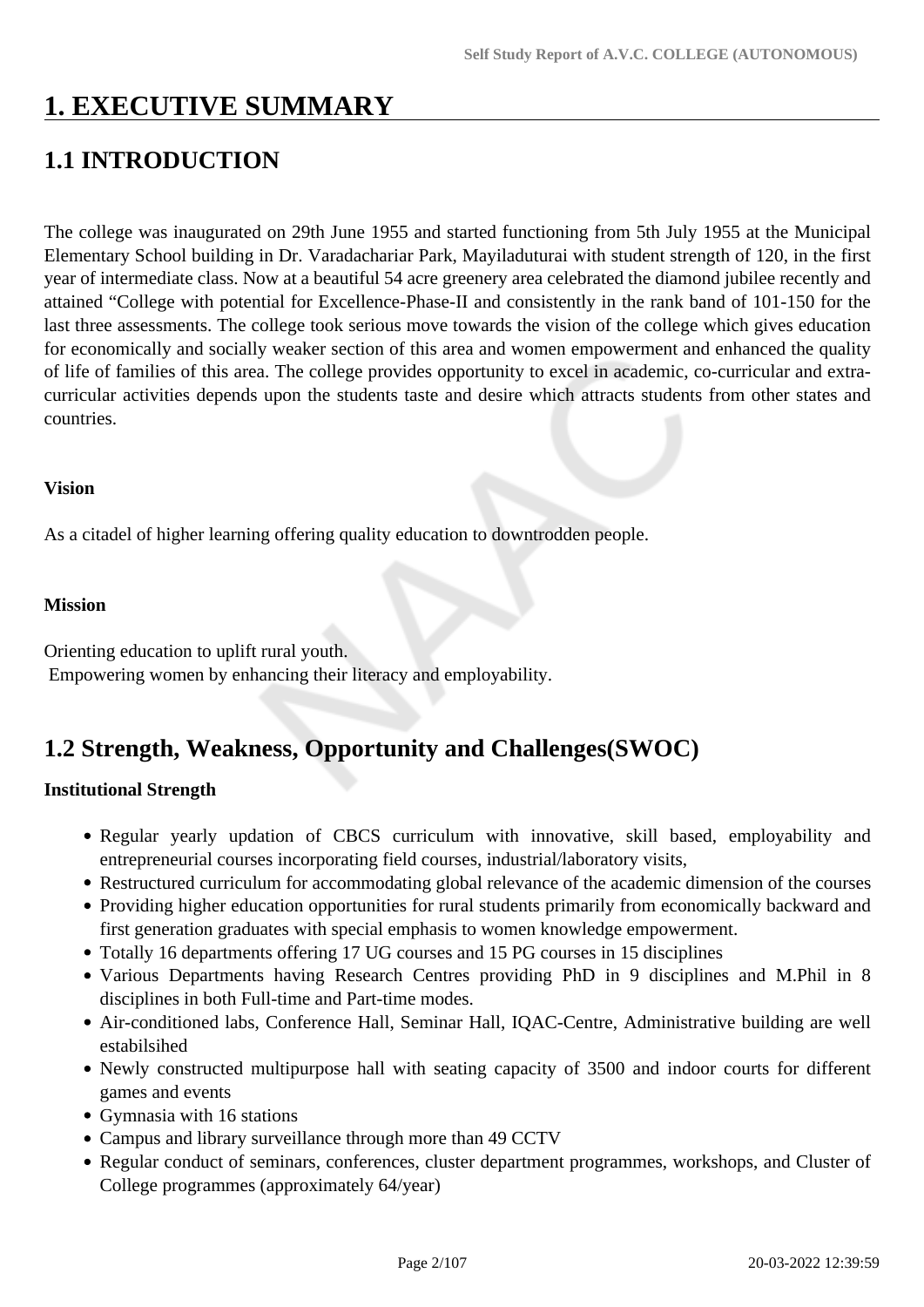# 1. EXECUTIVE SUMMARY

## 1.1 INTRODUCTION

The college was inaugurated on 29th June 1955 and started functioning from 5th July 1955 at the Municipal Elementary School building in Dr. Varadachariar Park, Mayiladuturai with student strength of 120, in the first year of intermediate class. Now at a beautiful 54 acre greenery area celebrated the diamond jubilee recently and attained "College with potential for Excellence-Phase-II and consistently in the rank band of 101-150 for the last three assessments. The college took serious move towards the vision of the college which gives education for economically and socially weaker section of this area and women empowerment and enhanced the quality of life of families of this area. The college provides opportunity to excel in academic, co-curricular and extra-curricular activities depends upon the students taste and desire which attracts students from other states and countries.

**Vision**

As a citadel of higher learning offering quality education to downtrodden people.

**Mission**

Orienting education to uplift rural youth.
Empowering women by enhancing their literacy and employability.

## 1.2 Strength, Weakness, Opportunity and Challenges(SWOC)

**Institutional Strength**

- Regular yearly updation of CBCS curriculum with innovative, skill based, employability and entrepreneurial courses incorporating field courses, industrial/laboratory visits,
- Restructured curriculum for accommodating global relevance of the academic dimension of the courses
- Providing higher education opportunities for rural students primarily from economically backward and first generation graduates with special emphasis to women knowledge empowerment.
- Totally 16 departments offering 17 UG courses and 15 PG courses in 15 disciplines
- Various Departments having Research Centres providing PhD in 9 disciplines and M.Phil in 8 disciplines in both Full-time and Part-time modes.
- Air-conditioned labs, Conference Hall, Seminar Hall, IQAC-Centre, Administrative building are well estabilsihed
- Newly constructed multipurpose hall with seating capacity of 3500 and indoor courts for different games and events
- Gymnasia with 16 stations
- Campus and library surveillance through more than 49 CCTV
- Regular conduct of seminars, conferences, cluster department programmes, workshops, and Cluster of College programmes (approximately 64/year)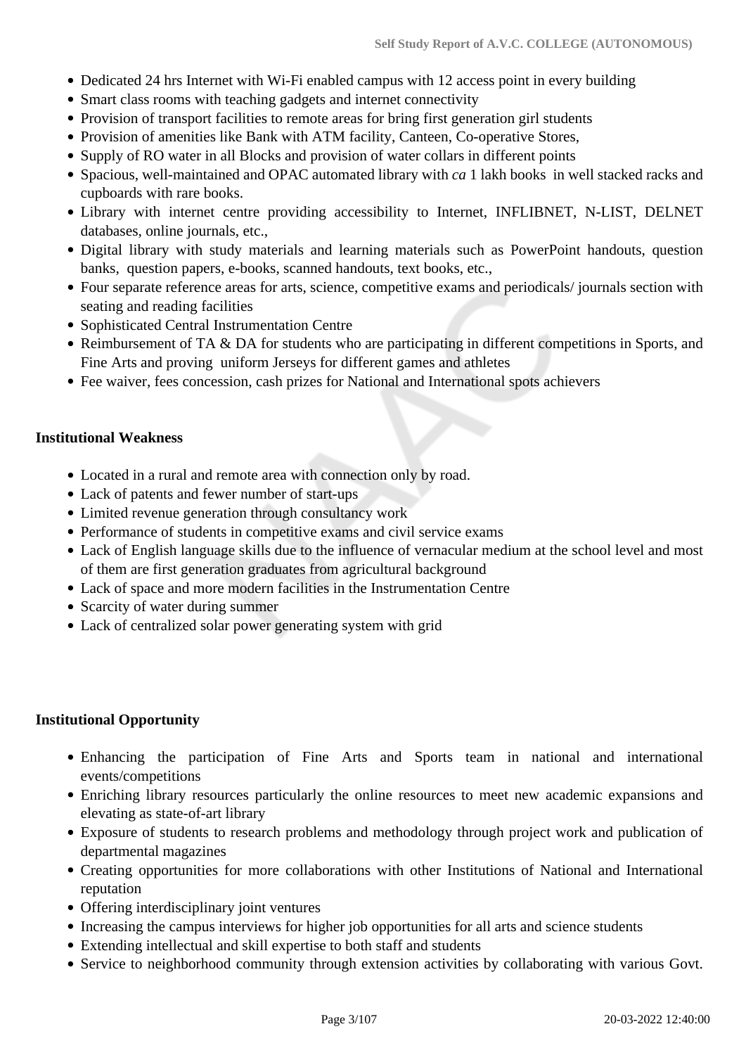- Dedicated 24 hrs Internet with Wi-Fi enabled campus with 12 access point in every building
- Smart class rooms with teaching gadgets and internet connectivity
- Provision of transport facilities to remote areas for bring first generation girl students
- Provision of amenities like Bank with ATM facility, Canteen, Co-operative Stores,
- Supply of RO water in all Blocks and provision of water collars in different points
- Spacious, well-maintained and OPAC automated library with *ca* 1 lakh books in well stacked racks and cupboards with rare books.
- Library with internet centre providing accessibility to Internet, INFLIBNET, N-LIST, DELNET databases, online journals, etc.,
- Digital library with study materials and learning materials such as PowerPoint handouts, question banks, question papers, e-books, scanned handouts, text books, etc.,
- Four separate reference areas for arts, science, competitive exams and periodicals/ journals section with seating and reading facilities
- Sophisticated Central Instrumentation Centre
- Reimbursement of TA & DA for students who are participating in different competitions in Sports, and Fine Arts and proving uniform Jerseys for different games and athletes
- Fee waiver, fees concession, cash prizes for National and International spots achievers

**Institutional Weakness**

- Located in a rural and remote area with connection only by road.
- Lack of patents and fewer number of start-ups
- Limited revenue generation through consultancy work
- Performance of students in competitive exams and civil service exams
- Lack of English language skills due to the influence of vernacular medium at the school level and most of them are first generation graduates from agricultural background
- Lack of space and more modern facilities in the Instrumentation Centre
- Scarcity of water during summer
- Lack of centralized solar power generating system with grid

**Institutional Opportunity**

- Enhancing the participation of Fine Arts and Sports team in national and international events/competitions
- Enriching library resources particularly the online resources to meet new academic expansions and elevating as state-of-art library
- Exposure of students to research problems and methodology through project work and publication of departmental magazines
- Creating opportunities for more collaborations with other Institutions of National and International reputation
- Offering interdisciplinary joint ventures
- Increasing the campus interviews for higher job opportunities for all arts and science students
- Extending intellectual and skill expertise to both staff and students
- Service to neighborhood community through extension activities by collaborating with various Govt.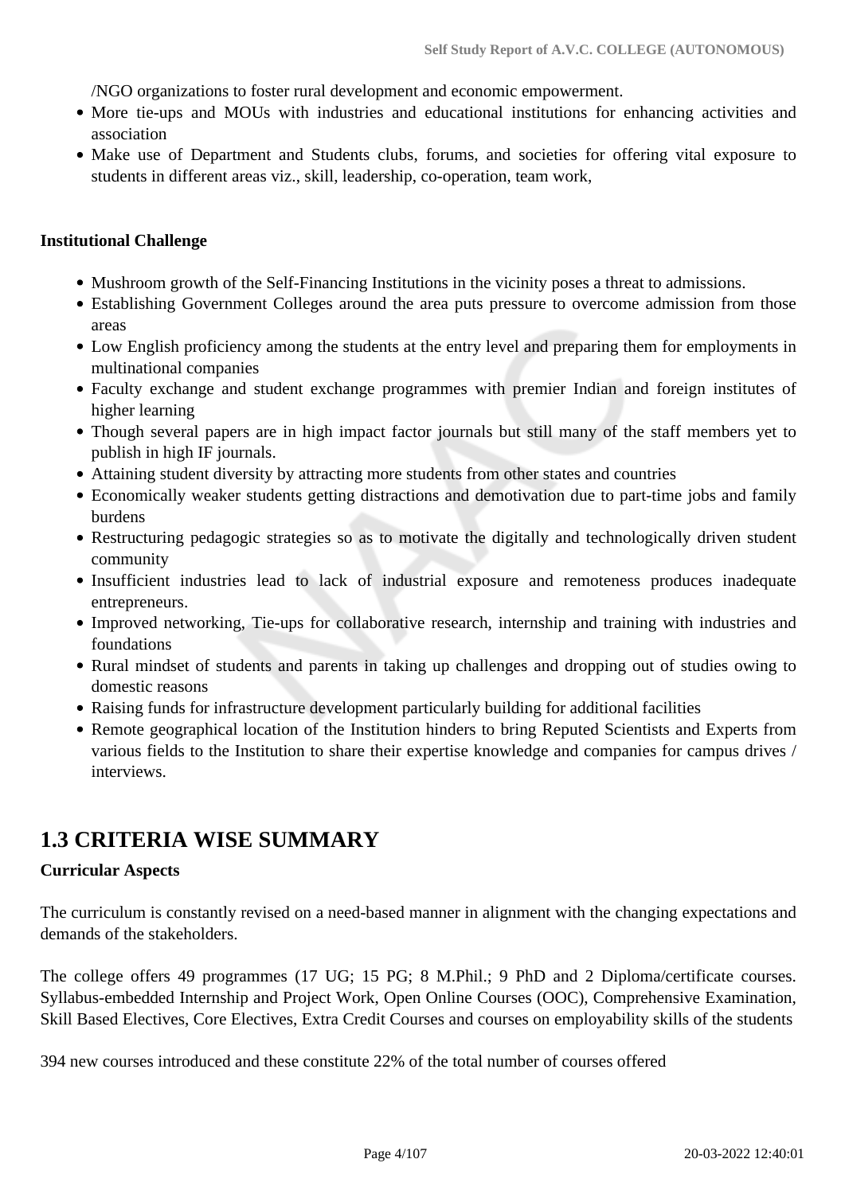/NGO organizations to foster rural development and economic empowerment.

- More tie-ups and MOUs with industries and educational institutions for enhancing activities and association
- Make use of Department and Students clubs, forums, and societies for offering vital exposure to students in different areas viz., skill, leadership, co-operation, team work,

**Institutional Challenge**

- Mushroom growth of the Self-Financing Institutions in the vicinity poses a threat to admissions.
- Establishing Government Colleges around the area puts pressure to overcome admission from those areas
- Low English proficiency among the students at the entry level and preparing them for employments in multinational companies
- Faculty exchange and student exchange programmes with premier Indian and foreign institutes of higher learning
- Though several papers are in high impact factor journals but still many of the staff members yet to publish in high IF journals.
- Attaining student diversity by attracting more students from other states and countries
- Economically weaker students getting distractions and demotivation due to part-time jobs and family burdens
- Restructuring pedagogic strategies so as to motivate the digitally and technologically driven student community
- Insufficient industries lead to lack of industrial exposure and remoteness produces inadequate entrepreneurs.
- Improved networking, Tie-ups for collaborative research, internship and training with industries and foundations
- Rural mindset of students and parents in taking up challenges and dropping out of studies owing to domestic reasons
- Raising funds for infrastructure development particularly building for additional facilities
- Remote geographical location of the Institution hinders to bring Reputed Scientists and Experts from various fields to the Institution to share their expertise knowledge and companies for campus drives / interviews.

## 1.3 CRITERIA WISE SUMMARY

**Curricular Aspects**

The curriculum is constantly revised on a need-based manner in alignment with the changing expectations and demands of the stakeholders.

The college offers 49 programmes (17 UG; 15 PG; 8 M.Phil.; 9 PhD and 2 Diploma/certificate courses. Syllabus-embedded Internship and Project Work, Open Online Courses (OOC), Comprehensive Examination, Skill Based Electives, Core Electives, Extra Credit Courses and courses on employability skills of the students

394 new courses introduced and these constitute 22% of the total number of courses offered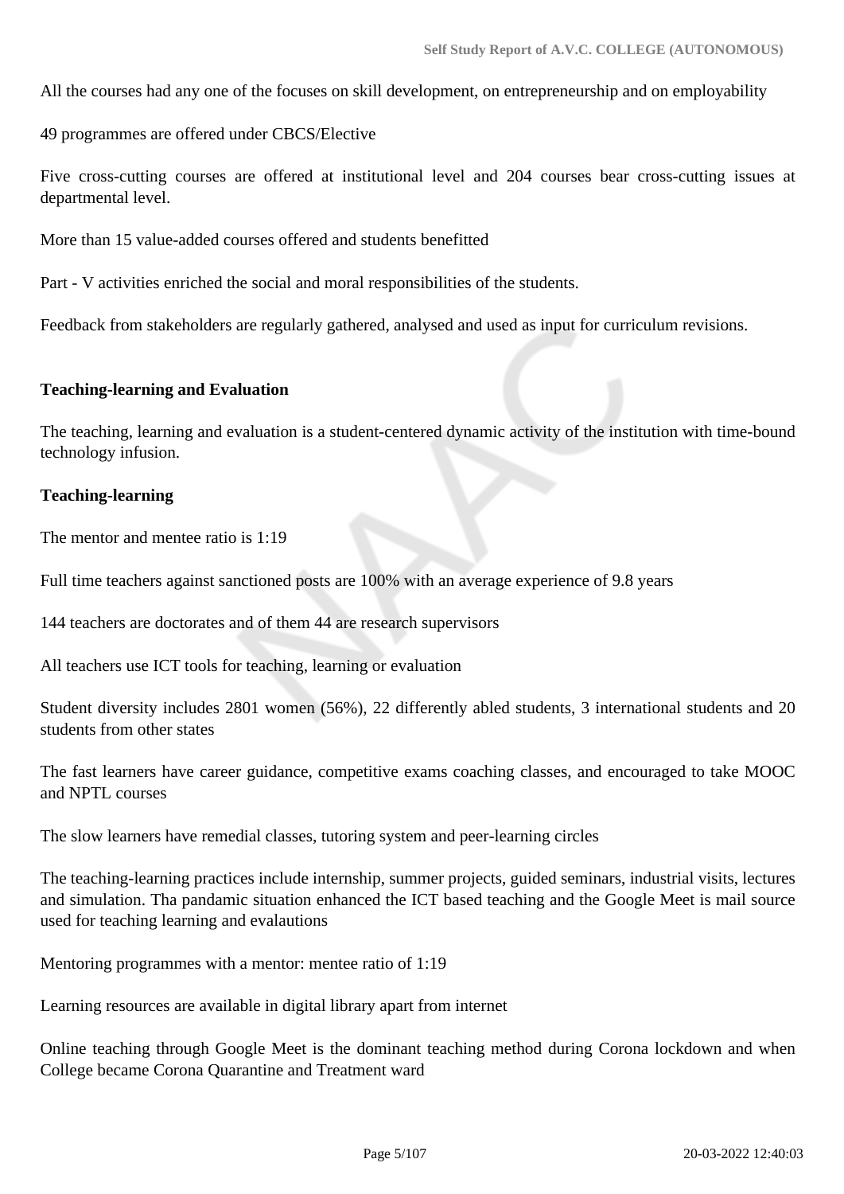All the courses had any one of the focuses on skill development, on entrepreneurship and on employability

49 programmes are offered under CBCS/Elective

Five cross-cutting courses are offered at institutional level and 204 courses bear cross-cutting issues at departmental level.

More than 15 value-added courses offered and students benefitted

Part - V activities enriched the social and moral responsibilities of the students.

Feedback from stakeholders are regularly gathered, analysed and used as input for curriculum revisions.

**Teaching-learning and Evaluation**

The teaching, learning and evaluation is a student-centered dynamic activity of the institution with time-bound technology infusion.

**Teaching-learning**

The mentor and mentee ratio is 1:19

Full time teachers against sanctioned posts are 100% with an average experience of 9.8 years

144 teachers are doctorates and of them 44 are research supervisors

All teachers use ICT tools for teaching, learning or evaluation

Student diversity includes 2801 women (56%), 22 differently abled students, 3 international students and 20 students from other states

The fast learners have career guidance, competitive exams coaching classes, and encouraged to take MOOC and NPTL courses

The slow learners have remedial classes, tutoring system and peer-learning circles

The teaching-learning practices include internship, summer projects, guided seminars, industrial visits, lectures and simulation. Tha pandamic situation enhanced the ICT based teaching and the Google Meet is mail source used for teaching learning and evalautions

Mentoring programmes with a mentor: mentee ratio of 1:19

Learning resources are available in digital library apart from internet

Online teaching through Google Meet is the dominant teaching method during Corona lockdown and when College became Corona Quarantine and Treatment ward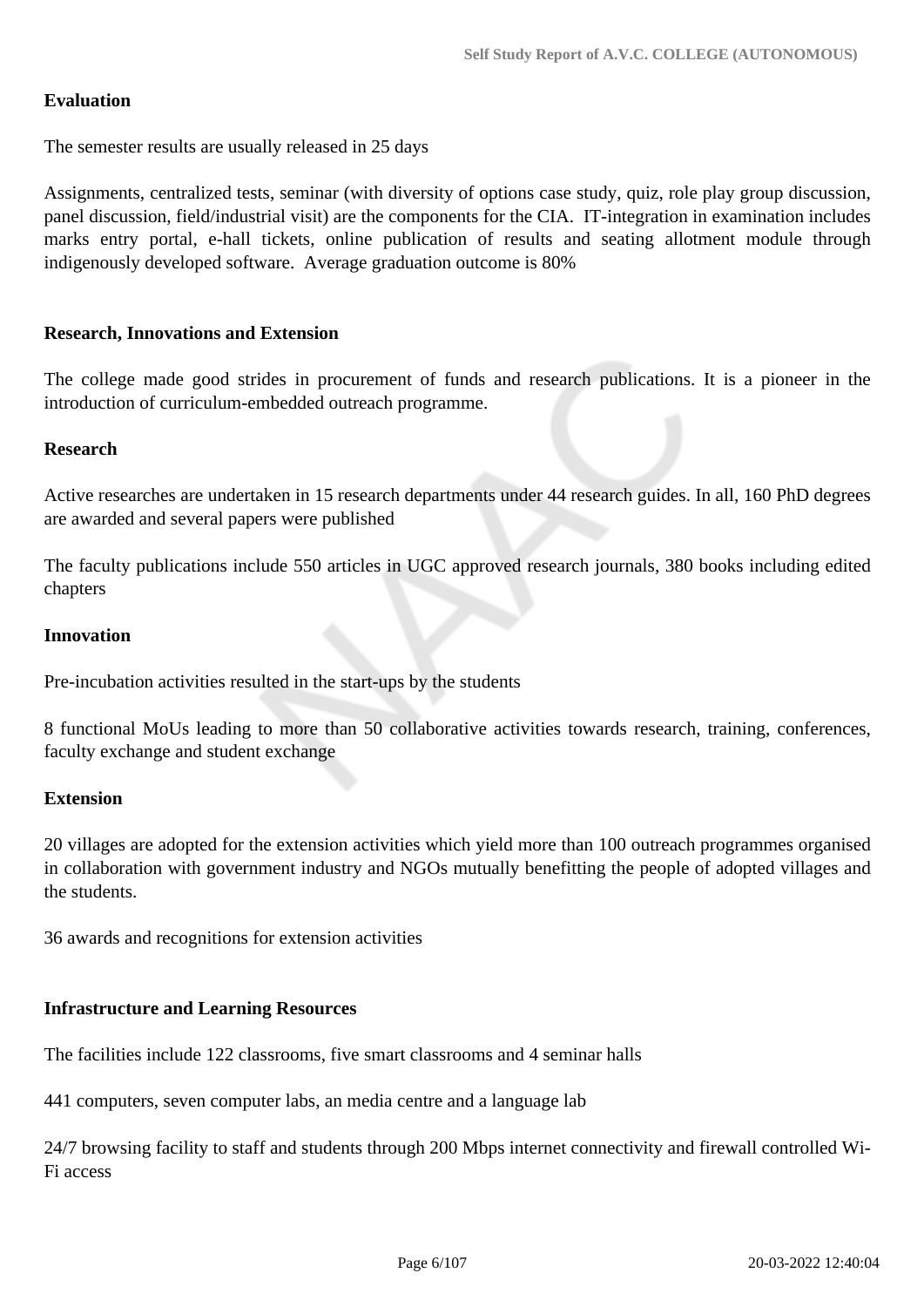**Evaluation**

The semester results are usually released in 25 days

Assignments, centralized tests, seminar (with diversity of options case study, quiz, role play group discussion, panel discussion, field/industrial visit) are the components for the CIA. IT-integration in examination includes marks entry portal, e-hall tickets, online publication of results and seating allotment module through indigenously developed software. Average graduation outcome is 80%

**Research, Innovations and Extension**

The college made good strides in procurement of funds and research publications. It is a pioneer in the introduction of curriculum-embedded outreach programme.

**Research**

Active researches are undertaken in 15 research departments under 44 research guides. In all, 160 PhD degrees are awarded and several papers were published

The faculty publications include 550 articles in UGC approved research journals, 380 books including edited chapters

**Innovation**

Pre-incubation activities resulted in the start-ups by the students

8 functional MoUs leading to more than 50 collaborative activities towards research, training, conferences, faculty exchange and student exchange

**Extension**

20 villages are adopted for the extension activities which yield more than 100 outreach programmes organised in collaboration with government industry and NGOs mutually benefitting the people of adopted villages and the students.

36 awards and recognitions for extension activities

**Infrastructure and Learning Resources**

The facilities include 122 classrooms, five smart classrooms and 4 seminar halls

441 computers, seven computer labs, an media centre and a language lab

24/7 browsing facility to staff and students through 200 Mbps internet connectivity and firewall controlled Wi-Fi access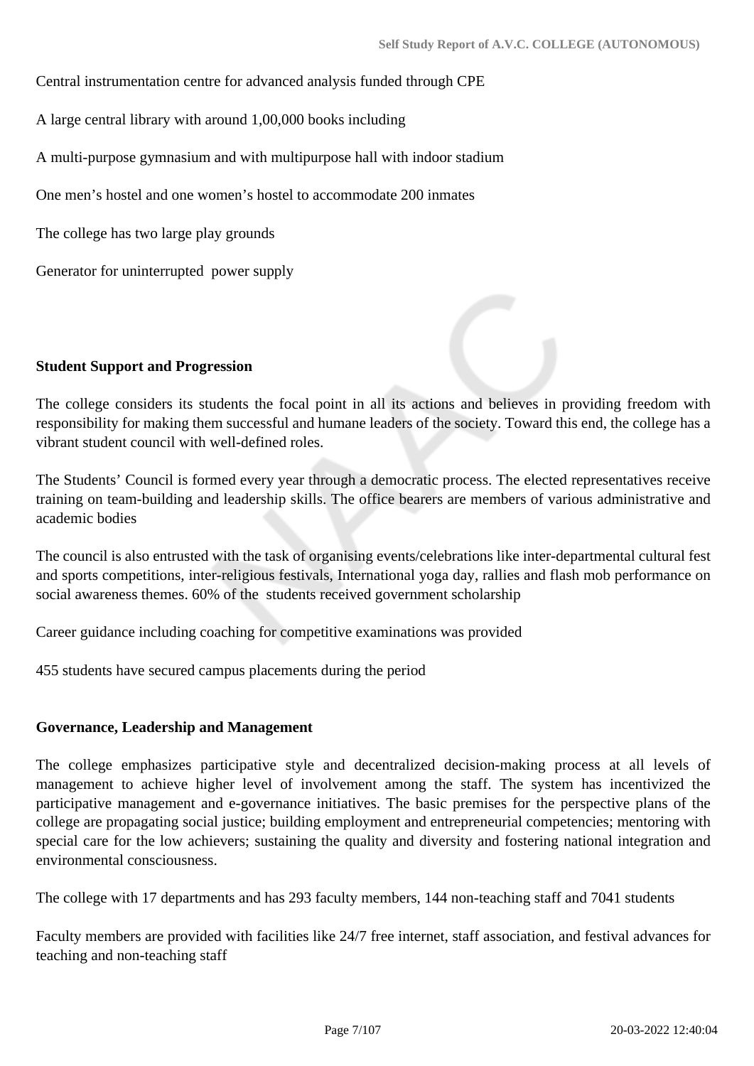Central instrumentation centre for advanced analysis funded through CPE

A large central library with around 1,00,000 books including

A multi-purpose gymnasium and with multipurpose hall with indoor stadium

One men's hostel and one women's hostel to accommodate 200 inmates

The college has two large play grounds

Generator for uninterrupted power supply

**Student Support and Progression**

The college considers its students the focal point in all its actions and believes in providing freedom with responsibility for making them successful and humane leaders of the society. Toward this end, the college has a vibrant student council with well-defined roles.

The Students' Council is formed every year through a democratic process. The elected representatives receive training on team-building and leadership skills. The office bearers are members of various administrative and academic bodies

The council is also entrusted with the task of organising events/celebrations like inter-departmental cultural fest and sports competitions, inter-religious festivals, International yoga day, rallies and flash mob performance on social awareness themes. 60% of the students received government scholarship

Career guidance including coaching for competitive examinations was provided

455 students have secured campus placements during the period

**Governance, Leadership and Management**

The college emphasizes participative style and decentralized decision-making process at all levels of management to achieve higher level of involvement among the staff. The system has incentivized the participative management and e-governance initiatives. The basic premises for the perspective plans of the college are propagating social justice; building employment and entrepreneurial competencies; mentoring with special care for the low achievers; sustaining the quality and diversity and fostering national integration and environmental consciousness.

The college with 17 departments and has 293 faculty members, 144 non-teaching staff and 7041 students

Faculty members are provided with facilities like 24/7 free internet, staff association, and festival advances for teaching and non-teaching staff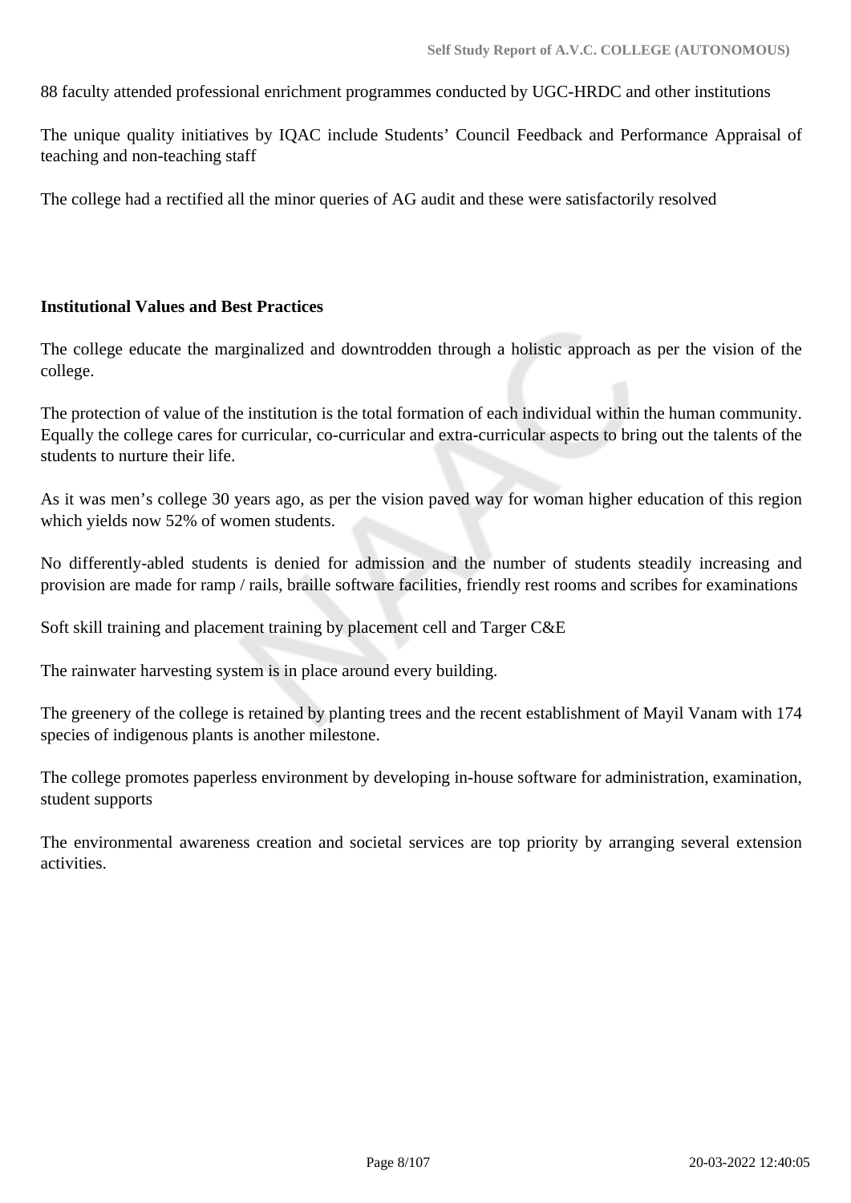88 faculty attended professional enrichment programmes conducted by UGC-HRDC and other institutions

The unique quality initiatives by IQAC include Students' Council Feedback and Performance Appraisal of teaching and non-teaching staff

The college had a rectified all the minor queries of AG audit and these were satisfactorily resolved

**Institutional Values and Best Practices**

The college educate the marginalized and downtrodden through a holistic approach as per the vision of the college.

The protection of value of the institution is the total formation of each individual within the human community. Equally the college cares for curricular, co-curricular and extra-curricular aspects to bring out the talents of the students to nurture their life.

As it was men's college 30 years ago, as per the vision paved way for woman higher education of this region which yields now 52% of women students.

No differently-abled students is denied for admission and the number of students steadily increasing and provision are made for ramp / rails, braille software facilities, friendly rest rooms and scribes for examinations

Soft skill training and placement training by placement cell and Targer C&E

The rainwater harvesting system is in place around every building.

The greenery of the college is retained by planting trees and the recent establishment of Mayil Vanam with 174 species of indigenous plants is another milestone.

The college promotes paperless environment by developing in-house software for administration, examination, student supports

The environmental awareness creation and societal services are top priority by arranging several extension activities.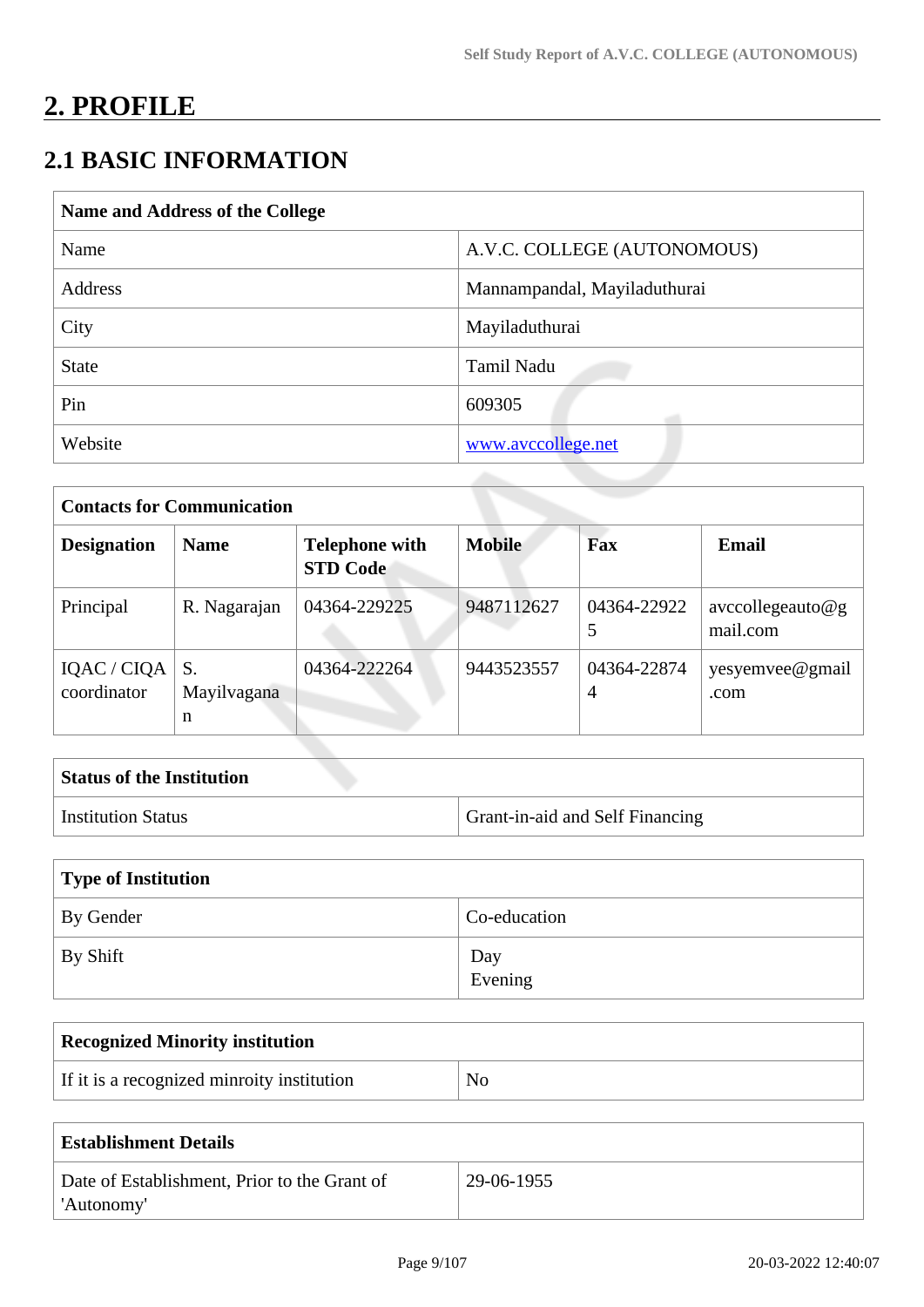# 2. PROFILE

## 2.1 BASIC INFORMATION

| Name and Address of the College | |
|---|---|
| Name | A.V.C. COLLEGE (AUTONOMOUS) |
| Address | Mannampandal, Mayiladuthurai |
| City | Mayiladuthurai |
| State | Tamil Nadu |
| Pin | 609305 |
| Website | www.avccollege.net |

| Contacts for Communication | | | | | |
|---|---|---|---|---|---|
| **Designation** | **Name** | **Telephone with STD Code** | **Mobile** | **Fax** | **Email** |
| Principal | R. Nagarajan | 04364-229225 | 9487112627 | 04364-229225 | avccollegeauto@gmail.com |
| IQAC / CIQA coordinator | S. Mayilvaganan | 04364-222264 | 9443523557 | 04364-228744 | yesyemvee@gmail.com |

| Status of the Institution | |
|---|---|
| Institution Status | Grant-in-aid and Self Financing |

| Type of Institution | |
|---|---|
| By Gender | Co-education |
| By Shift | Day<br>Evening |

| Recognized Minority institution | |
|---|---|
| If it is a recognized minroity institution | No |

| Establishment Details | |
|---|---|
| Date of Establishment, Prior to the Grant of 'Autonomy' | 29-06-1955 |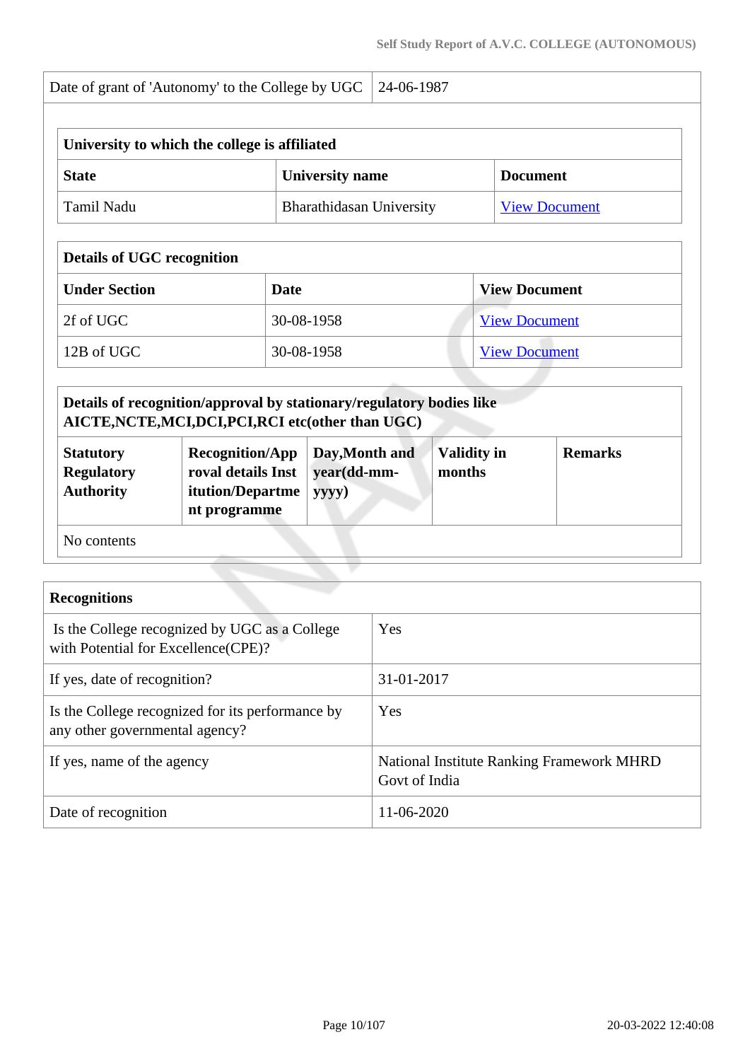| Date of grant of 'Autonomy' to the College by UGC | 24-06-1987 |
|---|---|

| University to which the college is affiliated | | |
|---|---|---|
| **State** | **University name** | **Document** |
| Tamil Nadu | Bharathidasan University | View Document |

| Details of UGC recognition | | |
|---|---|---|
| **Under Section** | **Date** | **View Document** |
| 2f of UGC | 30-08-1958 | View Document |
| 12B of UGC | 30-08-1958 | View Document |

| Details of recognition/approval by stationary/regulatory bodies like AICTE,NCTE,MCI,DCI,PCI,RCI etc(other than UGC) | | | | |
|---|---|---|---|---|
| **Statutory Regulatory Authority** | **Recognition/Approval details Institution/Department programme** | **Day,Month and year(dd-mm-yyyy)** | **Validity in months** | **Remarks** |
| No contents | | | | |

| Recognitions | |
|---|---|
| Is the College recognized by UGC as a College with Potential for Excellence(CPE)? | Yes |
| If yes, date of recognition? | 31-01-2017 |
| Is the College recognized for its performance by any other governmental agency? | Yes |
| If yes, name of the agency | National Institute Ranking Framework MHRD Govt of India |
| Date of recognition | 11-06-2020 |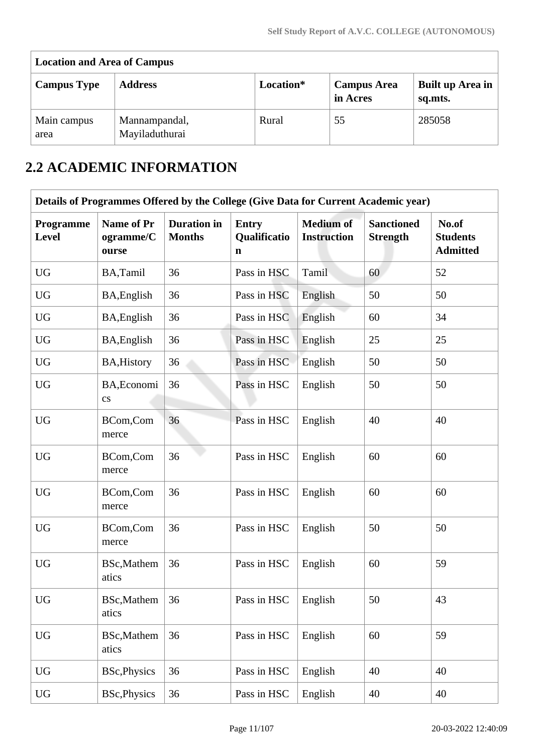| Location and Area of Campus | | | | |
|---|---|---|---|---|
| **Campus Type** | **Address** | **Location*** | **Campus Area in Acres** | **Built up Area in sq.mts.** |
| Main campus area | Mannampandal, Mayiladuthurai | Rural | 55 | 285058 |

## 2.2 ACADEMIC INFORMATION

| Details of Programmes Offered by the College (Give Data for Current Academic year) | | | | | | |
|---|---|---|---|---|---|---|
| **Programme Level** | **Name of Programme/Course** | **Duration in Months** | **Entry Qualification** | **Medium of Instruction** | **Sanctioned Strength** | **No.of Students Admitted** |
| UG | BA,Tamil | 36 | Pass in HSC | Tamil | 60 | 52 |
| UG | BA,English | 36 | Pass in HSC | English | 50 | 50 |
| UG | BA,English | 36 | Pass in HSC | English | 60 | 34 |
| UG | BA,English | 36 | Pass in HSC | English | 25 | 25 |
| UG | BA,History | 36 | Pass in HSC | English | 50 | 50 |
| UG | BA,Economics | 36 | Pass in HSC | English | 50 | 50 |
| UG | BCom,Commerce | 36 | Pass in HSC | English | 40 | 40 |
| UG | BCom,Commerce | 36 | Pass in HSC | English | 60 | 60 |
| UG | BCom,Commerce | 36 | Pass in HSC | English | 60 | 60 |
| UG | BCom,Commerce | 36 | Pass in HSC | English | 50 | 50 |
| UG | BSc,Mathematics | 36 | Pass in HSC | English | 60 | 59 |
| UG | BSc,Mathematics | 36 | Pass in HSC | English | 50 | 43 |
| UG | BSc,Mathematics | 36 | Pass in HSC | English | 60 | 59 |
| UG | BSc,Physics | 36 | Pass in HSC | English | 40 | 40 |
| UG | BSc,Physics | 36 | Pass in HSC | English | 40 | 40 |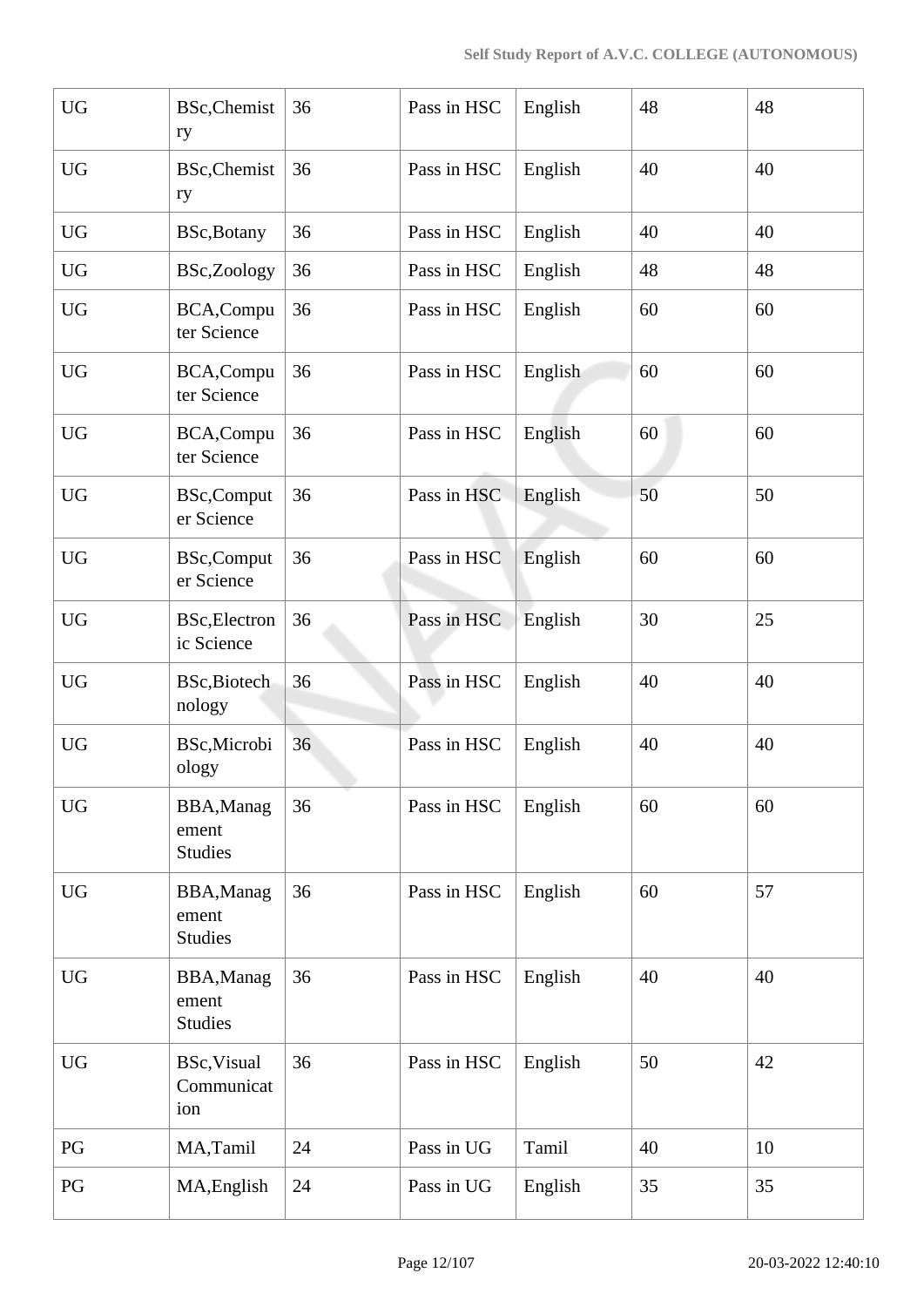| | | | | | | |
|---|---|---|---|---|---|---|
| UG | BSc,Chemistry | 36 | Pass in HSC | English | 48 | 48 |
| UG | BSc,Chemistry | 36 | Pass in HSC | English | 40 | 40 |
| UG | BSc,Botany | 36 | Pass in HSC | English | 40 | 40 |
| UG | BSc,Zoology | 36 | Pass in HSC | English | 48 | 48 |
| UG | BCA,Computer Science | 36 | Pass in HSC | English | 60 | 60 |
| UG | BCA,Computer Science | 36 | Pass in HSC | English | 60 | 60 |
| UG | BCA,Computer Science | 36 | Pass in HSC | English | 60 | 60 |
| UG | BSc,Computer Science | 36 | Pass in HSC | English | 50 | 50 |
| UG | BSc,Computer Science | 36 | Pass in HSC | English | 60 | 60 |
| UG | BSc,Electronic Science | 36 | Pass in HSC | English | 30 | 25 |
| UG | BSc,Biotechnology | 36 | Pass in HSC | English | 40 | 40 |
| UG | BSc,Microbiology | 36 | Pass in HSC | English | 40 | 40 |
| UG | BBA,Management Studies | 36 | Pass in HSC | English | 60 | 60 |
| UG | BBA,Management Studies | 36 | Pass in HSC | English | 60 | 57 |
| UG | BBA,Management Studies | 36 | Pass in HSC | English | 40 | 40 |
| UG | BSc,Visual Communication | 36 | Pass in HSC | English | 50 | 42 |
| PG | MA,Tamil | 24 | Pass in UG | Tamil | 40 | 10 |
| PG | MA,English | 24 | Pass in UG | English | 35 | 35 |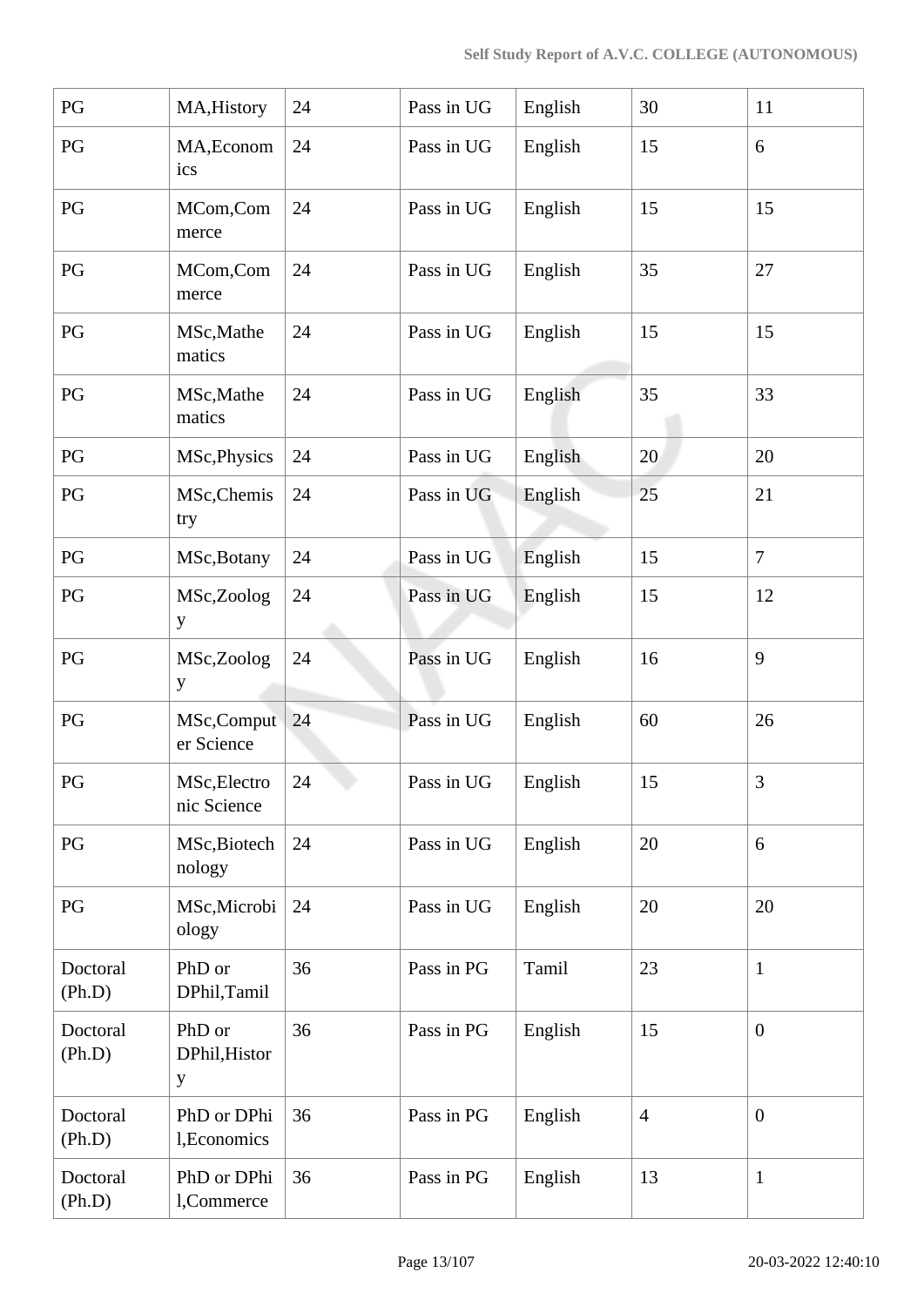| PG | MA,History | 24 | Pass in UG | English | 30 | 11 |
|---|---|---|---|---|---|---|
| PG | MA,Economics | 24 | Pass in UG | English | 15 | 6 |
| PG | MCom,Commerce | 24 | Pass in UG | English | 15 | 15 |
| PG | MCom,Commerce | 24 | Pass in UG | English | 35 | 27 |
| PG | MSc,Mathematics | 24 | Pass in UG | English | 15 | 15 |
| PG | MSc,Mathematics | 24 | Pass in UG | English | 35 | 33 |
| PG | MSc,Physics | 24 | Pass in UG | English | 20 | 20 |
| PG | MSc,Chemistry | 24 | Pass in UG | English | 25 | 21 |
| PG | MSc,Botany | 24 | Pass in UG | English | 15 | 7 |
| PG | MSc,Zoology | 24 | Pass in UG | English | 15 | 12 |
| PG | MSc,Zoology | 24 | Pass in UG | English | 16 | 9 |
| PG | MSc,Computer Science | 24 | Pass in UG | English | 60 | 26 |
| PG | MSc,Electronic Science | 24 | Pass in UG | English | 15 | 3 |
| PG | MSc,Biotechnology | 24 | Pass in UG | English | 20 | 6 |
| PG | MSc,Microbiology | 24 | Pass in UG | English | 20 | 20 |
| Doctoral (Ph.D) | PhD or DPhil,Tamil | 36 | Pass in PG | Tamil | 23 | 1 |
| Doctoral (Ph.D) | PhD or DPhil,History | 36 | Pass in PG | English | 15 | 0 |
| Doctoral (Ph.D) | PhD or DPhil,Economics | 36 | Pass in PG | English | 4 | 0 |
| Doctoral (Ph.D) | PhD or DPhil,Commerce | 36 | Pass in PG | English | 13 | 1 |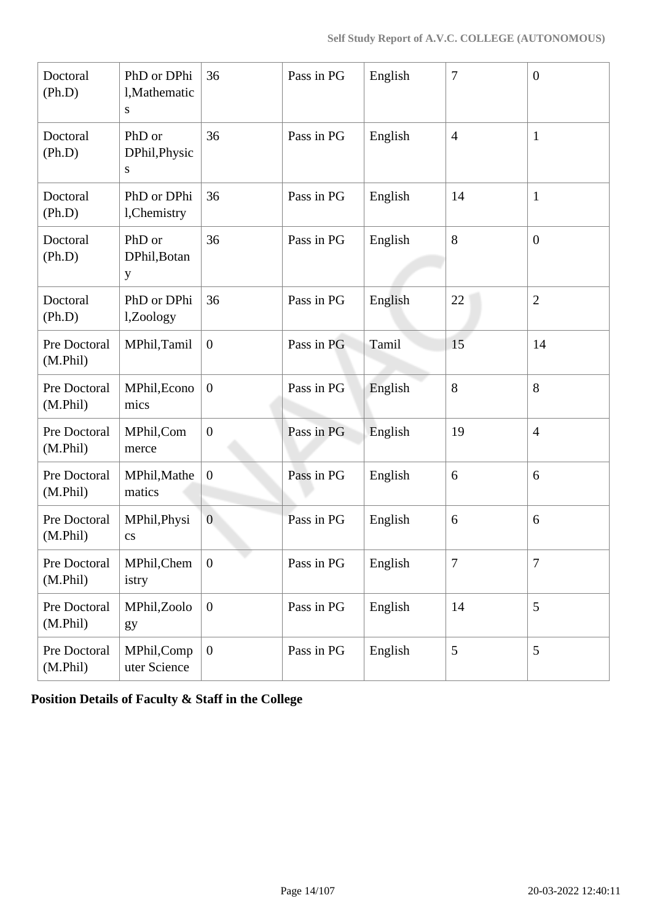| | | | | | | |
|---|---|---|---|---|---|---|
| Doctoral (Ph.D) | PhD or DPhil,Mathematics | 36 | Pass in PG | English | 7 | 0 |
| Doctoral (Ph.D) | PhD or DPhil,Physics | 36 | Pass in PG | English | 4 | 1 |
| Doctoral (Ph.D) | PhD or DPhil,Chemistry | 36 | Pass in PG | English | 14 | 1 |
| Doctoral (Ph.D) | PhD or DPhil,Botany | 36 | Pass in PG | English | 8 | 0 |
| Doctoral (Ph.D) | PhD or DPhil,Zoology | 36 | Pass in PG | English | 22 | 2 |
| Pre Doctoral (M.Phil) | MPhil,Tamil | 0 | Pass in PG | Tamil | 15 | 14 |
| Pre Doctoral (M.Phil) | MPhil,Economics | 0 | Pass in PG | English | 8 | 8 |
| Pre Doctoral (M.Phil) | MPhil,Commerce | 0 | Pass in PG | English | 19 | 4 |
| Pre Doctoral (M.Phil) | MPhil,Mathematics | 0 | Pass in PG | English | 6 | 6 |
| Pre Doctoral (M.Phil) | MPhil,Physics | 0 | Pass in PG | English | 6 | 6 |
| Pre Doctoral (M.Phil) | MPhil,Chemistry | 0 | Pass in PG | English | 7 | 7 |
| Pre Doctoral (M.Phil) | MPhil,Zoology | 0 | Pass in PG | English | 14 | 5 |
| Pre Doctoral (M.Phil) | MPhil,Computer Science | 0 | Pass in PG | English | 5 | 5 |

**Position Details of Faculty & Staff in the College**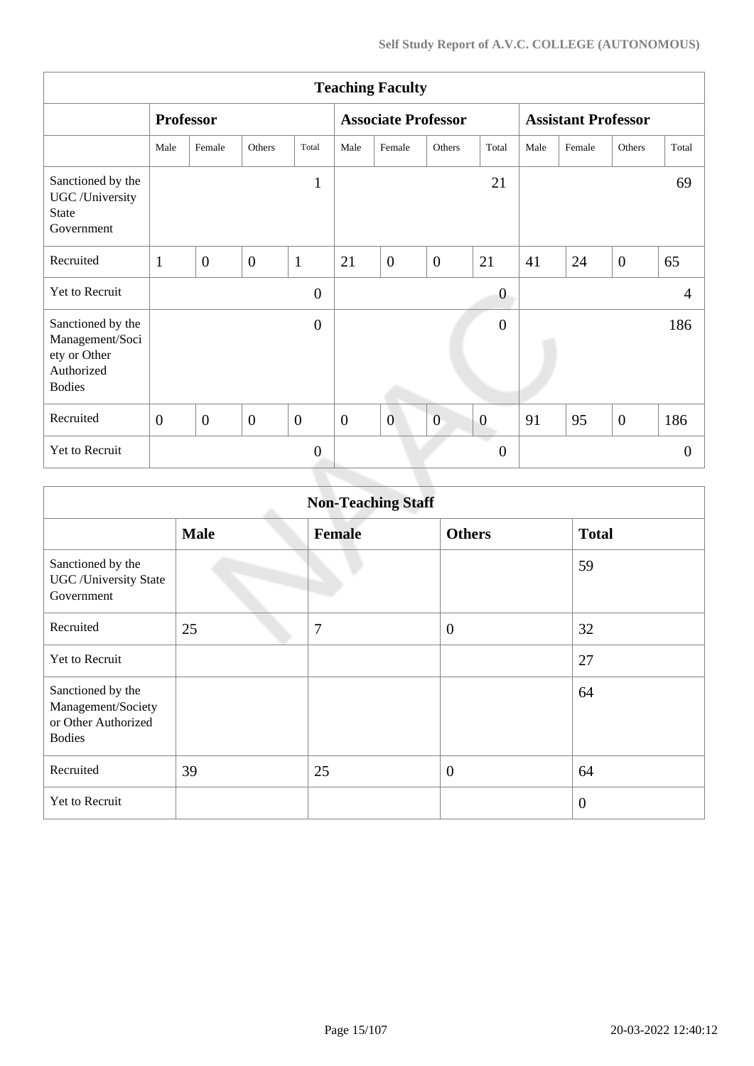| Teaching Faculty | | | | | | | | | | | | |
|---|---|---|---|---|---|---|---|---|---|---|---|---|
| | Professor | | | | Associate Professor | | | | Assistant Professor | | | |
| | Male | Female | Others | Total | Male | Female | Others | Total | Male | Female | Others | Total |
| Sanctioned by the UGC /University State Government | | | | 1 | | | | 21 | | | | 69 |
| Recruited | 1 | 0 | 0 | 1 | 21 | 0 | 0 | 21 | 41 | 24 | 0 | 65 |
| Yet to Recruit | | | | 0 | | | | 0 | | | | 4 |
| Sanctioned by the Management/Society or Other Authorized Bodies | | | | 0 | | | | 0 | | | | 186 |
| Recruited | 0 | 0 | 0 | 0 | 0 | 0 | 0 | 0 | 91 | 95 | 0 | 186 |
| Yet to Recruit | | | | 0 | | | | 0 | | | | 0 |

| Non-Teaching Staff | | | | |
|---|---|---|---|---|
| | Male | Female | Others | Total |
| Sanctioned by the UGC /University State Government | | | | 59 |
| Recruited | 25 | 7 | 0 | 32 |
| Yet to Recruit | | | | 27 |
| Sanctioned by the Management/Society or Other Authorized Bodies | | | | 64 |
| Recruited | 39 | 25 | 0 | 64 |
| Yet to Recruit | | | | 0 |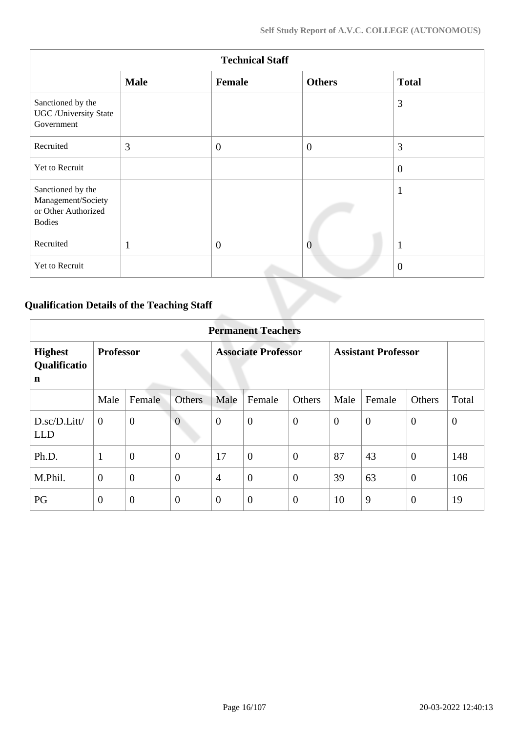| Technical Staff | | | | |
|---|---|---|---|---|
| | **Male** | **Female** | **Others** | **Total** |
| Sanctioned by the UGC /University State Government | | | | 3 |
| Recruited | 3 | 0 | 0 | 3 |
| Yet to Recruit | | | | 0 |
| Sanctioned by the Management/Society or Other Authorized Bodies | | | | 1 |
| Recruited | 1 | 0 | 0 | 1 |
| Yet to Recruit | | | | 0 |

## Qualification Details of the Teaching Staff

| Permanent Teachers | | | | | | | | | | |
|---|---|---|---|---|---|---|---|---|---|---|
| **Highest Qualification** | **Professor** | | | **Associate Professor** | | | **Assistant Professor** | | | |
| | Male | Female | Others | Male | Female | Others | Male | Female | Others | Total |
| D.sc/D.Litt/ LLD | 0 | 0 | 0 | 0 | 0 | 0 | 0 | 0 | 0 | 0 |
| Ph.D. | 1 | 0 | 0 | 17 | 0 | 0 | 87 | 43 | 0 | 148 |
| M.Phil. | 0 | 0 | 0 | 4 | 0 | 0 | 39 | 63 | 0 | 106 |
| PG | 0 | 0 | 0 | 0 | 0 | 0 | 10 | 9 | 0 | 19 |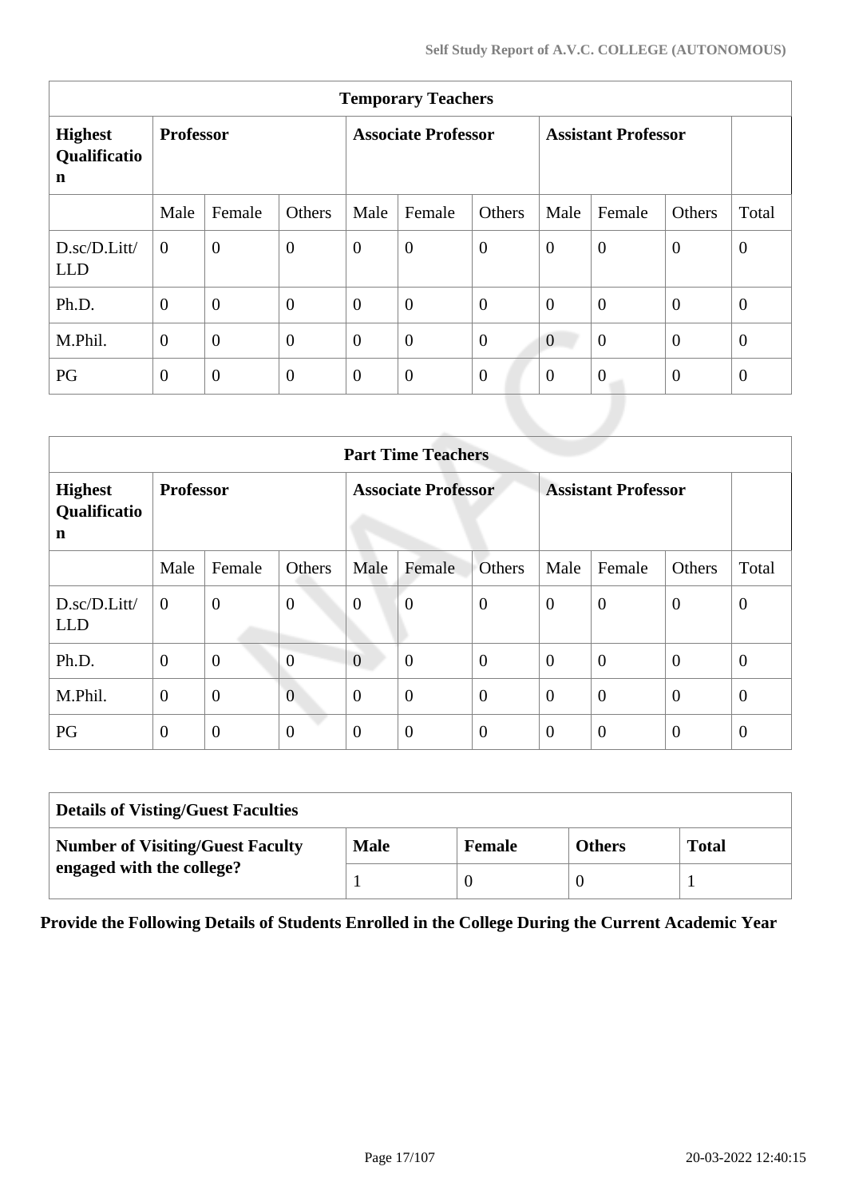| Temporary Teachers | | | | | | | | | | |
|---|---|---|---|---|---|---|---|---|---|---|
| **Highest Qualification** | **Professor** | | | **Associate Professor** | | | **Assistant Professor** | | | |
| | Male | Female | Others | Male | Female | Others | Male | Female | Others | Total |
| D.sc/D.Litt/ LLD | 0 | 0 | 0 | 0 | 0 | 0 | 0 | 0 | 0 | 0 |
| Ph.D. | 0 | 0 | 0 | 0 | 0 | 0 | 0 | 0 | 0 | 0 |
| M.Phil. | 0 | 0 | 0 | 0 | 0 | 0 | 0 | 0 | 0 | 0 |
| PG | 0 | 0 | 0 | 0 | 0 | 0 | 0 | 0 | 0 | 0 |

| Part Time Teachers | | | | | | | | | | |
|---|---|---|---|---|---|---|---|---|---|---|
| **Highest Qualification** | **Professor** | | | **Associate Professor** | | | **Assistant Professor** | | | |
| | Male | Female | Others | Male | Female | Others | Male | Female | Others | Total |
| D.sc/D.Litt/ LLD | 0 | 0 | 0 | 0 | 0 | 0 | 0 | 0 | 0 | 0 |
| Ph.D. | 0 | 0 | 0 | 0 | 0 | 0 | 0 | 0 | 0 | 0 |
| M.Phil. | 0 | 0 | 0 | 0 | 0 | 0 | 0 | 0 | 0 | 0 |
| PG | 0 | 0 | 0 | 0 | 0 | 0 | 0 | 0 | 0 | 0 |

| Details of Visting/Guest Faculties | | | | |
|---|---|---|---|---|
| **Number of Visiting/Guest Faculty engaged with the college?** | **Male** | **Female** | **Others** | **Total** |
| | 1 | 0 | 0 | 1 |

**Provide the Following Details of Students Enrolled in the College During the Current Academic Year**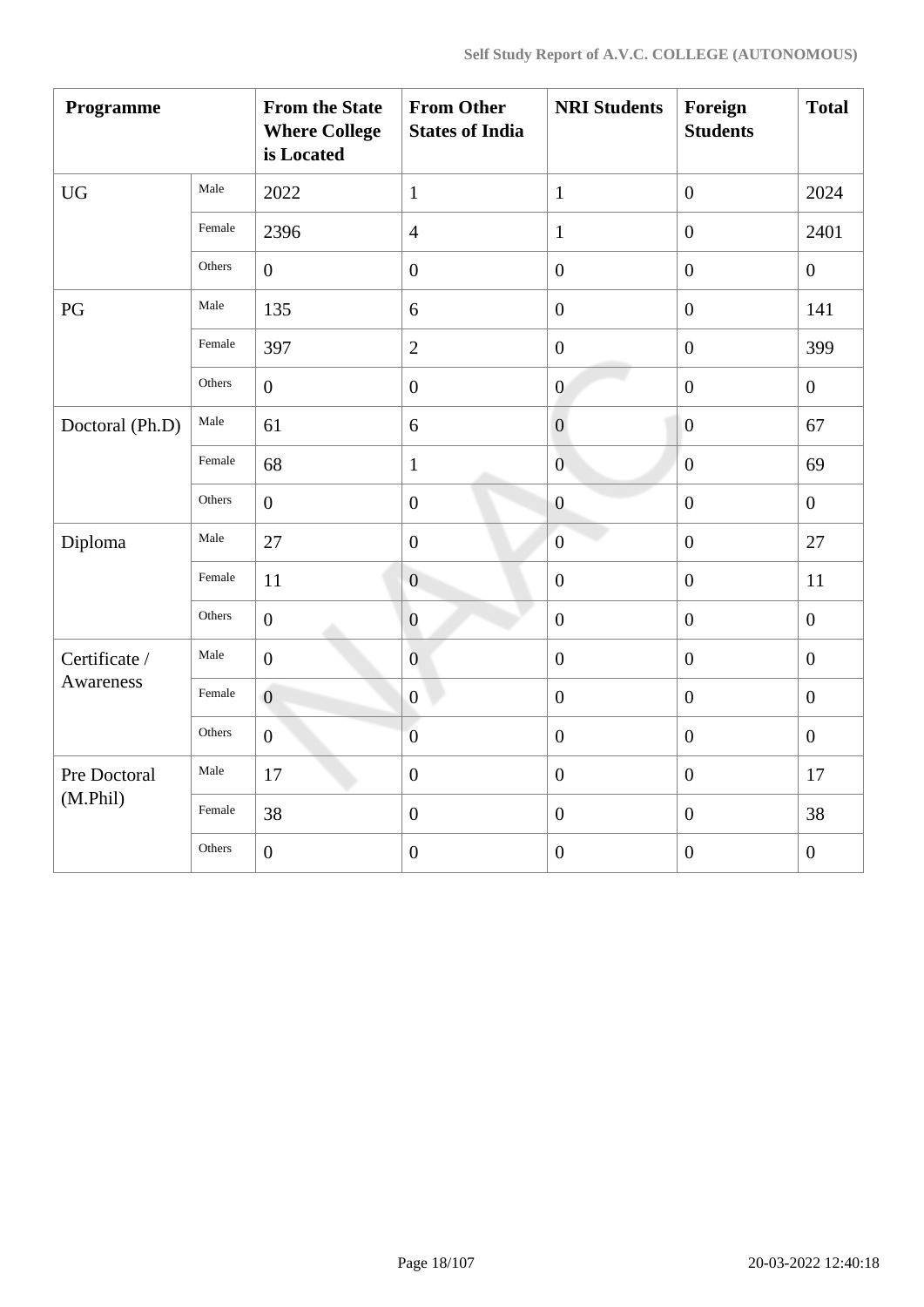| Programme | | From the State Where College is Located | From Other States of India | NRI Students | Foreign Students | Total |
|---|---|---|---|---|---|---|
| UG | Male | 2022 | 1 | 1 | 0 | 2024 |
| | Female | 2396 | 4 | 1 | 0 | 2401 |
| | Others | 0 | 0 | 0 | 0 | 0 |
| PG | Male | 135 | 6 | 0 | 0 | 141 |
| | Female | 397 | 2 | 0 | 0 | 399 |
| | Others | 0 | 0 | 0 | 0 | 0 |
| Doctoral (Ph.D) | Male | 61 | 6 | 0 | 0 | 67 |
| | Female | 68 | 1 | 0 | 0 | 69 |
| | Others | 0 | 0 | 0 | 0 | 0 |
| Diploma | Male | 27 | 0 | 0 | 0 | 27 |
| | Female | 11 | 0 | 0 | 0 | 11 |
| | Others | 0 | 0 | 0 | 0 | 0 |
| Certificate / Awareness | Male | 0 | 0 | 0 | 0 | 0 |
| | Female | 0 | 0 | 0 | 0 | 0 |
| | Others | 0 | 0 | 0 | 0 | 0 |
| Pre Doctoral (M.Phil) | Male | 17 | 0 | 0 | 0 | 17 |
| | Female | 38 | 0 | 0 | 0 | 38 |
| | Others | 0 | 0 | 0 | 0 | 0 |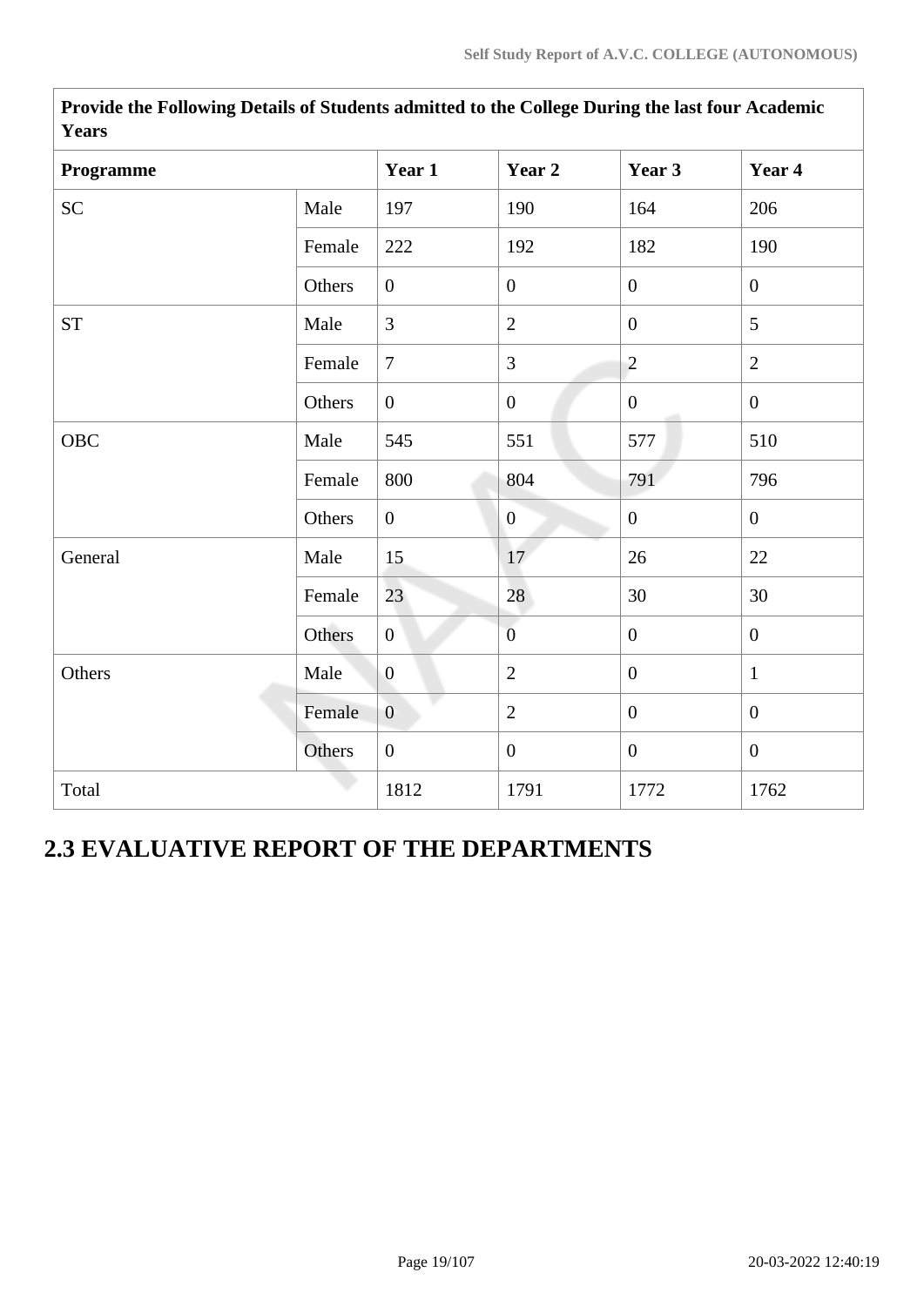| Provide the Following Details of Students admitted to the College During the last four Academic Years | | | | | |
|---|---|---|---|---|---|
| **Programme** | | **Year 1** | **Year 2** | **Year 3** | **Year 4** |
| SC | Male | 197 | 190 | 164 | 206 |
| | Female | 222 | 192 | 182 | 190 |
| | Others | 0 | 0 | 0 | 0 |
| ST | Male | 3 | 2 | 0 | 5 |
| | Female | 7 | 3 | 2 | 2 |
| | Others | 0 | 0 | 0 | 0 |
| OBC | Male | 545 | 551 | 577 | 510 |
| | Female | 800 | 804 | 791 | 796 |
| | Others | 0 | 0 | 0 | 0 |
| General | Male | 15 | 17 | 26 | 22 |
| | Female | 23 | 28 | 30 | 30 |
| | Others | 0 | 0 | 0 | 0 |
| Others | Male | 0 | 2 | 0 | 1 |
| | Female | 0 | 2 | 0 | 0 |
| | Others | 0 | 0 | 0 | 0 |
| Total | | 1812 | 1791 | 1772 | 1762 |

## 2.3 EVALUATIVE REPORT OF THE DEPARTMENTS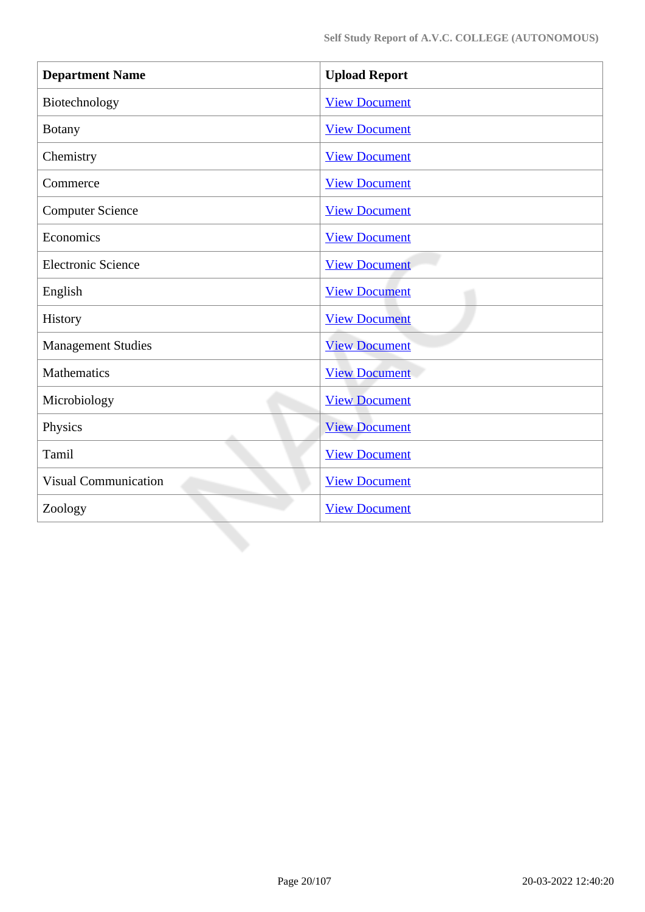| Department Name | Upload Report |
|---|---|
| Biotechnology | View Document |
| Botany | View Document |
| Chemistry | View Document |
| Commerce | View Document |
| Computer Science | View Document |
| Economics | View Document |
| Electronic Science | View Document |
| English | View Document |
| History | View Document |
| Management Studies | View Document |
| Mathematics | View Document |
| Microbiology | View Document |
| Physics | View Document |
| Tamil | View Document |
| Visual Communication | View Document |
| Zoology | View Document |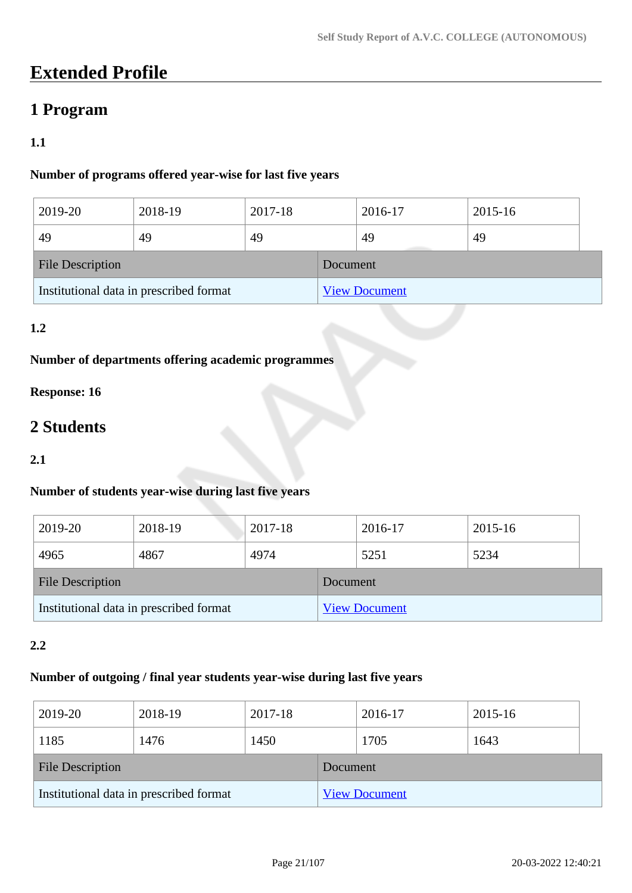# Extended Profile

## 1 Program

### 1.1

**Number of programs offered year-wise for last five years**

| 2019-20 | 2018-19 | 2017-18 | 2016-17 | 2015-16 |
|---|---|---|---|---|
| 49 | 49 | 49 | 49 | 49 |

| File Description | Document |
|---|---|
| Institutional data in prescribed format | View Document |

### 1.2

**Number of departments offering academic programmes**

**Response: 16**

## 2 Students

### 2.1

**Number of students year-wise during last five years**

| 2019-20 | 2018-19 | 2017-18 | 2016-17 | 2015-16 |
|---|---|---|---|---|
| 4965 | 4867 | 4974 | 5251 | 5234 |

| File Description | Document |
|---|---|
| Institutional data in prescribed format | View Document |

### 2.2

**Number of outgoing / final year students year-wise during last five years**

| 2019-20 | 2018-19 | 2017-18 | 2016-17 | 2015-16 |
|---|---|---|---|---|
| 1185 | 1476 | 1450 | 1705 | 1643 |

| File Description | Document |
|---|---|
| Institutional data in prescribed format | View Document |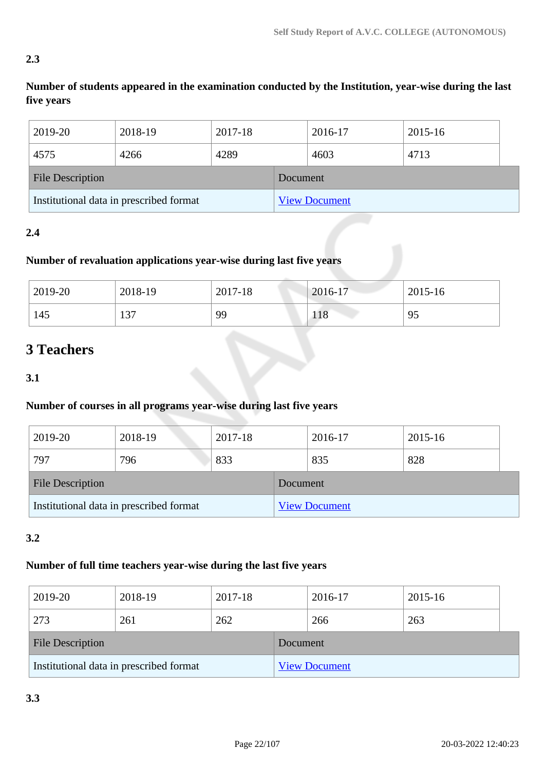**2.3**

**Number of students appeared in the examination conducted by the Institution, year-wise during the last five years**

| 2019-20 | 2018-19 | 2017-18 | 2016-17 | 2015-16 |
|---|---|---|---|---|
| 4575 | 4266 | 4289 | 4603 | 4713 |

| File Description | Document |
|---|---|
| Institutional data in prescribed format | View Document |

**2.4**

**Number of revaluation applications year-wise during last five years**

| 2019-20 | 2018-19 | 2017-18 | 2016-17 | 2015-16 |
|---|---|---|---|---|
| 145 | 137 | 99 | 118 | 95 |

## 3 Teachers

**3.1**

**Number of courses in all programs year-wise during last five years**

| 2019-20 | 2018-19 | 2017-18 | 2016-17 | 2015-16 |
|---|---|---|---|---|
| 797 | 796 | 833 | 835 | 828 |

| File Description | Document |
|---|---|
| Institutional data in prescribed format | View Document |

**3.2**

**Number of full time teachers year-wise during the last five years**

| 2019-20 | 2018-19 | 2017-18 | 2016-17 | 2015-16 |
|---|---|---|---|---|
| 273 | 261 | 262 | 266 | 263 |

| File Description | Document |
|---|---|
| Institutional data in prescribed format | View Document |

**3.3**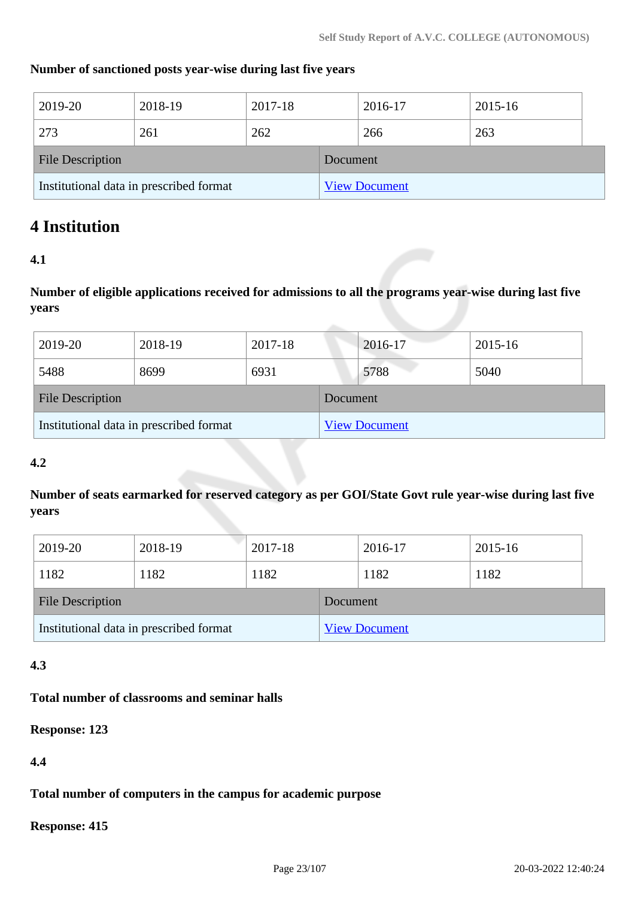**Number of sanctioned posts year-wise during last five years**

| 2019-20 | 2018-19 | 2017-18 | 2016-17 | 2015-16 |
|---|---|---|---|---|
| 273 | 261 | 262 | 266 | 263 |

| File Description | Document |
|---|---|
| Institutional data in prescribed format | View Document |

## 4 Institution

**4.1**

**Number of eligible applications received for admissions to all the programs year-wise during last five years**

| 2019-20 | 2018-19 | 2017-18 | 2016-17 | 2015-16 |
|---|---|---|---|---|
| 5488 | 8699 | 6931 | 5788 | 5040 |

| File Description | Document |
|---|---|
| Institutional data in prescribed format | View Document |

**4.2**

**Number of seats earmarked for reserved category as per GOI/State Govt rule year-wise during last five years**

| 2019-20 | 2018-19 | 2017-18 | 2016-17 | 2015-16 |
|---|---|---|---|---|
| 1182 | 1182 | 1182 | 1182 | 1182 |

| File Description | Document |
|---|---|
| Institutional data in prescribed format | View Document |

**4.3**

**Total number of classrooms and seminar halls**

**Response: 123**

**4.4**

**Total number of computers in the campus for academic purpose**

**Response: 415**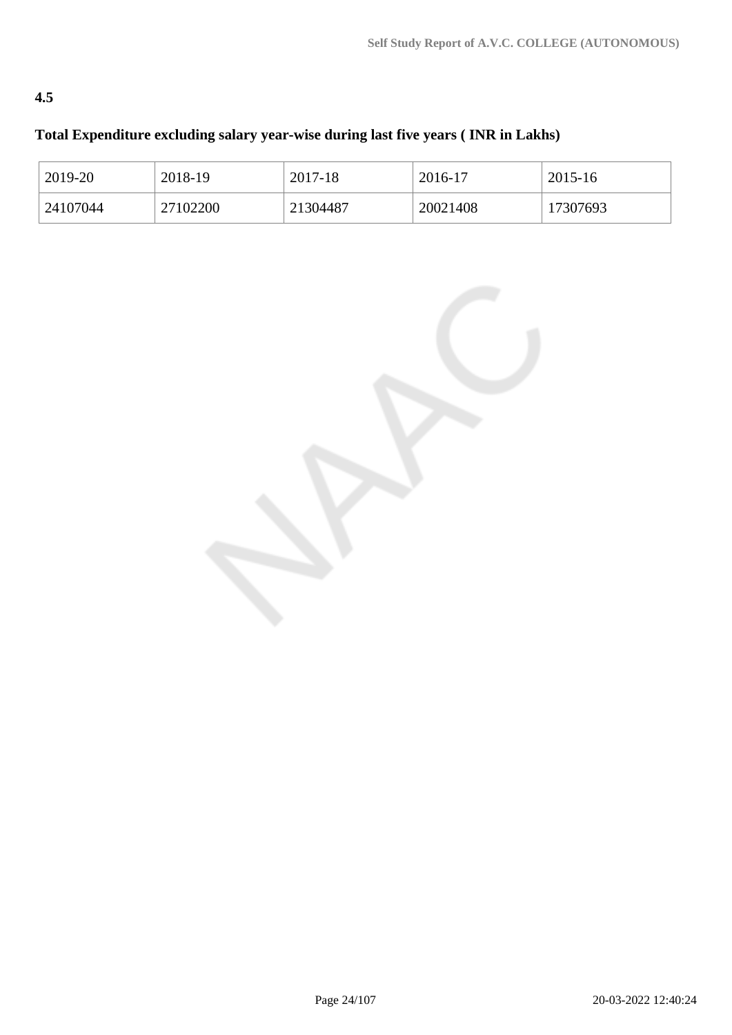**4.5**

**Total Expenditure excluding salary year-wise during last five years ( INR in Lakhs)**

| 2019-20 | 2018-19 | 2017-18 | 2016-17 | 2015-16 |
|---|---|---|---|---|
| 24107044 | 27102200 | 21304487 | 20021408 | 17307693 |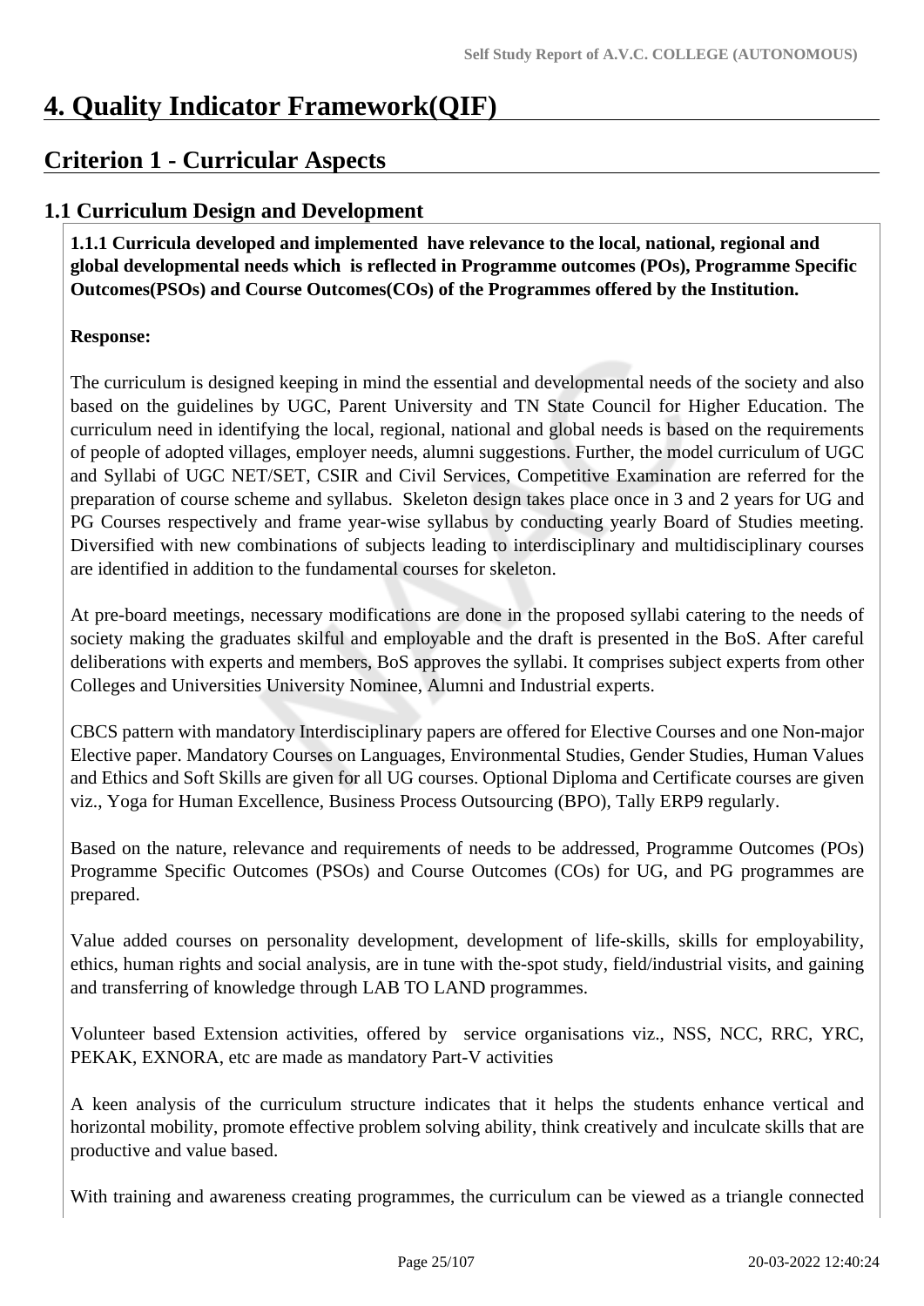# 4. Quality Indicator Framework(QIF)

## Criterion 1 - Curricular Aspects

### 1.1 Curriculum Design and Development

**1.1.1 Curricula developed and implemented have relevance to the local, national, regional and global developmental needs which is reflected in Programme outcomes (POs), Programme Specific Outcomes(PSOs) and Course Outcomes(COs) of the Programmes offered by the Institution.**

**Response:**

The curriculum is designed keeping in mind the essential and developmental needs of the society and also based on the guidelines by UGC, Parent University and TN State Council for Higher Education. The curriculum need in identifying the local, regional, national and global needs is based on the requirements of people of adopted villages, employer needs, alumni suggestions. Further, the model curriculum of UGC and Syllabi of UGC NET/SET, CSIR and Civil Services, Competitive Examination are referred for the preparation of course scheme and syllabus. Skeleton design takes place once in 3 and 2 years for UG and PG Courses respectively and frame year-wise syllabus by conducting yearly Board of Studies meeting. Diversified with new combinations of subjects leading to interdisciplinary and multidisciplinary courses are identified in addition to the fundamental courses for skeleton.

At pre-board meetings, necessary modifications are done in the proposed syllabi catering to the needs of society making the graduates skilful and employable and the draft is presented in the BoS. After careful deliberations with experts and members, BoS approves the syllabi. It comprises subject experts from other Colleges and Universities University Nominee, Alumni and Industrial experts.

CBCS pattern with mandatory Interdisciplinary papers are offered for Elective Courses and one Non-major Elective paper. Mandatory Courses on Languages, Environmental Studies, Gender Studies, Human Values and Ethics and Soft Skills are given for all UG courses. Optional Diploma and Certificate courses are given viz., Yoga for Human Excellence, Business Process Outsourcing (BPO), Tally ERP9 regularly.

Based on the nature, relevance and requirements of needs to be addressed, Programme Outcomes (POs) Programme Specific Outcomes (PSOs) and Course Outcomes (COs) for UG, and PG programmes are prepared.

Value added courses on personality development, development of life-skills, skills for employability, ethics, human rights and social analysis, are in tune with the-spot study, field/industrial visits, and gaining and transferring of knowledge through LAB TO LAND programmes.

Volunteer based Extension activities, offered by service organisations viz., NSS, NCC, RRC, YRC, PEKAK, EXNORA, etc are made as mandatory Part-V activities

A keen analysis of the curriculum structure indicates that it helps the students enhance vertical and horizontal mobility, promote effective problem solving ability, think creatively and inculcate skills that are productive and value based.

With training and awareness creating programmes, the curriculum can be viewed as a triangle connected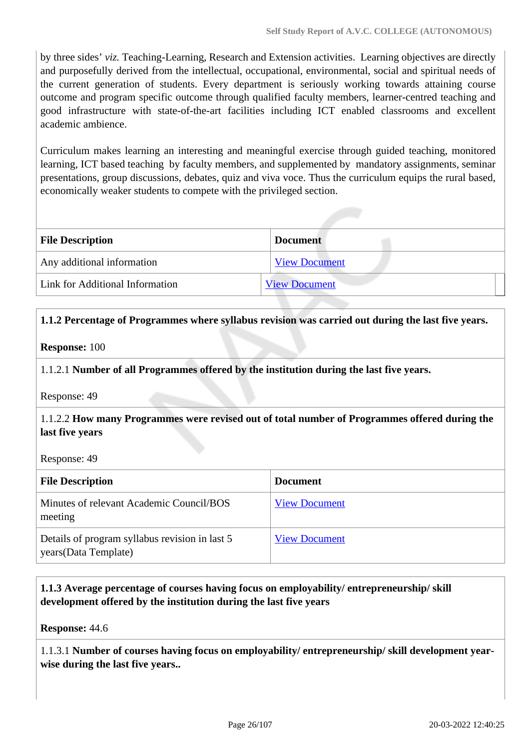by three sides' *viz.* Teaching-Learning, Research and Extension activities. Learning objectives are directly and purposefully derived from the intellectual, occupational, environmental, social and spiritual needs of the current generation of students. Every department is seriously working towards attaining course outcome and program specific outcome through qualified faculty members, learner-centred teaching and good infrastructure with state-of-the-art facilities including ICT enabled classrooms and excellent academic ambience.

Curriculum makes learning an interesting and meaningful exercise through guided teaching, monitored learning, ICT based teaching by faculty members, and supplemented by mandatory assignments, seminar presentations, group discussions, debates, quiz and viva voce. Thus the curriculum equips the rural based, economically weaker students to compete with the privileged section.

| File Description | Document |
|---|---|
| Any additional information | View Document |
| Link for Additional Information | View Document |

**1.1.2 Percentage of Programmes where syllabus revision was carried out during the last five years.**

**Response:** 100

1.1.2.1 **Number of all Programmes offered by the institution during the last five years.**

Response: 49

1.1.2.2 **How many Programmes were revised out of total number of Programmes offered during the last five years**

Response: 49

| File Description | Document |
|---|---|
| Minutes of relevant Academic Council/BOS meeting | View Document |
| Details of program syllabus revision in last 5 years(Data Template) | View Document |

**1.1.3 Average percentage of courses having focus on employability/ entrepreneurship/ skill development offered by the institution during the last five years**

**Response:** 44.6

1.1.3.1 **Number of courses having focus on employability/ entrepreneurship/ skill development year-wise during the last five years..**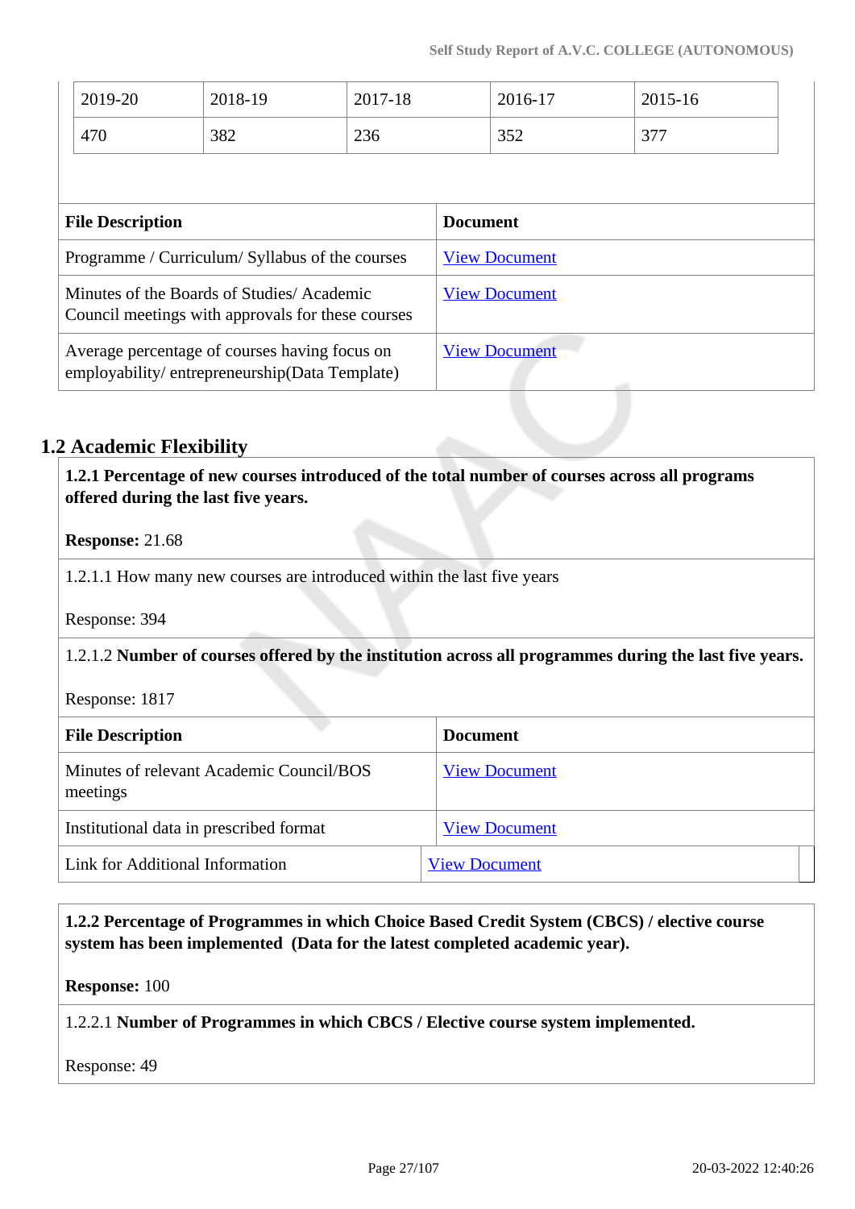| 2019-20 | 2018-19 | 2017-18 | 2016-17 | 2015-16 |
|---|---|---|---|---|
| 470 | 382 | 236 | 352 | 377 |

| File Description | Document |
|---|---|
| Programme / Curriculum/ Syllabus of the courses | View Document |
| Minutes of the Boards of Studies/ Academic Council meetings with approvals for these courses | View Document |
| Average percentage of courses having focus on employability/ entrepreneurship(Data Template) | View Document |

## 1.2 Academic Flexibility

**1.2.1 Percentage of new courses introduced of the total number of courses across all programs offered during the last five years.**

**Response:** 21.68

1.2.1.1 How many new courses are introduced within the last five years

Response: 394

1.2.1.2 **Number of courses offered by the institution across all programmes during the last five years.**

Response: 1817

| File Description | Document |
|---|---|
| Minutes of relevant Academic Council/BOS meetings | View Document |
| Institutional data in prescribed format | View Document |
| Link for Additional Information | View Document |

**1.2.2 Percentage of Programmes in which Choice Based Credit System (CBCS) / elective course system has been implemented (Data for the latest completed academic year).**

**Response:** 100

1.2.2.1 **Number of Programmes in which CBCS / Elective course system implemented.**

Response: 49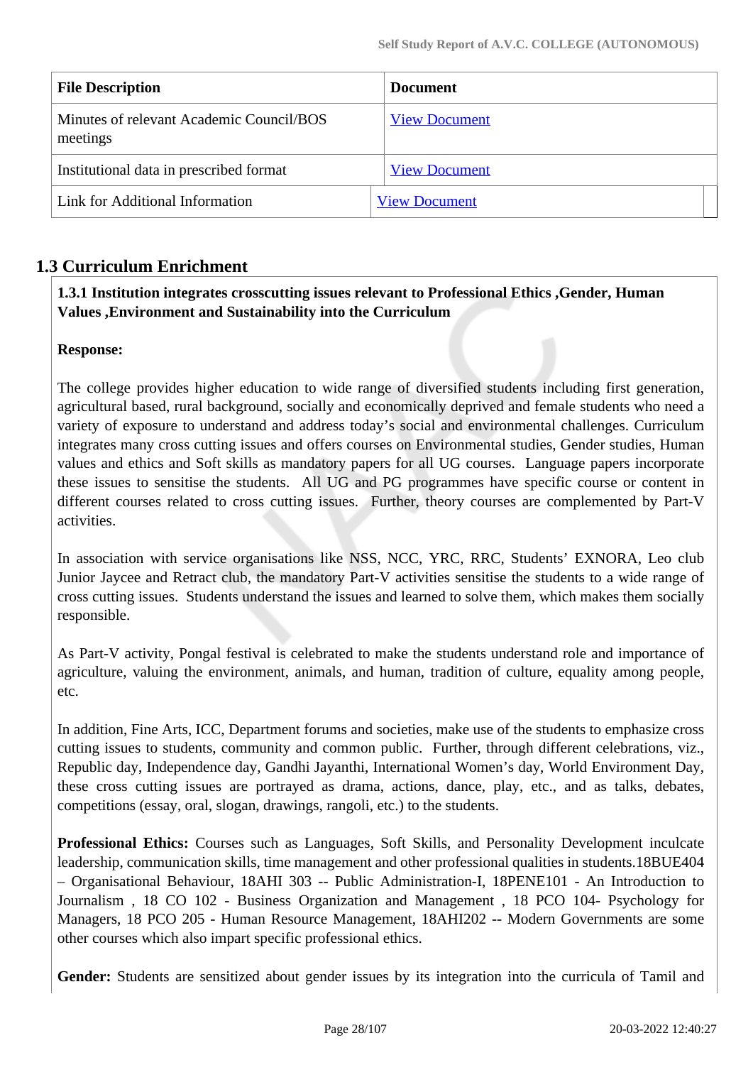| File Description | Document |
|---|---|
| Minutes of relevant Academic Council/BOS meetings | View Document |
| Institutional data in prescribed format | View Document |
| Link for Additional Information | View Document |

## 1.3 Curriculum Enrichment

**1.3.1 Institution integrates crosscutting issues relevant to Professional Ethics ,Gender, Human Values ,Environment and Sustainability into the Curriculum**

**Response:**

The college provides higher education to wide range of diversified students including first generation, agricultural based, rural background, socially and economically deprived and female students who need a variety of exposure to understand and address today's social and environmental challenges. Curriculum integrates many cross cutting issues and offers courses on Environmental studies, Gender studies, Human values and ethics and Soft skills as mandatory papers for all UG courses. Language papers incorporate these issues to sensitise the students. All UG and PG programmes have specific course or content in different courses related to cross cutting issues. Further, theory courses are complemented by Part-V activities.

In association with service organisations like NSS, NCC, YRC, RRC, Students' EXNORA, Leo club Junior Jaycee and Retract club, the mandatory Part-V activities sensitise the students to a wide range of cross cutting issues. Students understand the issues and learned to solve them, which makes them socially responsible.

As Part-V activity, Pongal festival is celebrated to make the students understand role and importance of agriculture, valuing the environment, animals, and human, tradition of culture, equality among people, etc.

In addition, Fine Arts, ICC, Department forums and societies, make use of the students to emphasize cross cutting issues to students, community and common public. Further, through different celebrations, viz., Republic day, Independence day, Gandhi Jayanthi, International Women's day, World Environment Day, these cross cutting issues are portrayed as drama, actions, dance, play, etc., and as talks, debates, competitions (essay, oral, slogan, drawings, rangoli, etc.) to the students.

**Professional Ethics:** Courses such as Languages, Soft Skills, and Personality Development inculcate leadership, communication skills, time management and other professional qualities in students.18BUE404 – Organisational Behaviour, 18AHI 303 -- Public Administration-I, 18PENE101 - An Introduction to Journalism , 18 CO 102 - Business Organization and Management , 18 PCO 104- Psychology for Managers, 18 PCO 205 - Human Resource Management, 18AHI202 -- Modern Governments are some other courses which also impart specific professional ethics.

**Gender:** Students are sensitized about gender issues by its integration into the curricula of Tamil and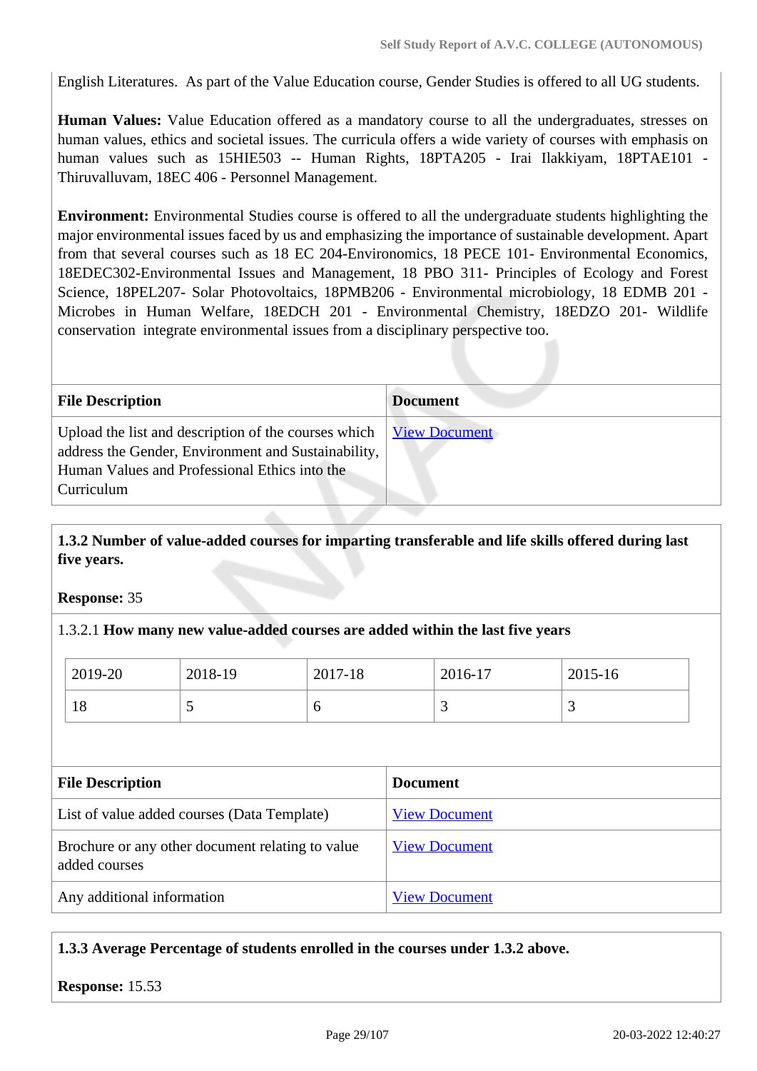English Literatures. As part of the Value Education course, Gender Studies is offered to all UG students.

**Human Values:** Value Education offered as a mandatory course to all the undergraduates, stresses on human values, ethics and societal issues. The curricula offers a wide variety of courses with emphasis on human values such as 15HIE503 -- Human Rights, 18PTA205 - Irai Ilakkiyam, 18PTAE101 - Thiruvalluvam, 18EC 406 - Personnel Management.

**Environment:** Environmental Studies course is offered to all the undergraduate students highlighting the major environmental issues faced by us and emphasizing the importance of sustainable development. Apart from that several courses such as 18 EC 204-Environomics, 18 PECE 101- Environmental Economics, 18EDEC302-Environmental Issues and Management, 18 PBO 311- Principles of Ecology and Forest Science, 18PEL207- Solar Photovoltaics, 18PMB206 - Environmental microbiology, 18 EDMB 201 - Microbes in Human Welfare, 18EDCH 201 - Environmental Chemistry, 18EDZO 201- Wildlife conservation integrate environmental issues from a disciplinary perspective too.

| File Description | Document |
|---|---|
| Upload the list and description of the courses which address the Gender, Environment and Sustainability, Human Values and Professional Ethics into the Curriculum | View Document |

**1.3.2 Number of value-added courses for imparting transferable and life skills offered during last five years.**

**Response:** 35

1.3.2.1 **How many new value-added courses are added within the last five years**

| 2019-20 | 2018-19 | 2017-18 | 2016-17 | 2015-16 |
|---|---|---|---|---|
| 18 | 5 | 6 | 3 | 3 |

| File Description | Document |
|---|---|
| List of value added courses (Data Template) | View Document |
| Brochure or any other document relating to value added courses | View Document |
| Any additional information | View Document |

**1.3.3 Average Percentage of students enrolled in the courses under 1.3.2 above.**

**Response:** 15.53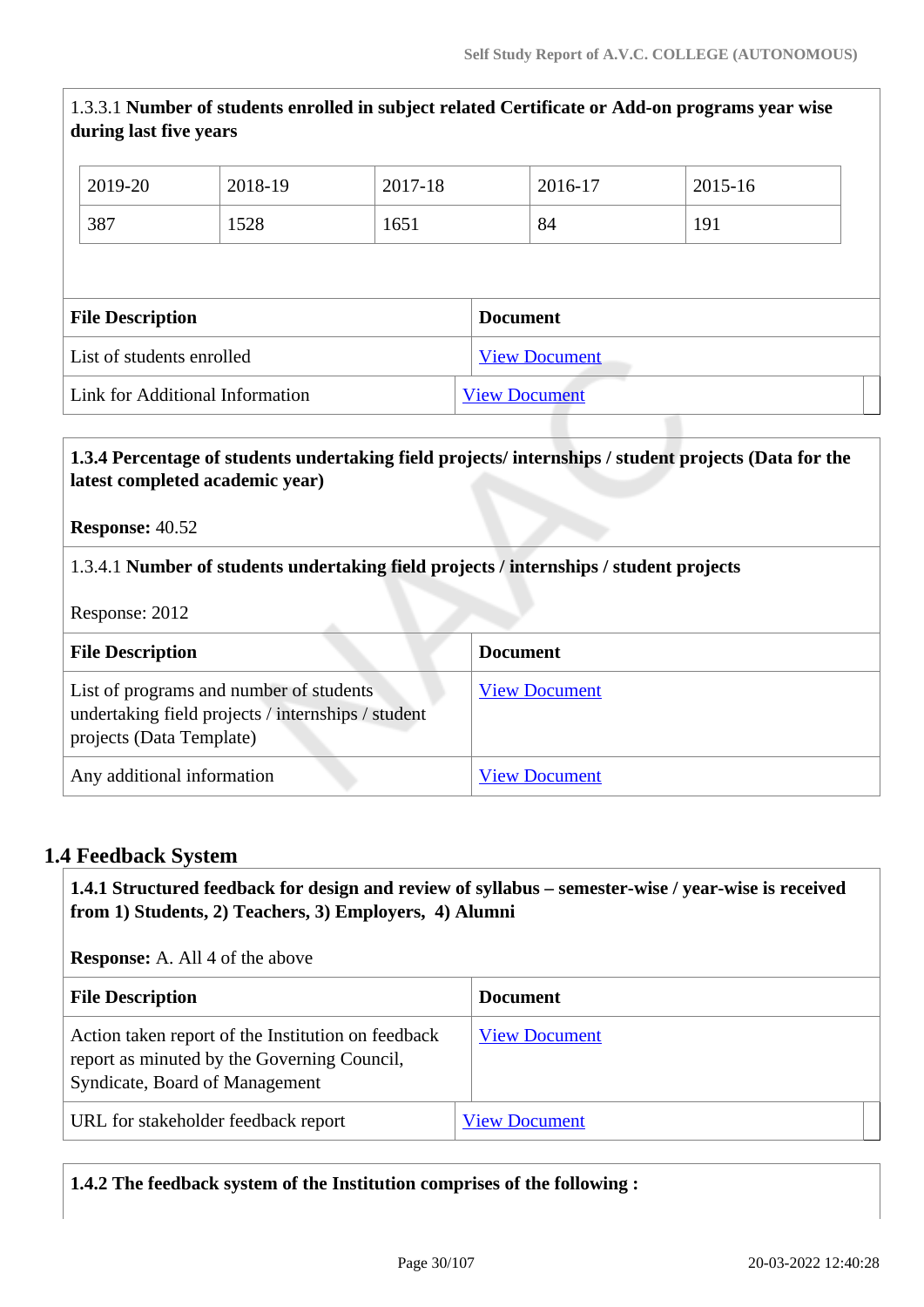1.3.3.1 **Number of students enrolled in subject related Certificate or Add-on programs year wise during last five years**

| 2019-20 | 2018-19 | 2017-18 | 2016-17 | 2015-16 |
|---|---|---|---|---|
| 387 | 1528 | 1651 | 84 | 191 |

| File Description | Document |
|---|---|
| List of students enrolled | View Document |
| Link for Additional Information | View Document |

**1.3.4 Percentage of students undertaking field projects/ internships / student projects (Data for the latest completed academic year)**

**Response:** 40.52

1.3.4.1 **Number of students undertaking field projects / internships / student projects**

Response: 2012

| File Description | Document |
|---|---|
| List of programs and number of students undertaking field projects / internships / student projects (Data Template) | View Document |
| Any additional information | View Document |

## 1.4 Feedback System

**1.4.1 Structured feedback for design and review of syllabus – semester-wise / year-wise is received from 1) Students, 2) Teachers, 3) Employers, 4) Alumni**

**Response:** A. All 4 of the above

| File Description | Document |
|---|---|
| Action taken report of the Institution on feedback report as minuted by the Governing Council, Syndicate, Board of Management | View Document |
| URL for stakeholder feedback report | View Document |

**1.4.2 The feedback system of the Institution comprises of the following :**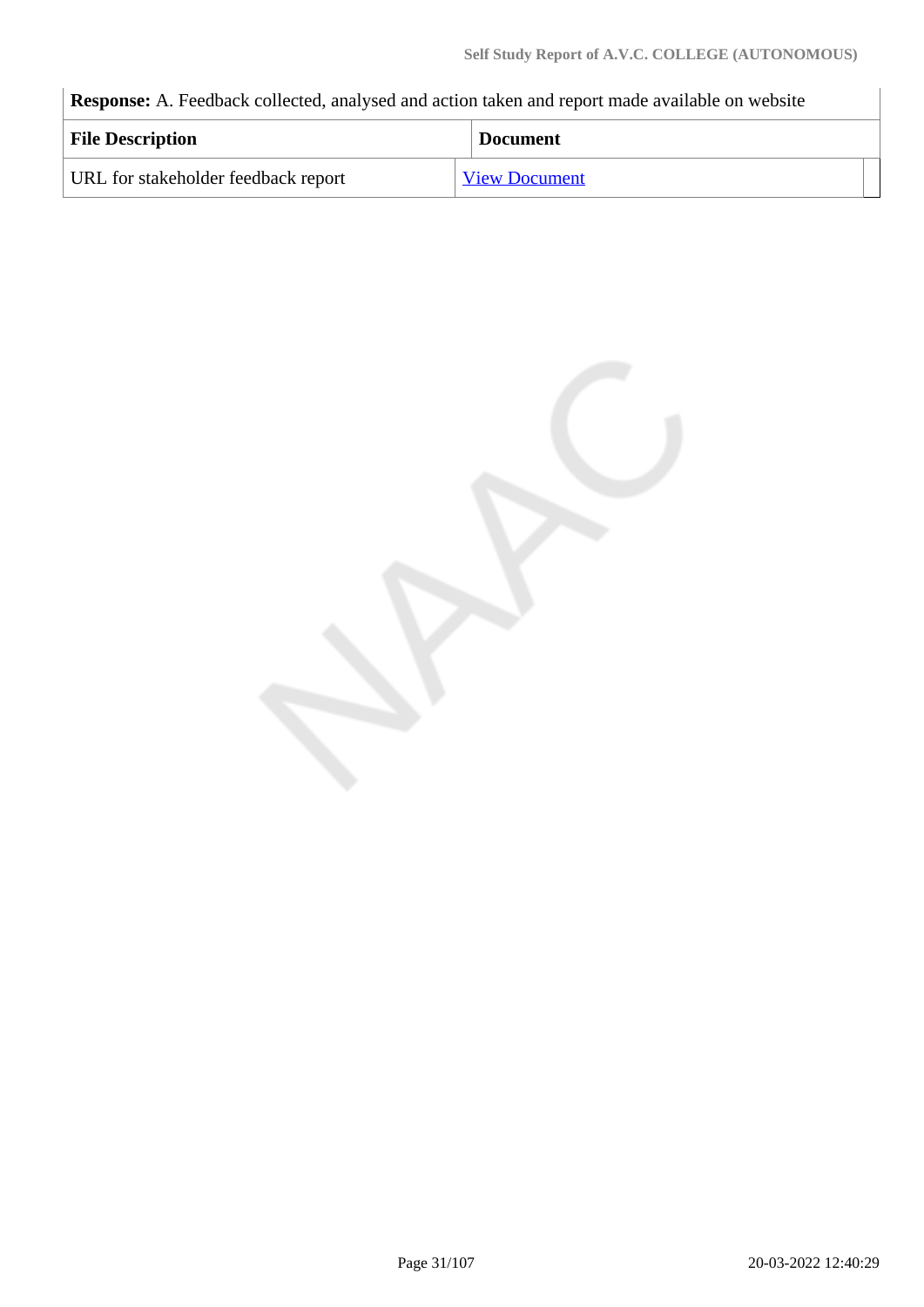**Response:** A. Feedback collected, analysed and action taken and report made available on website

| File Description | Document |
| --- | --- |
| URL for stakeholder feedback report | View Document |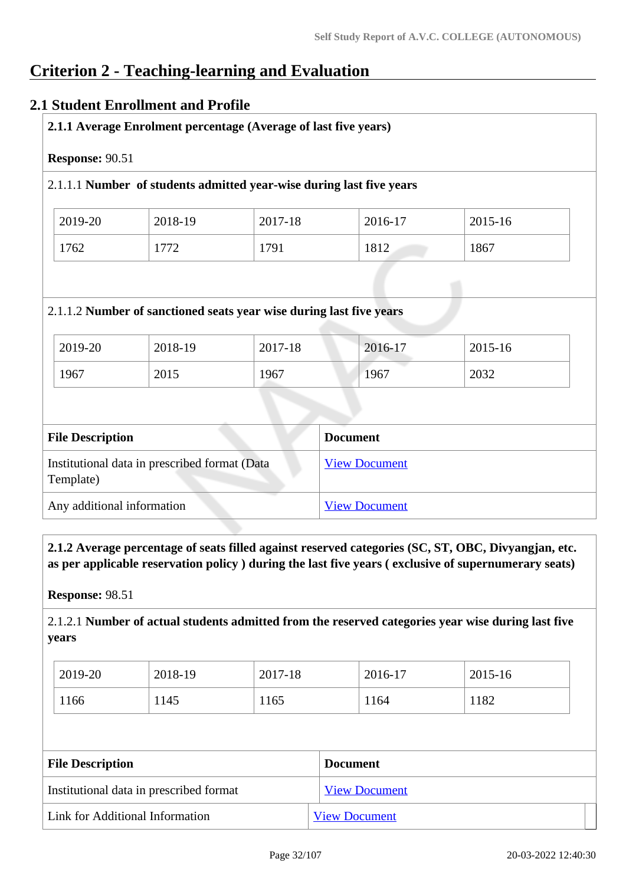# Criterion 2 - Teaching-learning and Evaluation

## 2.1 Student Enrollment and Profile

**2.1.1 Average Enrolment percentage (Average of last five years)**

**Response:** 90.51

2.1.1.1 **Number of students admitted year-wise during last five years**

| 2019-20 | 2018-19 | 2017-18 | 2016-17 | 2015-16 |
|---|---|---|---|---|
| 1762 | 1772 | 1791 | 1812 | 1867 |

2.1.1.2 **Number of sanctioned seats year wise during last five years**

| 2019-20 | 2018-19 | 2017-18 | 2016-17 | 2015-16 |
|---|---|---|---|---|
| 1967 | 2015 | 1967 | 1967 | 2032 |

| File Description | Document |
|---|---|
| Institutional data in prescribed format (Data Template) | View Document |
| Any additional information | View Document |

**2.1.2 Average percentage of seats filled against reserved categories (SC, ST, OBC, Divyangjan, etc. as per applicable reservation policy ) during the last five years ( exclusive of supernumerary seats)**

**Response:** 98.51

2.1.2.1 **Number of actual students admitted from the reserved categories year wise during last five years**

| 2019-20 | 2018-19 | 2017-18 | 2016-17 | 2015-16 |
|---|---|---|---|---|
| 1166 | 1145 | 1165 | 1164 | 1182 |

| File Description | Document |
|---|---|
| Institutional data in prescribed format | View Document |
| Link for Additional Information | View Document |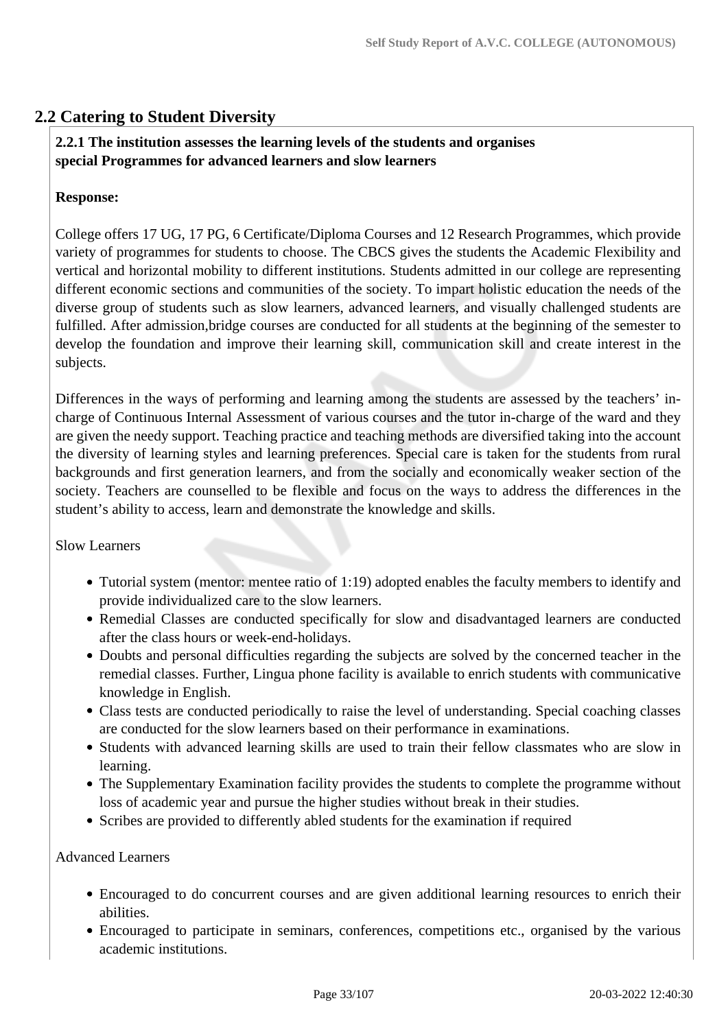## 2.2 Catering to Student Diversity

**2.2.1 The institution assesses the learning levels of the students and organises special Programmes for advanced learners and slow learners**

**Response:**

College offers 17 UG, 17 PG, 6 Certificate/Diploma Courses and 12 Research Programmes, which provide variety of programmes for students to choose. The CBCS gives the students the Academic Flexibility and vertical and horizontal mobility to different institutions. Students admitted in our college are representing different economic sections and communities of the society. To impart holistic education the needs of the diverse group of students such as slow learners, advanced learners, and visually challenged students are fulfilled. After admission,bridge courses are conducted for all students at the beginning of the semester to develop the foundation and improve their learning skill, communication skill and create interest in the subjects.

Differences in the ways of performing and learning among the students are assessed by the teachers' in-charge of Continuous Internal Assessment of various courses and the tutor in-charge of the ward and they are given the needy support. Teaching practice and teaching methods are diversified taking into the account the diversity of learning styles and learning preferences. Special care is taken for the students from rural backgrounds and first generation learners, and from the socially and economically weaker section of the society. Teachers are counselled to be flexible and focus on the ways to address the differences in the student's ability to access, learn and demonstrate the knowledge and skills.

Slow Learners

- Tutorial system (mentor: mentee ratio of 1:19) adopted enables the faculty members to identify and provide individualized care to the slow learners.
- Remedial Classes are conducted specifically for slow and disadvantaged learners are conducted after the class hours or week-end-holidays.
- Doubts and personal difficulties regarding the subjects are solved by the concerned teacher in the remedial classes. Further, Lingua phone facility is available to enrich students with communicative knowledge in English.
- Class tests are conducted periodically to raise the level of understanding. Special coaching classes are conducted for the slow learners based on their performance in examinations.
- Students with advanced learning skills are used to train their fellow classmates who are slow in learning.
- The Supplementary Examination facility provides the students to complete the programme without loss of academic year and pursue the higher studies without break in their studies.
- Scribes are provided to differently abled students for the examination if required

Advanced Learners

- Encouraged to do concurrent courses and are given additional learning resources to enrich their abilities.
- Encouraged to participate in seminars, conferences, competitions etc., organised by the various academic institutions.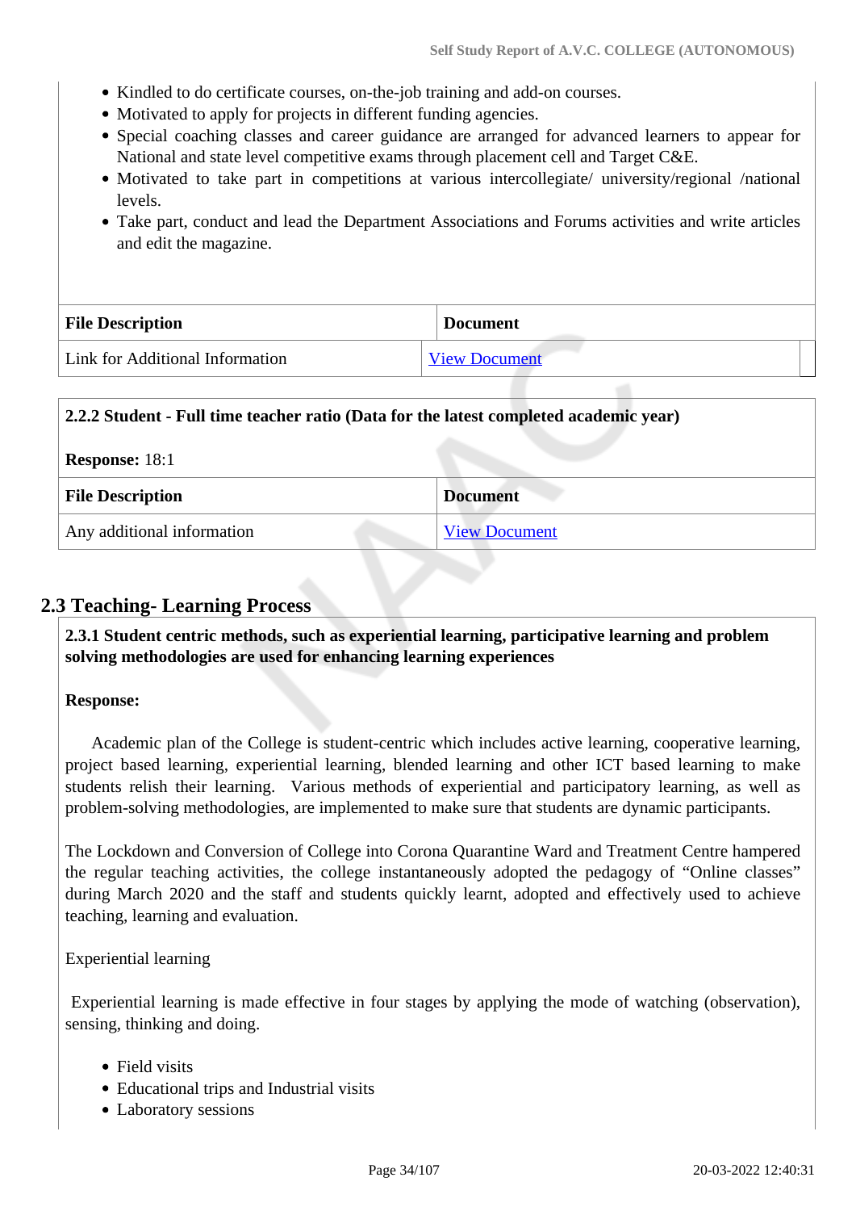- Kindled to do certificate courses, on-the-job training and add-on courses.
- Motivated to apply for projects in different funding agencies.
- Special coaching classes and career guidance are arranged for advanced learners to appear for National and state level competitive exams through placement cell and Target C&E.
- Motivated to take part in competitions at various intercollegiate/ university/regional /national levels.
- Take part, conduct and lead the Department Associations and Forums activities and write articles and edit the magazine.

| File Description | Document |
|---|---|
| Link for Additional Information | View Document |

**2.2.2 Student - Full time teacher ratio (Data for the latest completed academic year)**

**Response:** 18:1

| File Description | Document |
|---|---|
| Any additional information | View Document |

## 2.3 Teaching- Learning Process

**2.3.1 Student centric methods, such as experiential learning, participative learning and problem solving methodologies are used for enhancing learning experiences**

**Response:**

Academic plan of the College is student-centric which includes active learning, cooperative learning, project based learning, experiential learning, blended learning and other ICT based learning to make students relish their learning. Various methods of experiential and participatory learning, as well as problem-solving methodologies, are implemented to make sure that students are dynamic participants.

The Lockdown and Conversion of College into Corona Quarantine Ward and Treatment Centre hampered the regular teaching activities, the college instantaneously adopted the pedagogy of "Online classes" during March 2020 and the staff and students quickly learnt, adopted and effectively used to achieve teaching, learning and evaluation.

Experiential learning

Experiential learning is made effective in four stages by applying the mode of watching (observation), sensing, thinking and doing.

- Field visits
- Educational trips and Industrial visits
- Laboratory sessions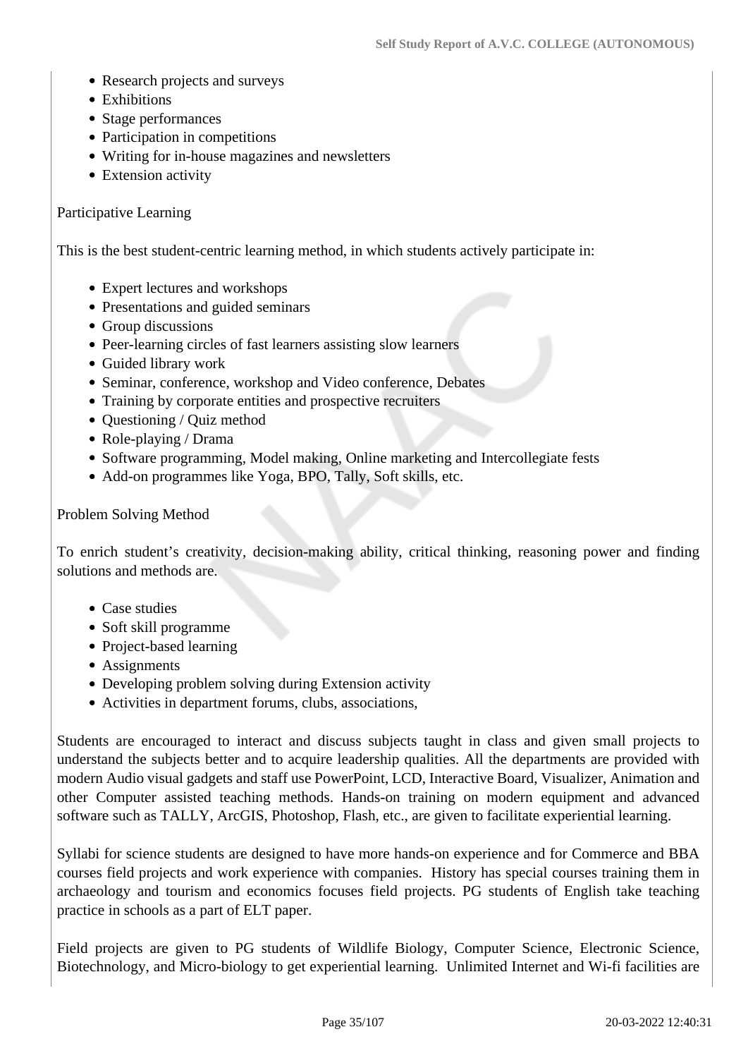- Research projects and surveys
- Exhibitions
- Stage performances
- Participation in competitions
- Writing for in-house magazines and newsletters
- Extension activity

Participative Learning

This is the best student-centric learning method, in which students actively participate in:

- Expert lectures and workshops
- Presentations and guided seminars
- Group discussions
- Peer-learning circles of fast learners assisting slow learners
- Guided library work
- Seminar, conference, workshop and Video conference, Debates
- Training by corporate entities and prospective recruiters
- Questioning / Quiz method
- Role-playing / Drama
- Software programming, Model making, Online marketing and Intercollegiate fests
- Add-on programmes like Yoga, BPO, Tally, Soft skills, etc.

Problem Solving Method

To enrich student's creativity, decision-making ability, critical thinking, reasoning power and finding solutions and methods are.

- Case studies
- Soft skill programme
- Project-based learning
- Assignments
- Developing problem solving during Extension activity
- Activities in department forums, clubs, associations,

Students are encouraged to interact and discuss subjects taught in class and given small projects to understand the subjects better and to acquire leadership qualities. All the departments are provided with modern Audio visual gadgets and staff use PowerPoint, LCD, Interactive Board, Visualizer, Animation and other Computer assisted teaching methods. Hands-on training on modern equipment and advanced software such as TALLY, ArcGIS, Photoshop, Flash, etc., are given to facilitate experiential learning.

Syllabi for science students are designed to have more hands-on experience and for Commerce and BBA courses field projects and work experience with companies. History has special courses training them in archaeology and tourism and economics focuses field projects. PG students of English take teaching practice in schools as a part of ELT paper.

Field projects are given to PG students of Wildlife Biology, Computer Science, Electronic Science, Biotechnology, and Micro-biology to get experiential learning. Unlimited Internet and Wi-fi facilities are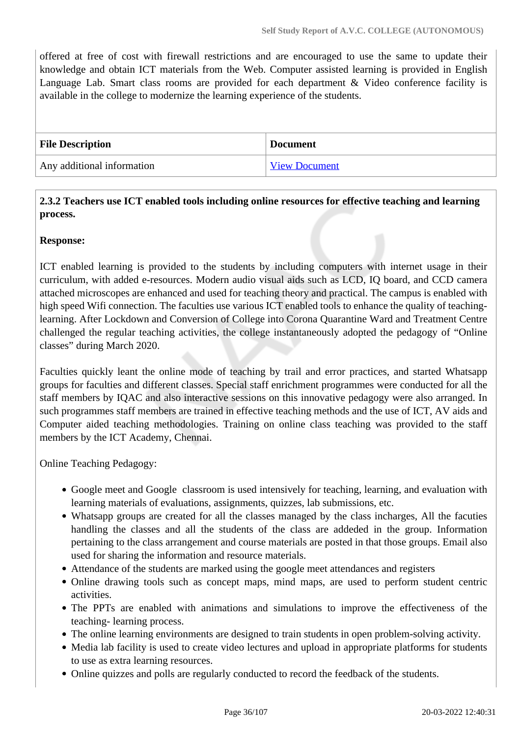offered at free of cost with firewall restrictions and are encouraged to use the same to update their knowledge and obtain ICT materials from the Web. Computer assisted learning is provided in English Language Lab. Smart class rooms are provided for each department & Video conference facility is available in the college to modernize the learning experience of the students.

| File Description | Document |
| --- | --- |
| Any additional information | View Document |

**2.3.2 Teachers use ICT enabled tools including online resources for effective teaching and learning process.**

**Response:**

ICT enabled learning is provided to the students by including computers with internet usage in their curriculum, with added e-resources. Modern audio visual aids such as LCD, IQ board, and CCD camera attached microscopes are enhanced and used for teaching theory and practical. The campus is enabled with high speed Wifi connection. The faculties use various ICT enabled tools to enhance the quality of teaching-learning. After Lockdown and Conversion of College into Corona Quarantine Ward and Treatment Centre challenged the regular teaching activities, the college instantaneously adopted the pedagogy of "Online classes" during March 2020.

Faculties quickly leant the online mode of teaching by trail and error practices, and started Whatsapp groups for faculties and different classes. Special staff enrichment programmes were conducted for all the staff members by IQAC and also interactive sessions on this innovative pedagogy were also arranged. In such programmes staff members are trained in effective teaching methods and the use of ICT, AV aids and Computer aided teaching methodologies. Training on online class teaching was provided to the staff members by the ICT Academy, Chennai.

Online Teaching Pedagogy:

- Google meet and Google classroom is used intensively for teaching, learning, and evaluation with learning materials of evaluations, assignments, quizzes, lab submissions, etc.
- Whatsapp groups are created for all the classes managed by the class incharges, All the facuties handling the classes and all the students of the class are addeded in the group. Information pertaining to the class arrangement and course materials are posted in that those groups. Email also used for sharing the information and resource materials.
- Attendance of the students are marked using the google meet attendances and registers
- Online drawing tools such as concept maps, mind maps, are used to perform student centric activities.
- The PPTs are enabled with animations and simulations to improve the effectiveness of the teaching- learning process.
- The online learning environments are designed to train students in open problem-solving activity.
- Media lab facility is used to create video lectures and upload in appropriate platforms for students to use as extra learning resources.
- Online quizzes and polls are regularly conducted to record the feedback of the students.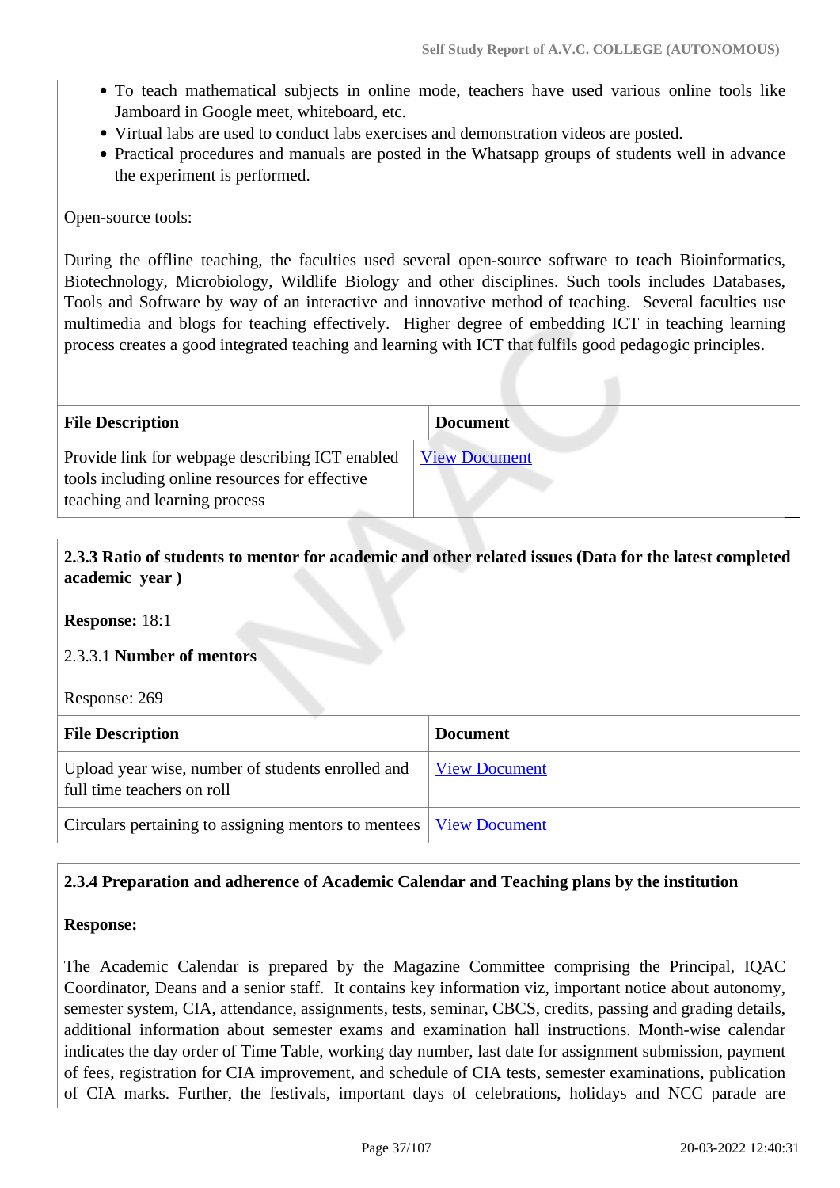- To teach mathematical subjects in online mode, teachers have used various online tools like Jamboard in Google meet, whiteboard, etc.
- Virtual labs are used to conduct labs exercises and demonstration videos are posted.
- Practical procedures and manuals are posted in the Whatsapp groups of students well in advance the experiment is performed.

Open-source tools:

During the offline teaching, the faculties used several open-source software to teach Bioinformatics, Biotechnology, Microbiology, Wildlife Biology and other disciplines. Such tools includes Databases, Tools and Software by way of an interactive and innovative method of teaching. Several faculties use multimedia and blogs for teaching effectively. Higher degree of embedding ICT in teaching learning process creates a good integrated teaching and learning with ICT that fulfils good pedagogic principles.

| File Description | Document |
|---|---|
| Provide link for webpage describing ICT enabled tools including online resources for effective teaching and learning process | View Document |

**2.3.3 Ratio of students to mentor for academic and other related issues (Data for the latest completed academic year )**

**Response:** 18:1

2.3.3.1 **Number of mentors**

Response: 269

| File Description | Document |
|---|---|
| Upload year wise, number of students enrolled and full time teachers on roll | View Document |
| Circulars pertaining to assigning mentors to mentees | View Document |

**2.3.4 Preparation and adherence of Academic Calendar and Teaching plans by the institution**

**Response:**

The Academic Calendar is prepared by the Magazine Committee comprising the Principal, IQAC Coordinator, Deans and a senior staff. It contains key information viz, important notice about autonomy, semester system, CIA, attendance, assignments, tests, seminar, CBCS, credits, passing and grading details, additional information about semester exams and examination hall instructions. Month-wise calendar indicates the day order of Time Table, working day number, last date for assignment submission, payment of fees, registration for CIA improvement, and schedule of CIA tests, semester examinations, publication of CIA marks. Further, the festivals, important days of celebrations, holidays and NCC parade are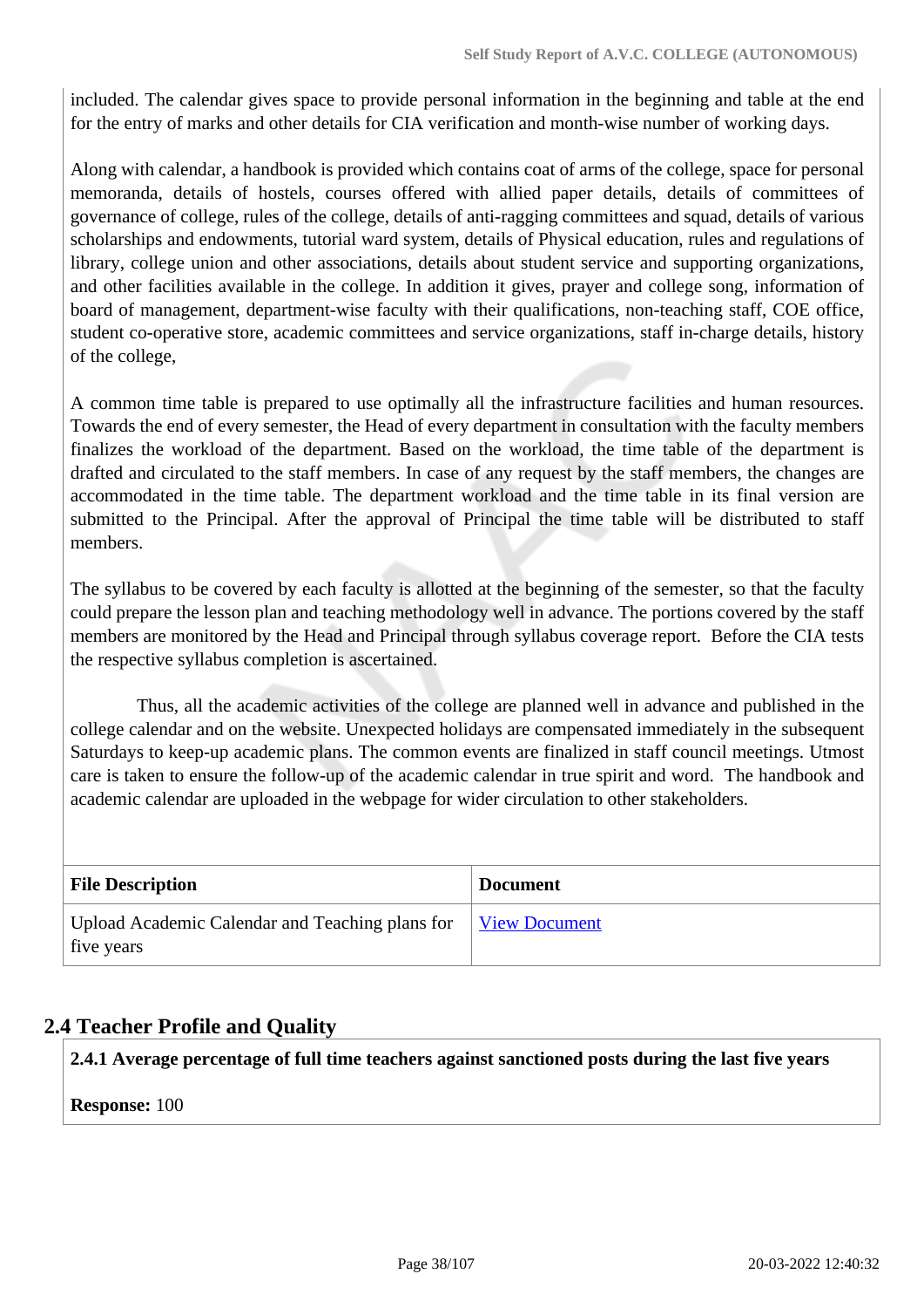included. The calendar gives space to provide personal information in the beginning and table at the end for the entry of marks and other details for CIA verification and month-wise number of working days.

Along with calendar, a handbook is provided which contains coat of arms of the college, space for personal memoranda, details of hostels, courses offered with allied paper details, details of committees of governance of college, rules of the college, details of anti-ragging committees and squad, details of various scholarships and endowments, tutorial ward system, details of Physical education, rules and regulations of library, college union and other associations, details about student service and supporting organizations, and other facilities available in the college. In addition it gives, prayer and college song, information of board of management, department-wise faculty with their qualifications, non-teaching staff, COE office, student co-operative store, academic committees and service organizations, staff in-charge details, history of the college,

A common time table is prepared to use optimally all the infrastructure facilities and human resources. Towards the end of every semester, the Head of every department in consultation with the faculty members finalizes the workload of the department. Based on the workload, the time table of the department is drafted and circulated to the staff members. In case of any request by the staff members, the changes are accommodated in the time table. The department workload and the time table in its final version are submitted to the Principal. After the approval of Principal the time table will be distributed to staff members.

The syllabus to be covered by each faculty is allotted at the beginning of the semester, so that the faculty could prepare the lesson plan and teaching methodology well in advance. The portions covered by the staff members are monitored by the Head and Principal through syllabus coverage report. Before the CIA tests the respective syllabus completion is ascertained.

Thus, all the academic activities of the college are planned well in advance and published in the college calendar and on the website. Unexpected holidays are compensated immediately in the subsequent Saturdays to keep-up academic plans. The common events are finalized in staff council meetings. Utmost care is taken to ensure the follow-up of the academic calendar in true spirit and word. The handbook and academic calendar are uploaded in the webpage for wider circulation to other stakeholders.

| File Description | Document |
|---|---|
| Upload Academic Calendar and Teaching plans for five years | View Document |

## 2.4 Teacher Profile and Quality

**2.4.1 Average percentage of full time teachers against sanctioned posts during the last five years**

**Response:** 100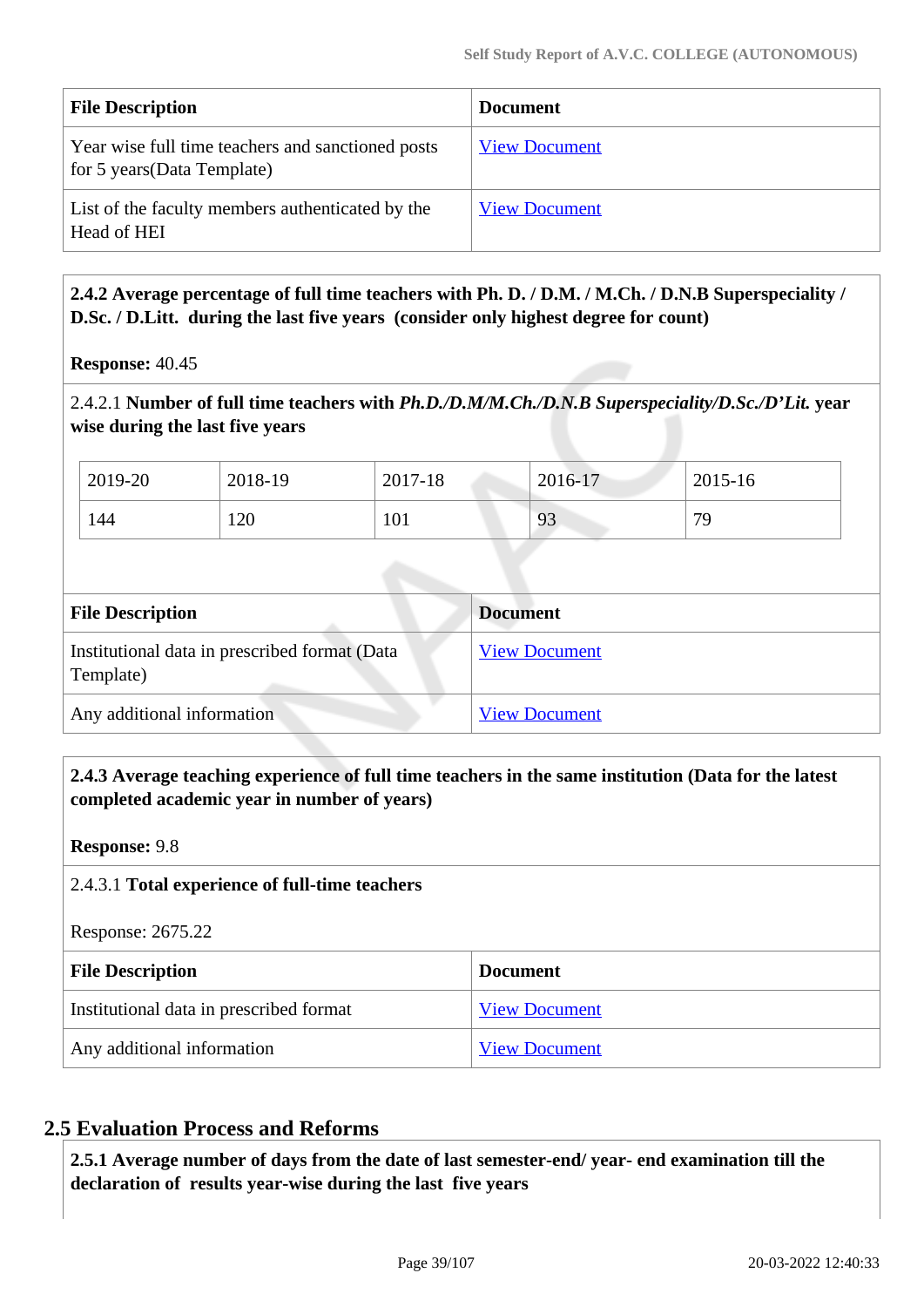| File Description | Document |
|---|---|
| Year wise full time teachers and sanctioned posts for 5 years(Data Template) | View Document |
| List of the faculty members authenticated by the Head of HEI | View Document |

**2.4.2 Average percentage of full time teachers with Ph. D. / D.M. / M.Ch. / D.N.B Superspeciality / D.Sc. / D.Litt. during the last five years (consider only highest degree for count)**

**Response:** 40.45

2.4.2.1 **Number of full time teachers with *Ph.D./D.M/M.Ch./D.N.B Superspeciality/D.Sc./D'Lit.* year wise during the last five years**

| 2019-20 | 2018-19 | 2017-18 | 2016-17 | 2015-16 |
|---|---|---|---|---|
| 144 | 120 | 101 | 93 | 79 |

| File Description | Document |
|---|---|
| Institutional data in prescribed format (Data Template) | View Document |
| Any additional information | View Document |

**2.4.3 Average teaching experience of full time teachers in the same institution (Data for the latest completed academic year in number of years)**

**Response:** 9.8

2.4.3.1 **Total experience of full-time teachers**

Response: 2675.22

| File Description | Document |
|---|---|
| Institutional data in prescribed format | View Document |
| Any additional information | View Document |

## 2.5 Evaluation Process and Reforms

**2.5.1 Average number of days from the date of last semester-end/ year- end examination till the declaration of results year-wise during the last five years**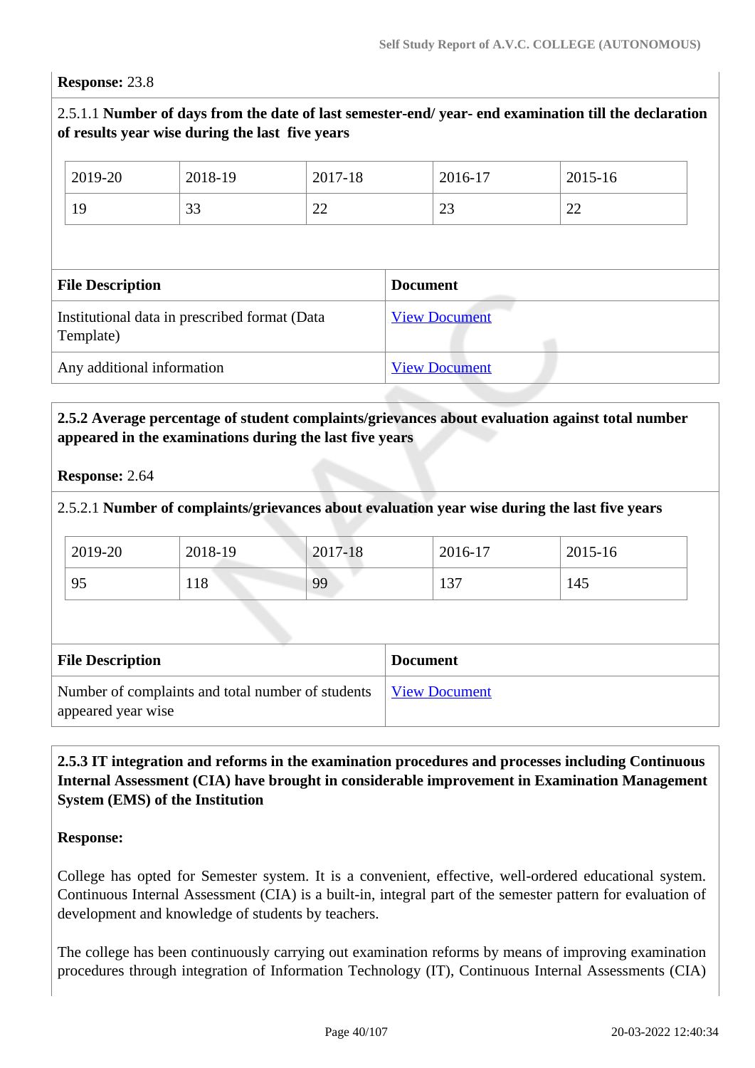**Response:** 23.8

2.5.1.1 **Number of days from the date of last semester-end/ year- end examination till the declaration of results year wise during the last five years**

| 2019-20 | 2018-19 | 2017-18 | 2016-17 | 2015-16 |
|---|---|---|---|---|
| 19 | 33 | 22 | 23 | 22 |

| File Description | Document |
|---|---|
| Institutional data in prescribed format (Data Template) | View Document |
| Any additional information | View Document |

**2.5.2 Average percentage of student complaints/grievances about evaluation against total number appeared in the examinations during the last five years**

**Response:** 2.64

2.5.2.1 **Number of complaints/grievances about evaluation year wise during the last five years**

| 2019-20 | 2018-19 | 2017-18 | 2016-17 | 2015-16 |
|---|---|---|---|---|
| 95 | 118 | 99 | 137 | 145 |

| File Description | Document |
|---|---|
| Number of complaints and total number of students appeared year wise | View Document |

**2.5.3 IT integration and reforms in the examination procedures and processes including Continuous Internal Assessment (CIA) have brought in considerable improvement in Examination Management System (EMS) of the Institution**

**Response:**

College has opted for Semester system. It is a convenient, effective, well-ordered educational system. Continuous Internal Assessment (CIA) is a built-in, integral part of the semester pattern for evaluation of development and knowledge of students by teachers.

The college has been continuously carrying out examination reforms by means of improving examination procedures through integration of Information Technology (IT), Continuous Internal Assessments (CIA)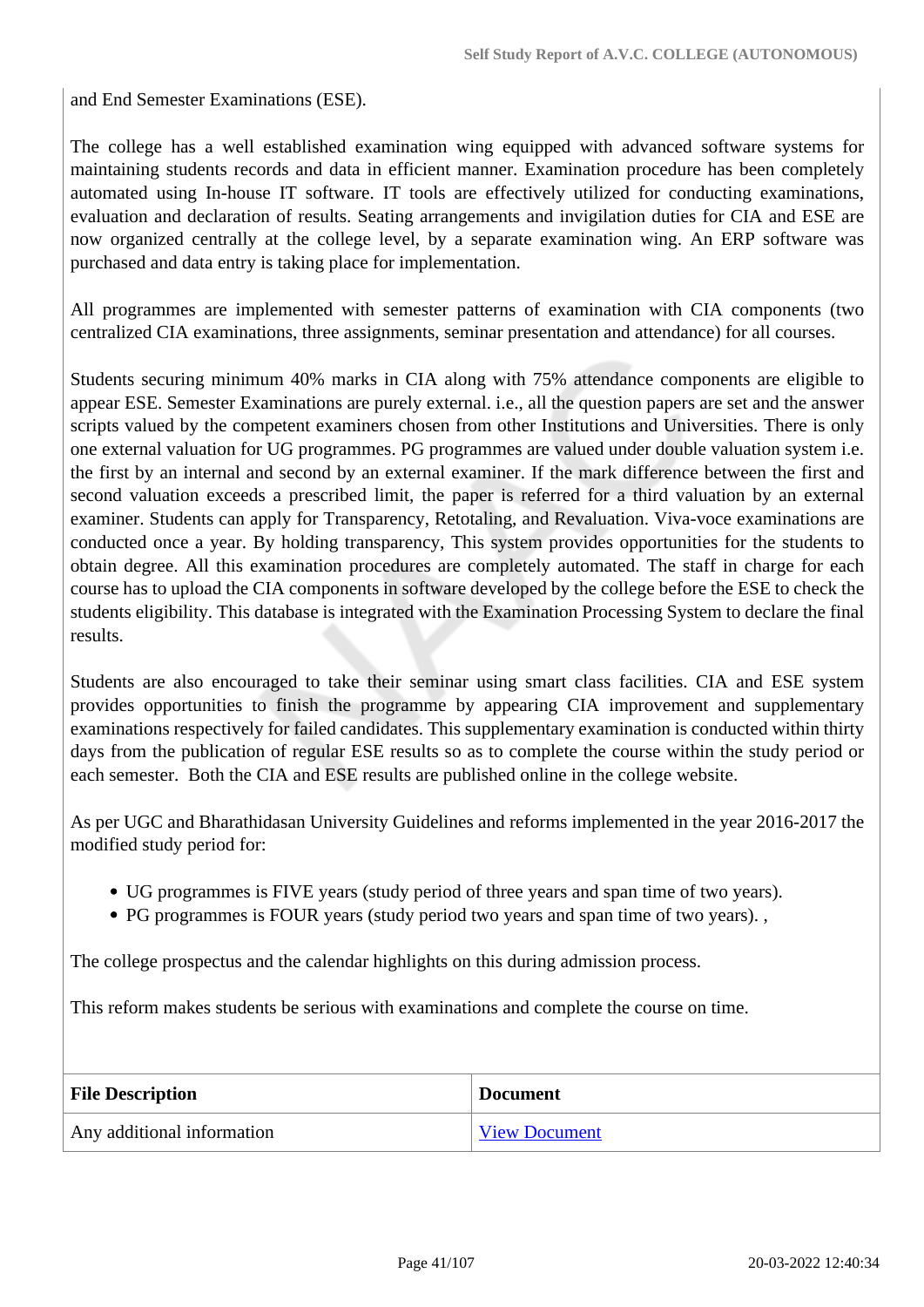and End Semester Examinations (ESE).

The college has a well established examination wing equipped with advanced software systems for maintaining students records and data in efficient manner. Examination procedure has been completely automated using In-house IT software. IT tools are effectively utilized for conducting examinations, evaluation and declaration of results. Seating arrangements and invigilation duties for CIA and ESE are now organized centrally at the college level, by a separate examination wing. An ERP software was purchased and data entry is taking place for implementation.

All programmes are implemented with semester patterns of examination with CIA components (two centralized CIA examinations, three assignments, seminar presentation and attendance) for all courses.

Students securing minimum 40% marks in CIA along with 75% attendance components are eligible to appear ESE. Semester Examinations are purely external. i.e., all the question papers are set and the answer scripts valued by the competent examiners chosen from other Institutions and Universities. There is only one external valuation for UG programmes. PG programmes are valued under double valuation system i.e. the first by an internal and second by an external examiner. If the mark difference between the first and second valuation exceeds a prescribed limit, the paper is referred for a third valuation by an external examiner. Students can apply for Transparency, Retotaling, and Revaluation. Viva-voce examinations are conducted once a year. By holding transparency, This system provides opportunities for the students to obtain degree. All this examination procedures are completely automated. The staff in charge for each course has to upload the CIA components in software developed by the college before the ESE to check the students eligibility. This database is integrated with the Examination Processing System to declare the final results.

Students are also encouraged to take their seminar using smart class facilities. CIA and ESE system provides opportunities to finish the programme by appearing CIA improvement and supplementary examinations respectively for failed candidates. This supplementary examination is conducted within thirty days from the publication of regular ESE results so as to complete the course within the study period or each semester. Both the CIA and ESE results are published online in the college website.

As per UGC and Bharathidasan University Guidelines and reforms implemented in the year 2016-2017 the modified study period for:

- UG programmes is FIVE years (study period of three years and span time of two years).
- PG programmes is FOUR years (study period two years and span time of two years). ,

The college prospectus and the calendar highlights on this during admission process.

This reform makes students be serious with examinations and complete the course on time.

| File Description | Document |
|---|---|
| Any additional information | View Document |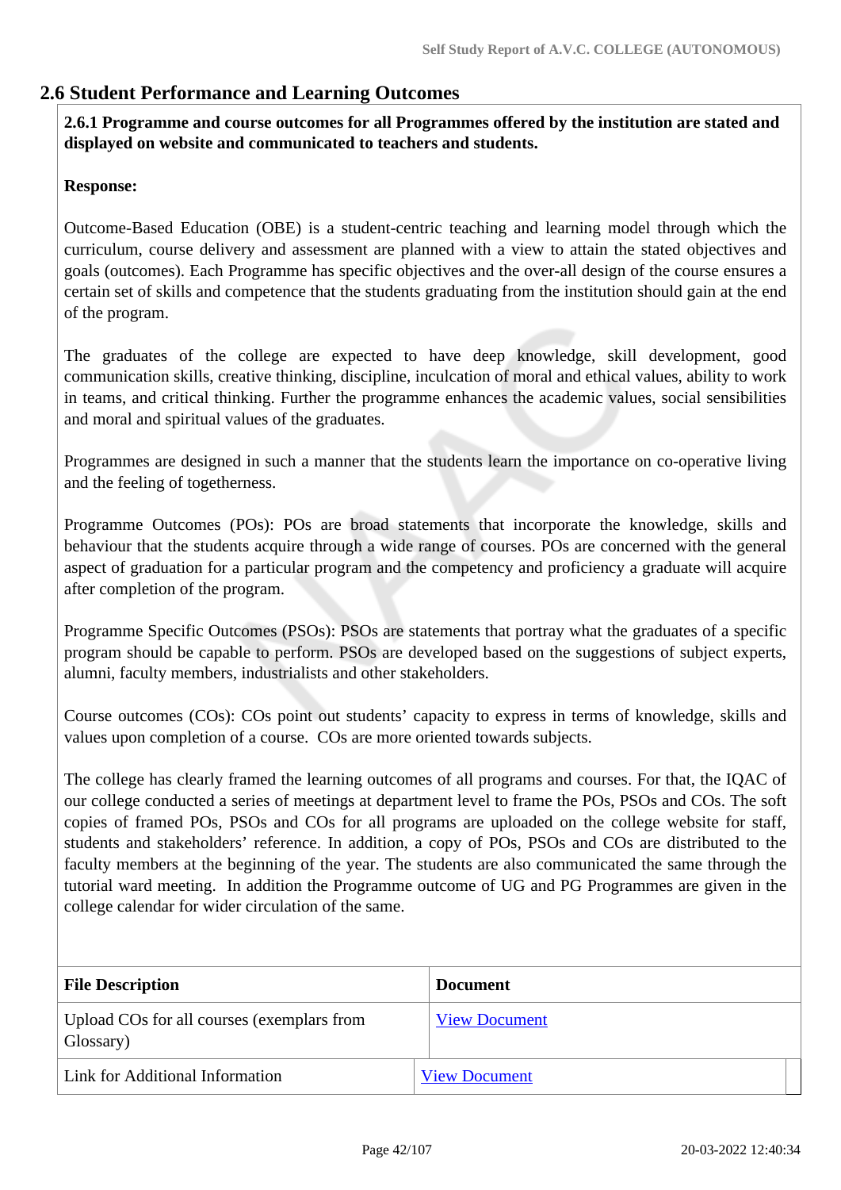## 2.6 Student Performance and Learning Outcomes

**2.6.1 Programme and course outcomes for all Programmes offered by the institution are stated and displayed on website and communicated to teachers and students.**

**Response:**

Outcome-Based Education (OBE) is a student-centric teaching and learning model through which the curriculum, course delivery and assessment are planned with a view to attain the stated objectives and goals (outcomes). Each Programme has specific objectives and the over-all design of the course ensures a certain set of skills and competence that the students graduating from the institution should gain at the end of the program.

The graduates of the college are expected to have deep knowledge, skill development, good communication skills, creative thinking, discipline, inculcation of moral and ethical values, ability to work in teams, and critical thinking. Further the programme enhances the academic values, social sensibilities and moral and spiritual values of the graduates.

Programmes are designed in such a manner that the students learn the importance on co-operative living and the feeling of togetherness.

Programme Outcomes (POs): POs are broad statements that incorporate the knowledge, skills and behaviour that the students acquire through a wide range of courses. POs are concerned with the general aspect of graduation for a particular program and the competency and proficiency a graduate will acquire after completion of the program.

Programme Specific Outcomes (PSOs): PSOs are statements that portray what the graduates of a specific program should be capable to perform. PSOs are developed based on the suggestions of subject experts, alumni, faculty members, industrialists and other stakeholders.

Course outcomes (COs): COs point out students' capacity to express in terms of knowledge, skills and values upon completion of a course. COs are more oriented towards subjects.

The college has clearly framed the learning outcomes of all programs and courses. For that, the IQAC of our college conducted a series of meetings at department level to frame the POs, PSOs and COs. The soft copies of framed POs, PSOs and COs for all programs are uploaded on the college website for staff, students and stakeholders' reference. In addition, a copy of POs, PSOs and COs are distributed to the faculty members at the beginning of the year. The students are also communicated the same through the tutorial ward meeting. In addition the Programme outcome of UG and PG Programmes are given in the college calendar for wider circulation of the same.

| File Description | Document |
|---|---|
| Upload COs for all courses (exemplars from Glossary) | View Document |
| Link for Additional Information | View Document |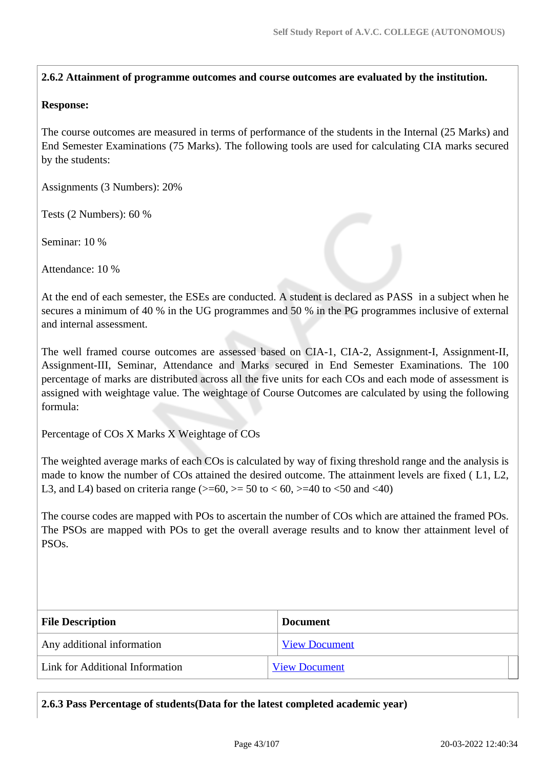**2.6.2 Attainment of programme outcomes and course outcomes are evaluated by the institution.**

**Response:**

The course outcomes are measured in terms of performance of the students in the Internal (25 Marks) and End Semester Examinations (75 Marks). The following tools are used for calculating CIA marks secured by the students:

Assignments (3 Numbers): 20%

Tests (2 Numbers): 60 %

Seminar: 10 %

Attendance: 10 %

At the end of each semester, the ESEs are conducted. A student is declared as PASS in a subject when he secures a minimum of 40 % in the UG programmes and 50 % in the PG programmes inclusive of external and internal assessment.

The well framed course outcomes are assessed based on CIA-1, CIA-2, Assignment-I, Assignment-II, Assignment-III, Seminar, Attendance and Marks secured in End Semester Examinations. The 100 percentage of marks are distributed across all the five units for each COs and each mode of assessment is assigned with weightage value. The weightage of Course Outcomes are calculated by using the following formula:

Percentage of COs X Marks X Weightage of COs

The weighted average marks of each COs is calculated by way of fixing threshold range and the analysis is made to know the number of COs attained the desired outcome. The attainment levels are fixed ( L1, L2, L3, and L4) based on criteria range (>=60, >= 50 to < 60, >=40 to <50 and <40)

The course codes are mapped with POs to ascertain the number of COs which are attained the framed POs. The PSOs are mapped with POs to get the overall average results and to know ther attainment level of PSOs.

| File Description | Document |
|---|---|
| Any additional information | View Document |
| Link for Additional Information | View Document |

**2.6.3 Pass Percentage of students(Data for the latest completed academic year)**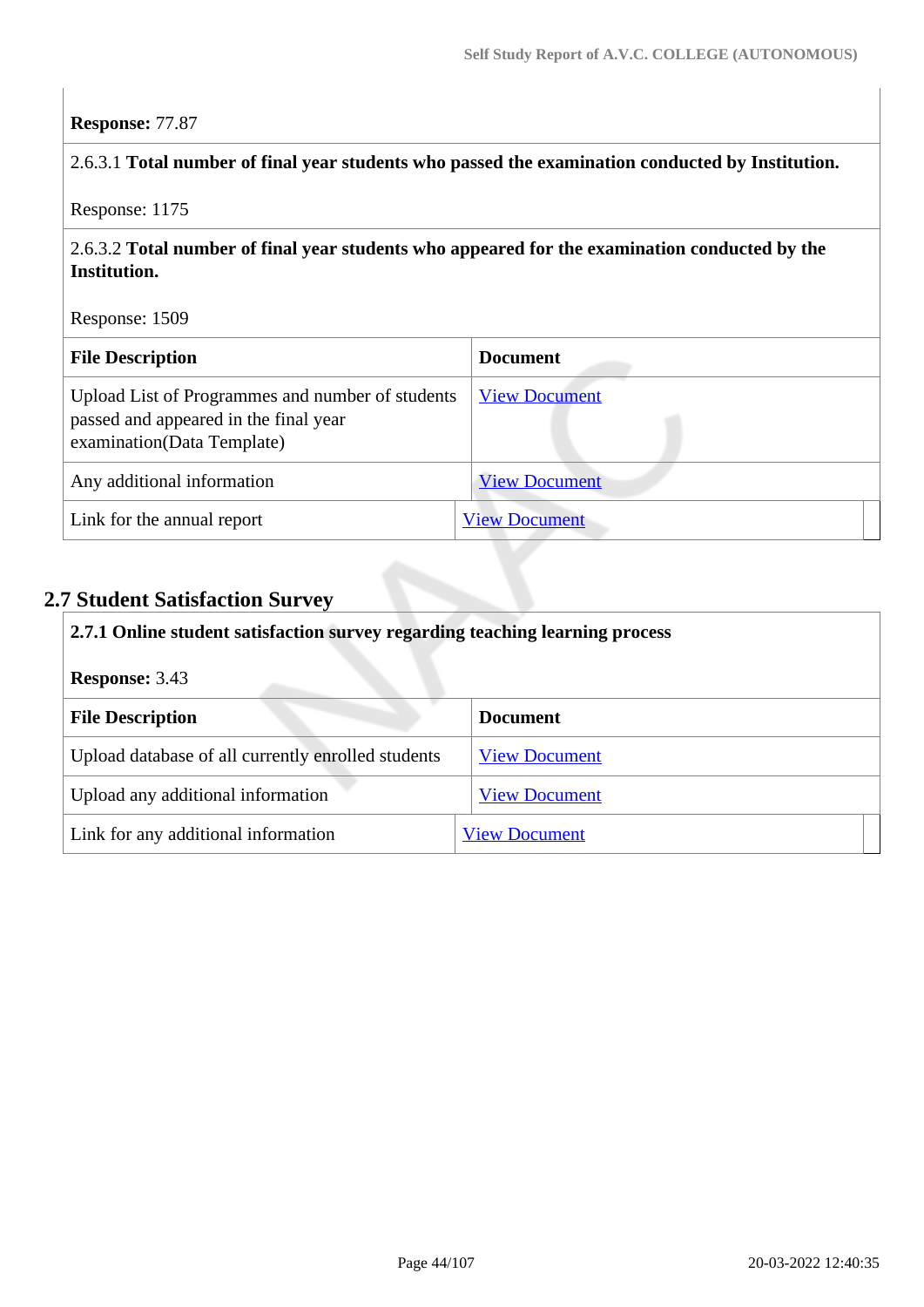**Response:** 77.87

2.6.3.1 **Total number of final year students who passed the examination conducted by Institution.**

Response: 1175

2.6.3.2 **Total number of final year students who appeared for the examination conducted by the Institution.**

Response: 1509

| File Description | Document |
|---|---|
| Upload List of Programmes and number of students passed and appeared in the final year examination(Data Template) | View Document |
| Any additional information | View Document |
| Link for the annual report | View Document |

## 2.7 Student Satisfaction Survey

**2.7.1 Online student satisfaction survey regarding teaching learning process**

**Response:** 3.43

| File Description | Document |
|---|---|
| Upload database of all currently enrolled students | View Document |
| Upload any additional information | View Document |
| Link for any additional information | View Document |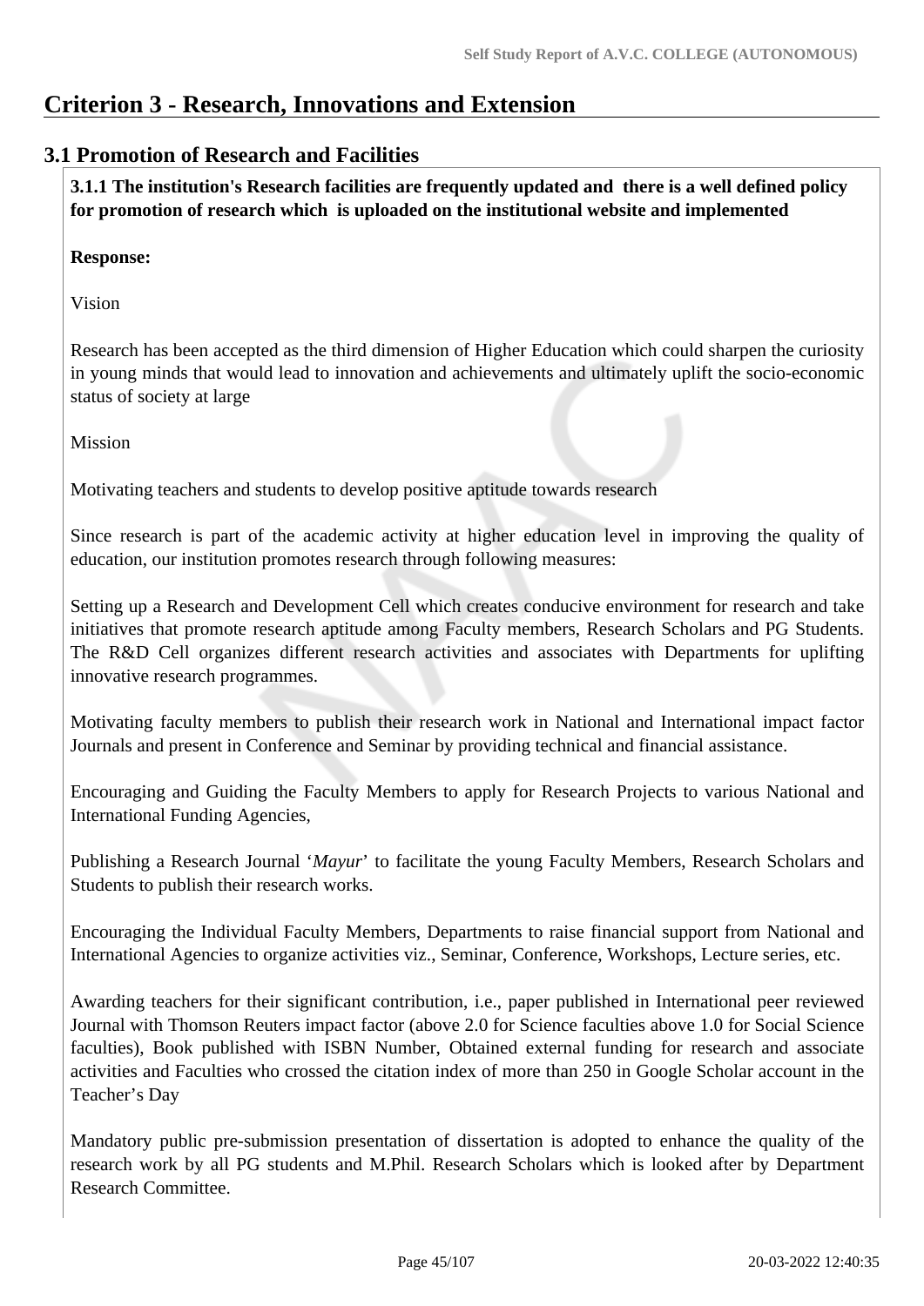# Criterion 3 - Research, Innovations and Extension

## 3.1 Promotion of Research and Facilities

**3.1.1 The institution's Research facilities are frequently updated and there is a well defined policy for promotion of research which is uploaded on the institutional website and implemented**

**Response:**

Vision

Research has been accepted as the third dimension of Higher Education which could sharpen the curiosity in young minds that would lead to innovation and achievements and ultimately uplift the socio-economic status of society at large

Mission

Motivating teachers and students to develop positive aptitude towards research

Since research is part of the academic activity at higher education level in improving the quality of education, our institution promotes research through following measures:

Setting up a Research and Development Cell which creates conducive environment for research and take initiatives that promote research aptitude among Faculty members, Research Scholars and PG Students. The R&D Cell organizes different research activities and associates with Departments for uplifting innovative research programmes.

Motivating faculty members to publish their research work in National and International impact factor Journals and present in Conference and Seminar by providing technical and financial assistance.

Encouraging and Guiding the Faculty Members to apply for Research Projects to various National and International Funding Agencies,

Publishing a Research Journal '*Mayur*' to facilitate the young Faculty Members, Research Scholars and Students to publish their research works.

Encouraging the Individual Faculty Members, Departments to raise financial support from National and International Agencies to organize activities viz., Seminar, Conference, Workshops, Lecture series, etc.

Awarding teachers for their significant contribution, i.e., paper published in International peer reviewed Journal with Thomson Reuters impact factor (above 2.0 for Science faculties above 1.0 for Social Science faculties), Book published with ISBN Number, Obtained external funding for research and associate activities and Faculties who crossed the citation index of more than 250 in Google Scholar account in the Teacher's Day

Mandatory public pre-submission presentation of dissertation is adopted to enhance the quality of the research work by all PG students and M.Phil. Research Scholars which is looked after by Department Research Committee.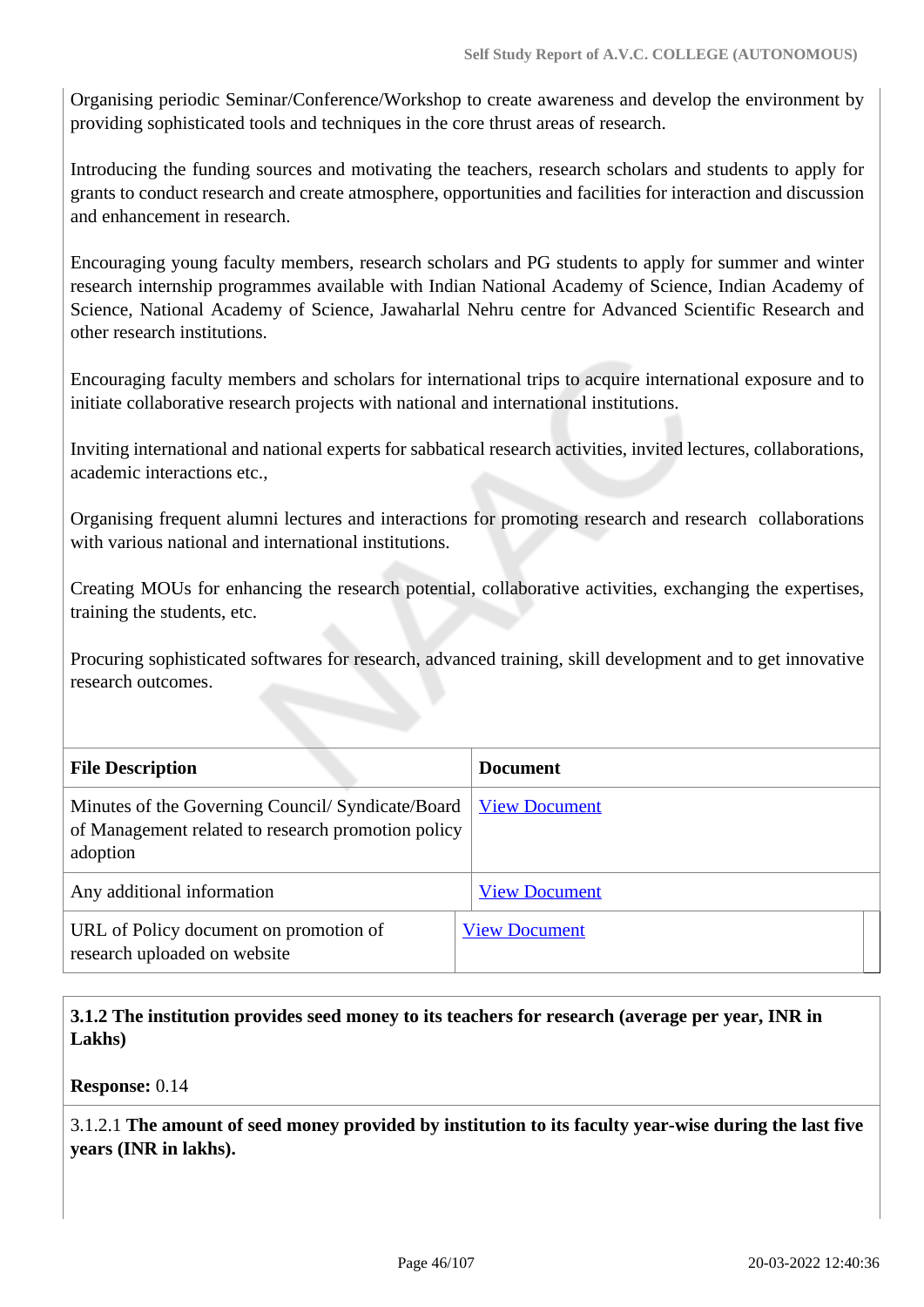Organising periodic Seminar/Conference/Workshop to create awareness and develop the environment by providing sophisticated tools and techniques in the core thrust areas of research.

Introducing the funding sources and motivating the teachers, research scholars and students to apply for grants to conduct research and create atmosphere, opportunities and facilities for interaction and discussion and enhancement in research.

Encouraging young faculty members, research scholars and PG students to apply for summer and winter research internship programmes available with Indian National Academy of Science, Indian Academy of Science, National Academy of Science, Jawaharlal Nehru centre for Advanced Scientific Research and other research institutions.

Encouraging faculty members and scholars for international trips to acquire international exposure and to initiate collaborative research projects with national and international institutions.

Inviting international and national experts for sabbatical research activities, invited lectures, collaborations, academic interactions etc.,

Organising frequent alumni lectures and interactions for promoting research and research collaborations with various national and international institutions.

Creating MOUs for enhancing the research potential, collaborative activities, exchanging the expertises, training the students, etc.

Procuring sophisticated softwares for research, advanced training, skill development and to get innovative research outcomes.

| File Description | Document |
|---|---|
| Minutes of the Governing Council/ Syndicate/Board of Management related to research promotion policy adoption | View Document |
| Any additional information | View Document |
| URL of Policy document on promotion of research uploaded on website | View Document |

**3.1.2 The institution provides seed money to its teachers for research (average per year, INR in Lakhs)**

**Response:** 0.14

3.1.2.1 **The amount of seed money provided by institution to its faculty year-wise during the last five years (INR in lakhs).**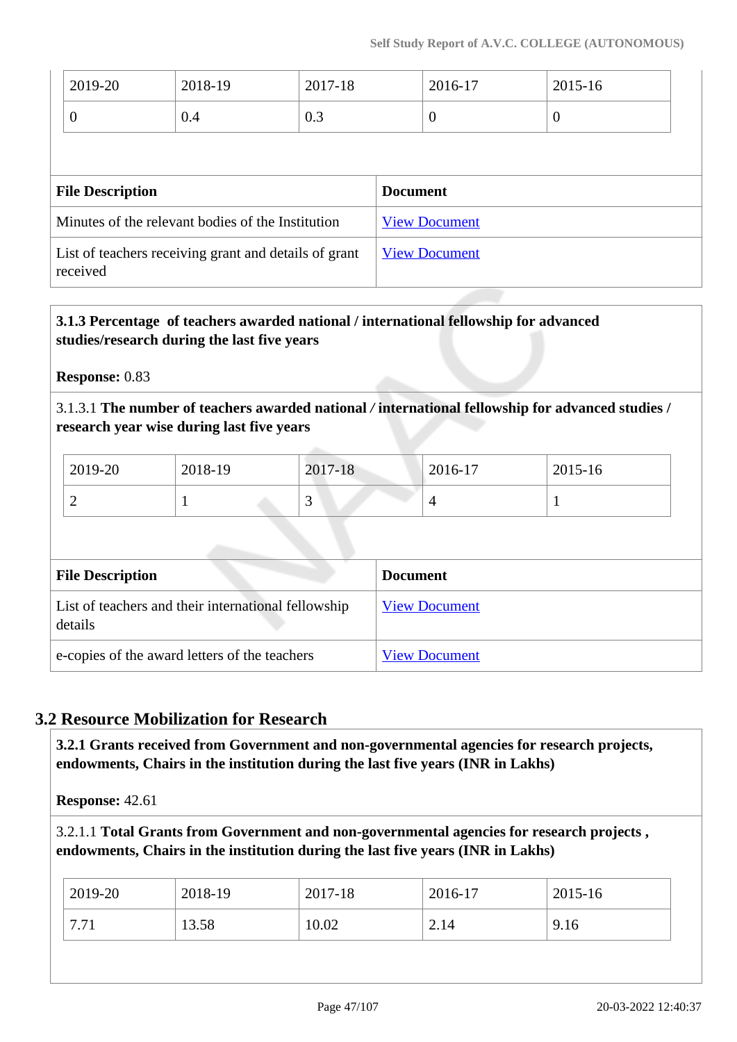| 2019-20 | 2018-19 | 2017-18 | 2016-17 | 2015-16 |
|---|---|---|---|---|
| 0 | 0.4 | 0.3 | 0 | 0 |

| File Description | Document |
|---|---|
| Minutes of the relevant bodies of the Institution | View Document |
| List of teachers receiving grant and details of grant received | View Document |

**3.1.3 Percentage of teachers awarded national / international fellowship for advanced studies/research during the last five years**

**Response:** 0.83

3.1.3.1 **The number of teachers awarded national / international fellowship for advanced studies / research year wise during last five years**

| 2019-20 | 2018-19 | 2017-18 | 2016-17 | 2015-16 |
|---|---|---|---|---|
| 2 | 1 | 3 | 4 | 1 |

| File Description | Document |
|---|---|
| List of teachers and their international fellowship details | View Document |
| e-copies of the award letters of the teachers | View Document |

## 3.2 Resource Mobilization for Research

**3.2.1 Grants received from Government and non-governmental agencies for research projects, endowments, Chairs in the institution during the last five years (INR in Lakhs)**

**Response:** 42.61

3.2.1.1 **Total Grants from Government and non-governmental agencies for research projects , endowments, Chairs in the institution during the last five years (INR in Lakhs)**

| 2019-20 | 2018-19 | 2017-18 | 2016-17 | 2015-16 |
|---|---|---|---|---|
| 7.71 | 13.58 | 10.02 | 2.14 | 9.16 |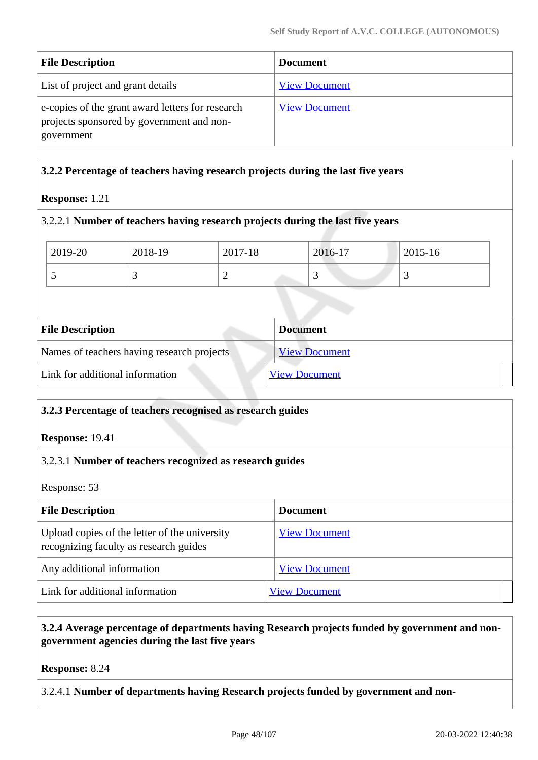| File Description | Document |
| --- | --- |
| List of project and grant details | View Document |
| e-copies of the grant award letters for research projects sponsored by government and non-government | View Document |

**3.2.2 Percentage of teachers having research projects during the last five years**

**Response:** 1.21

3.2.2.1 **Number of teachers having research projects during the last five years**

| 2019-20 | 2018-19 | 2017-18 | 2016-17 | 2015-16 |
| --- | --- | --- | --- | --- |
| 5 | 3 | 2 | 3 | 3 |

| File Description | Document |
| --- | --- |
| Names of teachers having research projects | View Document |
| Link for additional information | View Document |

**3.2.3 Percentage of teachers recognised as research guides**

**Response:** 19.41

3.2.3.1 **Number of teachers recognized as research guides**

Response: 53

| File Description | Document |
| --- | --- |
| Upload copies of the letter of the university recognizing faculty as research guides | View Document |
| Any additional information | View Document |
| Link for additional information | View Document |

**3.2.4 Average percentage of departments having Research projects funded by government and non-government agencies during the last five years**

**Response:** 8.24

3.2.4.1 **Number of departments having Research projects funded by government and non-**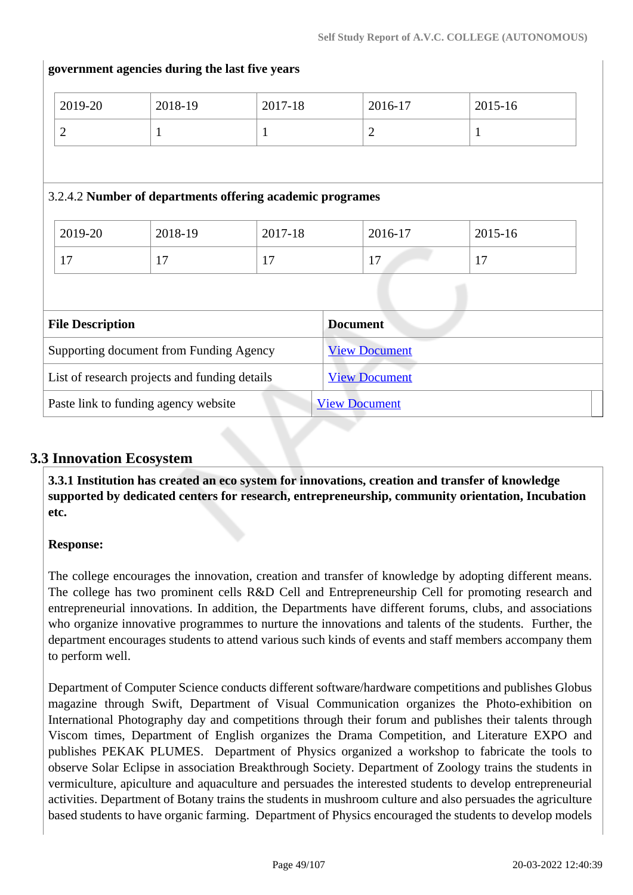**government agencies during the last five years**

| 2019-20 | 2018-19 | 2017-18 | 2016-17 | 2015-16 |
|---|---|---|---|---|
| 2 | 1 | 1 | 2 | 1 |

3.2.4.2 **Number of departments offering academic programes**

| 2019-20 | 2018-19 | 2017-18 | 2016-17 | 2015-16 |
|---|---|---|---|---|
| 17 | 17 | 17 | 17 | 17 |

| File Description | Document |
|---|---|
| Supporting document from Funding Agency | View Document |
| List of research projects and funding details | View Document |
| Paste link to funding agency website | View Document |

## 3.3 Innovation Ecosystem

**3.3.1 Institution has created an eco system for innovations, creation and transfer of knowledge supported by dedicated centers for research, entrepreneurship, community orientation, Incubation etc.**

**Response:**

The college encourages the innovation, creation and transfer of knowledge by adopting different means. The college has two prominent cells R&D Cell and Entrepreneurship Cell for promoting research and entrepreneurial innovations. In addition, the Departments have different forums, clubs, and associations who organize innovative programmes to nurture the innovations and talents of the students. Further, the department encourages students to attend various such kinds of events and staff members accompany them to perform well.

Department of Computer Science conducts different software/hardware competitions and publishes Globus magazine through Swift, Department of Visual Communication organizes the Photo-exhibition on International Photography day and competitions through their forum and publishes their talents through Viscom times, Department of English organizes the Drama Competition, and Literature EXPO and publishes PEKAK PLUMES. Department of Physics organized a workshop to fabricate the tools to observe Solar Eclipse in association Breakthrough Society. Department of Zoology trains the students in vermiculture, apiculture and aquaculture and persuades the interested students to develop entrepreneurial activities. Department of Botany trains the students in mushroom culture and also persuades the agriculture based students to have organic farming. Department of Physics encouraged the students to develop models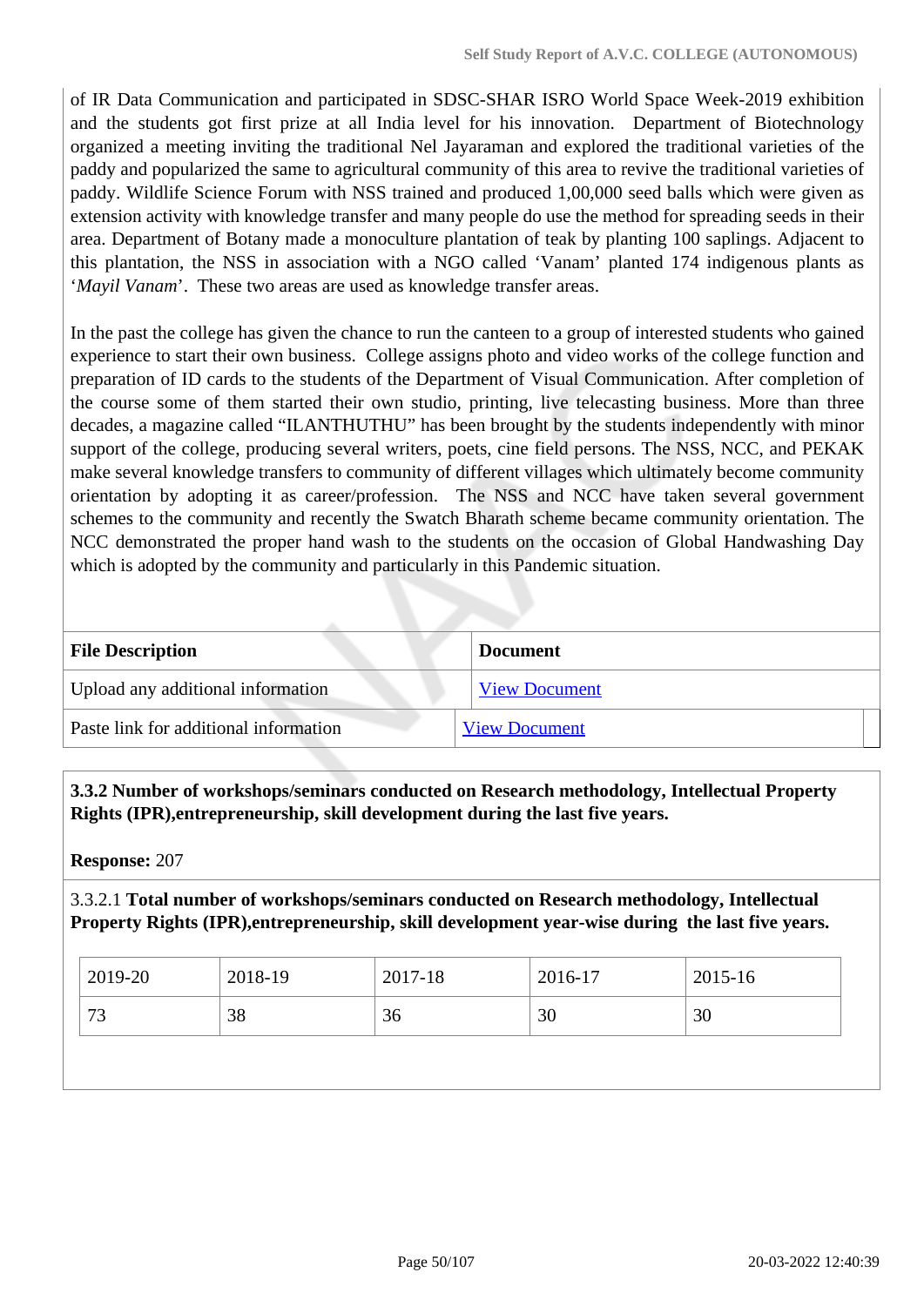of IR Data Communication and participated in SDSC-SHAR ISRO World Space Week-2019 exhibition and the students got first prize at all India level for his innovation. Department of Biotechnology organized a meeting inviting the traditional Nel Jayaraman and explored the traditional varieties of the paddy and popularized the same to agricultural community of this area to revive the traditional varieties of paddy. Wildlife Science Forum with NSS trained and produced 1,00,000 seed balls which were given as extension activity with knowledge transfer and many people do use the method for spreading seeds in their area. Department of Botany made a monoculture plantation of teak by planting 100 saplings. Adjacent to this plantation, the NSS in association with a NGO called 'Vanam' planted 174 indigenous plants as '*Mayil Vanam*'. These two areas are used as knowledge transfer areas.

In the past the college has given the chance to run the canteen to a group of interested students who gained experience to start their own business. College assigns photo and video works of the college function and preparation of ID cards to the students of the Department of Visual Communication. After completion of the course some of them started their own studio, printing, live telecasting business. More than three decades, a magazine called "ILANTHUTHU" has been brought by the students independently with minor support of the college, producing several writers, poets, cine field persons. The NSS, NCC, and PEKAK make several knowledge transfers to community of different villages which ultimately become community orientation by adopting it as career/profession. The NSS and NCC have taken several government schemes to the community and recently the Swatch Bharath scheme became community orientation. The NCC demonstrated the proper hand wash to the students on the occasion of Global Handwashing Day which is adopted by the community and particularly in this Pandemic situation.

| File Description | Document |
|---|---|
| Upload any additional information | View Document |
| Paste link for additional information | View Document |

**3.3.2 Number of workshops/seminars conducted on Research methodology, Intellectual Property Rights (IPR),entrepreneurship, skill development during the last five years.**

**Response:** 207

3.3.2.1 **Total number of workshops/seminars conducted on Research methodology, Intellectual Property Rights (IPR),entrepreneurship, skill development year-wise during the last five years.**

| 2019-20 | 2018-19 | 2017-18 | 2016-17 | 2015-16 |
|---|---|---|---|---|
| 73 | 38 | 36 | 30 | 30 |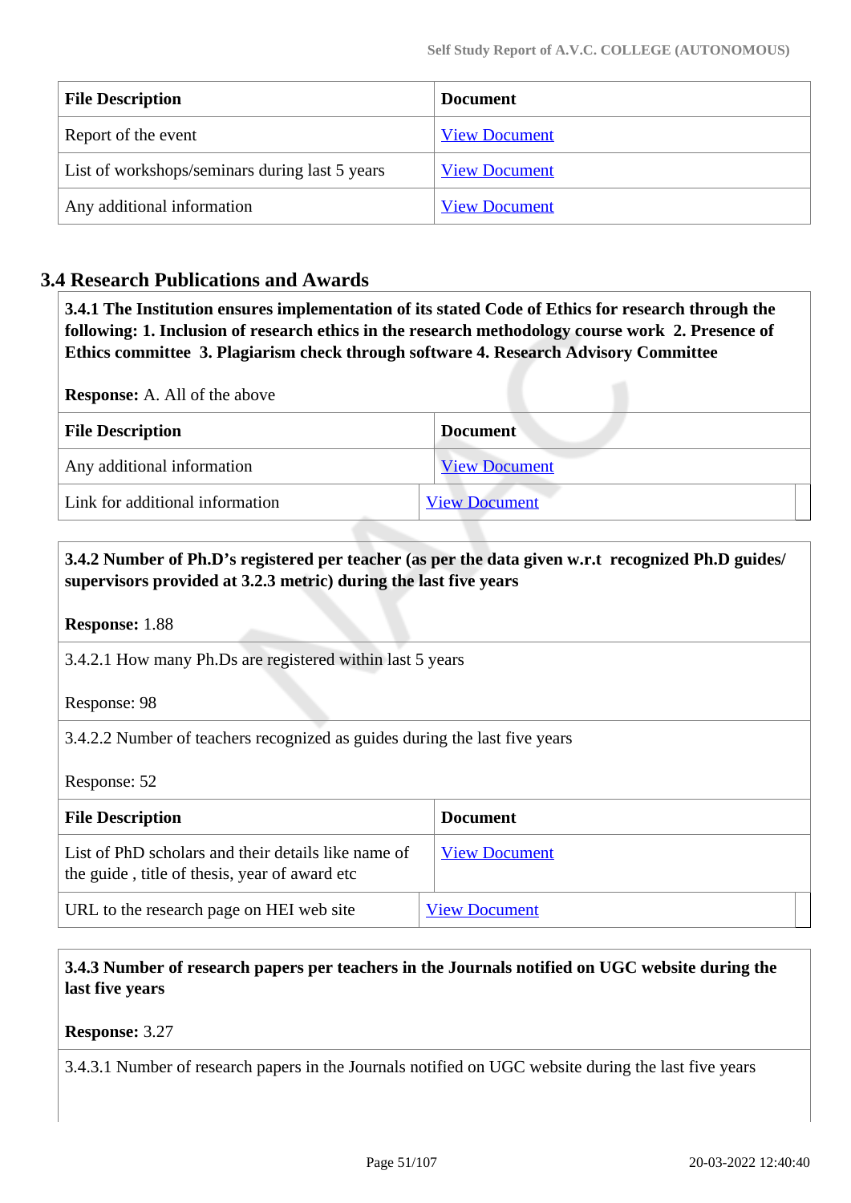| File Description | Document |
| --- | --- |
| Report of the event | View Document |
| List of workshops/seminars during last 5 years | View Document |
| Any additional information | View Document |

## 3.4 Research Publications and Awards

**3.4.1 The Institution ensures implementation of its stated Code of Ethics for research through the following: 1. Inclusion of research ethics in the research methodology course work 2. Presence of Ethics committee 3. Plagiarism check through software 4. Research Advisory Committee**

**Response:** A. All of the above

| File Description | Document |
| --- | --- |
| Any additional information | View Document |
| Link for additional information | View Document |

**3.4.2 Number of Ph.D's registered per teacher (as per the data given w.r.t recognized Ph.D guides/ supervisors provided at 3.2.3 metric) during the last five years**

**Response:** 1.88

3.4.2.1 How many Ph.Ds are registered within last 5 years

Response: 98

3.4.2.2 Number of teachers recognized as guides during the last five years

Response: 52

| File Description | Document |
| --- | --- |
| List of PhD scholars and their details like name of the guide , title of thesis, year of award etc | View Document |
| URL to the research page on HEI web site | View Document |

**3.4.3 Number of research papers per teachers in the Journals notified on UGC website during the last five years**

**Response:** 3.27

3.4.3.1 Number of research papers in the Journals notified on UGC website during the last five years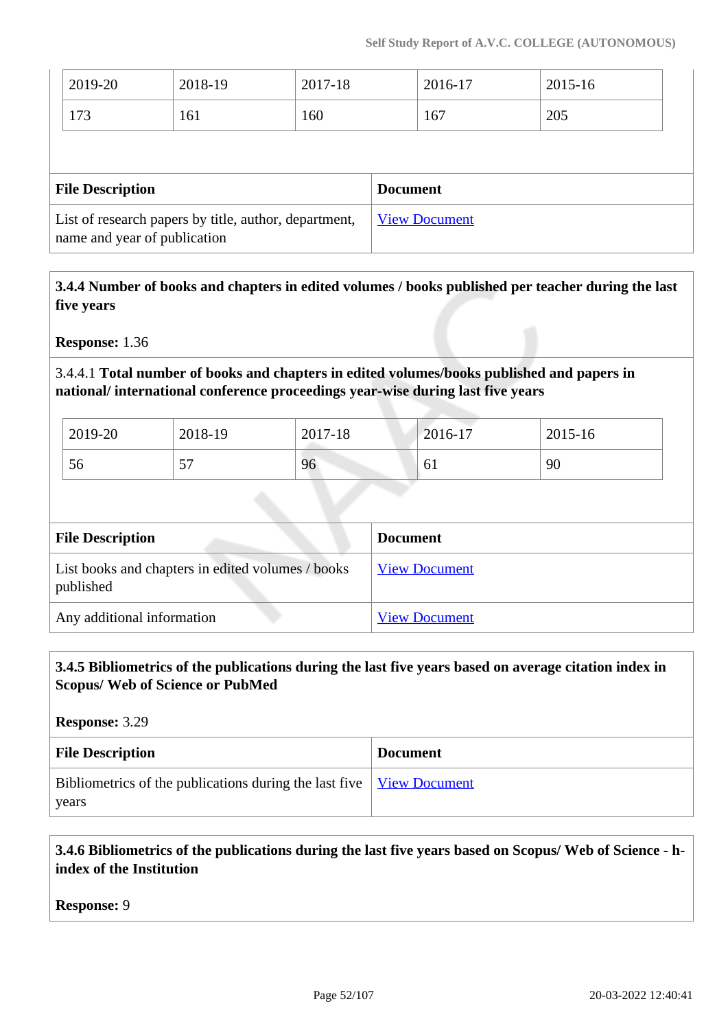| 2019-20 | 2018-19 | 2017-18 | 2016-17 | 2015-16 |
|---|---|---|---|---|
| 173 | 161 | 160 | 167 | 205 |

| File Description | Document |
|---|---|
| List of research papers by title, author, department, name and year of publication | View Document |

**3.4.4 Number of books and chapters in edited volumes / books published per teacher during the last five years**

**Response:** 1.36

3.4.4.1 **Total number of books and chapters in edited volumes/books published and papers in national/ international conference proceedings year-wise during last five years**

| 2019-20 | 2018-19 | 2017-18 | 2016-17 | 2015-16 |
|---|---|---|---|---|
| 56 | 57 | 96 | 61 | 90 |

| File Description | Document |
|---|---|
| List books and chapters in edited volumes / books published | View Document |
| Any additional information | View Document |

**3.4.5 Bibliometrics of the publications during the last five years based on average citation index in Scopus/ Web of Science or PubMed**

**Response:** 3.29

| File Description | Document |
|---|---|
| Bibliometrics of the publications during the last five years | View Document |

**3.4.6 Bibliometrics of the publications during the last five years based on Scopus/ Web of Science - h-index of the Institution**

**Response:** 9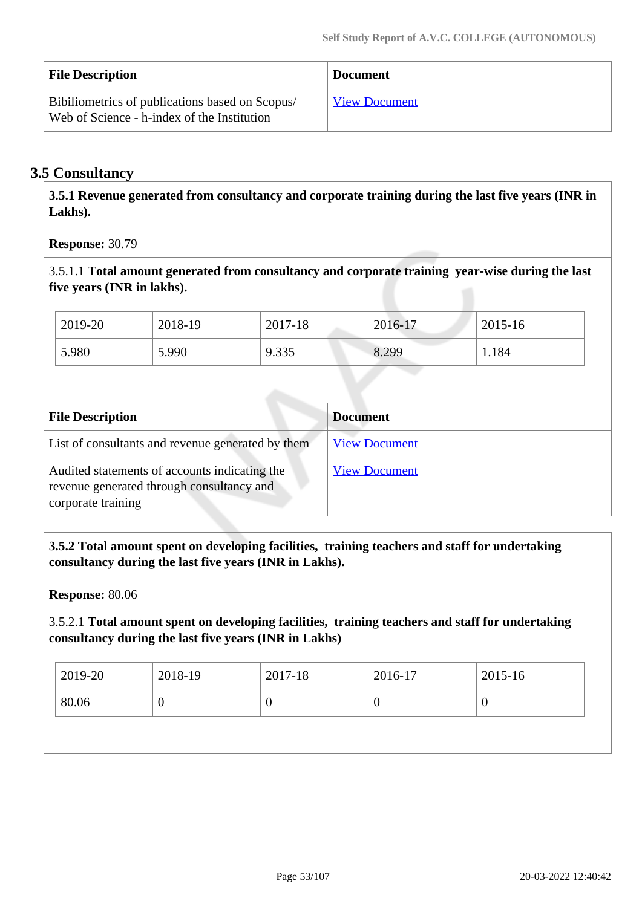| File Description | Document |
|---|---|
| Bibiliometrics of publications based on Scopus/ Web of Science - h-index of the Institution | View Document |

## 3.5 Consultancy

**3.5.1 Revenue generated from consultancy and corporate training during the last five years (INR in Lakhs).**

**Response:** 30.79

3.5.1.1 **Total amount generated from consultancy and corporate training year-wise during the last five years (INR in lakhs).**

| 2019-20 | 2018-19 | 2017-18 | 2016-17 | 2015-16 |
|---|---|---|---|---|
| 5.980 | 5.990 | 9.335 | 8.299 | 1.184 |

| File Description | Document |
|---|---|
| List of consultants and revenue generated by them | View Document |
| Audited statements of accounts indicating the revenue generated through consultancy and corporate training | View Document |

**3.5.2 Total amount spent on developing facilities, training teachers and staff for undertaking consultancy during the last five years (INR in Lakhs).**

**Response:** 80.06

3.5.2.1 **Total amount spent on developing facilities, training teachers and staff for undertaking consultancy during the last five years (INR in Lakhs)**

| 2019-20 | 2018-19 | 2017-18 | 2016-17 | 2015-16 |
|---|---|---|---|---|
| 80.06 | 0 | 0 | 0 | 0 |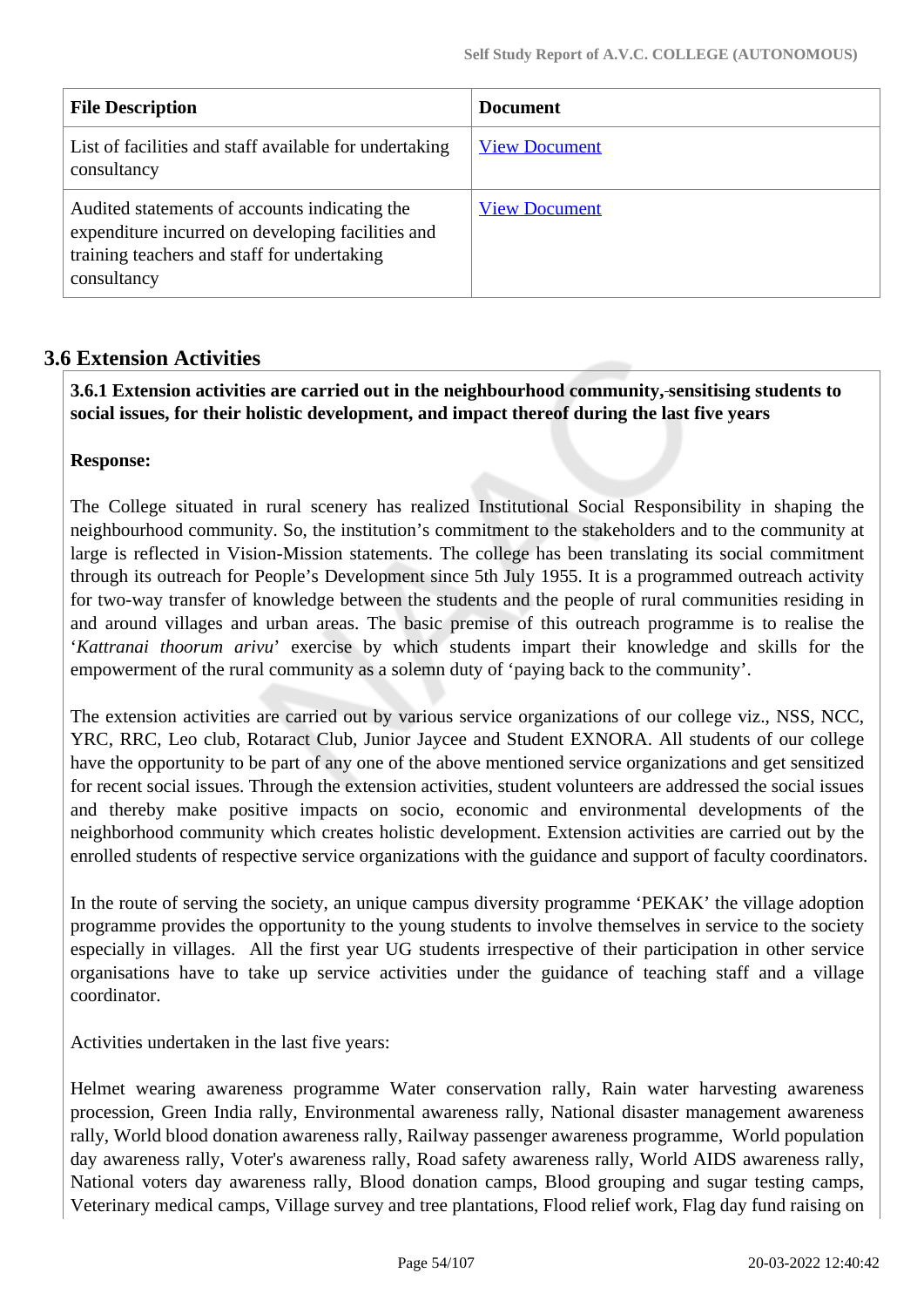| File Description | Document |
| --- | --- |
| List of facilities and staff available for undertaking consultancy | View Document |
| Audited statements of accounts indicating the expenditure incurred on developing facilities and training teachers and staff for undertaking consultancy | View Document |

## 3.6 Extension Activities

**3.6.1 Extension activities are carried out in the neighbourhood community, sensitising students to social issues, for their holistic development, and impact thereof during the last five years**

**Response:**

The College situated in rural scenery has realized Institutional Social Responsibility in shaping the neighbourhood community. So, the institution's commitment to the stakeholders and to the community at large is reflected in Vision-Mission statements. The college has been translating its social commitment through its outreach for People's Development since 5th July 1955. It is a programmed outreach activity for two-way transfer of knowledge between the students and the people of rural communities residing in and around villages and urban areas. The basic premise of this outreach programme is to realise the '*Kattranai thoorum arivu*' exercise by which students impart their knowledge and skills for the empowerment of the rural community as a solemn duty of 'paying back to the community'.

The extension activities are carried out by various service organizations of our college viz., NSS, NCC, YRC, RRC, Leo club, Rotaract Club, Junior Jaycee and Student EXNORA. All students of our college have the opportunity to be part of any one of the above mentioned service organizations and get sensitized for recent social issues. Through the extension activities, student volunteers are addressed the social issues and thereby make positive impacts on socio, economic and environmental developments of the neighborhood community which creates holistic development. Extension activities are carried out by the enrolled students of respective service organizations with the guidance and support of faculty coordinators.

In the route of serving the society, an unique campus diversity programme 'PEKAK' the village adoption programme provides the opportunity to the young students to involve themselves in service to the society especially in villages. All the first year UG students irrespective of their participation in other service organisations have to take up service activities under the guidance of teaching staff and a village coordinator.

Activities undertaken in the last five years:

Helmet wearing awareness programme Water conservation rally, Rain water harvesting awareness procession, Green India rally, Environmental awareness rally, National disaster management awareness rally, World blood donation awareness rally, Railway passenger awareness programme, World population day awareness rally, Voter's awareness rally, Road safety awareness rally, World AIDS awareness rally, National voters day awareness rally, Blood donation camps, Blood grouping and sugar testing camps, Veterinary medical camps, Village survey and tree plantations, Flood relief work, Flag day fund raising on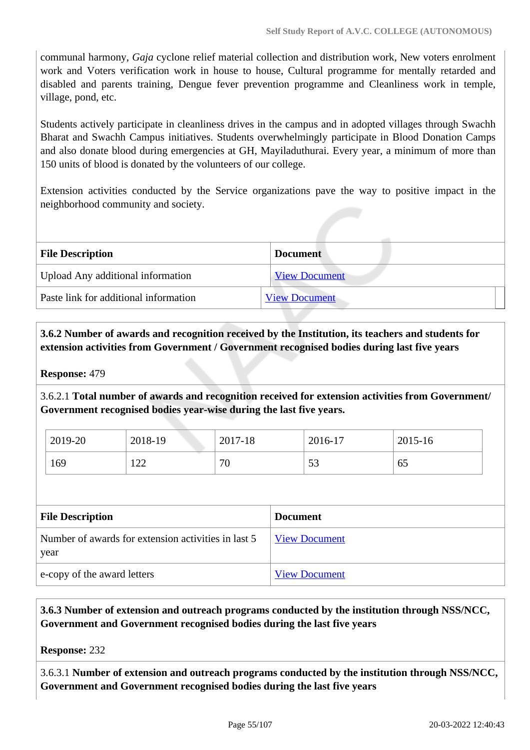communal harmony, *Gaja* cyclone relief material collection and distribution work, New voters enrolment work and Voters verification work in house to house, Cultural programme for mentally retarded and disabled and parents training, Dengue fever prevention programme and Cleanliness work in temple, village, pond, etc.

Students actively participate in cleanliness drives in the campus and in adopted villages through Swachh Bharat and Swachh Campus initiatives. Students overwhelmingly participate in Blood Donation Camps and also donate blood during emergencies at GH, Mayiladuthurai. Every year, a minimum of more than 150 units of blood is donated by the volunteers of our college.

Extension activities conducted by the Service organizations pave the way to positive impact in the neighborhood community and society.

| File Description | Document |
|---|---|
| Upload Any additional information | View Document |
| Paste link for additional information | View Document |

**3.6.2 Number of awards and recognition received by the Institution, its teachers and students for extension activities from Government / Government recognised bodies during last five years**

**Response:** 479

3.6.2.1 **Total number of awards and recognition received for extension activities from Government/ Government recognised bodies year-wise during the last five years.**

| 2019-20 | 2018-19 | 2017-18 | 2016-17 | 2015-16 |
|---|---|---|---|---|
| 169 | 122 | 70 | 53 | 65 |

| File Description | Document |
|---|---|
| Number of awards for extension activities in last 5 year | View Document |
| e-copy of the award letters | View Document |

**3.6.3 Number of extension and outreach programs conducted by the institution through NSS/NCC, Government and Government recognised bodies during the last five years**

**Response:** 232

3.6.3.1 **Number of extension and outreach programs conducted by the institution through NSS/NCC, Government and Government recognised bodies during the last five years**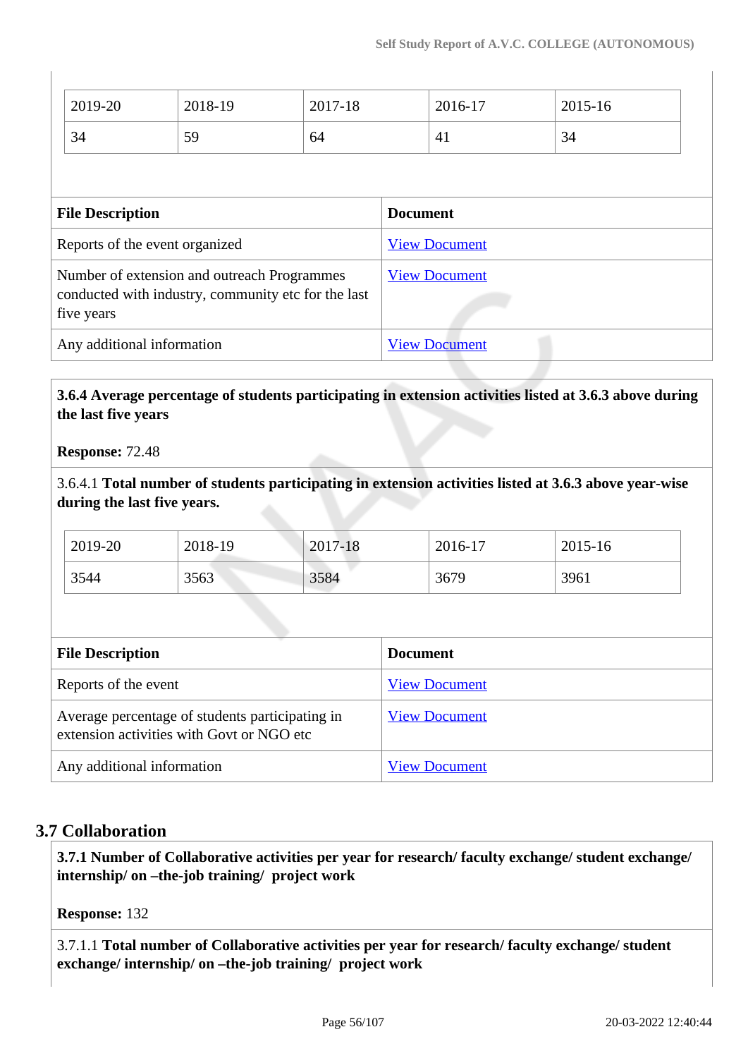| 2019-20 | 2018-19 | 2017-18 | 2016-17 | 2015-16 |
|---|---|---|---|---|
| 34 | 59 | 64 | 41 | 34 |

| File Description | Document |
|---|---|
| Reports of the event organized | View Document |
| Number of extension and outreach Programmes conducted with industry, community etc for the last five years | View Document |
| Any additional information | View Document |

**3.6.4 Average percentage of students participating in extension activities listed at 3.6.3 above during the last five years**

**Response:** 72.48

3.6.4.1 **Total number of students participating in extension activities listed at 3.6.3 above year-wise during the last five years.**

| 2019-20 | 2018-19 | 2017-18 | 2016-17 | 2015-16 |
|---|---|---|---|---|
| 3544 | 3563 | 3584 | 3679 | 3961 |

| File Description | Document |
|---|---|
| Reports of the event | View Document |
| Average percentage of students participating in extension activities with Govt or NGO etc | View Document |
| Any additional information | View Document |

## 3.7 Collaboration

**3.7.1 Number of Collaborative activities per year for research/ faculty exchange/ student exchange/ internship/ on –the-job training/ project work**

**Response:** 132

3.7.1.1 **Total number of Collaborative activities per year for research/ faculty exchange/ student exchange/ internship/ on –the-job training/ project work**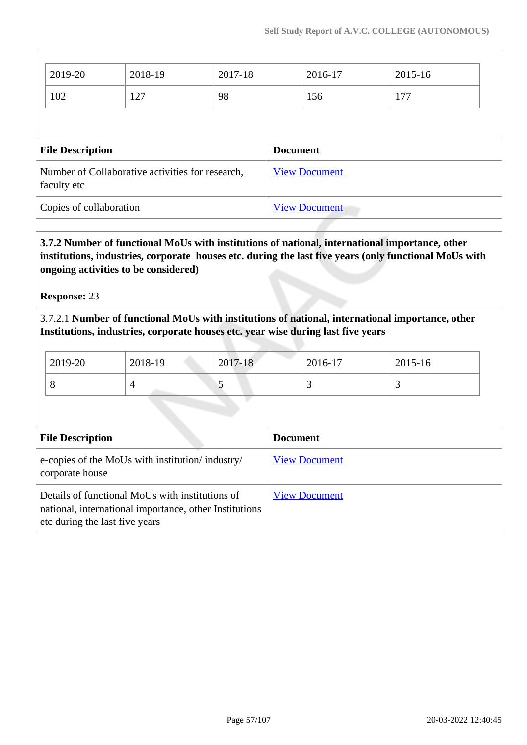| 2019-20 | 2018-19 | 2017-18 | 2016-17 | 2015-16 |
|---|---|---|---|---|
| 102 | 127 | 98 | 156 | 177 |

| File Description | Document |
|---|---|
| Number of Collaborative activities for research, faculty etc | View Document |
| Copies of collaboration | View Document |

**3.7.2 Number of functional MoUs with institutions of national, international importance, other institutions, industries, corporate houses etc. during the last five years (only functional MoUs with ongoing activities to be considered)**

**Response:** 23

3.7.2.1 **Number of functional MoUs with institutions of national, international importance, other Institutions, industries, corporate houses etc. year wise during last five years**

| 2019-20 | 2018-19 | 2017-18 | 2016-17 | 2015-16 |
|---|---|---|---|---|
| 8 | 4 | 5 | 3 | 3 |

| File Description | Document |
|---|---|
| e-copies of the MoUs with institution/ industry/ corporate house | View Document |
| Details of functional MoUs with institutions of national, international importance, other Institutions etc during the last five years | View Document |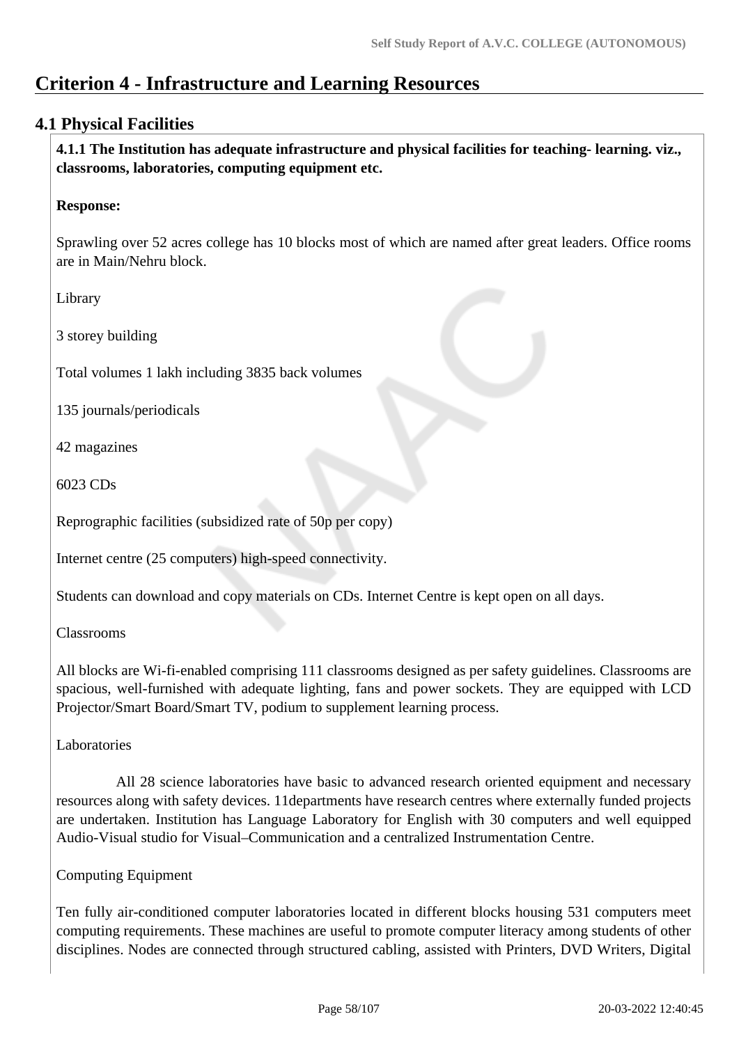# Criterion 4 - Infrastructure and Learning Resources

## 4.1 Physical Facilities

**4.1.1 The Institution has adequate infrastructure and physical facilities for teaching- learning. viz., classrooms, laboratories, computing equipment etc.**

**Response:**

Sprawling over 52 acres college has 10 blocks most of which are named after great leaders. Office rooms are in Main/Nehru block.

Library

3 storey building

Total volumes 1 lakh including 3835 back volumes

135 journals/periodicals

42 magazines

6023 CDs

Reprographic facilities (subsidized rate of 50p per copy)

Internet centre (25 computers) high-speed connectivity.

Students can download and copy materials on CDs. Internet Centre is kept open on all days.

Classrooms

All blocks are Wi-fi-enabled comprising 111 classrooms designed as per safety guidelines. Classrooms are spacious, well-furnished with adequate lighting, fans and power sockets. They are equipped with LCD Projector/Smart Board/Smart TV, podium to supplement learning process.

Laboratories

All 28 science laboratories have basic to advanced research oriented equipment and necessary resources along with safety devices. 11departments have research centres where externally funded projects are undertaken. Institution has Language Laboratory for English with 30 computers and well equipped Audio-Visual studio for Visual–Communication and a centralized Instrumentation Centre.

Computing Equipment

Ten fully air-conditioned computer laboratories located in different blocks housing 531 computers meet computing requirements. These machines are useful to promote computer literacy among students of other disciplines. Nodes are connected through structured cabling, assisted with Printers, DVD Writers, Digital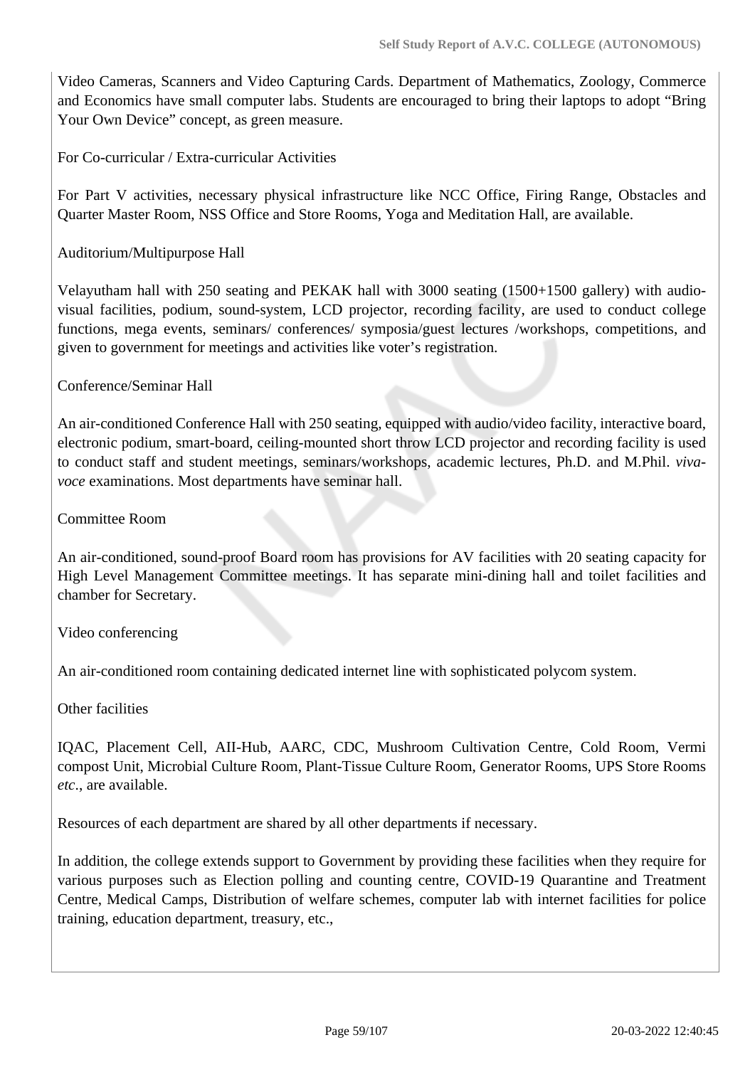Video Cameras, Scanners and Video Capturing Cards. Department of Mathematics, Zoology, Commerce and Economics have small computer labs. Students are encouraged to bring their laptops to adopt "Bring Your Own Device" concept, as green measure.

For Co-curricular / Extra-curricular Activities

For Part V activities, necessary physical infrastructure like NCC Office, Firing Range, Obstacles and Quarter Master Room, NSS Office and Store Rooms, Yoga and Meditation Hall, are available.

Auditorium/Multipurpose Hall

Velayutham hall with 250 seating and PEKAK hall with 3000 seating (1500+1500 gallery) with audio-visual facilities, podium, sound-system, LCD projector, recording facility, are used to conduct college functions, mega events, seminars/ conferences/ symposia/guest lectures /workshops, competitions, and given to government for meetings and activities like voter's registration.

Conference/Seminar Hall

An air-conditioned Conference Hall with 250 seating, equipped with audio/video facility, interactive board, electronic podium, smart-board, ceiling-mounted short throw LCD projector and recording facility is used to conduct staff and student meetings, seminars/workshops, academic lectures, Ph.D. and M.Phil. *viva-voce* examinations. Most departments have seminar hall.

Committee Room

An air-conditioned, sound-proof Board room has provisions for AV facilities with 20 seating capacity for High Level Management Committee meetings. It has separate mini-dining hall and toilet facilities and chamber for Secretary.

Video conferencing

An air-conditioned room containing dedicated internet line with sophisticated polycom system.

Other facilities

IQAC, Placement Cell, AII-Hub, AARC, CDC, Mushroom Cultivation Centre, Cold Room, Vermi compost Unit, Microbial Culture Room, Plant-Tissue Culture Room, Generator Rooms, UPS Store Rooms *etc*., are available.

Resources of each department are shared by all other departments if necessary.

In addition, the college extends support to Government by providing these facilities when they require for various purposes such as Election polling and counting centre, COVID-19 Quarantine and Treatment Centre, Medical Camps, Distribution of welfare schemes, computer lab with internet facilities for police training, education department, treasury, etc.,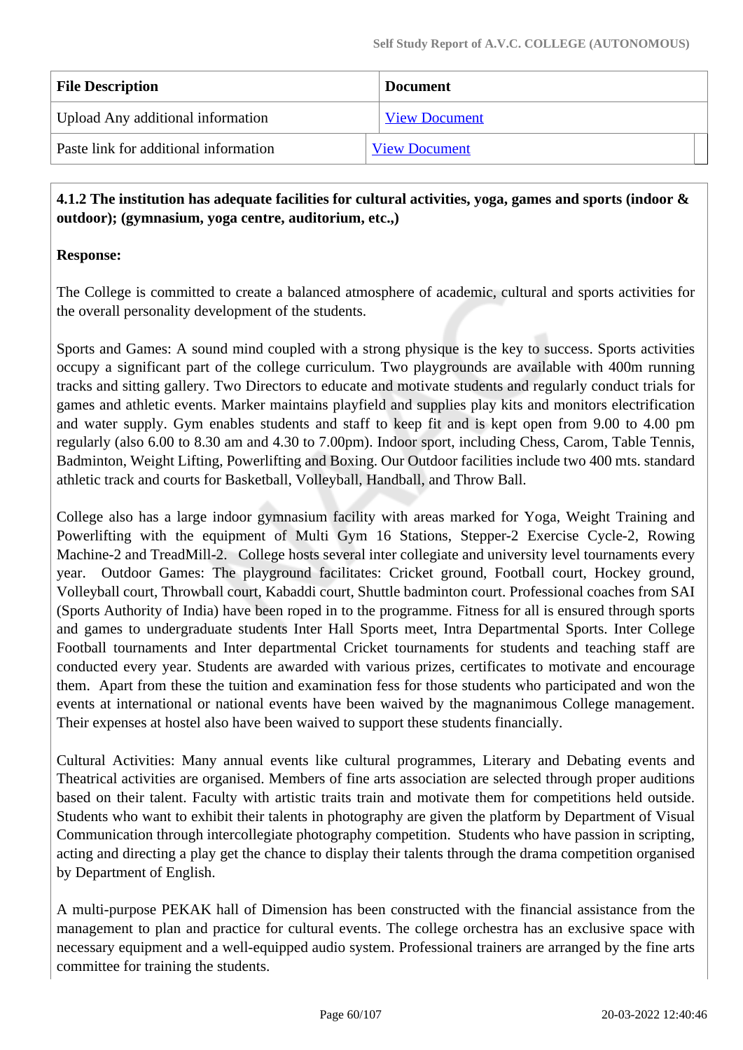| File Description | Document |
| --- | --- |
| Upload Any additional information | View Document |
| Paste link for additional information | View Document |

**4.1.2 The institution has adequate facilities for cultural activities, yoga, games and sports (indoor & outdoor); (gymnasium, yoga centre, auditorium, etc.,)**

**Response:**

The College is committed to create a balanced atmosphere of academic, cultural and sports activities for the overall personality development of the students.

Sports and Games: A sound mind coupled with a strong physique is the key to success. Sports activities occupy a significant part of the college curriculum. Two playgrounds are available with 400m running tracks and sitting gallery. Two Directors to educate and motivate students and regularly conduct trials for games and athletic events. Marker maintains playfield and supplies play kits and monitors electrification and water supply. Gym enables students and staff to keep fit and is kept open from 9.00 to 4.00 pm regularly (also 6.00 to 8.30 am and 4.30 to 7.00pm). Indoor sport, including Chess, Carom, Table Tennis, Badminton, Weight Lifting, Powerlifting and Boxing. Our Outdoor facilities include two 400 mts. standard athletic track and courts for Basketball, Volleyball, Handball, and Throw Ball.

College also has a large indoor gymnasium facility with areas marked for Yoga, Weight Training and Powerlifting with the equipment of Multi Gym 16 Stations, Stepper-2 Exercise Cycle-2, Rowing Machine-2 and TreadMill-2. College hosts several inter collegiate and university level tournaments every year. Outdoor Games: The playground facilitates: Cricket ground, Football court, Hockey ground, Volleyball court, Throwball court, Kabaddi court, Shuttle badminton court. Professional coaches from SAI (Sports Authority of India) have been roped in to the programme. Fitness for all is ensured through sports and games to undergraduate students Inter Hall Sports meet, Intra Departmental Sports. Inter College Football tournaments and Inter departmental Cricket tournaments for students and teaching staff are conducted every year. Students are awarded with various prizes, certificates to motivate and encourage them. Apart from these the tuition and examination fess for those students who participated and won the events at international or national events have been waived by the magnanimous College management. Their expenses at hostel also have been waived to support these students financially.

Cultural Activities: Many annual events like cultural programmes, Literary and Debating events and Theatrical activities are organised. Members of fine arts association are selected through proper auditions based on their talent. Faculty with artistic traits train and motivate them for competitions held outside. Students who want to exhibit their talents in photography are given the platform by Department of Visual Communication through intercollegiate photography competition. Students who have passion in scripting, acting and directing a play get the chance to display their talents through the drama competition organised by Department of English.

A multi-purpose PEKAK hall of Dimension has been constructed with the financial assistance from the management to plan and practice for cultural events. The college orchestra has an exclusive space with necessary equipment and a well-equipped audio system. Professional trainers are arranged by the fine arts committee for training the students.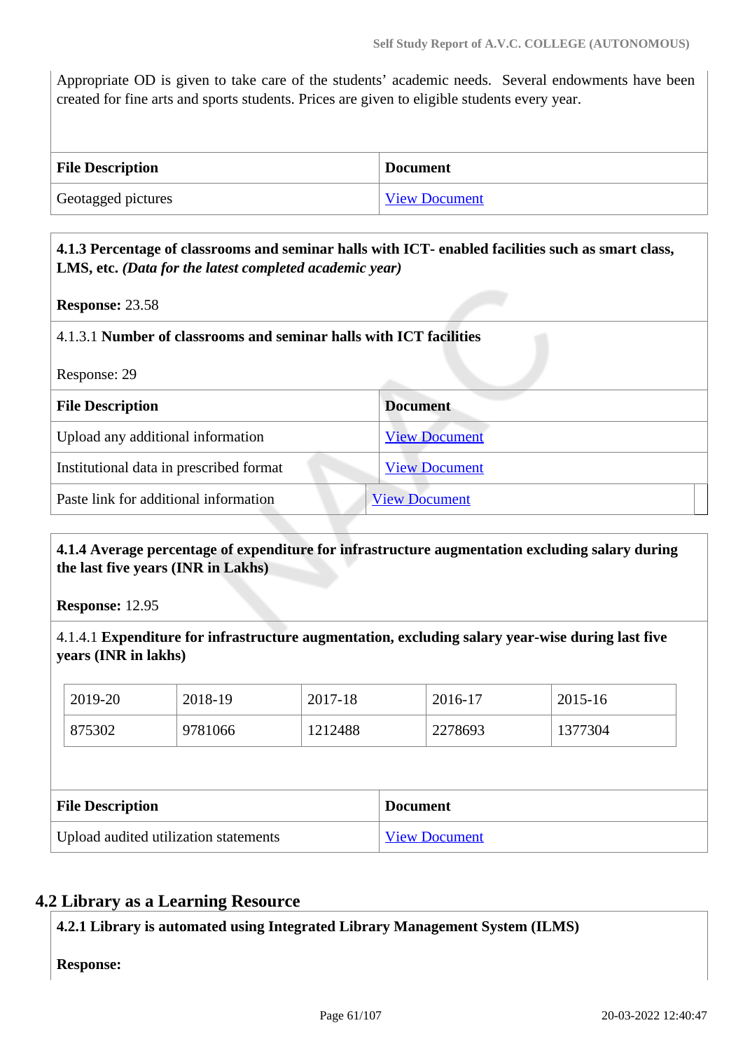Appropriate OD is given to take care of the students' academic needs. Several endowments have been created for fine arts and sports students. Prices are given to eligible students every year.

| File Description | Document |
|---|---|
| Geotagged pictures | View Document |

**4.1.3 Percentage of classrooms and seminar halls with ICT- enabled facilities such as smart class, LMS, etc.** ***(Data for the latest completed academic year)***

**Response:** 23.58

4.1.3.1 **Number of classrooms and seminar halls with ICT facilities**

Response: 29

| File Description | Document |
|---|---|
| Upload any additional information | View Document |
| Institutional data in prescribed format | View Document |
| Paste link for additional information | View Document |

**4.1.4 Average percentage of expenditure for infrastructure augmentation excluding salary during the last five years (INR in Lakhs)**

**Response:** 12.95

4.1.4.1 **Expenditure for infrastructure augmentation, excluding salary year-wise during last five years (INR in lakhs)**

| 2019-20 | 2018-19 | 2017-18 | 2016-17 | 2015-16 |
|---|---|---|---|---|
| 875302 | 9781066 | 1212488 | 2278693 | 1377304 |

| File Description | Document |
|---|---|
| Upload audited utilization statements | View Document |

## 4.2 Library as a Learning Resource

**4.2.1 Library is automated using Integrated Library Management System (ILMS)**

**Response:**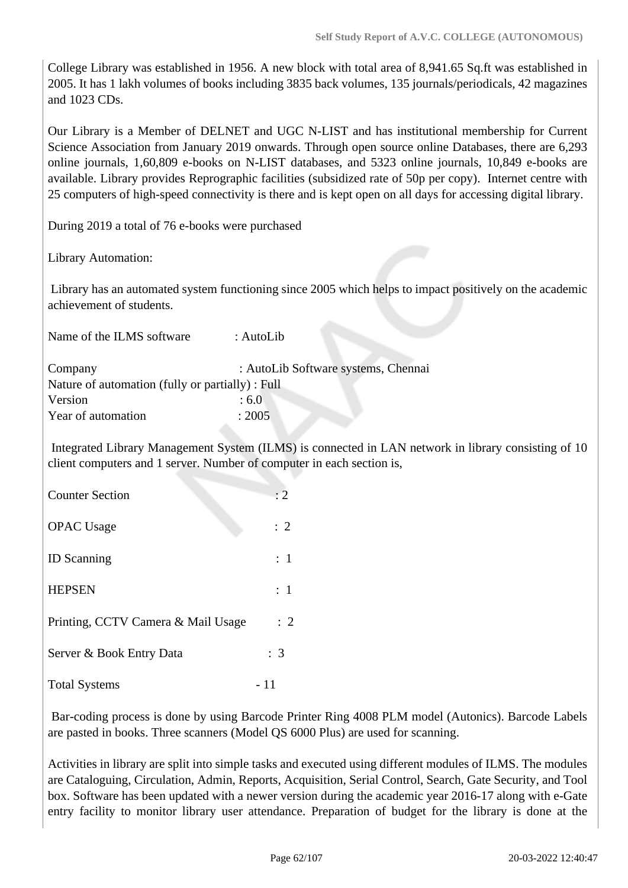College Library was established in 1956. A new block with total area of 8,941.65 Sq.ft was established in 2005. It has 1 lakh volumes of books including 3835 back volumes, 135 journals/periodicals, 42 magazines and 1023 CDs.

Our Library is a Member of DELNET and UGC N-LIST and has institutional membership for Current Science Association from January 2019 onwards. Through open source online Databases, there are 6,293 online journals, 1,60,809 e-books on N-LIST databases, and 5323 online journals, 10,849 e-books are available. Library provides Reprographic facilities (subsidized rate of 50p per copy). Internet centre with 25 computers of high-speed connectivity is there and is kept open on all days for accessing digital library.

During 2019 a total of 76 e-books were purchased

Library Automation:

Library has an automated system functioning since 2005 which helps to impact positively on the academic achievement of students.

Name of the ILMS software : AutoLib

Company : AutoLib Software systems, Chennai
Nature of automation (fully or partially) : Full
Version : 6.0
Year of automation : 2005

Integrated Library Management System (ILMS) is connected in LAN network in library consisting of 10 client computers and 1 server. Number of computer in each section is,

Counter Section : 2

OPAC Usage : 2

ID Scanning : 1

HEPSEN : 1

Printing, CCTV Camera & Mail Usage : 2

Server & Book Entry Data : 3

Total Systems - 11

Bar-coding process is done by using Barcode Printer Ring 4008 PLM model (Autonics). Barcode Labels are pasted in books. Three scanners (Model QS 6000 Plus) are used for scanning.

Activities in library are split into simple tasks and executed using different modules of ILMS. The modules are Cataloguing, Circulation, Admin, Reports, Acquisition, Serial Control, Search, Gate Security, and Tool box. Software has been updated with a newer version during the academic year 2016-17 along with e-Gate entry facility to monitor library user attendance. Preparation of budget for the library is done at the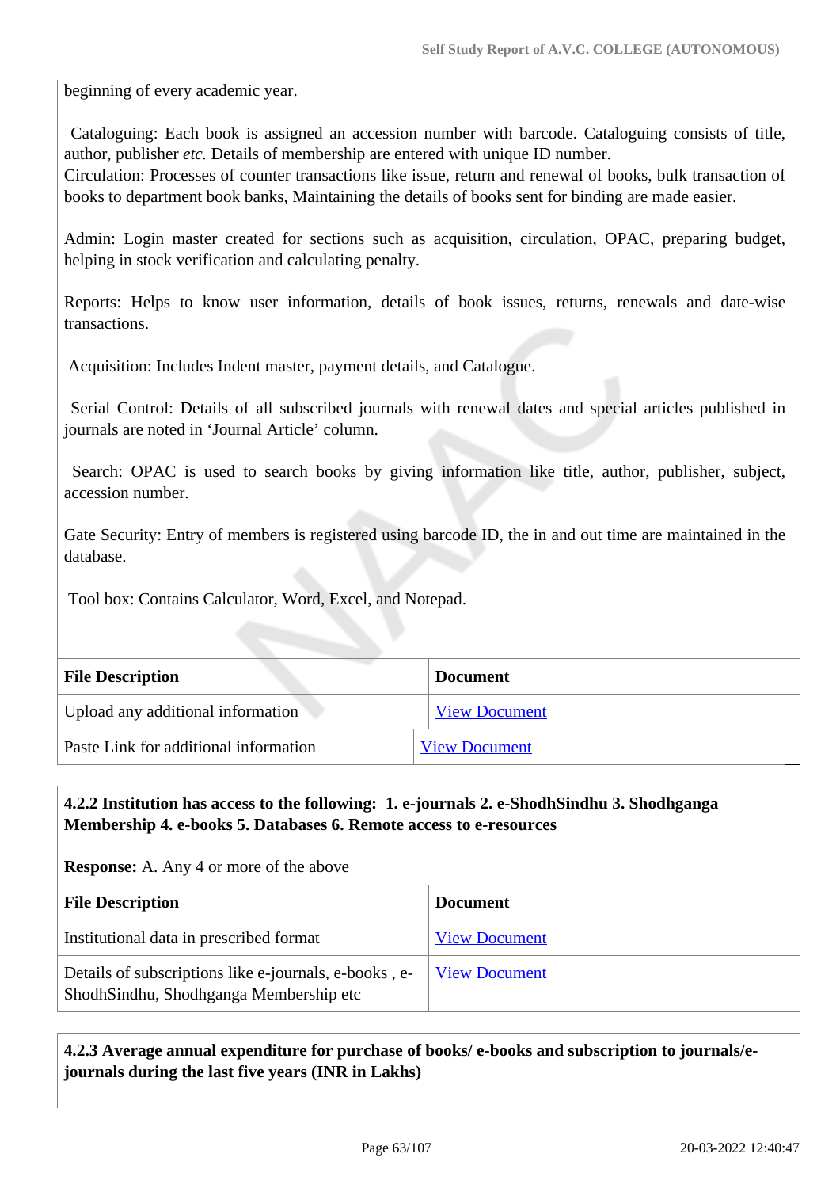beginning of every academic year.

Cataloguing: Each book is assigned an accession number with barcode. Cataloguing consists of title, author, publisher *etc.* Details of membership are entered with unique ID number.
Circulation: Processes of counter transactions like issue, return and renewal of books, bulk transaction of books to department book banks, Maintaining the details of books sent for binding are made easier.

Admin: Login master created for sections such as acquisition, circulation, OPAC, preparing budget, helping in stock verification and calculating penalty.

Reports: Helps to know user information, details of book issues, returns, renewals and date-wise transactions.

Acquisition: Includes Indent master, payment details, and Catalogue.

Serial Control: Details of all subscribed journals with renewal dates and special articles published in journals are noted in 'Journal Article' column.

Search: OPAC is used to search books by giving information like title, author, publisher, subject, accession number.

Gate Security: Entry of members is registered using barcode ID, the in and out time are maintained in the database.

Tool box: Contains Calculator, Word, Excel, and Notepad.

| File Description | Document |
|---|---|
| Upload any additional information | View Document |
| Paste Link for additional information | View Document |

**4.2.2 Institution has access to the following: 1. e-journals 2. e-ShodhSindhu 3. Shodhganga Membership 4. e-books 5. Databases 6. Remote access to e-resources**

**Response:** A. Any 4 or more of the above

| File Description | Document |
|---|---|
| Institutional data in prescribed format | View Document |
| Details of subscriptions like e-journals, e-books , e-ShodhSindhu, Shodhganga Membership etc | View Document |

**4.2.3 Average annual expenditure for purchase of books/ e-books and subscription to journals/e-journals during the last five years (INR in Lakhs)**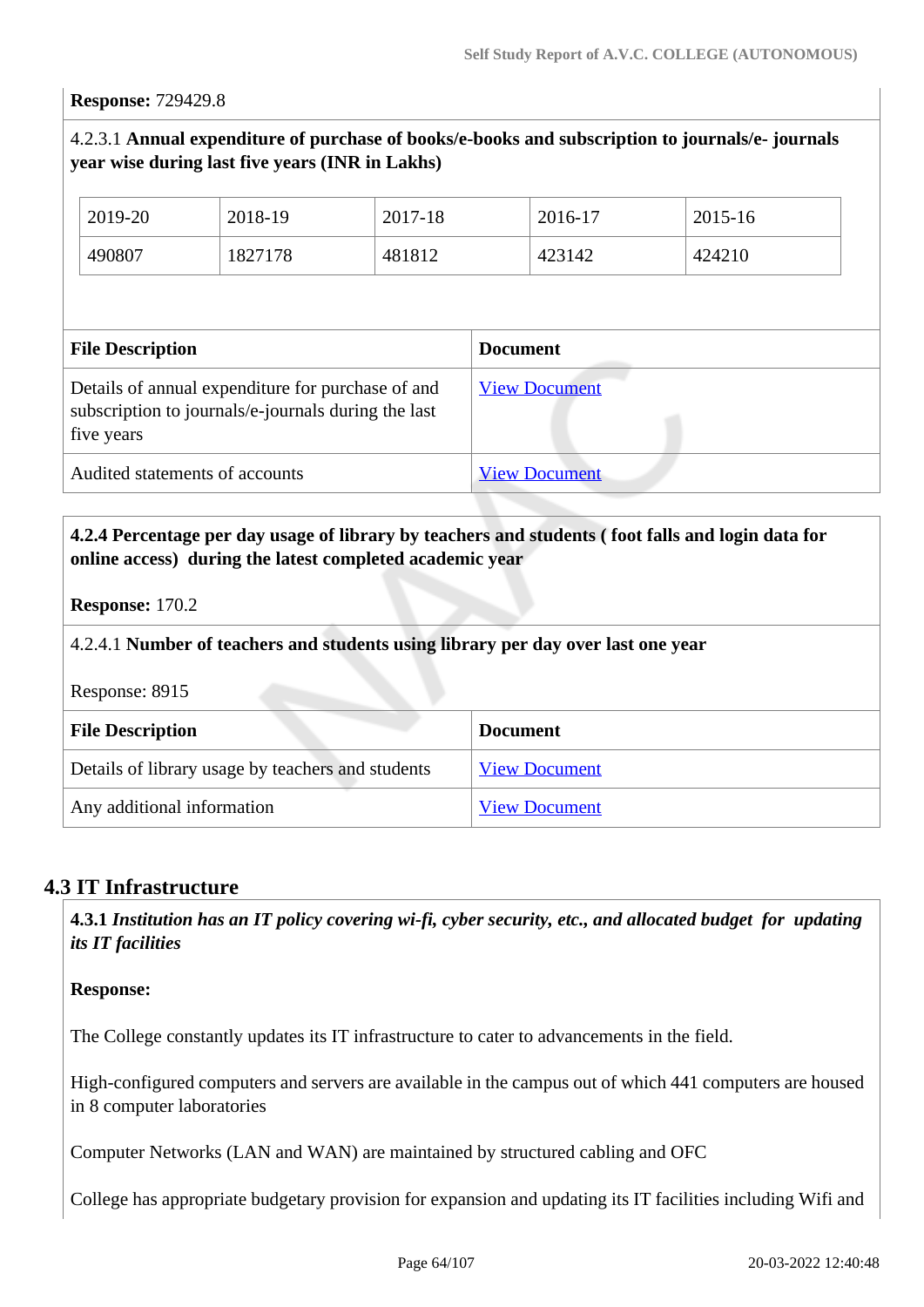**Response:** 729429.8

4.2.3.1 **Annual expenditure of purchase of books/e-books and subscription to journals/e- journals year wise during last five years (INR in Lakhs)**

| 2019-20 | 2018-19 | 2017-18 | 2016-17 | 2015-16 |
|---|---|---|---|---|
| 490807 | 1827178 | 481812 | 423142 | 424210 |

| File Description | Document |
|---|---|
| Details of annual expenditure for purchase of and subscription to journals/e-journals during the last five years | View Document |
| Audited statements of accounts | View Document |

**4.2.4 Percentage per day usage of library by teachers and students ( foot falls and login data for online access) during the latest completed academic year**

**Response:** 170.2

4.2.4.1 **Number of teachers and students using library per day over last one year**

Response: 8915

| File Description | Document |
|---|---|
| Details of library usage by teachers and students | View Document |
| Any additional information | View Document |

## 4.3 IT Infrastructure

**4.3.1** ***Institution has an IT policy covering wi-fi, cyber security, etc., and allocated budget for updating its IT facilities***

**Response:**

The College constantly updates its IT infrastructure to cater to advancements in the field.

High-configured computers and servers are available in the campus out of which 441 computers are housed in 8 computer laboratories

Computer Networks (LAN and WAN) are maintained by structured cabling and OFC

College has appropriate budgetary provision for expansion and updating its IT facilities including Wifi and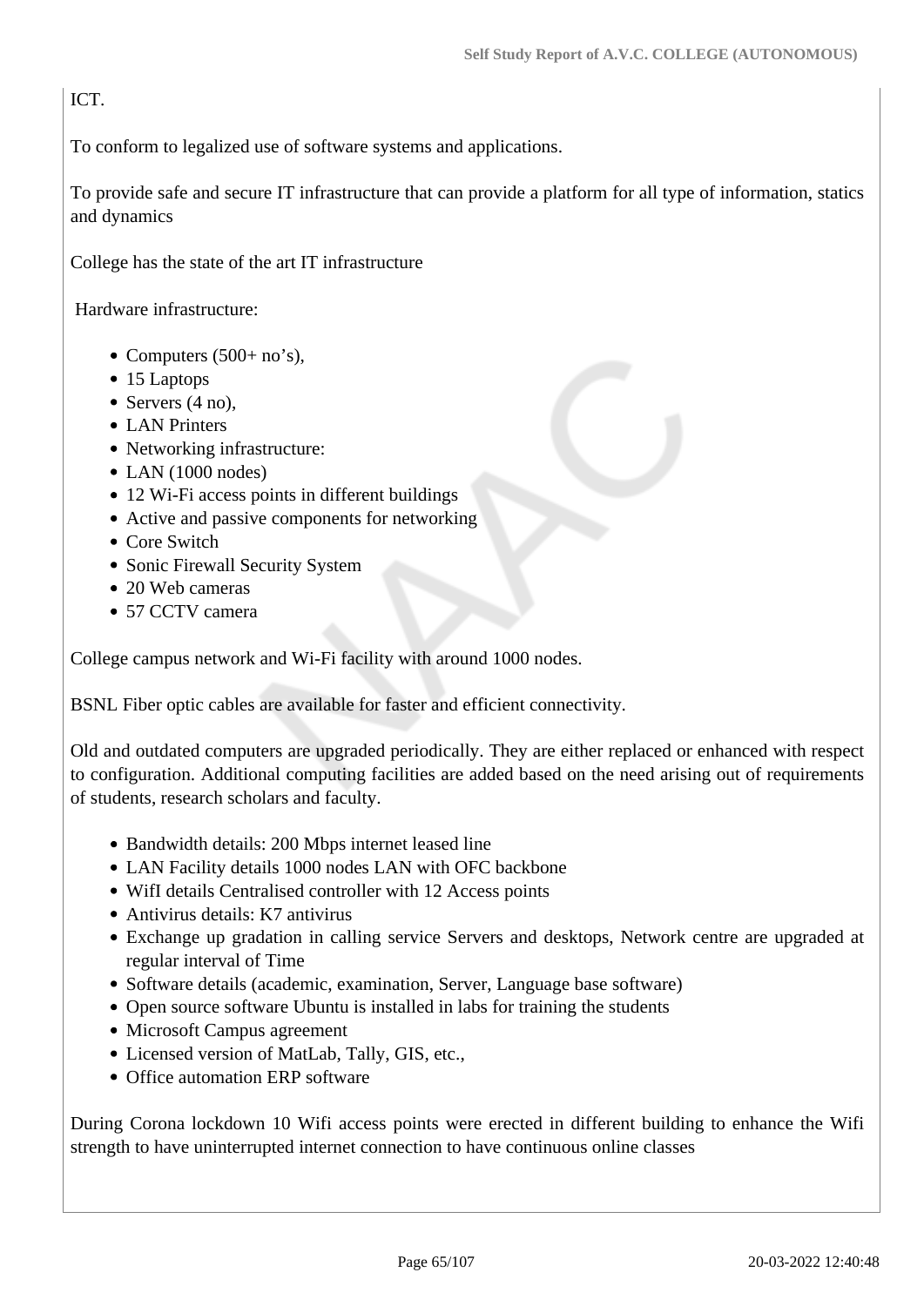ICT.

To conform to legalized use of software systems and applications.

To provide safe and secure IT infrastructure that can provide a platform for all type of information, statics and dynamics

College has the state of the art IT infrastructure

Hardware infrastructure:

- Computers (500+ no's),
- 15 Laptops
- Servers (4 no),
- LAN Printers
- Networking infrastructure:
- LAN (1000 nodes)
- 12 Wi-Fi access points in different buildings
- Active and passive components for networking
- Core Switch
- Sonic Firewall Security System
- 20 Web cameras
- 57 CCTV camera

College campus network and Wi-Fi facility with around 1000 nodes.

BSNL Fiber optic cables are available for faster and efficient connectivity.

Old and outdated computers are upgraded periodically. They are either replaced or enhanced with respect to configuration. Additional computing facilities are added based on the need arising out of requirements of students, research scholars and faculty.

- Bandwidth details: 200 Mbps internet leased line
- LAN Facility details 1000 nodes LAN with OFC backbone
- WifI details Centralised controller with 12 Access points
- Antivirus details: K7 antivirus
- Exchange up gradation in calling service Servers and desktops, Network centre are upgraded at regular interval of Time
- Software details (academic, examination, Server, Language base software)
- Open source software Ubuntu is installed in labs for training the students
- Microsoft Campus agreement
- Licensed version of MatLab, Tally, GIS, etc.,
- Office automation ERP software

During Corona lockdown 10 Wifi access points were erected in different building to enhance the Wifi strength to have uninterrupted internet connection to have continuous online classes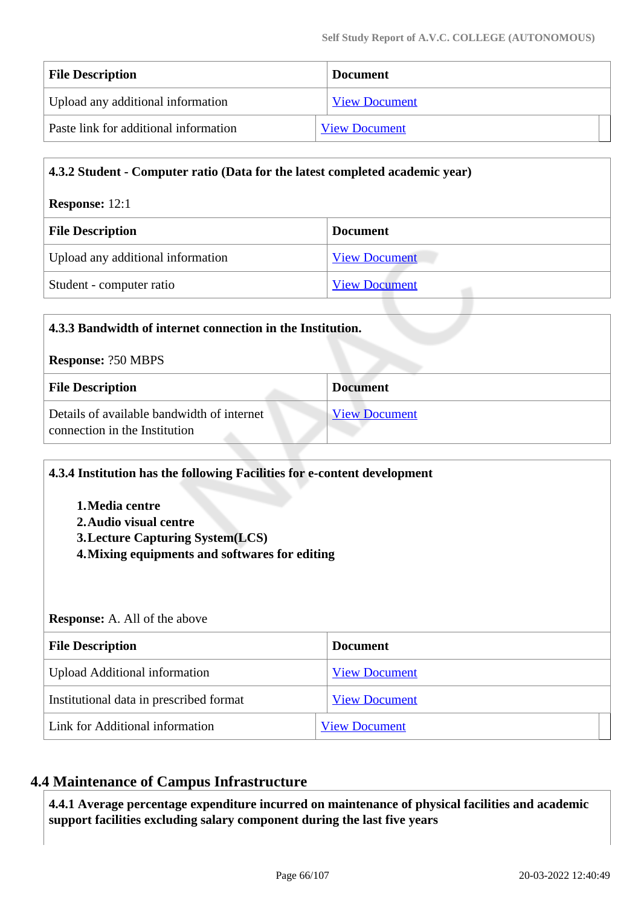| File Description | Document |
|---|---|
| Upload any additional information | View Document |
| Paste link for additional information | View Document |

**4.3.2 Student - Computer ratio (Data for the latest completed academic year)**

**Response:** 12:1

| File Description | Document |
|---|---|
| Upload any additional information | View Document |
| Student - computer ratio | View Document |

**4.3.3 Bandwidth of internet connection in the Institution.**

**Response:** ?50 MBPS

| File Description | Document |
|---|---|
| Details of available bandwidth of internet connection in the Institution | View Document |

**4.3.4 Institution has the following Facilities for e-content development**

1. **Media centre**
2. **Audio visual centre**
3. **Lecture Capturing System(LCS)**
4. **Mixing equipments and softwares for editing**

**Response:** A. All of the above

| File Description | Document |
|---|---|
| Upload Additional information | View Document |
| Institutional data in prescribed format | View Document |
| Link for Additional information | View Document |

## 4.4 Maintenance of Campus Infrastructure

**4.4.1 Average percentage expenditure incurred on maintenance of physical facilities and academic support facilities excluding salary component during the last five years**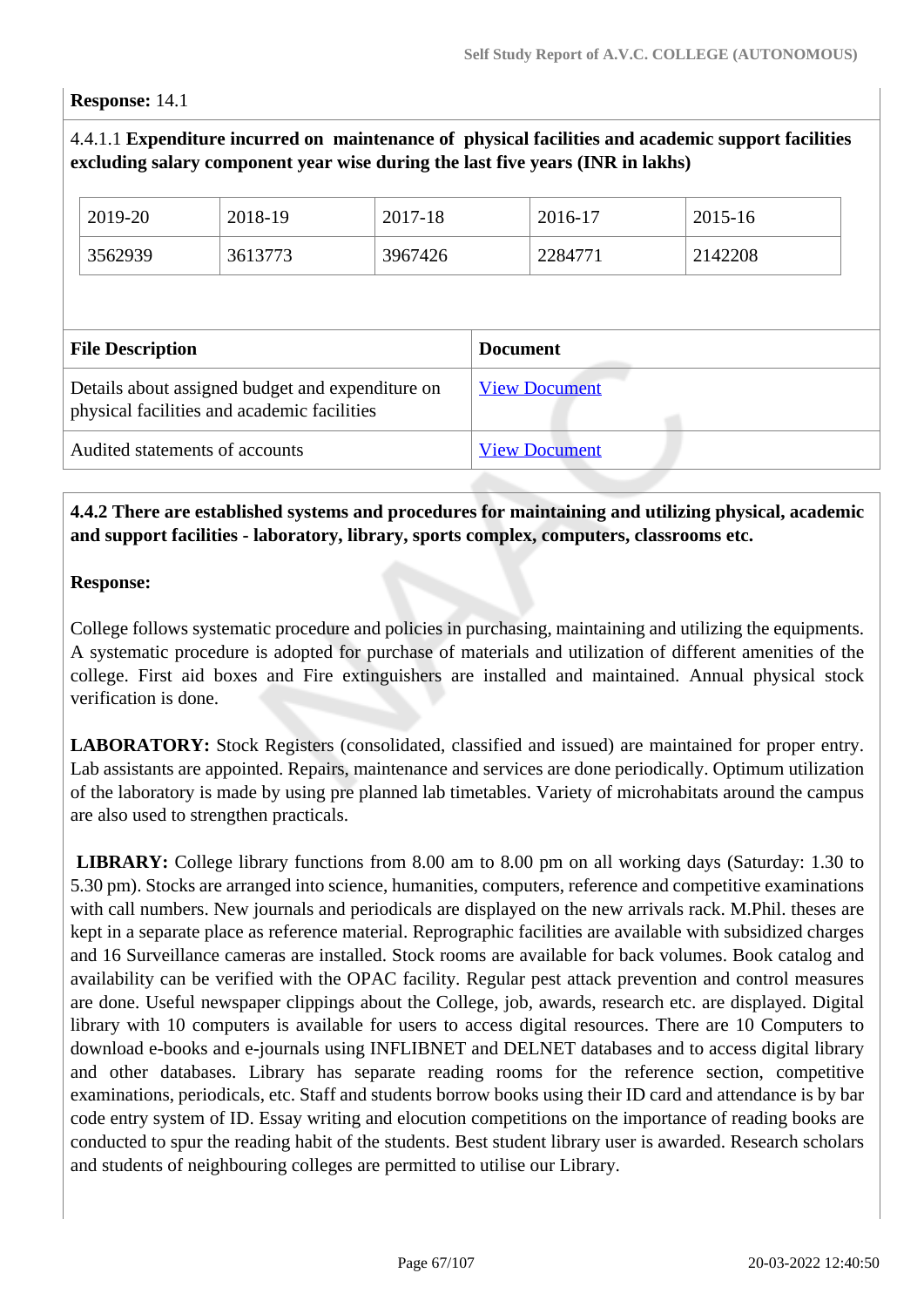**Response:** 14.1

4.4.1.1 **Expenditure incurred on maintenance of physical facilities and academic support facilities excluding salary component year wise during the last five years (INR in lakhs)**

| 2019-20 | 2018-19 | 2017-18 | 2016-17 | 2015-16 |
|---|---|---|---|---|
| 3562939 | 3613773 | 3967426 | 2284771 | 2142208 |

| File Description | Document |
|---|---|
| Details about assigned budget and expenditure on physical facilities and academic facilities | View Document |
| Audited statements of accounts | View Document |

**4.4.2 There are established systems and procedures for maintaining and utilizing physical, academic and support facilities - laboratory, library, sports complex, computers, classrooms etc.**

**Response:**

College follows systematic procedure and policies in purchasing, maintaining and utilizing the equipments. A systematic procedure is adopted for purchase of materials and utilization of different amenities of the college. First aid boxes and Fire extinguishers are installed and maintained. Annual physical stock verification is done.

**LABORATORY:** Stock Registers (consolidated, classified and issued) are maintained for proper entry. Lab assistants are appointed. Repairs, maintenance and services are done periodically. Optimum utilization of the laboratory is made by using pre planned lab timetables. Variety of microhabitats around the campus are also used to strengthen practicals.

**LIBRARY:** College library functions from 8.00 am to 8.00 pm on all working days (Saturday: 1.30 to 5.30 pm). Stocks are arranged into science, humanities, computers, reference and competitive examinations with call numbers. New journals and periodicals are displayed on the new arrivals rack. M.Phil. theses are kept in a separate place as reference material. Reprographic facilities are available with subsidized charges and 16 Surveillance cameras are installed. Stock rooms are available for back volumes. Book catalog and availability can be verified with the OPAC facility. Regular pest attack prevention and control measures are done. Useful newspaper clippings about the College, job, awards, research etc. are displayed. Digital library with 10 computers is available for users to access digital resources. There are 10 Computers to download e-books and e-journals using INFLIBNET and DELNET databases and to access digital library and other databases. Library has separate reading rooms for the reference section, competitive examinations, periodicals, etc. Staff and students borrow books using their ID card and attendance is by bar code entry system of ID. Essay writing and elocution competitions on the importance of reading books are conducted to spur the reading habit of the students. Best student library user is awarded. Research scholars and students of neighbouring colleges are permitted to utilise our Library.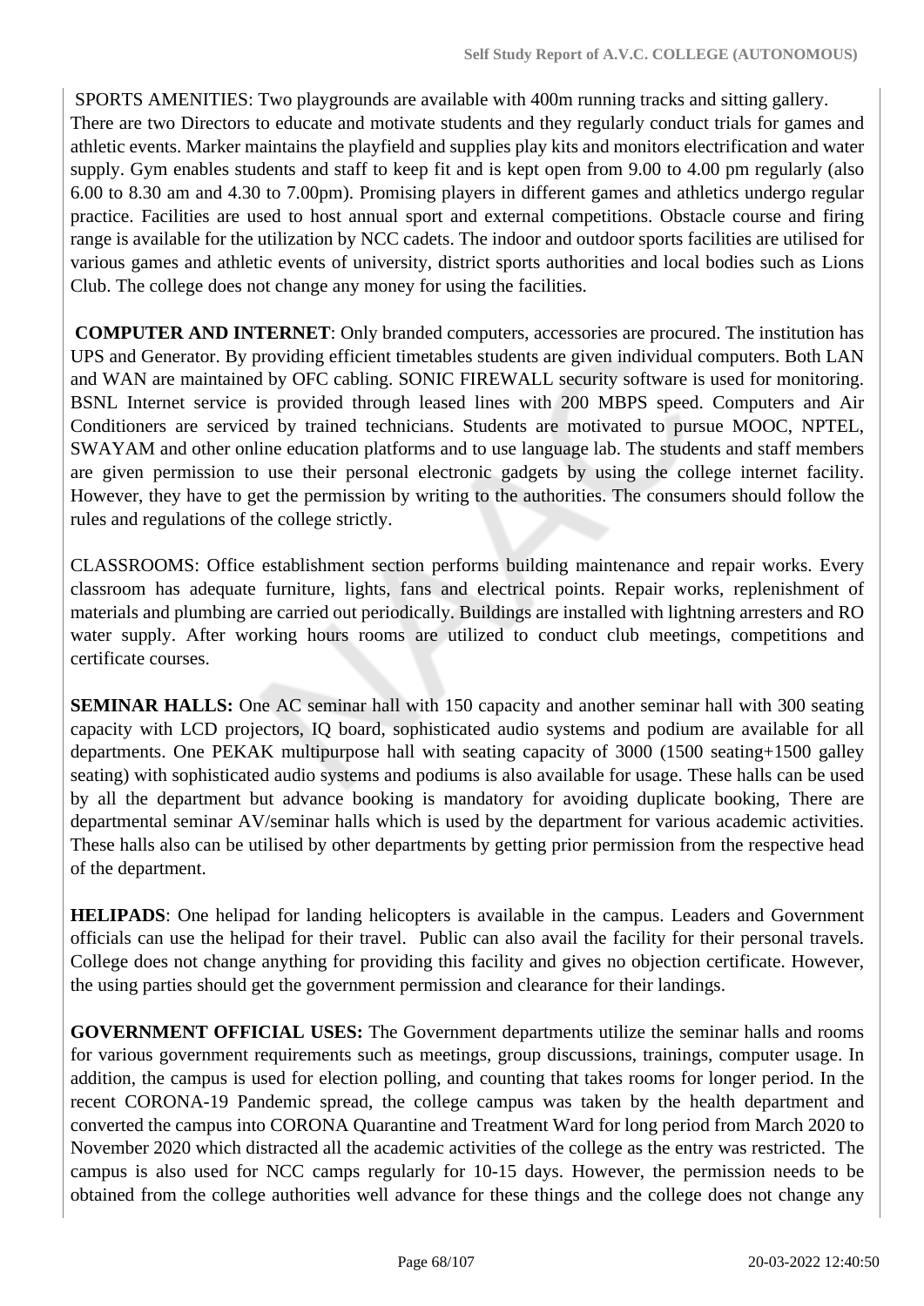SPORTS AMENITIES: Two playgrounds are available with 400m running tracks and sitting gallery. There are two Directors to educate and motivate students and they regularly conduct trials for games and athletic events. Marker maintains the playfield and supplies play kits and monitors electrification and water supply. Gym enables students and staff to keep fit and is kept open from 9.00 to 4.00 pm regularly (also 6.00 to 8.30 am and 4.30 to 7.00pm). Promising players in different games and athletics undergo regular practice. Facilities are used to host annual sport and external competitions. Obstacle course and firing range is available for the utilization by NCC cadets. The indoor and outdoor sports facilities are utilised for various games and athletic events of university, district sports authorities and local bodies such as Lions Club. The college does not change any money for using the facilities.

**COMPUTER AND INTERNET**: Only branded computers, accessories are procured. The institution has UPS and Generator. By providing efficient timetables students are given individual computers. Both LAN and WAN are maintained by OFC cabling. SONIC FIREWALL security software is used for monitoring. BSNL Internet service is provided through leased lines with 200 MBPS speed. Computers and Air Conditioners are serviced by trained technicians. Students are motivated to pursue MOOC, NPTEL, SWAYAM and other online education platforms and to use language lab. The students and staff members are given permission to use their personal electronic gadgets by using the college internet facility. However, they have to get the permission by writing to the authorities. The consumers should follow the rules and regulations of the college strictly.

CLASSROOMS: Office establishment section performs building maintenance and repair works. Every classroom has adequate furniture, lights, fans and electrical points. Repair works, replenishment of materials and plumbing are carried out periodically. Buildings are installed with lightning arresters and RO water supply. After working hours rooms are utilized to conduct club meetings, competitions and certificate courses.

**SEMINAR HALLS:** One AC seminar hall with 150 capacity and another seminar hall with 300 seating capacity with LCD projectors, IQ board, sophisticated audio systems and podium are available for all departments. One PEKAK multipurpose hall with seating capacity of 3000 (1500 seating+1500 galley seating) with sophisticated audio systems and podiums is also available for usage. These halls can be used by all the department but advance booking is mandatory for avoiding duplicate booking, There are departmental seminar AV/seminar halls which is used by the department for various academic activities. These halls also can be utilised by other departments by getting prior permission from the respective head of the department.

**HELIPADS**: One helipad for landing helicopters is available in the campus. Leaders and Government officials can use the helipad for their travel. Public can also avail the facility for their personal travels. College does not change anything for providing this facility and gives no objection certificate. However, the using parties should get the government permission and clearance for their landings.

**GOVERNMENT OFFICIAL USES:** The Government departments utilize the seminar halls and rooms for various government requirements such as meetings, group discussions, trainings, computer usage. In addition, the campus is used for election polling, and counting that takes rooms for longer period. In the recent CORONA-19 Pandemic spread, the college campus was taken by the health department and converted the campus into CORONA Quarantine and Treatment Ward for long period from March 2020 to November 2020 which distracted all the academic activities of the college as the entry was restricted. The campus is also used for NCC camps regularly for 10-15 days. However, the permission needs to be obtained from the college authorities well advance for these things and the college does not change any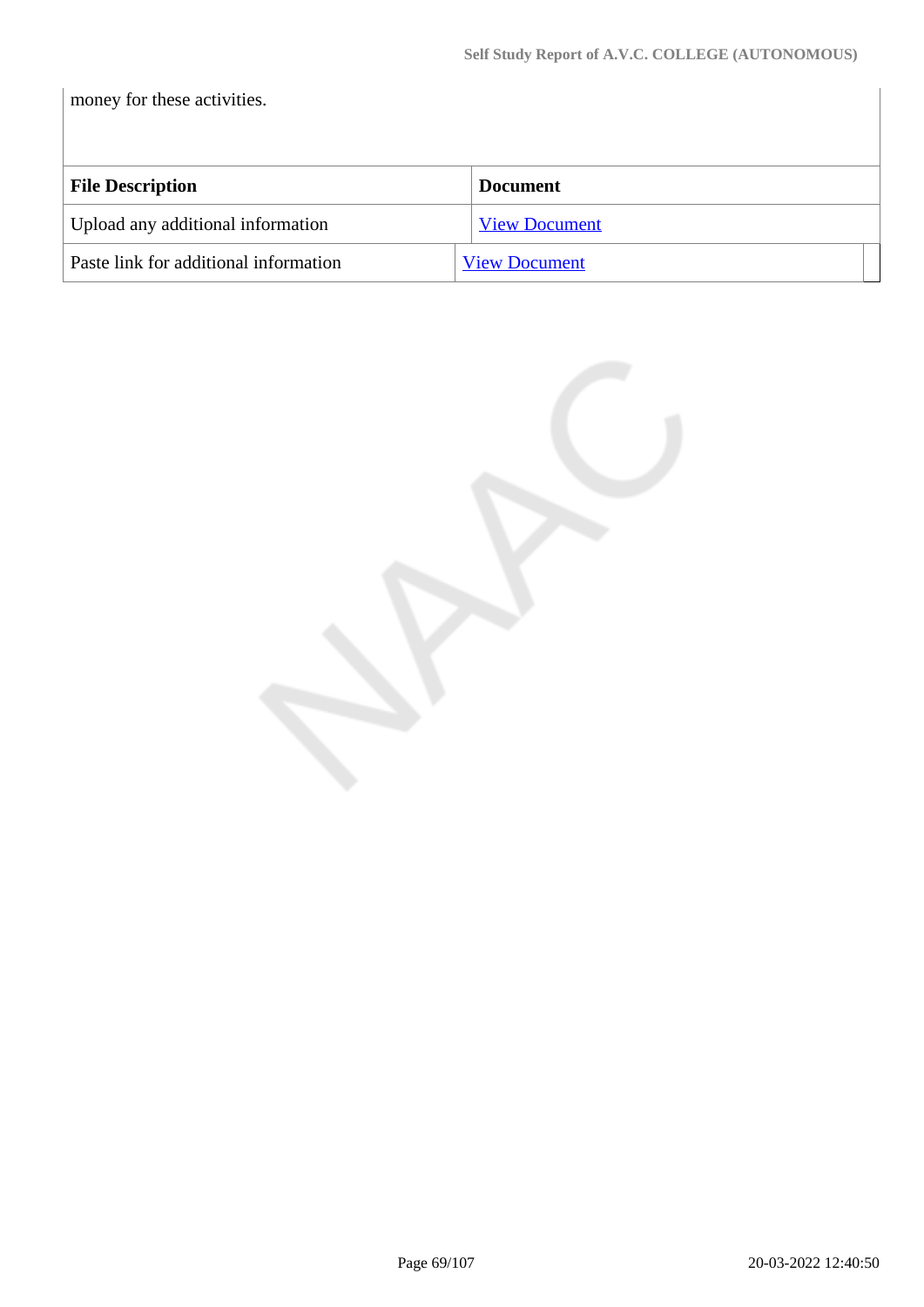money for these activities.

| File Description | Document |
| --- | --- |
| Upload any additional information | View Document |
| Paste link for additional information | View Document |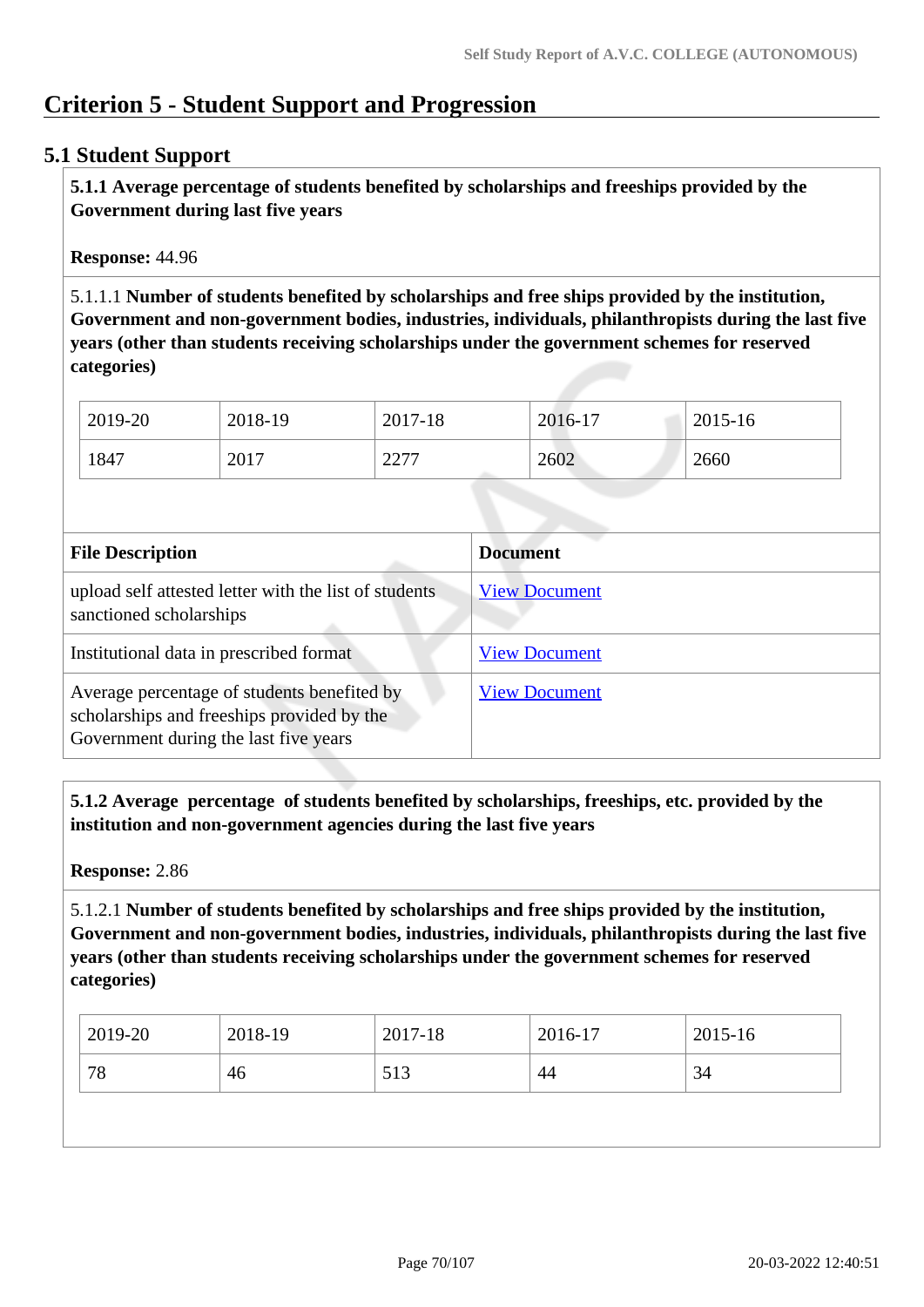# Criterion 5 - Student Support and Progression

## 5.1 Student Support

**5.1.1 Average percentage of students benefited by scholarships and freeships provided by the Government during last five years**

**Response:** 44.96

5.1.1.1 **Number of students benefited by scholarships and free ships provided by the institution, Government and non-government bodies, industries, individuals, philanthropists during the last five years (other than students receiving scholarships under the government schemes for reserved categories)**

| 2019-20 | 2018-19 | 2017-18 | 2016-17 | 2015-16 |
|---|---|---|---|---|
| 1847 | 2017 | 2277 | 2602 | 2660 |

| File Description | Document |
|---|---|
| upload self attested letter with the list of students sanctioned scholarships | View Document |
| Institutional data in prescribed format | View Document |
| Average percentage of students benefited by scholarships and freeships provided by the Government during the last five years | View Document |

**5.1.2 Average percentage of students benefited by scholarships, freeships, etc. provided by the institution and non-government agencies during the last five years**

**Response:** 2.86

5.1.2.1 **Number of students benefited by scholarships and free ships provided by the institution, Government and non-government bodies, industries, individuals, philanthropists during the last five years (other than students receiving scholarships under the government schemes for reserved categories)**

| 2019-20 | 2018-19 | 2017-18 | 2016-17 | 2015-16 |
|---|---|---|---|---|
| 78 | 46 | 513 | 44 | 34 |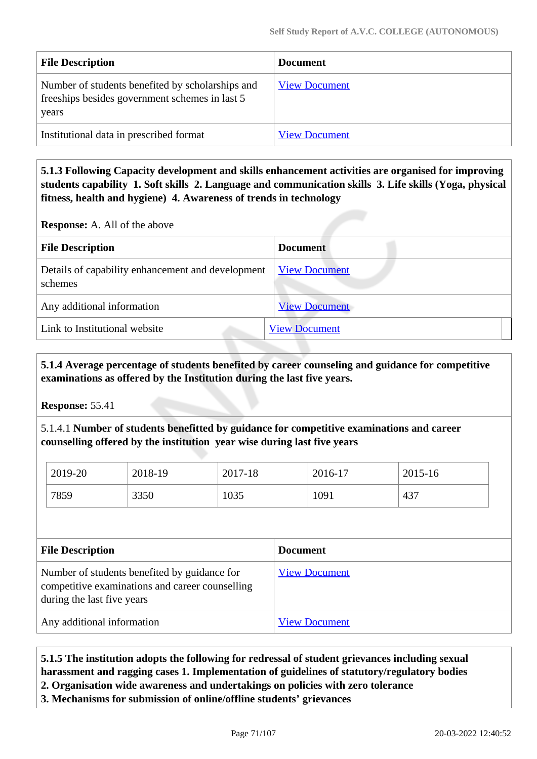| File Description | Document |
|---|---|
| Number of students benefited by scholarships and freeships besides government schemes in last 5 years | View Document |
| Institutional data in prescribed format | View Document |

**5.1.3 Following Capacity development and skills enhancement activities are organised for improving students capability 1. Soft skills 2. Language and communication skills 3. Life skills (Yoga, physical fitness, health and hygiene) 4. Awareness of trends in technology**

**Response:** A. All of the above

| File Description | Document |
|---|---|
| Details of capability enhancement and development schemes | View Document |
| Any additional information | View Document |
| Link to Institutional website | View Document |

**5.1.4 Average percentage of students benefited by career counseling and guidance for competitive examinations as offered by the Institution during the last five years.**

**Response:** 55.41

5.1.4.1 **Number of students benefitted by guidance for competitive examinations and career counselling offered by the institution year wise during last five years**

| 2019-20 | 2018-19 | 2017-18 | 2016-17 | 2015-16 |
|---|---|---|---|---|
| 7859 | 3350 | 1035 | 1091 | 437 |

| File Description | Document |
|---|---|
| Number of students benefited by guidance for competitive examinations and career counselling during the last five years | View Document |
| Any additional information | View Document |

**5.1.5 The institution adopts the following for redressal of student grievances including sexual harassment and ragging cases 1. Implementation of guidelines of statutory/regulatory bodies**
**2. Organisation wide awareness and undertakings on policies with zero tolerance**
**3. Mechanisms for submission of online/offline students' grievances**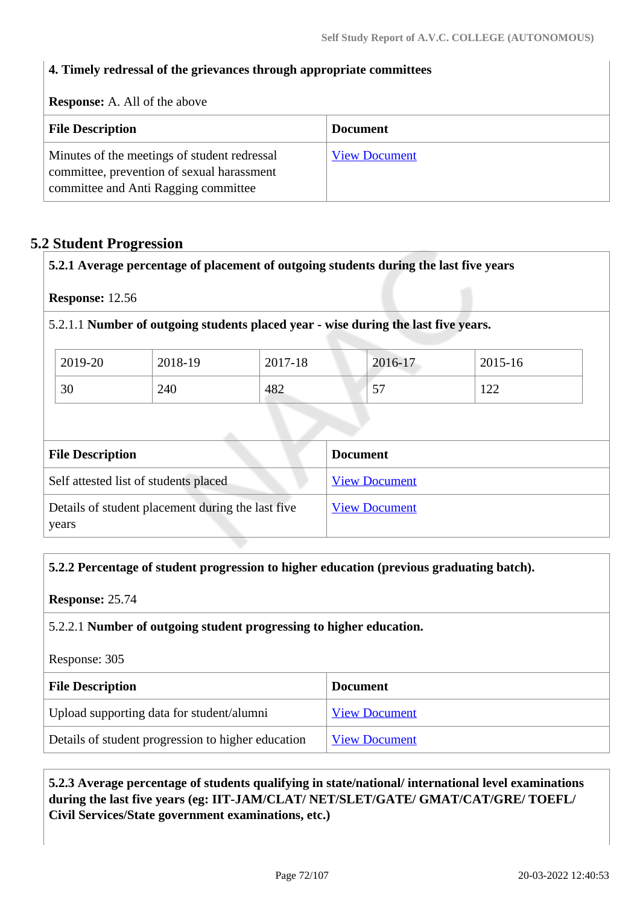**4. Timely redressal of the grievances through appropriate committees**

**Response:** A. All of the above

| File Description | Document |
|---|---|
| Minutes of the meetings of student redressal committee, prevention of sexual harassment committee and Anti Ragging committee | View Document |

## 5.2 Student Progression

**5.2.1 Average percentage of placement of outgoing students during the last five years**

**Response:** 12.56

5.2.1.1 **Number of outgoing students placed year - wise during the last five years.**

| 2019-20 | 2018-19 | 2017-18 | 2016-17 | 2015-16 |
|---|---|---|---|---|
| 30 | 240 | 482 | 57 | 122 |

| File Description | Document |
|---|---|
| Self attested list of students placed | View Document |
| Details of student placement during the last five years | View Document |

**5.2.2 Percentage of student progression to higher education (previous graduating batch).**

**Response:** 25.74

5.2.2.1 **Number of outgoing student progressing to higher education.**

Response: 305

| File Description | Document |
|---|---|
| Upload supporting data for student/alumni | View Document |
| Details of student progression to higher education | View Document |

**5.2.3 Average percentage of students qualifying in state/national/ international level examinations during the last five years (eg: IIT-JAM/CLAT/ NET/SLET/GATE/ GMAT/CAT/GRE/ TOEFL/ Civil Services/State government examinations, etc.)**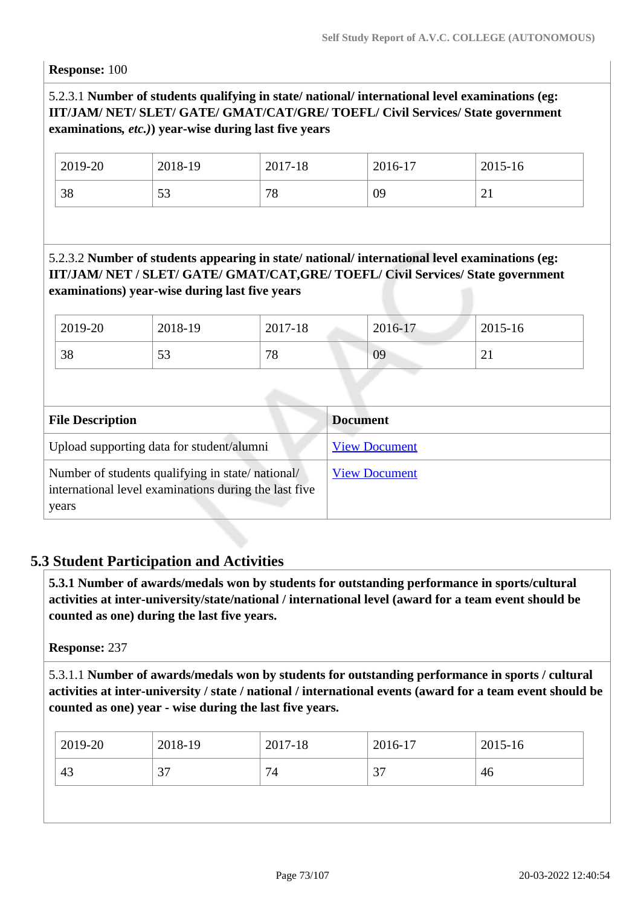**Response:** 100

5.2.3.1 **Number of students qualifying in state/ national/ international level examinations (eg: IIT/JAM/ NET/ SLET/ GATE/ GMAT/CAT/GRE/ TOEFL/ Civil Services/ State government examinations,** ***etc.)*****) year-wise during last five years**

| 2019-20 | 2018-19 | 2017-18 | 2016-17 | 2015-16 |
|---|---|---|---|---|
| 38 | 53 | 78 | 09 | 21 |

5.2.3.2 **Number of students appearing in state/ national/ international level examinations (eg: IIT/JAM/ NET / SLET/ GATE/ GMAT/CAT,GRE/ TOEFL/ Civil Services/ State government examinations) year-wise during last five years**

| 2019-20 | 2018-19 | 2017-18 | 2016-17 | 2015-16 |
|---|---|---|---|---|
| 38 | 53 | 78 | 09 | 21 |

| File Description | Document |
|---|---|
| Upload supporting data for student/alumni | View Document |
| Number of students qualifying in state/ national/ international level examinations during the last five years | View Document |

## 5.3 Student Participation and Activities

**5.3.1 Number of awards/medals won by students for outstanding performance in sports/cultural activities at inter-university/state/national / international level (award for a team event should be counted as one) during the last five years.**

**Response:** 237

5.3.1.1 **Number of awards/medals won by students for outstanding performance in sports / cultural activities at inter-university / state / national / international events (award for a team event should be counted as one) year - wise during the last five years.**

| 2019-20 | 2018-19 | 2017-18 | 2016-17 | 2015-16 |
|---|---|---|---|---|
| 43 | 37 | 74 | 37 | 46 |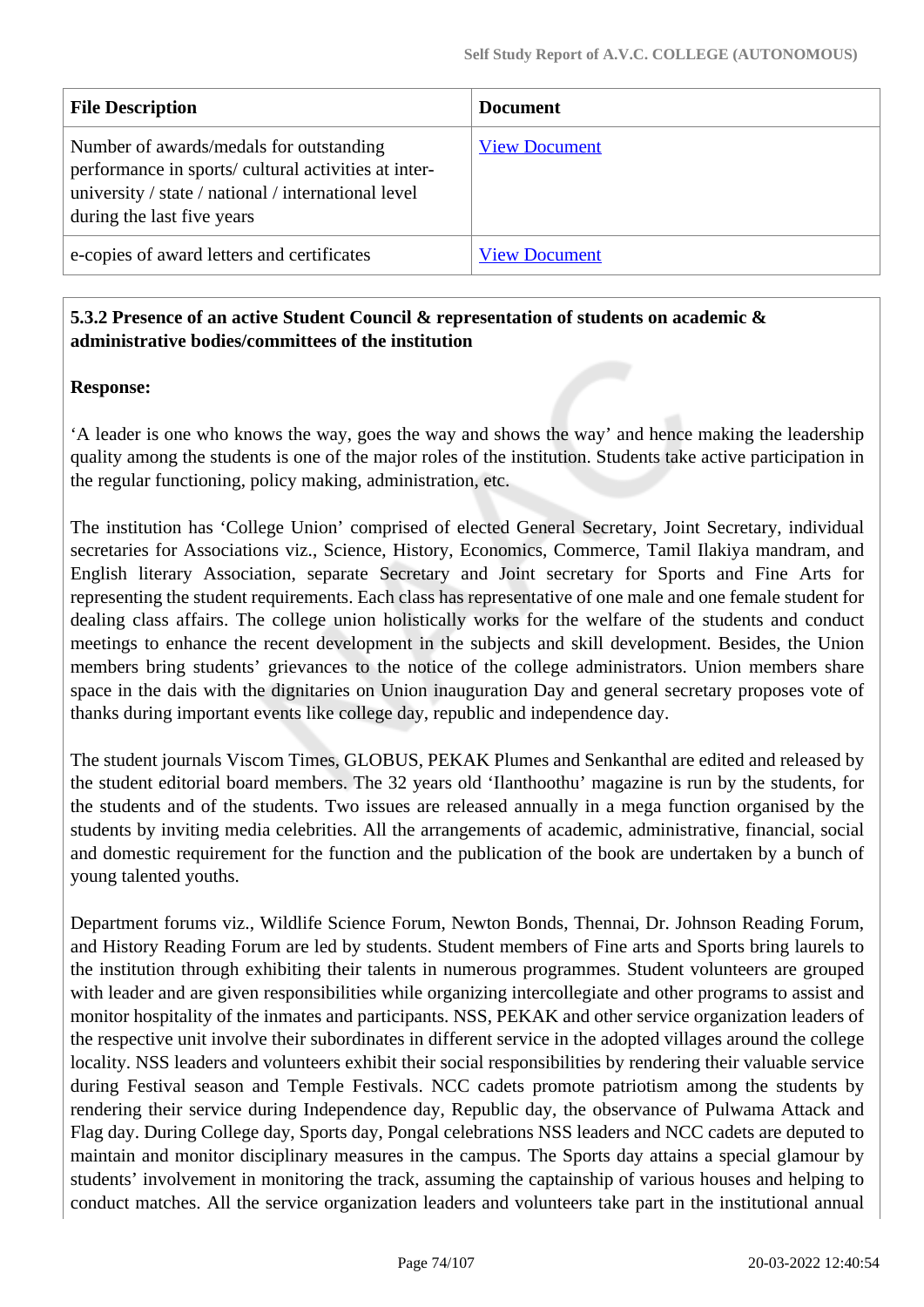| File Description | Document |
|---|---|
| Number of awards/medals for outstanding performance in sports/ cultural activities at inter-university / state / national / international level during the last five years | View Document |
| e-copies of award letters and certificates | View Document |

**5.3.2 Presence of an active Student Council & representation of students on academic & administrative bodies/committees of the institution**

**Response:**

'A leader is one who knows the way, goes the way and shows the way' and hence making the leadership quality among the students is one of the major roles of the institution. Students take active participation in the regular functioning, policy making, administration, etc.

The institution has 'College Union' comprised of elected General Secretary, Joint Secretary, individual secretaries for Associations viz., Science, History, Economics, Commerce, Tamil Ilakiya mandram, and English literary Association, separate Secretary and Joint secretary for Sports and Fine Arts for representing the student requirements. Each class has representative of one male and one female student for dealing class affairs. The college union holistically works for the welfare of the students and conduct meetings to enhance the recent development in the subjects and skill development. Besides, the Union members bring students' grievances to the notice of the college administrators. Union members share space in the dais with the dignitaries on Union inauguration Day and general secretary proposes vote of thanks during important events like college day, republic and independence day.

The student journals Viscom Times, GLOBUS, PEKAK Plumes and Senkanthal are edited and released by the student editorial board members. The 32 years old 'Ilanthoothu' magazine is run by the students, for the students and of the students. Two issues are released annually in a mega function organised by the students by inviting media celebrities. All the arrangements of academic, administrative, financial, social and domestic requirement for the function and the publication of the book are undertaken by a bunch of young talented youths.

Department forums viz., Wildlife Science Forum, Newton Bonds, Thennai, Dr. Johnson Reading Forum, and History Reading Forum are led by students. Student members of Fine arts and Sports bring laurels to the institution through exhibiting their talents in numerous programmes. Student volunteers are grouped with leader and are given responsibilities while organizing intercollegiate and other programs to assist and monitor hospitality of the inmates and participants. NSS, PEKAK and other service organization leaders of the respective unit involve their subordinates in different service in the adopted villages around the college locality. NSS leaders and volunteers exhibit their social responsibilities by rendering their valuable service during Festival season and Temple Festivals. NCC cadets promote patriotism among the students by rendering their service during Independence day, Republic day, the observance of Pulwama Attack and Flag day. During College day, Sports day, Pongal celebrations NSS leaders and NCC cadets are deputed to maintain and monitor disciplinary measures in the campus. The Sports day attains a special glamour by students' involvement in monitoring the track, assuming the captainship of various houses and helping to conduct matches. All the service organization leaders and volunteers take part in the institutional annual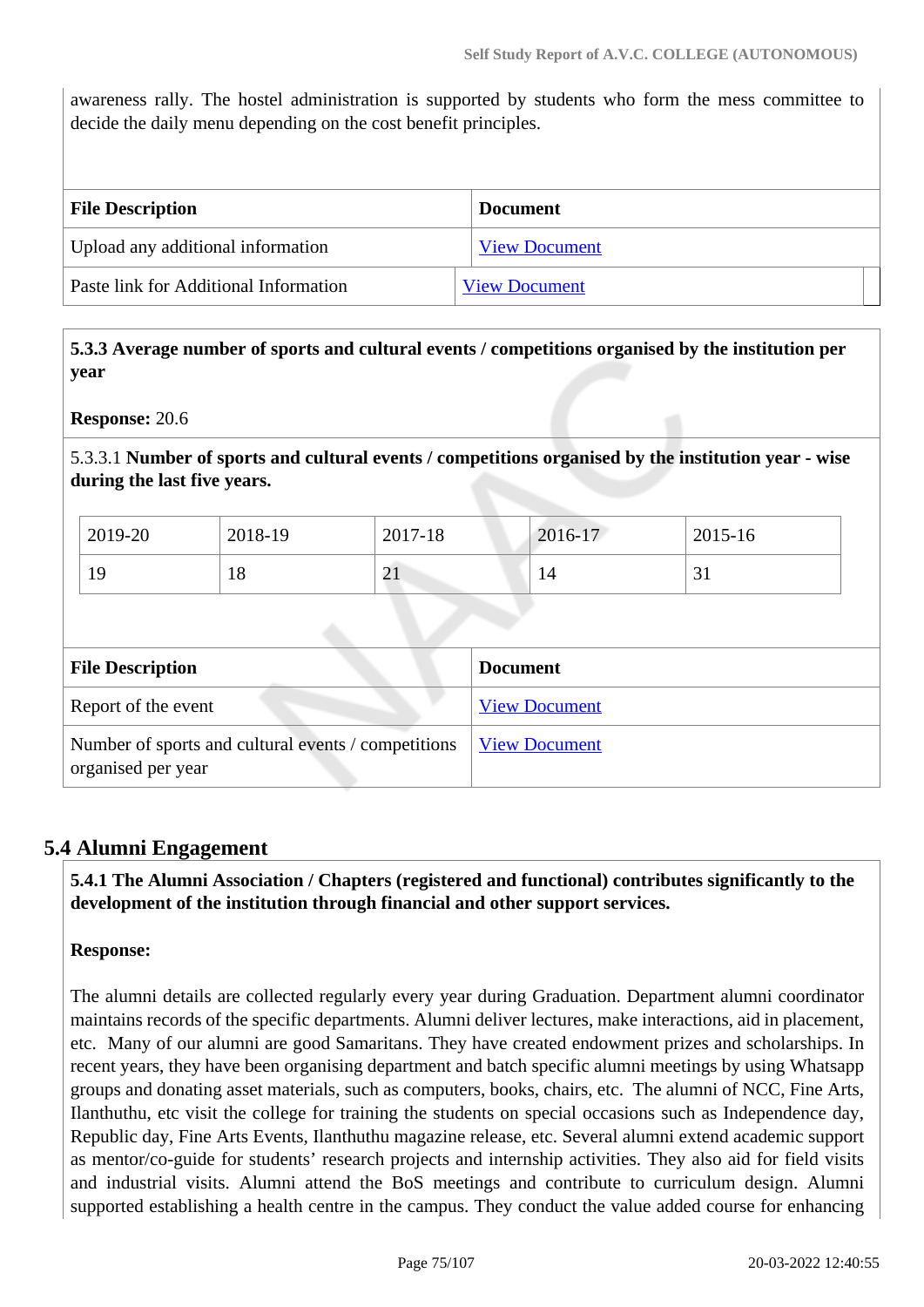awareness rally. The hostel administration is supported by students who form the mess committee to decide the daily menu depending on the cost benefit principles.

| File Description | Document |
|---|---|
| Upload any additional information | View Document |
| Paste link for Additional Information | View Document |

**5.3.3 Average number of sports and cultural events / competitions organised by the institution per year**

**Response:** 20.6

5.3.3.1 **Number of sports and cultural events / competitions organised by the institution year - wise during the last five years.**

| 2019-20 | 2018-19 | 2017-18 | 2016-17 | 2015-16 |
|---|---|---|---|---|
| 19 | 18 | 21 | 14 | 31 |

| File Description | Document |
|---|---|
| Report of the event | View Document |
| Number of sports and cultural events / competitions organised per year | View Document |

## 5.4 Alumni Engagement

**5.4.1 The Alumni Association / Chapters (registered and functional) contributes significantly to the development of the institution through financial and other support services.**

**Response:**

The alumni details are collected regularly every year during Graduation. Department alumni coordinator maintains records of the specific departments. Alumni deliver lectures, make interactions, aid in placement, etc. Many of our alumni are good Samaritans. They have created endowment prizes and scholarships. In recent years, they have been organising department and batch specific alumni meetings by using Whatsapp groups and donating asset materials, such as computers, books, chairs, etc. The alumni of NCC, Fine Arts, Ilanthuthu, etc visit the college for training the students on special occasions such as Independence day, Republic day, Fine Arts Events, Ilanthuthu magazine release, etc. Several alumni extend academic support as mentor/co-guide for students' research projects and internship activities. They also aid for field visits and industrial visits. Alumni attend the BoS meetings and contribute to curriculum design. Alumni supported establishing a health centre in the campus. They conduct the value added course for enhancing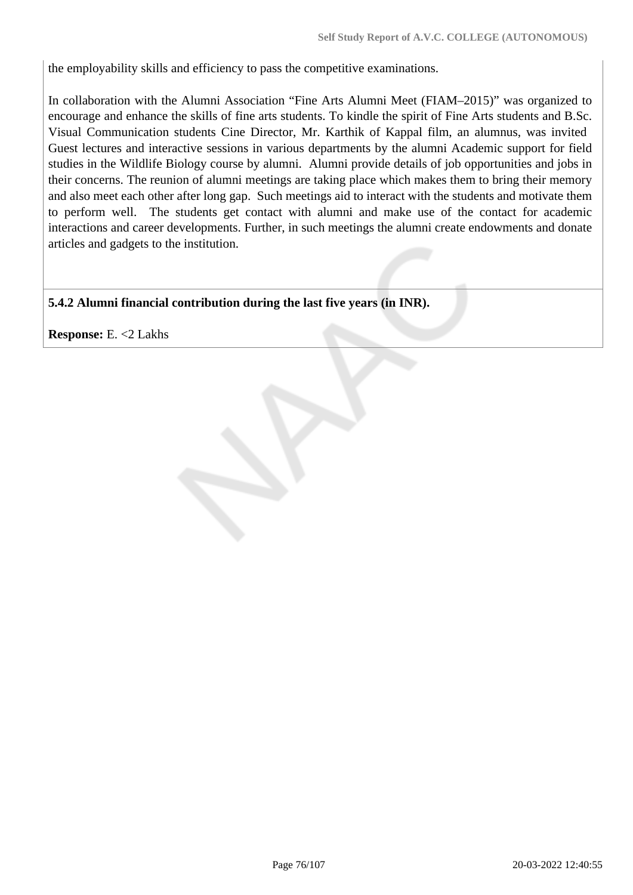the employability skills and efficiency to pass the competitive examinations.

In collaboration with the Alumni Association "Fine Arts Alumni Meet (FIAM–2015)" was organized to encourage and enhance the skills of fine arts students. To kindle the spirit of Fine Arts students and B.Sc. Visual Communication students Cine Director, Mr. Karthik of Kappal film, an alumnus, was invited Guest lectures and interactive sessions in various departments by the alumni Academic support for field studies in the Wildlife Biology course by alumni. Alumni provide details of job opportunities and jobs in their concerns. The reunion of alumni meetings are taking place which makes them to bring their memory and also meet each other after long gap. Such meetings aid to interact with the students and motivate them to perform well. The students get contact with alumni and make use of the contact for academic interactions and career developments. Further, in such meetings the alumni create endowments and donate articles and gadgets to the institution.

**5.4.2 Alumni financial contribution during the last five years (in INR).**

**Response:** E. <2 Lakhs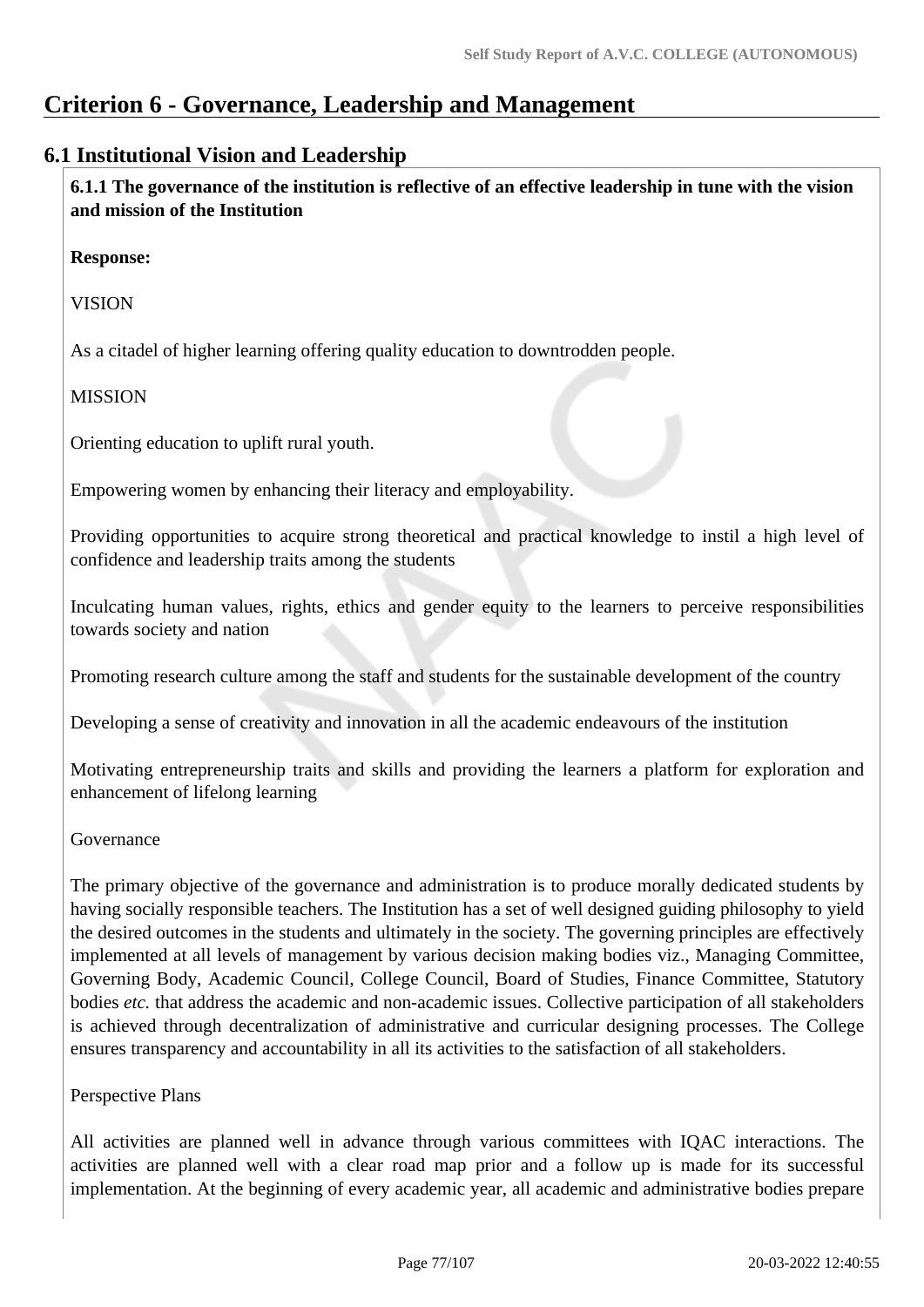# Criterion 6 - Governance, Leadership and Management

## 6.1 Institutional Vision and Leadership

**6.1.1 The governance of the institution is reflective of an effective leadership in tune with the vision and mission of the Institution**

**Response:**

VISION

As a citadel of higher learning offering quality education to downtrodden people.

MISSION

Orienting education to uplift rural youth.

Empowering women by enhancing their literacy and employability.

Providing opportunities to acquire strong theoretical and practical knowledge to instil a high level of confidence and leadership traits among the students

Inculcating human values, rights, ethics and gender equity to the learners to perceive responsibilities towards society and nation

Promoting research culture among the staff and students for the sustainable development of the country

Developing a sense of creativity and innovation in all the academic endeavours of the institution

Motivating entrepreneurship traits and skills and providing the learners a platform for exploration and enhancement of lifelong learning

Governance

The primary objective of the governance and administration is to produce morally dedicated students by having socially responsible teachers. The Institution has a set of well designed guiding philosophy to yield the desired outcomes in the students and ultimately in the society. The governing principles are effectively implemented at all levels of management by various decision making bodies viz., Managing Committee, Governing Body, Academic Council, College Council, Board of Studies, Finance Committee, Statutory bodies *etc.* that address the academic and non-academic issues. Collective participation of all stakeholders is achieved through decentralization of administrative and curricular designing processes. The College ensures transparency and accountability in all its activities to the satisfaction of all stakeholders.

Perspective Plans

All activities are planned well in advance through various committees with IQAC interactions. The activities are planned well with a clear road map prior and a follow up is made for its successful implementation. At the beginning of every academic year, all academic and administrative bodies prepare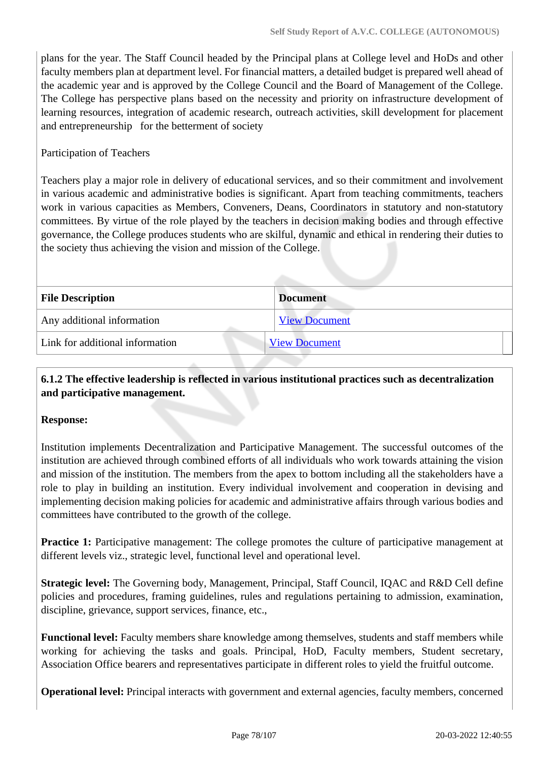plans for the year. The Staff Council headed by the Principal plans at College level and HoDs and other faculty members plan at department level. For financial matters, a detailed budget is prepared well ahead of the academic year and is approved by the College Council and the Board of Management of the College. The College has perspective plans based on the necessity and priority on infrastructure development of learning resources, integration of academic research, outreach activities, skill development for placement and entrepreneurship  for the betterment of society

Participation of Teachers

Teachers play a major role in delivery of educational services, and so their commitment and involvement in various academic and administrative bodies is significant. Apart from teaching commitments, teachers work in various capacities as Members, Conveners, Deans, Coordinators in statutory and non-statutory committees. By virtue of the role played by the teachers in decision making bodies and through effective governance, the College produces students who are skilful, dynamic and ethical in rendering their duties to the society thus achieving the vision and mission of the College.

| File Description | Document |
|---|---|
| Any additional information | View Document |
| Link for additional information | View Document |

**6.1.2 The effective leadership is reflected in various institutional practices such as decentralization and participative management.**

**Response:**

Institution implements Decentralization and Participative Management. The successful outcomes of the institution are achieved through combined efforts of all individuals who work towards attaining the vision and mission of the institution. The members from the apex to bottom including all the stakeholders have a role to play in building an institution. Every individual involvement and cooperation in devising and implementing decision making policies for academic and administrative affairs through various bodies and committees have contributed to the growth of the college.

**Practice 1:** Participative management: The college promotes the culture of participative management at different levels viz., strategic level, functional level and operational level.

**Strategic level:** The Governing body, Management, Principal, Staff Council, IQAC and R&D Cell define policies and procedures, framing guidelines, rules and regulations pertaining to admission, examination, discipline, grievance, support services, finance, etc.,

**Functional level:** Faculty members share knowledge among themselves, students and staff members while working for achieving the tasks and goals. Principal, HoD, Faculty members, Student secretary, Association Office bearers and representatives participate in different roles to yield the fruitful outcome.

**Operational level:** Principal interacts with government and external agencies, faculty members, concerned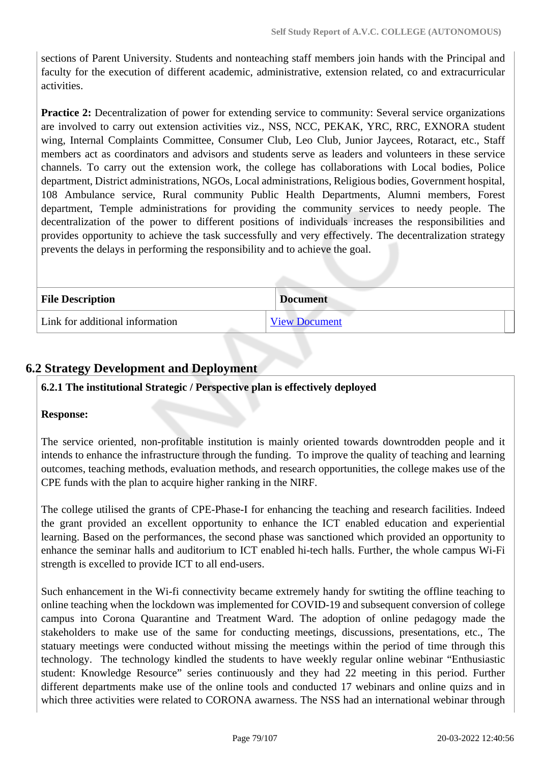sections of Parent University. Students and nonteaching staff members join hands with the Principal and faculty for the execution of different academic, administrative, extension related, co and extracurricular activities.

**Practice 2:** Decentralization of power for extending service to community: Several service organizations are involved to carry out extension activities viz., NSS, NCC, PEKAK, YRC, RRC, EXNORA student wing, Internal Complaints Committee, Consumer Club, Leo Club, Junior Jaycees, Rotaract, etc., Staff members act as coordinators and advisors and students serve as leaders and volunteers in these service channels. To carry out the extension work, the college has collaborations with Local bodies, Police department, District administrations, NGOs, Local administrations, Religious bodies, Government hospital, 108 Ambulance service, Rural community Public Health Departments, Alumni members, Forest department, Temple administrations for providing the community services to needy people. The decentralization of the power to different positions of individuals increases the responsibilities and provides opportunity to achieve the task successfully and very effectively. The decentralization strategy prevents the delays in performing the responsibility and to achieve the goal.

| File Description | Document |
|---|---|
| Link for additional information | View Document |

## 6.2 Strategy Development and Deployment

**6.2.1 The institutional Strategic / Perspective plan is effectively deployed**

**Response:**

The service oriented, non-profitable institution is mainly oriented towards downtrodden people and it intends to enhance the infrastructure through the funding. To improve the quality of teaching and learning outcomes, teaching methods, evaluation methods, and research opportunities, the college makes use of the CPE funds with the plan to acquire higher ranking in the NIRF.

The college utilised the grants of CPE-Phase-I for enhancing the teaching and research facilities. Indeed the grant provided an excellent opportunity to enhance the ICT enabled education and experiential learning. Based on the performances, the second phase was sanctioned which provided an opportunity to enhance the seminar halls and auditorium to ICT enabled hi-tech halls. Further, the whole campus Wi-Fi strength is excelled to provide ICT to all end-users.

Such enhancement in the Wi-fi connectivity became extremely handy for swtiting the offline teaching to online teaching when the lockdown was implemented for COVID-19 and subsequent conversion of college campus into Corona Quarantine and Treatment Ward. The adoption of online pedagogy made the stakeholders to make use of the same for conducting meetings, discussions, presentations, etc., The statuary meetings were conducted without missing the meetings within the period of time through this technology. The technology kindled the students to have weekly regular online webinar "Enthusiastic student: Knowledge Resource" series continuously and they had 22 meeting in this period. Further different departments make use of the online tools and conducted 17 webinars and online quizs and in which three activities were related to CORONA awarness. The NSS had an international webinar through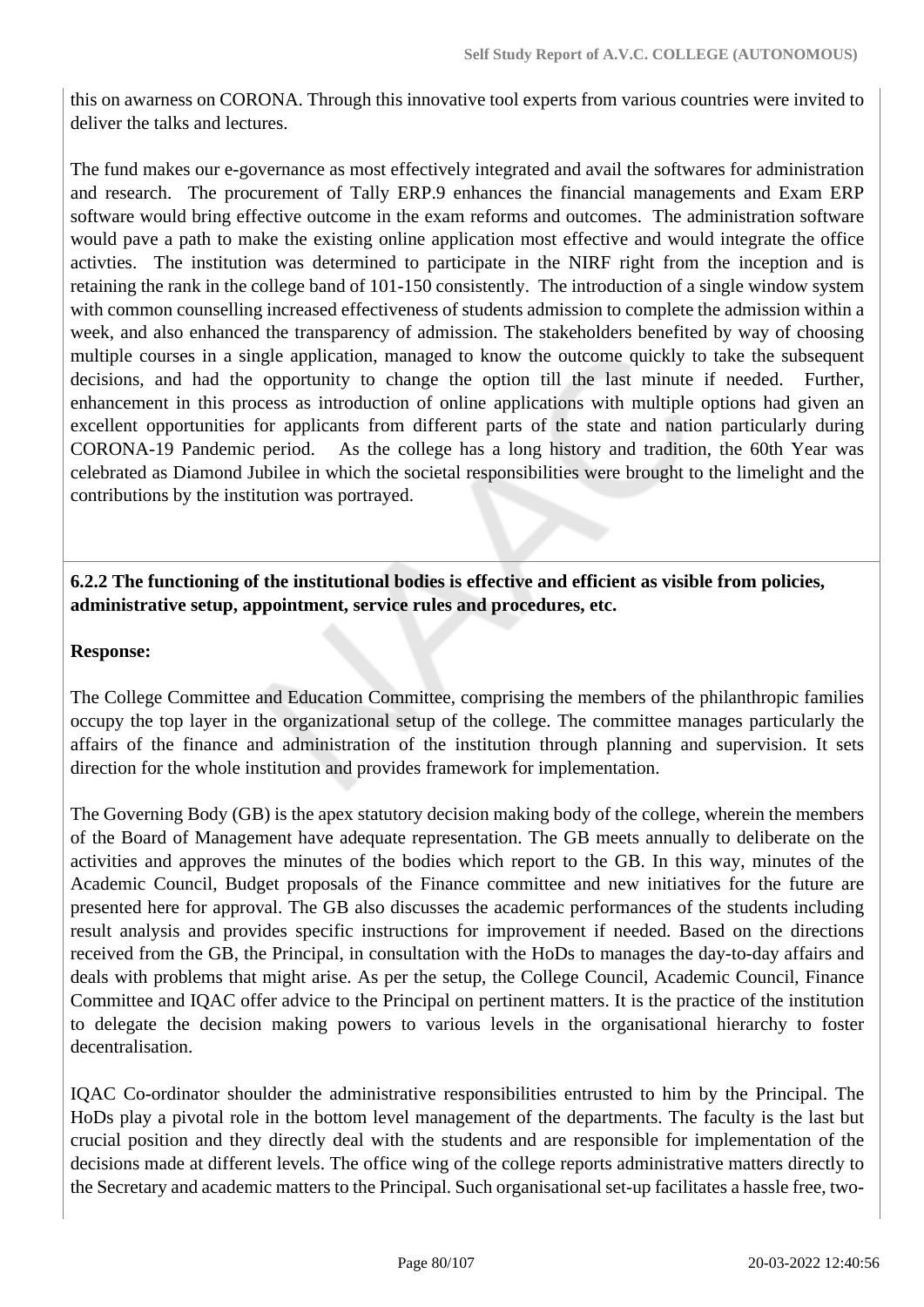this on awarness on CORONA. Through this innovative tool experts from various countries were invited to deliver the talks and lectures.

The fund makes our e-governance as most effectively integrated and avail the softwares for administration and research. The procurement of Tally ERP.9 enhances the financial managements and Exam ERP software would bring effective outcome in the exam reforms and outcomes. The administration software would pave a path to make the existing online application most effective and would integrate the office activties. The institution was determined to participate in the NIRF right from the inception and is retaining the rank in the college band of 101-150 consistently. The introduction of a single window system with common counselling increased effectiveness of students admission to complete the admission within a week, and also enhanced the transparency of admission. The stakeholders benefited by way of choosing multiple courses in a single application, managed to know the outcome quickly to take the subsequent decisions, and had the opportunity to change the option till the last minute if needed. Further, enhancement in this process as introduction of online applications with multiple options had given an excellent opportunities for applicants from different parts of the state and nation particularly during CORONA-19 Pandemic period. As the college has a long history and tradition, the 60th Year was celebrated as Diamond Jubilee in which the societal responsibilities were brought to the limelight and the contributions by the institution was portrayed.

**6.2.2 The functioning of the institutional bodies is effective and efficient as visible from policies, administrative setup, appointment, service rules and procedures, etc.**

**Response:**

The College Committee and Education Committee, comprising the members of the philanthropic families occupy the top layer in the organizational setup of the college. The committee manages particularly the affairs of the finance and administration of the institution through planning and supervision. It sets direction for the whole institution and provides framework for implementation.

The Governing Body (GB) is the apex statutory decision making body of the college, wherein the members of the Board of Management have adequate representation. The GB meets annually to deliberate on the activities and approves the minutes of the bodies which report to the GB. In this way, minutes of the Academic Council, Budget proposals of the Finance committee and new initiatives for the future are presented here for approval. The GB also discusses the academic performances of the students including result analysis and provides specific instructions for improvement if needed. Based on the directions received from the GB, the Principal, in consultation with the HoDs to manages the day-to-day affairs and deals with problems that might arise. As per the setup, the College Council, Academic Council, Finance Committee and IQAC offer advice to the Principal on pertinent matters. It is the practice of the institution to delegate the decision making powers to various levels in the organisational hierarchy to foster decentralisation.

IQAC Co-ordinator shoulder the administrative responsibilities entrusted to him by the Principal. The HoDs play a pivotal role in the bottom level management of the departments. The faculty is the last but crucial position and they directly deal with the students and are responsible for implementation of the decisions made at different levels. The office wing of the college reports administrative matters directly to the Secretary and academic matters to the Principal. Such organisational set-up facilitates a hassle free, two-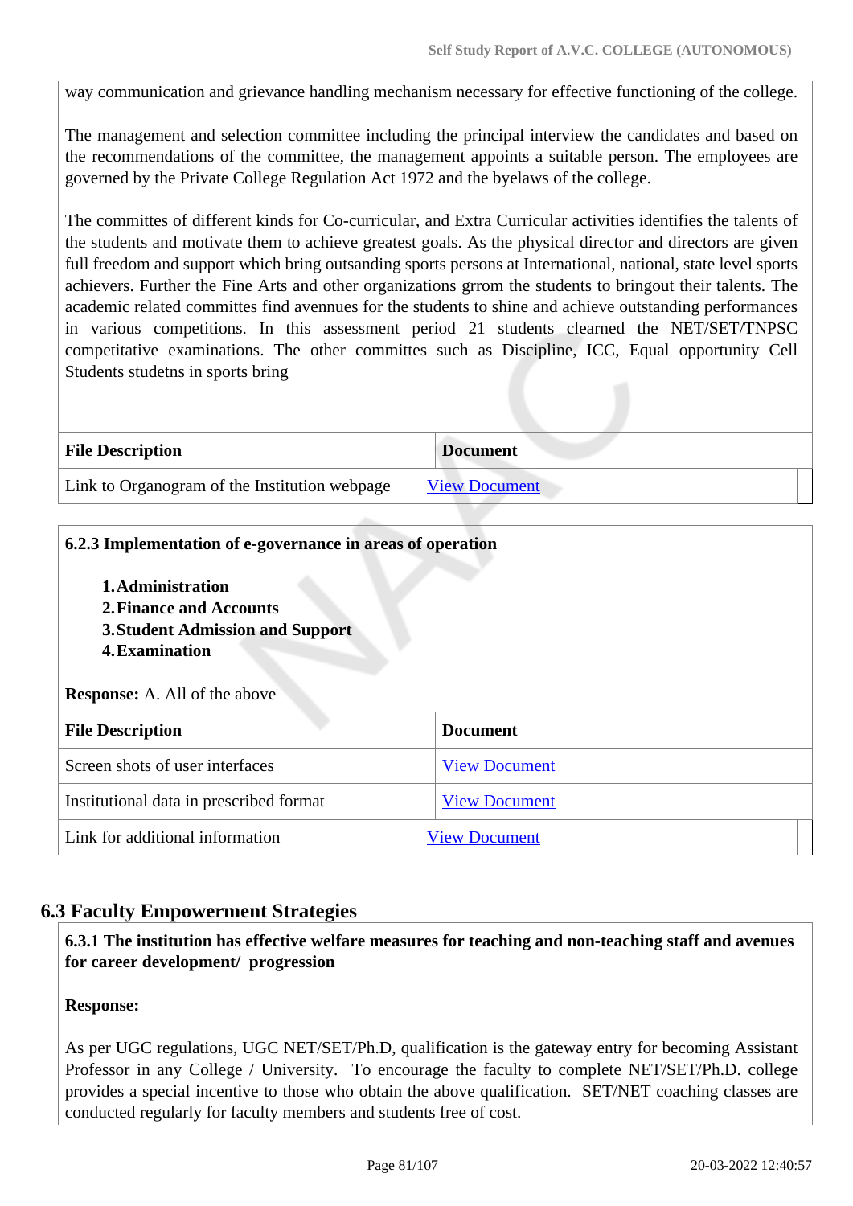way communication and grievance handling mechanism necessary for effective functioning of the college.

The management and selection committee including the principal interview the candidates and based on the recommendations of the committee, the management appoints a suitable person. The employees are governed by the Private College Regulation Act 1972 and the byelaws of the college.

The committes of different kinds for Co-curricular, and Extra Curricular activities identifies the talents of the students and motivate them to achieve greatest goals. As the physical director and directors are given full freedom and support which bring outsanding sports persons at International, national, state level sports achievers. Further the Fine Arts and other organizations grrom the students to bringout their talents. The academic related committes find avennues for the students to shine and achieve outstanding performances in various competitions. In this assessment period 21 students cleared the NET/SET/TNPSC competitative examinations. The other committes such as Discipline, ICC, Equal opportunity Cell Students studetns in sports bring

| File Description | Document |
|---|---|
| Link to Organogram of the Institution webpage | View Document |

**6.2.3 Implementation of e-governance in areas of operation**

1. **Administration**
2. **Finance and Accounts**
3. **Student Admission and Support**
4. **Examination**

**Response:** A. All of the above

| File Description | Document |
|---|---|
| Screen shots of user interfaces | View Document |
| Institutional data in prescribed format | View Document |
| Link for additional information | View Document |

## 6.3 Faculty Empowerment Strategies

**6.3.1 The institution has effective welfare measures for teaching and non-teaching staff and avenues for career development/ progression**

**Response:**

As per UGC regulations, UGC NET/SET/Ph.D, qualification is the gateway entry for becoming Assistant Professor in any College / University. To encourage the faculty to complete NET/SET/Ph.D. college provides a special incentive to those who obtain the above qualification. SET/NET coaching classes are conducted regularly for faculty members and students free of cost.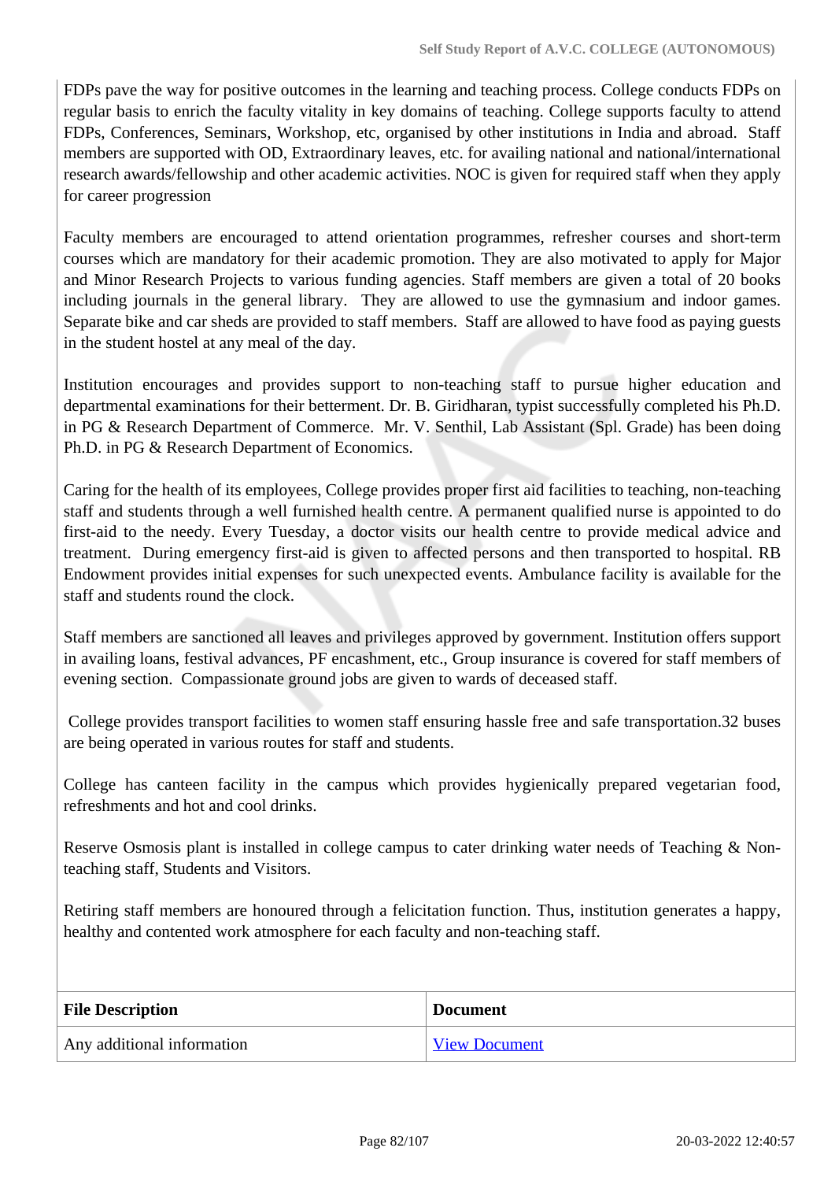FDPs pave the way for positive outcomes in the learning and teaching process. College conducts FDPs on regular basis to enrich the faculty vitality in key domains of teaching. College supports faculty to attend FDPs, Conferences, Seminars, Workshop, etc, organised by other institutions in India and abroad. Staff members are supported with OD, Extraordinary leaves, etc. for availing national and national/international research awards/fellowship and other academic activities. NOC is given for required staff when they apply for career progression

Faculty members are encouraged to attend orientation programmes, refresher courses and short-term courses which are mandatory for their academic promotion. They are also motivated to apply for Major and Minor Research Projects to various funding agencies. Staff members are given a total of 20 books including journals in the general library. They are allowed to use the gymnasium and indoor games. Separate bike and car sheds are provided to staff members. Staff are allowed to have food as paying guests in the student hostel at any meal of the day.

Institution encourages and provides support to non-teaching staff to pursue higher education and departmental examinations for their betterment. Dr. B. Giridharan, typist successfully completed his Ph.D. in PG & Research Department of Commerce. Mr. V. Senthil, Lab Assistant (Spl. Grade) has been doing Ph.D. in PG & Research Department of Economics.

Caring for the health of its employees, College provides proper first aid facilities to teaching, non-teaching staff and students through a well furnished health centre. A permanent qualified nurse is appointed to do first-aid to the needy. Every Tuesday, a doctor visits our health centre to provide medical advice and treatment. During emergency first-aid is given to affected persons and then transported to hospital. RB Endowment provides initial expenses for such unexpected events. Ambulance facility is available for the staff and students round the clock.

Staff members are sanctioned all leaves and privileges approved by government. Institution offers support in availing loans, festival advances, PF encashment, etc., Group insurance is covered for staff members of evening section. Compassionate ground jobs are given to wards of deceased staff.

College provides transport facilities to women staff ensuring hassle free and safe transportation.32 buses are being operated in various routes for staff and students.

College has canteen facility in the campus which provides hygienically prepared vegetarian food, refreshments and hot and cool drinks.

Reserve Osmosis plant is installed in college campus to cater drinking water needs of Teaching & Non-teaching staff, Students and Visitors.

Retiring staff members are honoured through a felicitation function. Thus, institution generates a happy, healthy and contented work atmosphere for each faculty and non-teaching staff.

| File Description | Document |
|---|---|
| Any additional information | View Document |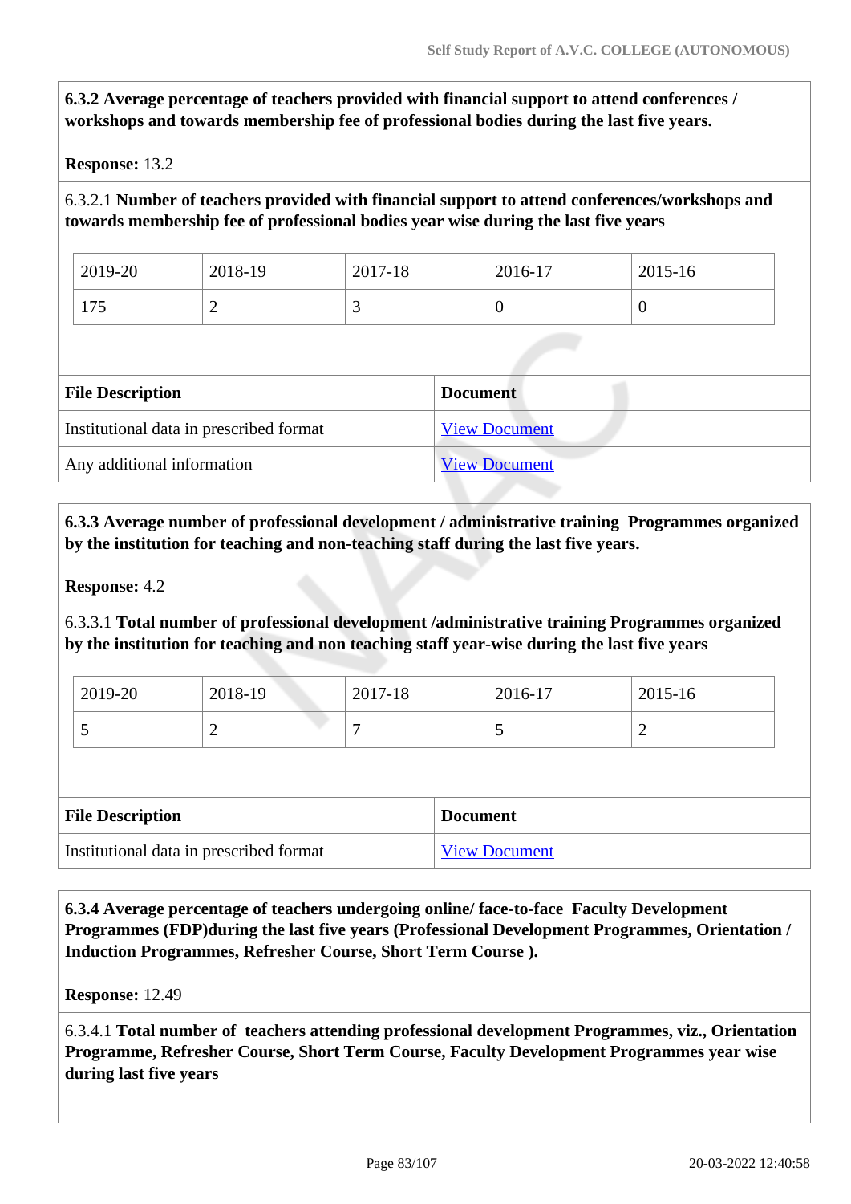**6.3.2 Average percentage of teachers provided with financial support to attend conferences / workshops and towards membership fee of professional bodies during the last five years.**

**Response:** 13.2

6.3.2.1 **Number of teachers provided with financial support to attend conferences/workshops and towards membership fee of professional bodies year wise during the last five years**

| 2019-20 | 2018-19 | 2017-18 | 2016-17 | 2015-16 |
|---|---|---|---|---|
| 175 | 2 | 3 | 0 | 0 |

| File Description | Document |
|---|---|
| Institutional data in prescribed format | View Document |
| Any additional information | View Document |

**6.3.3 Average number of professional development / administrative training Programmes organized by the institution for teaching and non-teaching staff during the last five years.**

**Response:** 4.2

6.3.3.1 **Total number of professional development /administrative training Programmes organized by the institution for teaching and non teaching staff year-wise during the last five years**

| 2019-20 | 2018-19 | 2017-18 | 2016-17 | 2015-16 |
|---|---|---|---|---|
| 5 | 2 | 7 | 5 | 2 |

| File Description | Document |
|---|---|
| Institutional data in prescribed format | View Document |

**6.3.4 Average percentage of teachers undergoing online/ face-to-face Faculty Development Programmes (FDP)during the last five years (Professional Development Programmes, Orientation / Induction Programmes, Refresher Course, Short Term Course ).**

**Response:** 12.49

6.3.4.1 **Total number of teachers attending professional development Programmes, viz., Orientation Programme, Refresher Course, Short Term Course, Faculty Development Programmes year wise during last five years**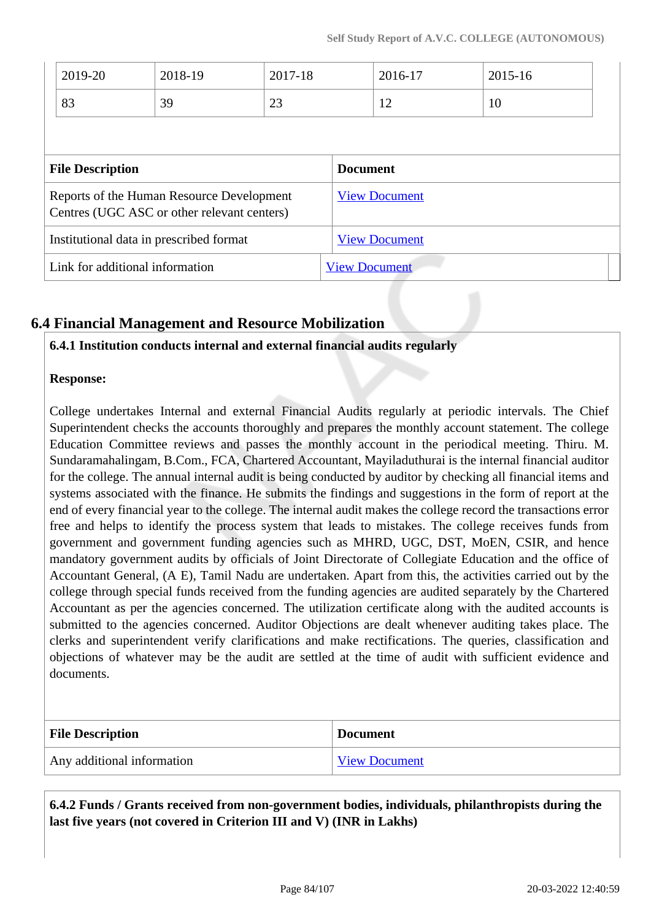| 2019-20 | 2018-19 | 2017-18 | 2016-17 | 2015-16 |
|---|---|---|---|---|
| 83 | 39 | 23 | 12 | 10 |

| File Description | Document |
|---|---|
| Reports of the Human Resource Development Centres (UGC ASC or other relevant centers) | View Document |
| Institutional data in prescribed format | View Document |
| Link for additional information | View Document |

## 6.4 Financial Management and Resource Mobilization

**6.4.1 Institution conducts internal and external financial audits regularly**

**Response:**

College undertakes Internal and external Financial Audits regularly at periodic intervals. The Chief Superintendent checks the accounts thoroughly and prepares the monthly account statement. The college Education Committee reviews and passes the monthly account in the periodical meeting. Thiru. M. Sundaramahalingam, B.Com., FCA, Chartered Accountant, Mayiladuthurai is the internal financial auditor for the college. The annual internal audit is being conducted by auditor by checking all financial items and systems associated with the finance. He submits the findings and suggestions in the form of report at the end of every financial year to the college. The internal audit makes the college record the transactions error free and helps to identify the process system that leads to mistakes. The college receives funds from government and government funding agencies such as MHRD, UGC, DST, MoEN, CSIR, and hence mandatory government audits by officials of Joint Directorate of Collegiate Education and the office of Accountant General, (A E), Tamil Nadu are undertaken. Apart from this, the activities carried out by the college through special funds received from the funding agencies are audited separately by the Chartered Accountant as per the agencies concerned. The utilization certificate along with the audited accounts is submitted to the agencies concerned. Auditor Objections are dealt whenever auditing takes place. The clerks and superintendent verify clarifications and make rectifications. The queries, classification and objections of whatever may be the audit are settled at the time of audit with sufficient evidence and documents.

| File Description | Document |
|---|---|
| Any additional information | View Document |

**6.4.2 Funds / Grants received from non-government bodies, individuals, philanthropists during the last five years (not covered in Criterion III and V) (INR in Lakhs)**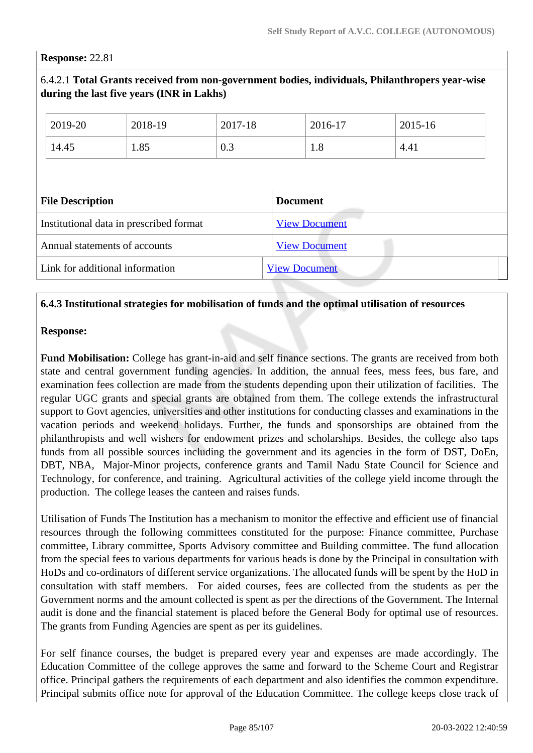**Response:** 22.81

6.4.2.1 **Total Grants received from non-government bodies, individuals, Philanthropers year-wise during the last five years (INR in Lakhs)**

| 2019-20 | 2018-19 | 2017-18 | 2016-17 | 2015-16 |
|---|---|---|---|---|
| 14.45 | 1.85 | 0.3 | 1.8 | 4.41 |

| File Description | Document |
|---|---|
| Institutional data in prescribed format | View Document |
| Annual statements of accounts | View Document |
| Link for additional information | View Document |

**6.4.3 Institutional strategies for mobilisation of funds and the optimal utilisation of resources**

**Response:**

**Fund Mobilisation:** College has grant-in-aid and self finance sections. The grants are received from both state and central government funding agencies. In addition, the annual fees, mess fees, bus fare, and examination fees collection are made from the students depending upon their utilization of facilities. The regular UGC grants and special grants are obtained from them. The college extends the infrastructural support to Govt agencies, universities and other institutions for conducting classes and examinations in the vacation periods and weekend holidays. Further, the funds and sponsorships are obtained from the philanthropists and well wishers for endowment prizes and scholarships. Besides, the college also taps funds from all possible sources including the government and its agencies in the form of DST, DoEn, DBT, NBA, Major-Minor projects, conference grants and Tamil Nadu State Council for Science and Technology, for conference, and training. Agricultural activities of the college yield income through the production. The college leases the canteen and raises funds.

Utilisation of Funds The Institution has a mechanism to monitor the effective and efficient use of financial resources through the following committees constituted for the purpose: Finance committee, Purchase committee, Library committee, Sports Advisory committee and Building committee. The fund allocation from the special fees to various departments for various heads is done by the Principal in consultation with HoDs and co-ordinators of different service organizations. The allocated funds will be spent by the HoD in consultation with staff members. For aided courses, fees are collected from the students as per the Government norms and the amount collected is spent as per the directions of the Government. The Internal audit is done and the financial statement is placed before the General Body for optimal use of resources. The grants from Funding Agencies are spent as per its guidelines.

For self finance courses, the budget is prepared every year and expenses are made accordingly. The Education Committee of the college approves the same and forward to the Scheme Court and Registrar office. Principal gathers the requirements of each department and also identifies the common expenditure. Principal submits office note for approval of the Education Committee. The college keeps close track of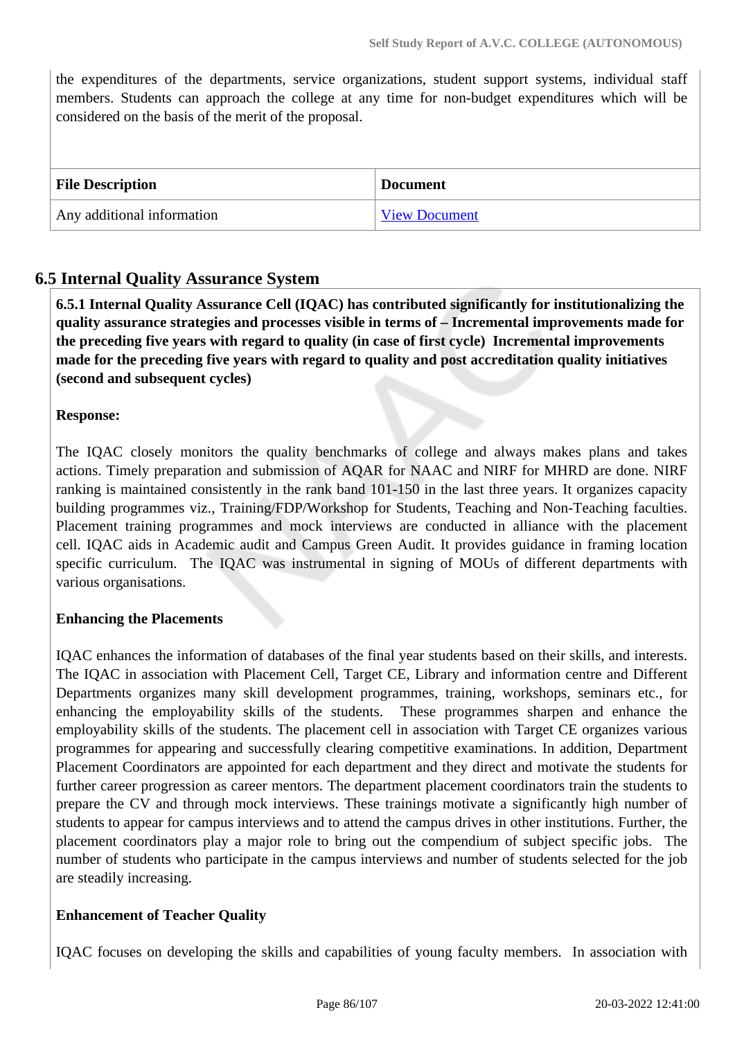the expenditures of the departments, service organizations, student support systems, individual staff members. Students can approach the college at any time for non-budget expenditures which will be considered on the basis of the merit of the proposal.

| File Description | Document |
|---|---|
| Any additional information | View Document |

## 6.5 Internal Quality Assurance System

**6.5.1 Internal Quality Assurance Cell (IQAC) has contributed significantly for institutionalizing the quality assurance strategies and processes visible in terms of – Incremental improvements made for the preceding five years with regard to quality (in case of first cycle) Incremental improvements made for the preceding five years with regard to quality and post accreditation quality initiatives (second and subsequent cycles)**

**Response:**

The IQAC closely monitors the quality benchmarks of college and always makes plans and takes actions. Timely preparation and submission of AQAR for NAAC and NIRF for MHRD are done. NIRF ranking is maintained consistently in the rank band 101-150 in the last three years. It organizes capacity building programmes viz., Training/FDP/Workshop for Students, Teaching and Non-Teaching faculties. Placement training programmes and mock interviews are conducted in alliance with the placement cell. IQAC aids in Academic audit and Campus Green Audit. It provides guidance in framing location specific curriculum. The IQAC was instrumental in signing of MOUs of different departments with various organisations.

**Enhancing the Placements**

IQAC enhances the information of databases of the final year students based on their skills, and interests. The IQAC in association with Placement Cell, Target CE, Library and information centre and Different Departments organizes many skill development programmes, training, workshops, seminars etc., for enhancing the employability skills of the students. These programmes sharpen and enhance the employability skills of the students. The placement cell in association with Target CE organizes various programmes for appearing and successfully clearing competitive examinations. In addition, Department Placement Coordinators are appointed for each department and they direct and motivate the students for further career progression as career mentors. The department placement coordinators train the students to prepare the CV and through mock interviews. These trainings motivate a significantly high number of students to appear for campus interviews and to attend the campus drives in other institutions. Further, the placement coordinators play a major role to bring out the compendium of subject specific jobs. The number of students who participate in the campus interviews and number of students selected for the job are steadily increasing.

**Enhancement of Teacher Quality**

IQAC focuses on developing the skills and capabilities of young faculty members. In association with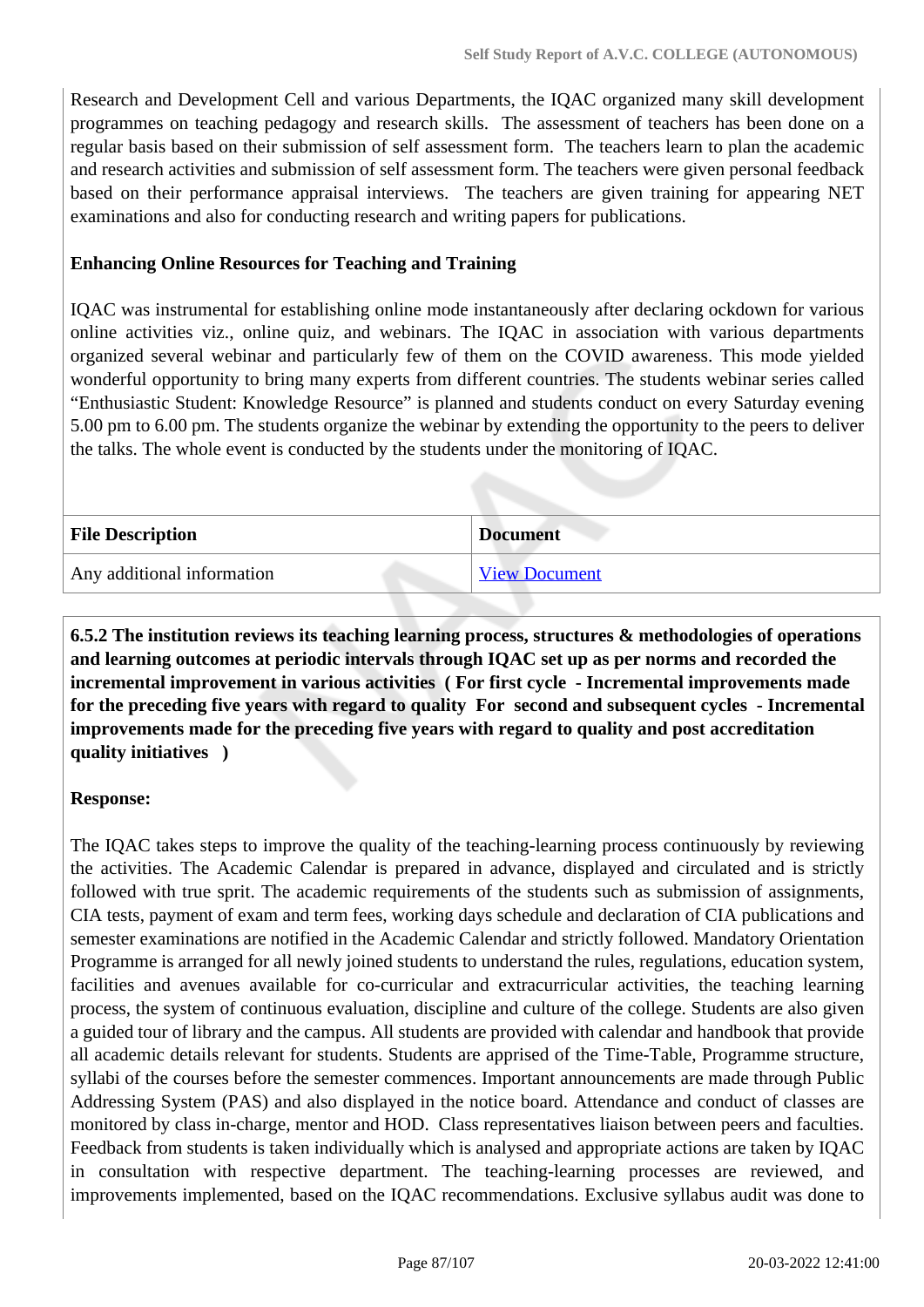Research and Development Cell and various Departments, the IQAC organized many skill development programmes on teaching pedagogy and research skills. The assessment of teachers has been done on a regular basis based on their submission of self assessment form. The teachers learn to plan the academic and research activities and submission of self assessment form. The teachers were given personal feedback based on their performance appraisal interviews. The teachers are given training for appearing NET examinations and also for conducting research and writing papers for publications.

**Enhancing Online Resources for Teaching and Training**

IQAC was instrumental for establishing online mode instantaneously after declaring ockdown for various online activities viz., online quiz, and webinars. The IQAC in association with various departments organized several webinar and particularly few of them on the COVID awareness. This mode yielded wonderful opportunity to bring many experts from different countries. The students webinar series called "Enthusiastic Student: Knowledge Resource" is planned and students conduct on every Saturday evening 5.00 pm to 6.00 pm. The students organize the webinar by extending the opportunity to the peers to deliver the talks. The whole event is conducted by the students under the monitoring of IQAC.

| File Description | Document |
|---|---|
| Any additional information | View Document |

**6.5.2 The institution reviews its teaching learning process, structures & methodologies of operations and learning outcomes at periodic intervals through IQAC set up as per norms and recorded the incremental improvement in various activities ( For first cycle - Incremental improvements made for the preceding five years with regard to quality For second and subsequent cycles - Incremental improvements made for the preceding five years with regard to quality and post accreditation quality initiatives )**

**Response:**

The IQAC takes steps to improve the quality of the teaching-learning process continuously by reviewing the activities. The Academic Calendar is prepared in advance, displayed and circulated and is strictly followed with true sprit. The academic requirements of the students such as submission of assignments, CIA tests, payment of exam and term fees, working days schedule and declaration of CIA publications and semester examinations are notified in the Academic Calendar and strictly followed. Mandatory Orientation Programme is arranged for all newly joined students to understand the rules, regulations, education system, facilities and avenues available for co-curricular and extracurricular activities, the teaching learning process, the system of continuous evaluation, discipline and culture of the college. Students are also given a guided tour of library and the campus. All students are provided with calendar and handbook that provide all academic details relevant for students. Students are apprised of the Time-Table, Programme structure, syllabi of the courses before the semester commences. Important announcements are made through Public Addressing System (PAS) and also displayed in the notice board. Attendance and conduct of classes are monitored by class in-charge, mentor and HOD. Class representatives liaison between peers and faculties. Feedback from students is taken individually which is analysed and appropriate actions are taken by IQAC in consultation with respective department. The teaching-learning processes are reviewed, and improvements implemented, based on the IQAC recommendations. Exclusive syllabus audit was done to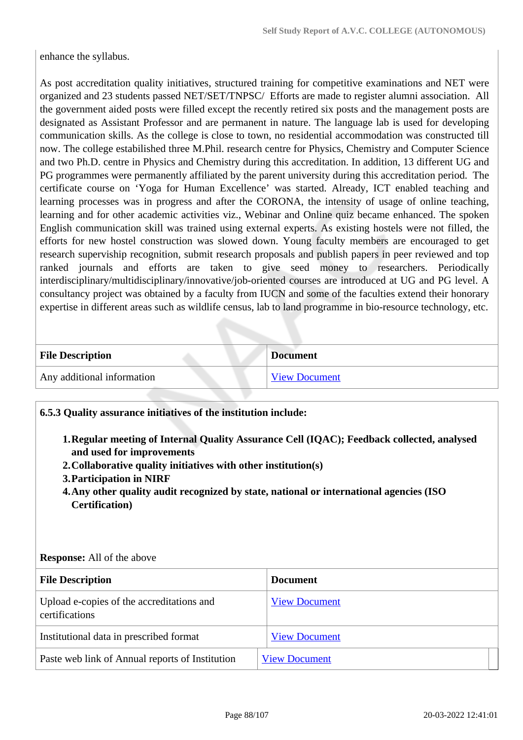enhance the syllabus.

As post accreditation quality initiatives, structured training for competitive examinations and NET were organized and 23 students passed NET/SET/TNPSC/ Efforts are made to register alumni association. All the government aided posts were filled except the recently retired six posts and the management posts are designated as Assistant Professor and are permanent in nature. The language lab is used for developing communication skills. As the college is close to town, no residential accommodation was constructed till now. The college estabilished three M.Phil. research centre for Physics, Chemistry and Computer Science and two Ph.D. centre in Physics and Chemistry during this accreditation. In addition, 13 different UG and PG programmes were permanently affiliated by the parent university during this accreditation period. The certificate course on 'Yoga for Human Excellence' was started. Already, ICT enabled teaching and learning processes was in progress and after the CORONA, the intensity of usage of online teaching, learning and for other academic activities viz., Webinar and Online quiz became enhanced. The spoken English communication skill was trained using external experts. As existing hostels were not filled, the efforts for new hostel construction was slowed down. Young faculty members are encouraged to get research superviship recognition, submit research proposals and publish papers in peer reviewed and top ranked journals and efforts are taken to give seed money to researchers. Periodically interdisciplinary/multidisciplinary/innovative/job-oriented courses are introduced at UG and PG level. A consultancy project was obtained by a faculty from IUCN and some of the faculties extend their honorary expertise in different areas such as wildlife census, lab to land programme in bio-resource technology, etc.

| File Description | Document |
|---|---|
| Any additional information | View Document |

**6.5.3 Quality assurance initiatives of the institution include:**

1. **Regular meeting of Internal Quality Assurance Cell (IQAC); Feedback collected, analysed and used for improvements**
2. **Collaborative quality initiatives with other institution(s)**
3. **Participation in NIRF**
4. **Any other quality audit recognized by state, national or international agencies (ISO Certification)**

**Response:** All of the above

| File Description | Document |
|---|---|
| Upload e-copies of the accreditations and certifications | View Document |
| Institutional data in prescribed format | View Document |
| Paste web link of Annual reports of Institution | View Document |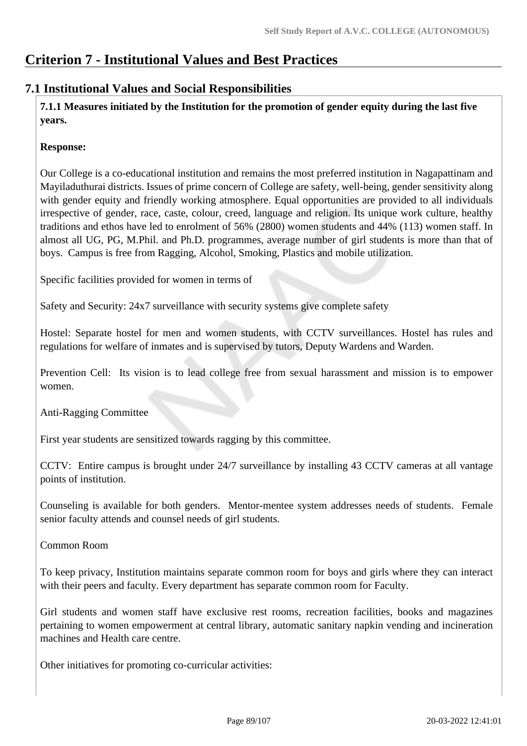# Criterion 7 - Institutional Values and Best Practices

## 7.1 Institutional Values and Social Responsibilities

**7.1.1 Measures initiated by the Institution for the promotion of gender equity during the last five years.**

**Response:**

Our College is a co-educational institution and remains the most preferred institution in Nagapattinam and Mayiladuthurai districts. Issues of prime concern of College are safety, well-being, gender sensitivity along with gender equity and friendly working atmosphere. Equal opportunities are provided to all individuals irrespective of gender, race, caste, colour, creed, language and religion. Its unique work culture, healthy traditions and ethos have led to enrolment of 56% (2800) women students and 44% (113) women staff. In almost all UG, PG, M.Phil. and Ph.D. programmes, average number of girl students is more than that of boys. Campus is free from Ragging, Alcohol, Smoking, Plastics and mobile utilization.

Specific facilities provided for women in terms of

Safety and Security: 24x7 surveillance with security systems give complete safety

Hostel: Separate hostel for men and women students, with CCTV surveillances. Hostel has rules and regulations for welfare of inmates and is supervised by tutors, Deputy Wardens and Warden.

Prevention Cell: Its vision is to lead college free from sexual harassment and mission is to empower women.

Anti-Ragging Committee

First year students are sensitized towards ragging by this committee.

CCTV: Entire campus is brought under 24/7 surveillance by installing 43 CCTV cameras at all vantage points of institution.

Counseling is available for both genders. Mentor-mentee system addresses needs of students. Female senior faculty attends and counsel needs of girl students.

Common Room

To keep privacy, Institution maintains separate common room for boys and girls where they can interact with their peers and faculty. Every department has separate common room for Faculty.

Girl students and women staff have exclusive rest rooms, recreation facilities, books and magazines pertaining to women empowerment at central library, automatic sanitary napkin vending and incineration machines and Health care centre.

Other initiatives for promoting co-curricular activities: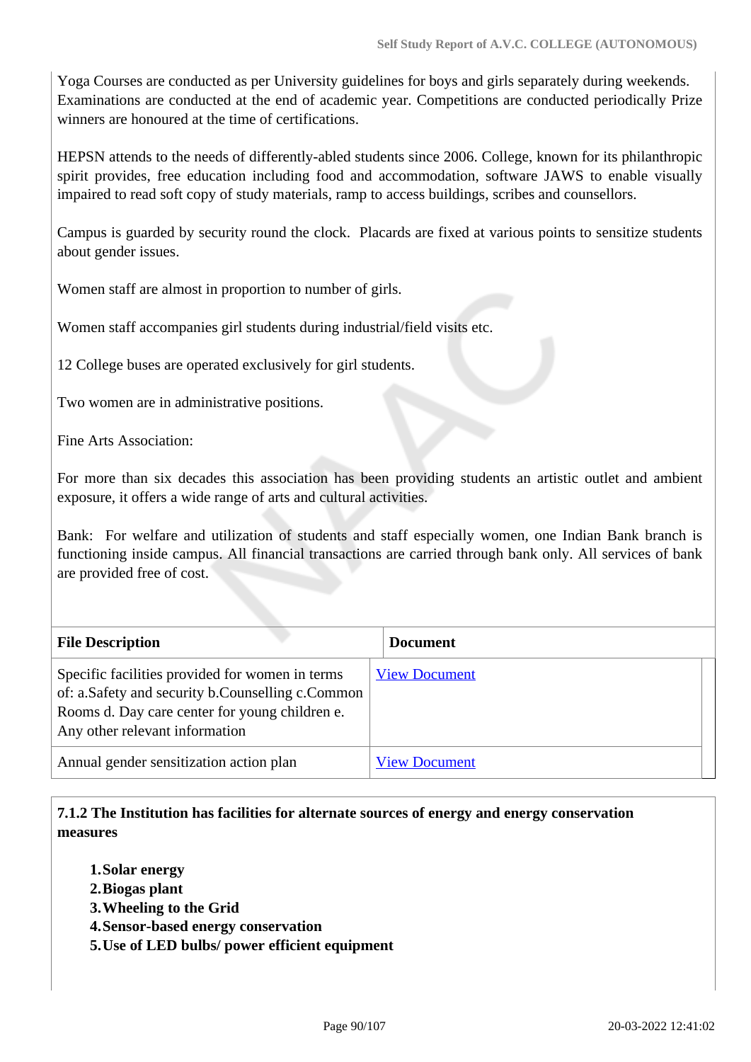Yoga Courses are conducted as per University guidelines for boys and girls separately during weekends. Examinations are conducted at the end of academic year. Competitions are conducted periodically Prize winners are honoured at the time of certifications.

HEPSN attends to the needs of differently-abled students since 2006. College, known for its philanthropic spirit provides, free education including food and accommodation, software JAWS to enable visually impaired to read soft copy of study materials, ramp to access buildings, scribes and counsellors.

Campus is guarded by security round the clock. Placards are fixed at various points to sensitize students about gender issues.

Women staff are almost in proportion to number of girls.

Women staff accompanies girl students during industrial/field visits etc.

12 College buses are operated exclusively for girl students.

Two women are in administrative positions.

Fine Arts Association:

For more than six decades this association has been providing students an artistic outlet and ambient exposure, it offers a wide range of arts and cultural activities.

Bank: For welfare and utilization of students and staff especially women, one Indian Bank branch is functioning inside campus. All financial transactions are carried through bank only. All services of bank are provided free of cost.

| File Description | Document |
|---|---|
| Specific facilities provided for women in terms of: a.Safety and security b.Counselling c.Common Rooms d. Day care center for young children e. Any other relevant information | View Document |
| Annual gender sensitization action plan | View Document |

**7.1.2 The Institution has facilities for alternate sources of energy and energy conservation measures**

1. **Solar energy**
2. **Biogas plant**
3. **Wheeling to the Grid**
4. **Sensor-based energy conservation**
5. **Use of LED bulbs/ power efficient equipment**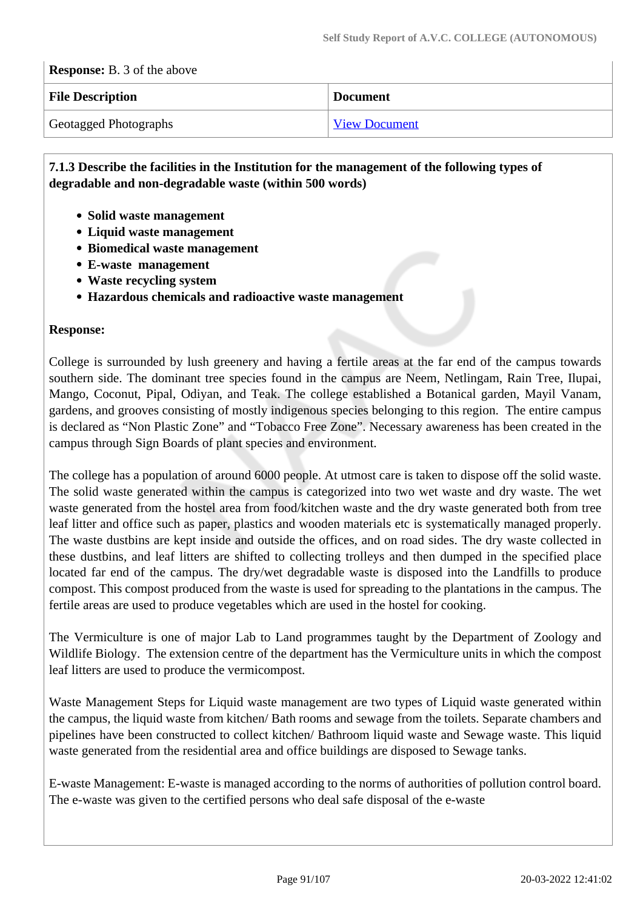**Response:** B. 3 of the above

| File Description | Document |
|---|---|
| Geotagged Photographs | View Document |

**7.1.3 Describe the facilities in the Institution for the management of the following types of degradable and non-degradable waste (within 500 words)**

- **Solid waste management**
- **Liquid waste management**
- **Biomedical waste management**
- **E-waste management**
- **Waste recycling system**
- **Hazardous chemicals and radioactive waste management**

**Response:**

College is surrounded by lush greenery and having a fertile areas at the far end of the campus towards southern side. The dominant tree species found in the campus are Neem, Netlingam, Rain Tree, Ilupai, Mango, Coconut, Pipal, Odiyan, and Teak. The college established a Botanical garden, Mayil Vanam, gardens, and grooves consisting of mostly indigenous species belonging to this region. The entire campus is declared as "Non Plastic Zone" and "Tobacco Free Zone". Necessary awareness has been created in the campus through Sign Boards of plant species and environment.

The college has a population of around 6000 people. At utmost care is taken to dispose off the solid waste. The solid waste generated within the campus is categorized into two wet waste and dry waste. The wet waste generated from the hostel area from food/kitchen waste and the dry waste generated both from tree leaf litter and office such as paper, plastics and wooden materials etc is systematically managed properly. The waste dustbins are kept inside and outside the offices, and on road sides. The dry waste collected in these dustbins, and leaf litters are shifted to collecting trolleys and then dumped in the specified place located far end of the campus. The dry/wet degradable waste is disposed into the Landfills to produce compost. This compost produced from the waste is used for spreading to the plantations in the campus. The fertile areas are used to produce vegetables which are used in the hostel for cooking.

The Vermiculture is one of major Lab to Land programmes taught by the Department of Zoology and Wildlife Biology. The extension centre of the department has the Vermiculture units in which the compost leaf litters are used to produce the vermicompost.

Waste Management Steps for Liquid waste management are two types of Liquid waste generated within the campus, the liquid waste from kitchen/ Bath rooms and sewage from the toilets. Separate chambers and pipelines have been constructed to collect kitchen/ Bathroom liquid waste and Sewage waste. This liquid waste generated from the residential area and office buildings are disposed to Sewage tanks.

E-waste Management: E-waste is managed according to the norms of authorities of pollution control board. The e-waste was given to the certified persons who deal safe disposal of the e-waste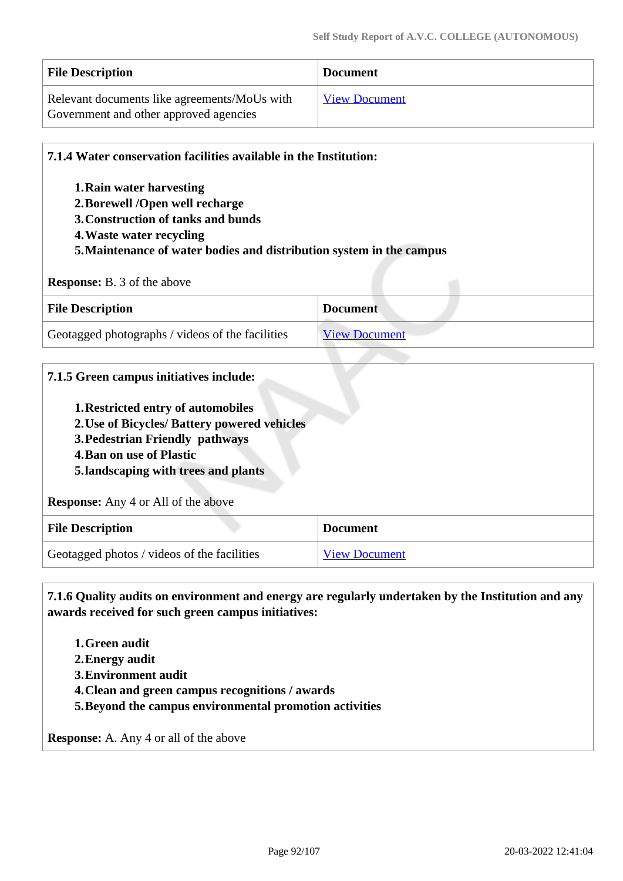| File Description | Document |
| --- | --- |
| Relevant documents like agreements/MoUs with Government and other approved agencies | View Document |

**7.1.4 Water conservation facilities available in the Institution:**

1. **Rain water harvesting**
2. **Borewell /Open well recharge**
3. **Construction of tanks and bunds**
4. **Waste water recycling**
5. **Maintenance of water bodies and distribution system in the campus**

**Response:** B. 3 of the above

| File Description | Document |
| --- | --- |
| Geotagged photographs / videos of the facilities | View Document |

**7.1.5 Green campus initiatives include:**

1. **Restricted entry of automobiles**
2. **Use of Bicycles/ Battery powered vehicles**
3. **Pedestrian Friendly pathways**
4. **Ban on use of Plastic**
5. **landscaping with trees and plants**

**Response:** Any 4 or All of the above

| File Description | Document |
| --- | --- |
| Geotagged photos / videos of the facilities | View Document |

**7.1.6 Quality audits on environment and energy are regularly undertaken by the Institution and any awards received for such green campus initiatives:**

1. **Green audit**
2. **Energy audit**
3. **Environment audit**
4. **Clean and green campus recognitions / awards**
5. **Beyond the campus environmental promotion activities**

**Response:** A. Any 4 or all of the above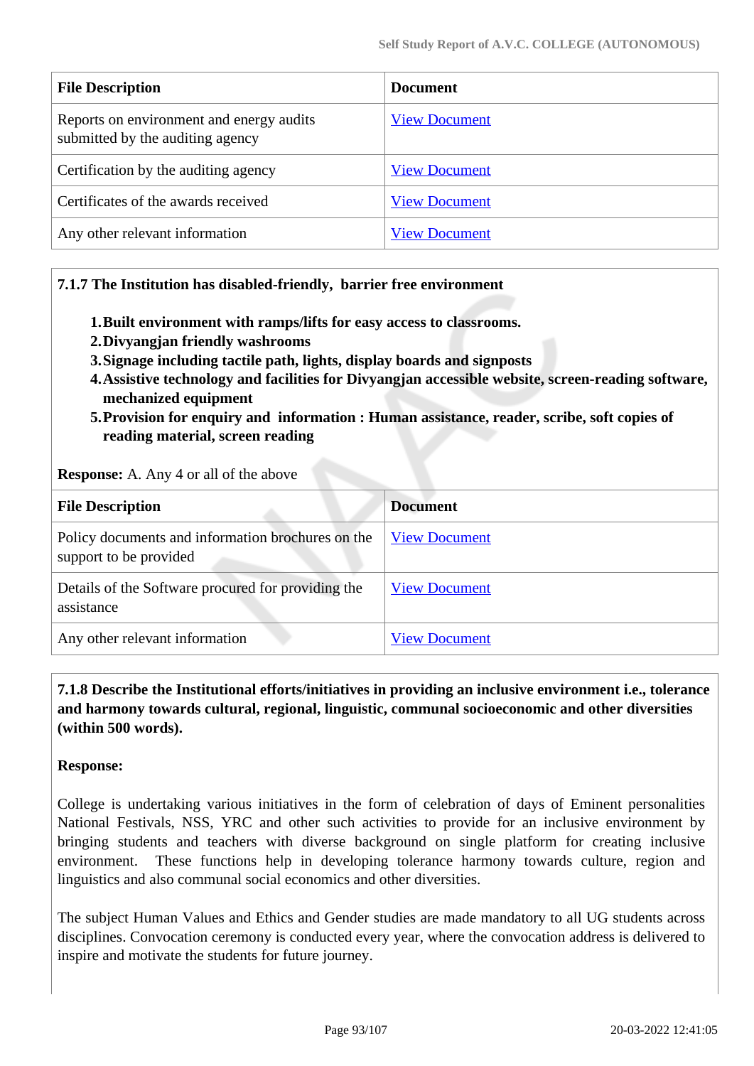| File Description | Document |
| --- | --- |
| Reports on environment and energy audits submitted by the auditing agency | View Document |
| Certification by the auditing agency | View Document |
| Certificates of the awards received | View Document |
| Any other relevant information | View Document |

**7.1.7 The Institution has disabled-friendly, barrier free environment**

1. **Built environment with ramps/lifts for easy access to classrooms.**
2. **Divyangjan friendly washrooms**
3. **Signage including tactile path, lights, display boards and signposts**
4. **Assistive technology and facilities for Divyangjan accessible website, screen-reading software, mechanized equipment**
5. **Provision for enquiry and information : Human assistance, reader, scribe, soft copies of reading material, screen reading**

**Response:** A. Any 4 or all of the above

| File Description | Document |
| --- | --- |
| Policy documents and information brochures on the support to be provided | View Document |
| Details of the Software procured for providing the assistance | View Document |
| Any other relevant information | View Document |

**7.1.8 Describe the Institutional efforts/initiatives in providing an inclusive environment i.e., tolerance and harmony towards cultural, regional, linguistic, communal socioeconomic and other diversities (within 500 words).**

**Response:**

College is undertaking various initiatives in the form of celebration of days of Eminent personalities National Festivals, NSS, YRC and other such activities to provide for an inclusive environment by bringing students and teachers with diverse background on single platform for creating inclusive environment. These functions help in developing tolerance harmony towards culture, region and linguistics and also communal social economics and other diversities.

The subject Human Values and Ethics and Gender studies are made mandatory to all UG students across disciplines. Convocation ceremony is conducted every year, where the convocation address is delivered to inspire and motivate the students for future journey.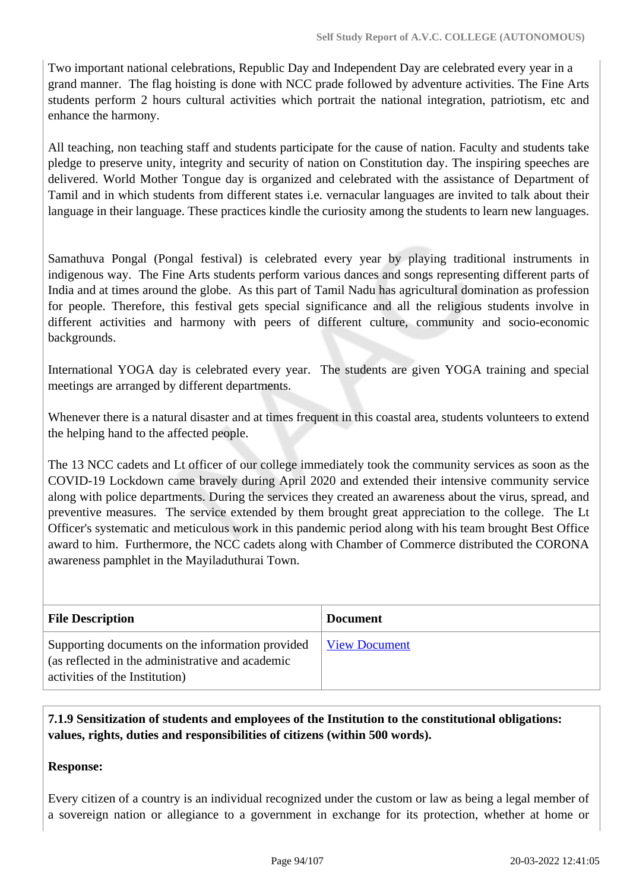Two important national celebrations, Republic Day and Independent Day are celebrated every year in a grand manner. The flag hoisting is done with NCC prade followed by adventure activities. The Fine Arts students perform 2 hours cultural activities which portrait the national integration, patriotism, etc and enhance the harmony.

All teaching, non teaching staff and students participate for the cause of nation. Faculty and students take pledge to preserve unity, integrity and security of nation on Constitution day. The inspiring speeches are delivered. World Mother Tongue day is organized and celebrated with the assistance of Department of Tamil and in which students from different states i.e. vernacular languages are invited to talk about their language in their language. These practices kindle the curiosity among the students to learn new languages.

Samathuva Pongal (Pongal festival) is celebrated every year by playing traditional instruments in indigenous way. The Fine Arts students perform various dances and songs representing different parts of India and at times around the globe. As this part of Tamil Nadu has agricultural domination as profession for people. Therefore, this festival gets special significance and all the religious students involve in different activities and harmony with peers of different culture, community and socio-economic backgrounds.

International YOGA day is celebrated every year. The students are given YOGA training and special meetings are arranged by different departments.

Whenever there is a natural disaster and at times frequent in this coastal area, students volunteers to extend the helping hand to the affected people.

The 13 NCC cadets and Lt officer of our college immediately took the community services as soon as the COVID-19 Lockdown came bravely during April 2020 and extended their intensive community service along with police departments. During the services they created an awareness about the virus, spread, and preventive measures. The service extended by them brought great appreciation to the college. The Lt Officer's systematic and meticulous work in this pandemic period along with his team brought Best Office award to him. Furthermore, the NCC cadets along with Chamber of Commerce distributed the CORONA awareness pamphlet in the Mayiladuthurai Town.

| File Description | Document |
|---|---|
| Supporting documents on the information provided (as reflected in the administrative and academic activities of the Institution) | View Document |

**7.1.9 Sensitization of students and employees of the Institution to the constitutional obligations: values, rights, duties and responsibilities of citizens (within 500 words).**

**Response:**

Every citizen of a country is an individual recognized under the custom or law as being a legal member of a sovereign nation or allegiance to a government in exchange for its protection, whether at home or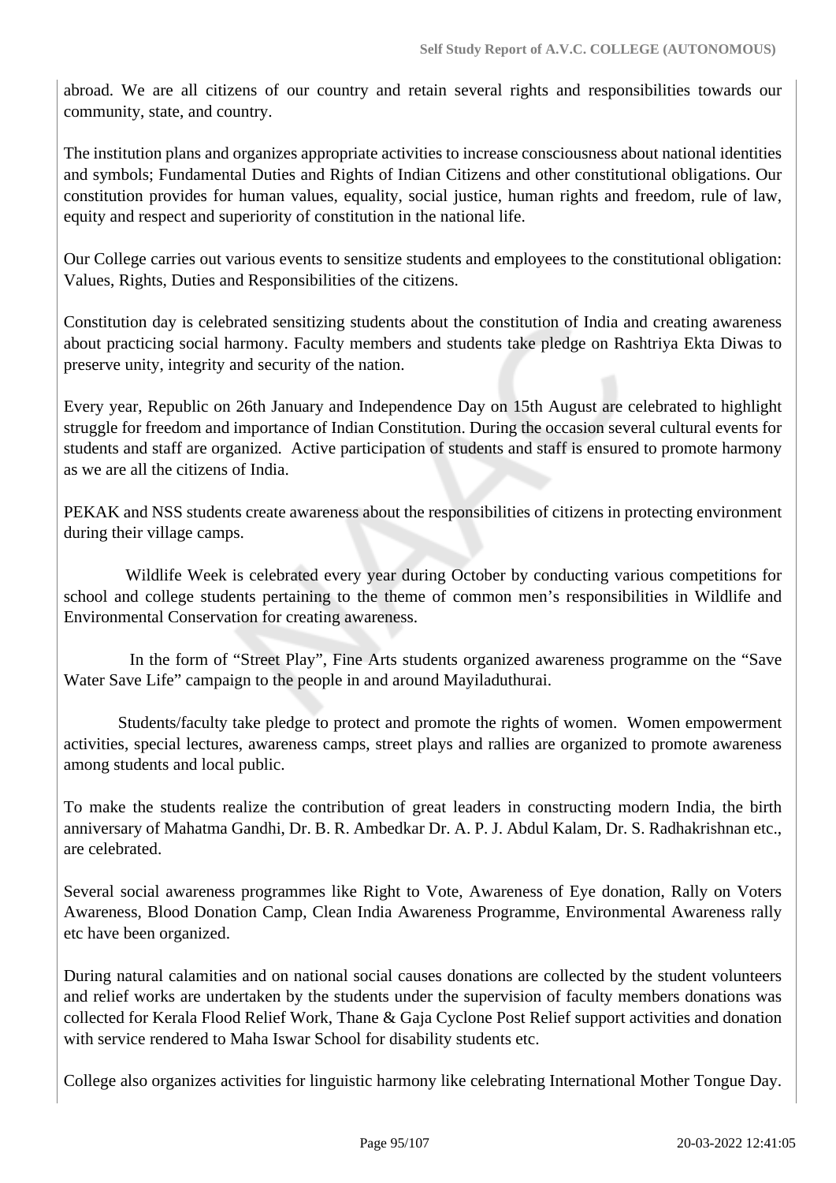abroad. We are all citizens of our country and retain several rights and responsibilities towards our community, state, and country.

The institution plans and organizes appropriate activities to increase consciousness about national identities and symbols; Fundamental Duties and Rights of Indian Citizens and other constitutional obligations. Our constitution provides for human values, equality, social justice, human rights and freedom, rule of law, equity and respect and superiority of constitution in the national life.

Our College carries out various events to sensitize students and employees to the constitutional obligation: Values, Rights, Duties and Responsibilities of the citizens.

Constitution day is celebrated sensitizing students about the constitution of India and creating awareness about practicing social harmony. Faculty members and students take pledge on Rashtriya Ekta Diwas to preserve unity, integrity and security of the nation.

Every year, Republic on 26th January and Independence Day on 15th August are celebrated to highlight struggle for freedom and importance of Indian Constitution. During the occasion several cultural events for students and staff are organized. Active participation of students and staff is ensured to promote harmony as we are all the citizens of India.

PEKAK and NSS students create awareness about the responsibilities of citizens in protecting environment during their village camps.

Wildlife Week is celebrated every year during October by conducting various competitions for school and college students pertaining to the theme of common men's responsibilities in Wildlife and Environmental Conservation for creating awareness.

In the form of "Street Play", Fine Arts students organized awareness programme on the "Save Water Save Life" campaign to the people in and around Mayiladuthurai.

Students/faculty take pledge to protect and promote the rights of women. Women empowerment activities, special lectures, awareness camps, street plays and rallies are organized to promote awareness among students and local public.

To make the students realize the contribution of great leaders in constructing modern India, the birth anniversary of Mahatma Gandhi, Dr. B. R. Ambedkar Dr. A. P. J. Abdul Kalam, Dr. S. Radhakrishnan etc., are celebrated.

Several social awareness programmes like Right to Vote, Awareness of Eye donation, Rally on Voters Awareness, Blood Donation Camp, Clean India Awareness Programme, Environmental Awareness rally etc have been organized.

During natural calamities and on national social causes donations are collected by the student volunteers and relief works are undertaken by the students under the supervision of faculty members donations was collected for Kerala Flood Relief Work, Thane & Gaja Cyclone Post Relief support activities and donation with service rendered to Maha Iswar School for disability students etc.

College also organizes activities for linguistic harmony like celebrating International Mother Tongue Day.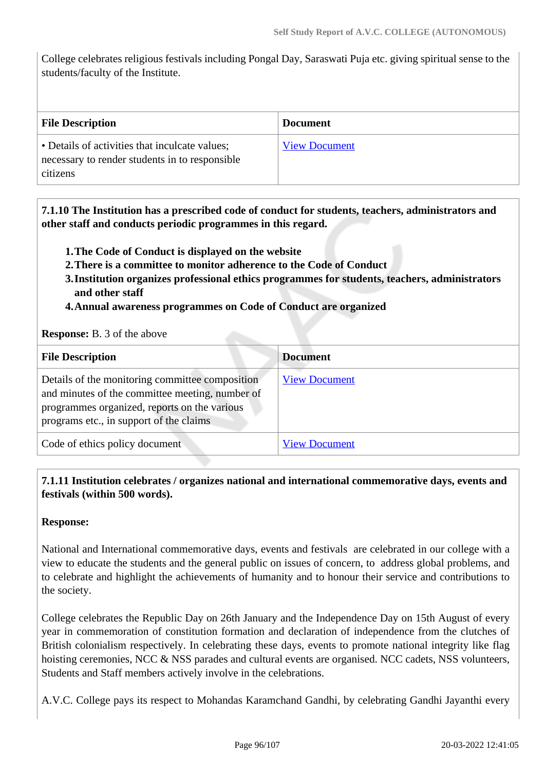College celebrates religious festivals including Pongal Day, Saraswati Puja etc. giving spiritual sense to the students/faculty of the Institute.

| File Description | Document |
|---|---|
| • Details of activities that inculcate values; necessary to render students in to responsible citizens | View Document |

**7.1.10 The Institution has a prescribed code of conduct for students, teachers, administrators and other staff and conducts periodic programmes in this regard.**

1. **The Code of Conduct is displayed on the website**
2. **There is a committee to monitor adherence to the Code of Conduct**
3. **Institution organizes professional ethics programmes for students, teachers, administrators and other staff**
4. **Annual awareness programmes on Code of Conduct are organized**

**Response:** B. 3 of the above

| File Description | Document |
|---|---|
| Details of the monitoring committee composition and minutes of the committee meeting, number of programmes organized, reports on the various programs etc., in support of the claims | View Document |
| Code of ethics policy document | View Document |

**7.1.11 Institution celebrates / organizes national and international commemorative days, events and festivals (within 500 words).**

**Response:**

National and International commemorative days, events and festivals are celebrated in our college with a view to educate the students and the general public on issues of concern, to address global problems, and to celebrate and highlight the achievements of humanity and to honour their service and contributions to the society.

College celebrates the Republic Day on 26th January and the Independence Day on 15th August of every year in commemoration of constitution formation and declaration of independence from the clutches of British colonialism respectively. In celebrating these days, events to promote national integrity like flag hoisting ceremonies, NCC & NSS parades and cultural events are organised. NCC cadets, NSS volunteers, Students and Staff members actively involve in the celebrations.

A.V.C. College pays its respect to Mohandas Karamchand Gandhi, by celebrating Gandhi Jayanthi every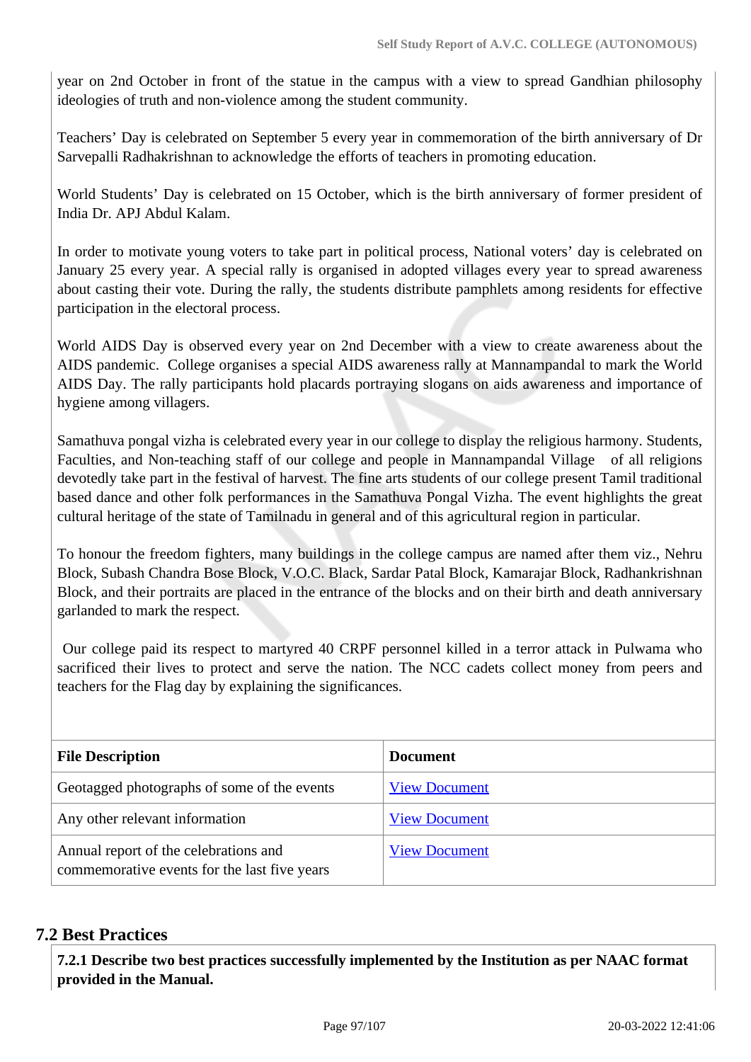year on 2nd October in front of the statue in the campus with a view to spread Gandhian philosophy ideologies of truth and non-violence among the student community.

Teachers' Day is celebrated on September 5 every year in commemoration of the birth anniversary of Dr Sarvepalli Radhakrishnan to acknowledge the efforts of teachers in promoting education.

World Students' Day is celebrated on 15 October, which is the birth anniversary of former president of India Dr. APJ Abdul Kalam.

In order to motivate young voters to take part in political process, National voters' day is celebrated on January 25 every year. A special rally is organised in adopted villages every year to spread awareness about casting their vote. During the rally, the students distribute pamphlets among residents for effective participation in the electoral process.

World AIDS Day is observed every year on 2nd December with a view to create awareness about the AIDS pandemic. College organises a special AIDS awareness rally at Mannampandal to mark the World AIDS Day. The rally participants hold placards portraying slogans on aids awareness and importance of hygiene among villagers.

Samathuva pongal vizha is celebrated every year in our college to display the religious harmony. Students, Faculties, and Non-teaching staff of our college and people in Mannampandal Village of all religions devotedly take part in the festival of harvest. The fine arts students of our college present Tamil traditional based dance and other folk performances in the Samathuva Pongal Vizha. The event highlights the great cultural heritage of the state of Tamilnadu in general and of this agricultural region in particular.

To honour the freedom fighters, many buildings in the college campus are named after them viz., Nehru Block, Subash Chandra Bose Block, V.O.C. Black, Sardar Patal Block, Kamarajar Block, Radhankrishnan Block, and their portraits are placed in the entrance of the blocks and on their birth and death anniversary garlanded to mark the respect.

Our college paid its respect to martyred 40 CRPF personnel killed in a terror attack in Pulwama who sacrificed their lives to protect and serve the nation. The NCC cadets collect money from peers and teachers for the Flag day by explaining the significances.

| File Description | Document |
|---|---|
| Geotagged photographs of some of the events | View Document |
| Any other relevant information | View Document |
| Annual report of the celebrations and commemorative events for the last five years | View Document |

## 7.2 Best Practices

**7.2.1 Describe two best practices successfully implemented by the Institution as per NAAC format provided in the Manual.**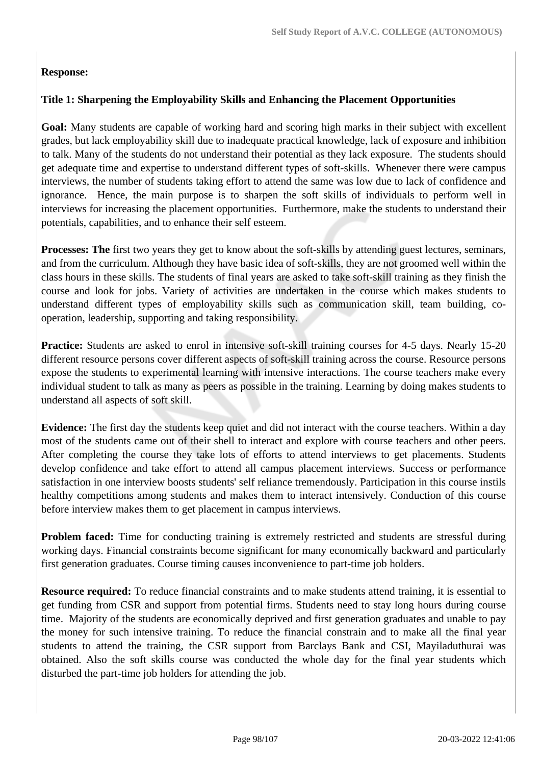**Response:**

**Title 1: Sharpening the Employability Skills and Enhancing the Placement Opportunities**

**Goal:** Many students are capable of working hard and scoring high marks in their subject with excellent grades, but lack employability skill due to inadequate practical knowledge, lack of exposure and inhibition to talk. Many of the students do not understand their potential as they lack exposure. The students should get adequate time and expertise to understand different types of soft-skills. Whenever there were campus interviews, the number of students taking effort to attend the same was low due to lack of confidence and ignorance. Hence, the main purpose is to sharpen the soft skills of individuals to perform well in interviews for increasing the placement opportunities. Furthermore, make the students to understand their potentials, capabilities, and to enhance their self esteem.

**Processes: The** first two years they get to know about the soft-skills by attending guest lectures, seminars, and from the curriculum. Although they have basic idea of soft-skills, they are not groomed well within the class hours in these skills. The students of final years are asked to take soft-skill training as they finish the course and look for jobs. Variety of activities are undertaken in the course which makes students to understand different types of employability skills such as communication skill, team building, co-operation, leadership, supporting and taking responsibility.

**Practice:** Students are asked to enrol in intensive soft-skill training courses for 4-5 days. Nearly 15-20 different resource persons cover different aspects of soft-skill training across the course. Resource persons expose the students to experimental learning with intensive interactions. The course teachers make every individual student to talk as many as peers as possible in the training. Learning by doing makes students to understand all aspects of soft skill.

**Evidence:** The first day the students keep quiet and did not interact with the course teachers. Within a day most of the students came out of their shell to interact and explore with course teachers and other peers. After completing the course they take lots of efforts to attend interviews to get placements. Students develop confidence and take effort to attend all campus placement interviews. Success or performance satisfaction in one interview boosts students' self reliance tremendously. Participation in this course instils healthy competitions among students and makes them to interact intensively. Conduction of this course before interview makes them to get placement in campus interviews.

**Problem faced:** Time for conducting training is extremely restricted and students are stressful during working days. Financial constraints become significant for many economically backward and particularly first generation graduates. Course timing causes inconvenience to part-time job holders.

**Resource required:** To reduce financial constraints and to make students attend training, it is essential to get funding from CSR and support from potential firms. Students need to stay long hours during course time. Majority of the students are economically deprived and first generation graduates and unable to pay the money for such intensive training. To reduce the financial constrain and to make all the final year students to attend the training, the CSR support from Barclays Bank and CSI, Mayiladuthurai was obtained. Also the soft skills course was conducted the whole day for the final year students which disturbed the part-time job holders for attending the job.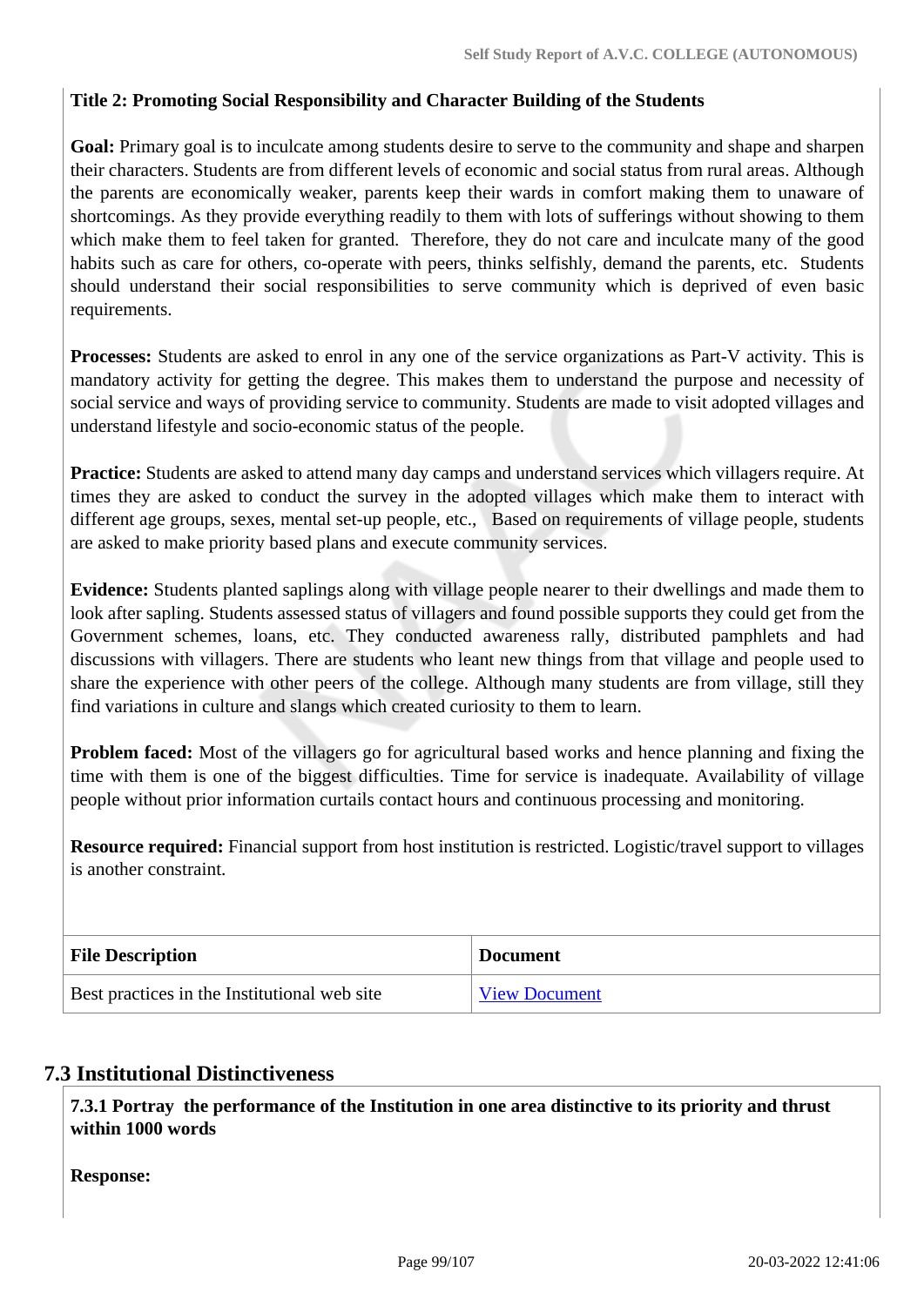**Title 2: Promoting Social Responsibility and Character Building of the Students**

**Goal:** Primary goal is to inculcate among students desire to serve to the community and shape and sharpen their characters. Students are from different levels of economic and social status from rural areas. Although the parents are economically weaker, parents keep their wards in comfort making them to unaware of shortcomings. As they provide everything readily to them with lots of sufferings without showing to them which make them to feel taken for granted. Therefore, they do not care and inculcate many of the good habits such as care for others, co-operate with peers, thinks selfishly, demand the parents, etc. Students should understand their social responsibilities to serve community which is deprived of even basic requirements.

**Processes:** Students are asked to enrol in any one of the service organizations as Part-V activity. This is mandatory activity for getting the degree. This makes them to understand the purpose and necessity of social service and ways of providing service to community. Students are made to visit adopted villages and understand lifestyle and socio-economic status of the people.

**Practice:** Students are asked to attend many day camps and understand services which villagers require. At times they are asked to conduct the survey in the adopted villages which make them to interact with different age groups, sexes, mental set-up people, etc., Based on requirements of village people, students are asked to make priority based plans and execute community services.

**Evidence:** Students planted saplings along with village people nearer to their dwellings and made them to look after sapling. Students assessed status of villagers and found possible supports they could get from the Government schemes, loans, etc. They conducted awareness rally, distributed pamphlets and had discussions with villagers. There are students who leant new things from that village and people used to share the experience with other peers of the college. Although many students are from village, still they find variations in culture and slangs which created curiosity to them to learn.

**Problem faced:** Most of the villagers go for agricultural based works and hence planning and fixing the time with them is one of the biggest difficulties. Time for service is inadequate. Availability of village people without prior information curtails contact hours and continuous processing and monitoring.

**Resource required:** Financial support from host institution is restricted. Logistic/travel support to villages is another constraint.

| File Description | Document |
|---|---|
| Best practices in the Institutional web site | View Document |

## 7.3 Institutional Distinctiveness

**7.3.1 Portray the performance of the Institution in one area distinctive to its priority and thrust within 1000 words**

**Response:**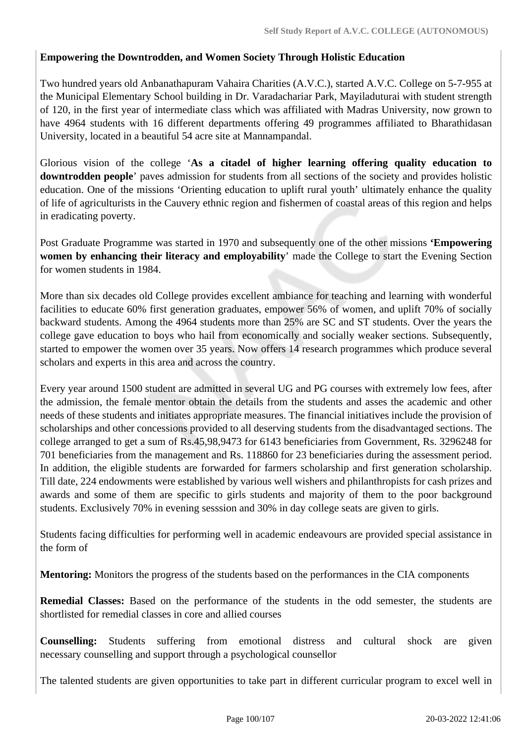**Empowering the Downtrodden, and Women Society Through Holistic Education**

Two hundred years old Anbanathapuram Vahaira Charities (A.V.C.), started A.V.C. College on 5-7-955 at the Municipal Elementary School building in Dr. Varadachariar Park, Mayiladuturai with student strength of 120, in the first year of intermediate class which was affiliated with Madras University, now grown to have 4964 students with 16 different departments offering 49 programmes affiliated to Bharathidasan University, located in a beautiful 54 acre site at Mannampandal.

Glorious vision of the college '**As a citadel of higher learning offering quality education to downtrodden people**' paves admission for students from all sections of the society and provides holistic education. One of the missions 'Orienting education to uplift rural youth' ultimately enhance the quality of life of agriculturists in the Cauvery ethnic region and fishermen of coastal areas of this region and helps in eradicating poverty.

Post Graduate Programme was started in 1970 and subsequently one of the other missions **'Empowering women by enhancing their literacy and employability**' made the College to start the Evening Section for women students in 1984.

More than six decades old College provides excellent ambiance for teaching and learning with wonderful facilities to educate 60% first generation graduates, empower 56% of women, and uplift 70% of socially backward students. Among the 4964 students more than 25% are SC and ST students. Over the years the college gave education to boys who hail from economically and socially weaker sections. Subsequently, started to empower the women over 35 years. Now offers 14 research programmes which produce several scholars and experts in this area and across the country.

Every year around 1500 student are admitted in several UG and PG courses with extremely low fees, after the admission, the female mentor obtain the details from the students and asses the academic and other needs of these students and initiates appropriate measures. The financial initiatives include the provision of scholarships and other concessions provided to all deserving students from the disadvantaged sections. The college arranged to get a sum of Rs.45,98,9473 for 6143 beneficiaries from Government, Rs. 3296248 for 701 beneficiaries from the management and Rs. 118860 for 23 beneficiaries during the assessment period. In addition, the eligible students are forwarded for farmers scholarship and first generation scholarship. Till date, 224 endowments were established by various well wishers and philanthropists for cash prizes and awards and some of them are specific to girls students and majority of them to the poor background students. Exclusively 70% in evening sesssion and 30% in day college seats are given to girls.

Students facing difficulties for performing well in academic endeavours are provided special assistance in the form of

**Mentoring:** Monitors the progress of the students based on the performances in the CIA components

**Remedial Classes:** Based on the performance of the students in the odd semester, the students are shortlisted for remedial classes in core and allied courses

**Counselling:** Students suffering from emotional distress and cultural shock are given necessary counselling and support through a psychological counsellor

The talented students are given opportunities to take part in different curricular program to excel well in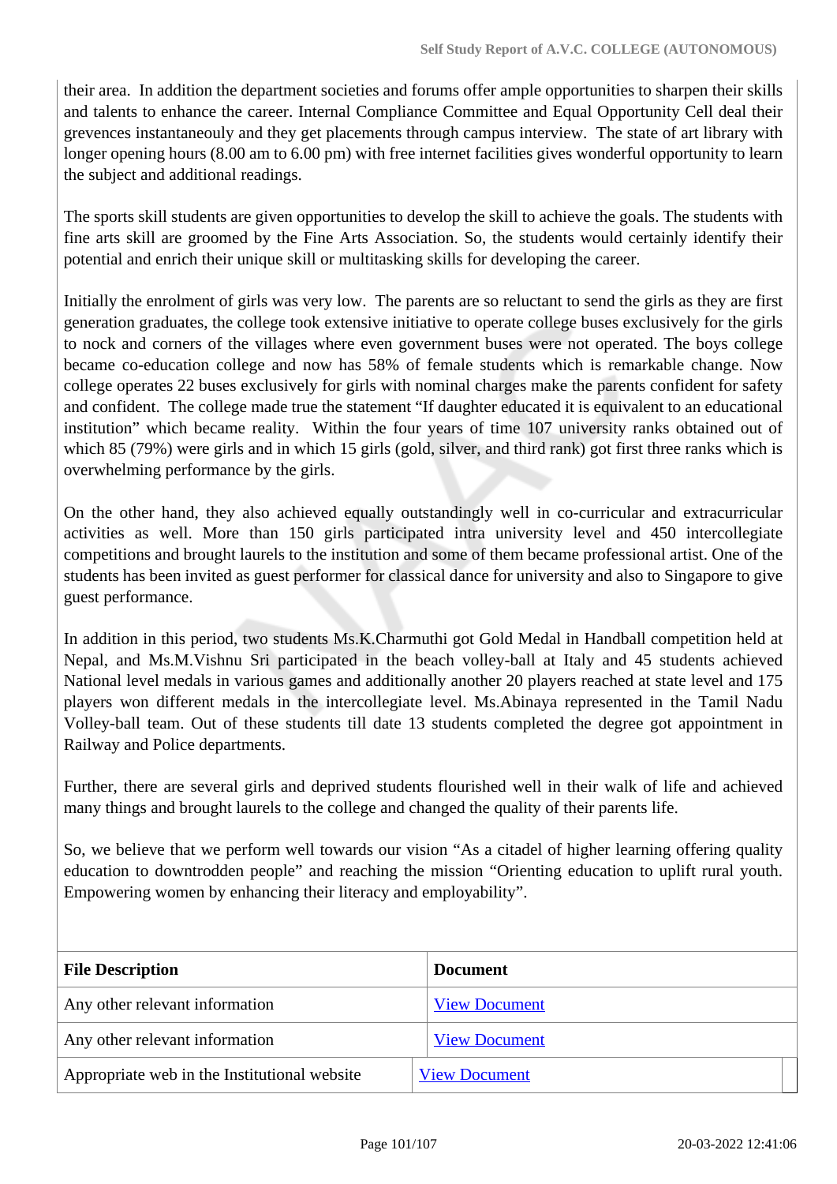their area. In addition the department societies and forums offer ample opportunities to sharpen their skills and talents to enhance the career. Internal Compliance Committee and Equal Opportunity Cell deal their grevences instantaneouly and they get placements through campus interview. The state of art library with longer opening hours (8.00 am to 6.00 pm) with free internet facilities gives wonderful opportunity to learn the subject and additional readings.

The sports skill students are given opportunities to develop the skill to achieve the goals. The students with fine arts skill are groomed by the Fine Arts Association. So, the students would certainly identify their potential and enrich their unique skill or multitasking skills for developing the career.

Initially the enrolment of girls was very low. The parents are so reluctant to send the girls as they are first generation graduates, the college took extensive initiative to operate college buses exclusively for the girls to nock and corners of the villages where even government buses were not operated. The boys college became co-education college and now has 58% of female students which is remarkable change. Now college operates 22 buses exclusively for girls with nominal charges make the parents confident for safety and confident. The college made true the statement "If daughter educated it is equivalent to an educational institution" which became reality. Within the four years of time 107 university ranks obtained out of which 85 (79%) were girls and in which 15 girls (gold, silver, and third rank) got first three ranks which is overwhelming performance by the girls.

On the other hand, they also achieved equally outstandingly well in co-curricular and extracurricular activities as well. More than 150 girls participated intra university level and 450 intercollegiate competitions and brought laurels to the institution and some of them became professional artist. One of the students has been invited as guest performer for classical dance for university and also to Singapore to give guest performance.

In addition in this period, two students Ms.K.Charmuthi got Gold Medal in Handball competition held at Nepal, and Ms.M.Vishnu Sri participated in the beach volley-ball at Italy and 45 students achieved National level medals in various games and additionally another 20 players reached at state level and 175 players won different medals in the intercollegiate level. Ms.Abinaya represented in the Tamil Nadu Volley-ball team. Out of these students till date 13 students completed the degree got appointment in Railway and Police departments.

Further, there are several girls and deprived students flourished well in their walk of life and achieved many things and brought laurels to the college and changed the quality of their parents life.

So, we believe that we perform well towards our vision "As a citadel of higher learning offering quality education to downtrodden people" and reaching the mission "Orienting education to uplift rural youth. Empowering women by enhancing their literacy and employability".

| **File Description** | **Document** |
|---|---|
| Any other relevant information | View Document |
| Any other relevant information | View Document |
| Appropriate web in the Institutional website | View Document |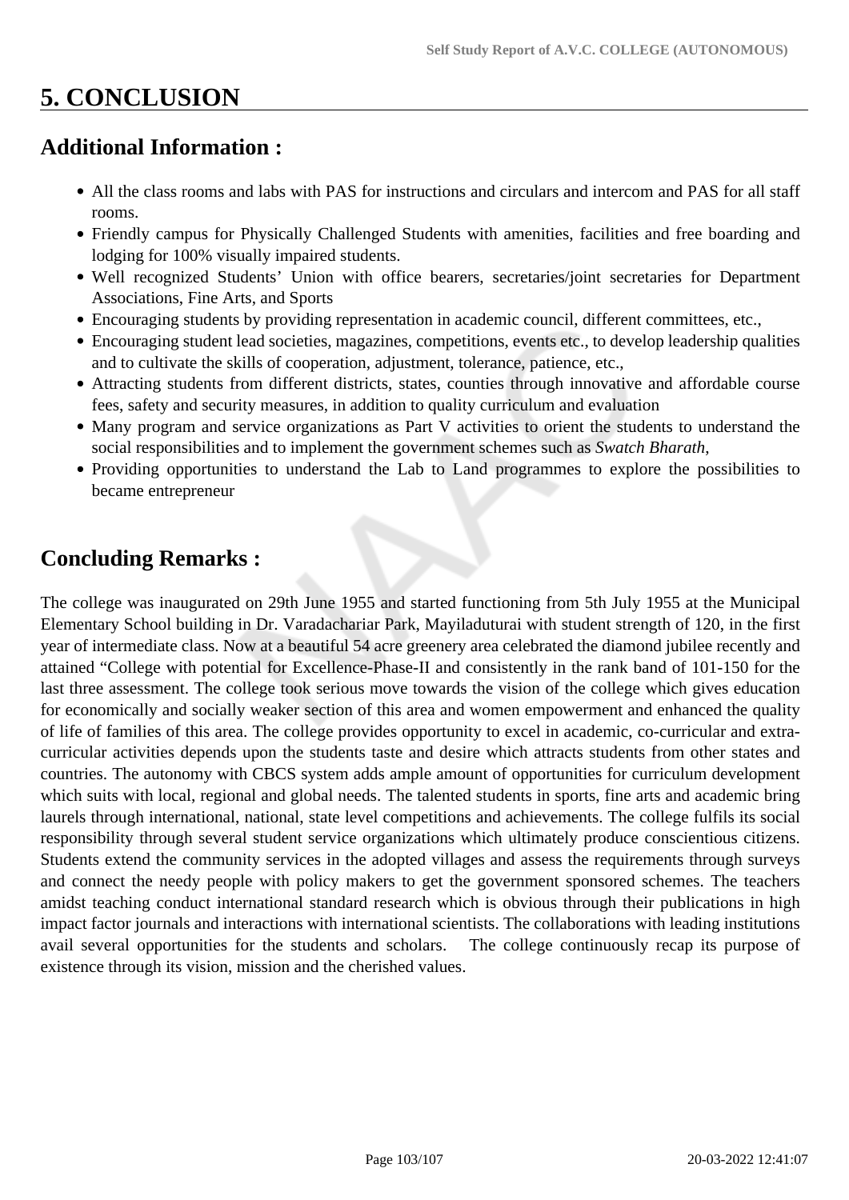# 5. CONCLUSION

## Additional Information :

- All the class rooms and labs with PAS for instructions and circulars and intercom and PAS for all staff rooms.
- Friendly campus for Physically Challenged Students with amenities, facilities and free boarding and lodging for 100% visually impaired students.
- Well recognized Students' Union with office bearers, secretaries/joint secretaries for Department Associations, Fine Arts, and Sports
- Encouraging students by providing representation in academic council, different committees, etc.,
- Encouraging student lead societies, magazines, competitions, events etc., to develop leadership qualities and to cultivate the skills of cooperation, adjustment, tolerance, patience, etc.,
- Attracting students from different districts, states, counties through innovative and affordable course fees, safety and security measures, in addition to quality curriculum and evaluation
- Many program and service organizations as Part V activities to orient the students to understand the social responsibilities and to implement the government schemes such as *Swatch Bharath*,
- Providing opportunities to understand the Lab to Land programmes to explore the possibilities to became entrepreneur

## Concluding Remarks :

The college was inaugurated on 29th June 1955 and started functioning from 5th July 1955 at the Municipal Elementary School building in Dr. Varadachariar Park, Mayiladuturai with student strength of 120, in the first year of intermediate class. Now at a beautiful 54 acre greenery area celebrated the diamond jubilee recently and attained "College with potential for Excellence-Phase-II and consistently in the rank band of 101-150 for the last three assessment. The college took serious move towards the vision of the college which gives education for economically and socially weaker section of this area and women empowerment and enhanced the quality of life of families of this area. The college provides opportunity to excel in academic, co-curricular and extra-curricular activities depends upon the students taste and desire which attracts students from other states and countries. The autonomy with CBCS system adds ample amount of opportunities for curriculum development which suits with local, regional and global needs. The talented students in sports, fine arts and academic bring laurels through international, national, state level competitions and achievements. The college fulfils its social responsibility through several student service organizations which ultimately produce conscientious citizens. Students extend the community services in the adopted villages and assess the requirements through surveys and connect the needy people with policy makers to get the government sponsored schemes. The teachers amidst teaching conduct international standard research which is obvious through their publications in high impact factor journals and interactions with international scientists. The collaborations with leading institutions avail several opportunities for the students and scholars. The college continuously recap its purpose of existence through its vision, mission and the cherished values.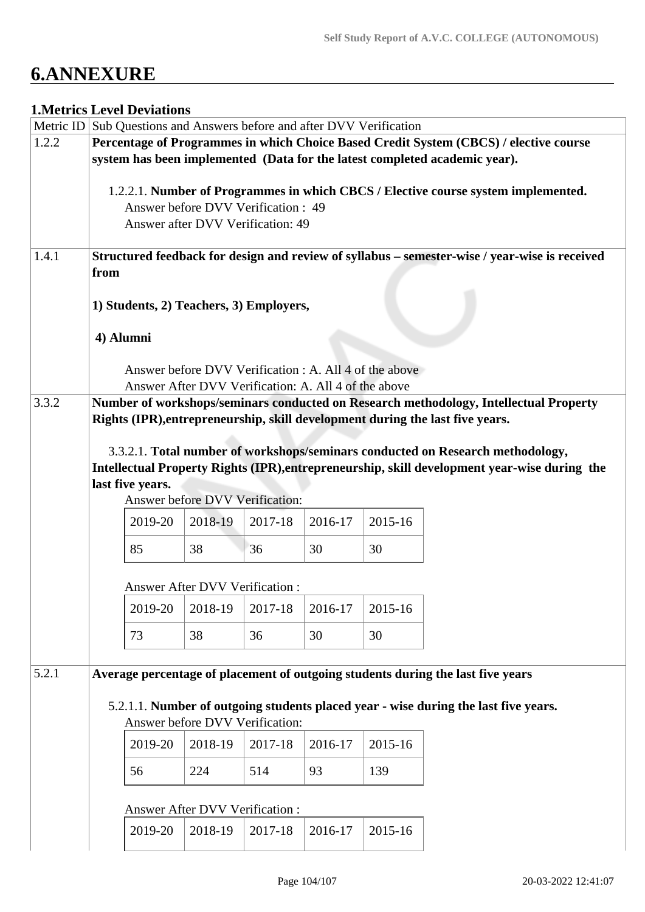# 6.ANNEXURE

## 1.Metrics Level Deviations

| Metric ID | Sub Questions and Answers before and after DVV Verification |
|---|---|
| 1.2.2 | **Percentage of Programmes in which Choice Based Credit System (CBCS) / elective course system has been implemented (Data for the latest completed academic year).**<br><br>1.2.2.1. **Number of Programmes in which CBCS / Elective course system implemented.**<br>Answer before DVV Verification : 49<br>Answer after DVV Verification: 49 |
| 1.4.1 | **Structured feedback for design and review of syllabus – semester-wise / year-wise is received from**<br><br>**1) Students, 2) Teachers, 3) Employers,**<br><br>**4) Alumni**<br><br>Answer before DVV Verification : A. All 4 of the above<br>Answer After DVV Verification: A. All 4 of the above |
| 3.3.2 | **Number of workshops/seminars conducted on Research methodology, Intellectual Property Rights (IPR),entrepreneurship, skill development during the last five years.**<br><br>3.3.2.1. **Total number of workshops/seminars conducted on Research methodology, Intellectual Property Rights (IPR),entrepreneurship, skill development year-wise during the last five years.**<br>Answer before DVV Verification:<br>2019-20: 85, 2018-19: 38, 2017-18: 36, 2016-17: 30, 2015-16: 30<br><br>Answer After DVV Verification :<br>2019-20: 73, 2018-19: 38, 2017-18: 36, 2016-17: 30, 2015-16: 30 |
| 5.2.1 | **Average percentage of placement of outgoing students during the last five years**<br><br>5.2.1.1. **Number of outgoing students placed year - wise during the last five years.**<br>Answer before DVV Verification:<br>2019-20: 56, 2018-19: 224, 2017-18: 514, 2016-17: 93, 2015-16: 139<br><br>Answer After DVV Verification :<br>2019-20, 2018-19, 2017-18, 2016-17, 2015-16 |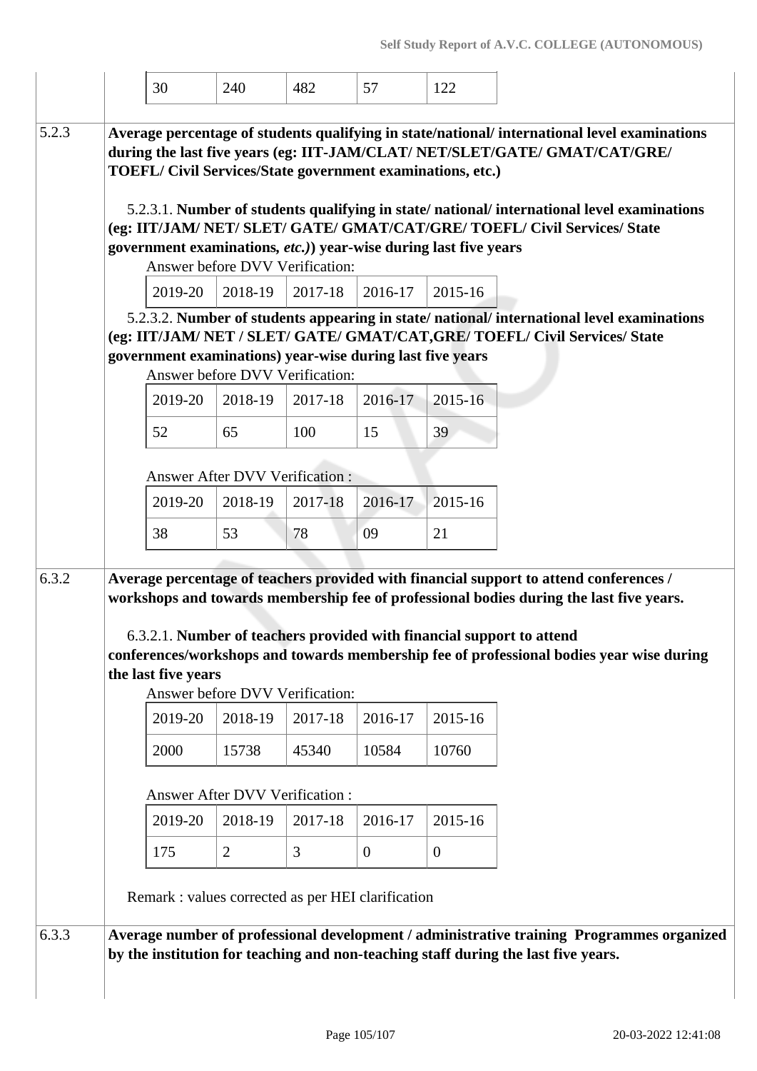| 30 | 240 | 482 | 57 | 122 |
|---|---|---|---|---|

**5.2.3** **Average percentage of students qualifying in state/national/ international level examinations during the last five years (eg: IIT-JAM/CLAT/ NET/SLET/GATE/ GMAT/CAT/GRE/ TOEFL/ Civil Services/State government examinations, etc.)**

5.2.3.1. **Number of students qualifying in state/ national/ international level examinations (eg: IIT/JAM/ NET/ SLET/ GATE/ GMAT/CAT/GRE/ TOEFL/ Civil Services/ State government examinations,** ***etc.)*****) year-wise during last five years**

Answer before DVV Verification:

| 2019-20 | 2018-19 | 2017-18 | 2016-17 | 2015-16 |
|---|---|---|---|---|

5.2.3.2. **Number of students appearing in state/ national/ international level examinations (eg: IIT/JAM/ NET / SLET/ GATE/ GMAT/CAT,GRE/ TOEFL/ Civil Services/ State government examinations) year-wise during last five years**

Answer before DVV Verification:

| 2019-20 | 2018-19 | 2017-18 | 2016-17 | 2015-16 |
|---|---|---|---|---|
| 52 | 65 | 100 | 15 | 39 |

Answer After DVV Verification :

| 2019-20 | 2018-19 | 2017-18 | 2016-17 | 2015-16 |
|---|---|---|---|---|
| 38 | 53 | 78 | 09 | 21 |

**6.3.2** **Average percentage of teachers provided with financial support to attend conferences / workshops and towards membership fee of professional bodies during the last five years.**

6.3.2.1. **Number of teachers provided with financial support to attend conferences/workshops and towards membership fee of professional bodies year wise during the last five years**

Answer before DVV Verification:

| 2019-20 | 2018-19 | 2017-18 | 2016-17 | 2015-16 |
|---|---|---|---|---|
| 2000 | 15738 | 45340 | 10584 | 10760 |

Answer After DVV Verification :

| 2019-20 | 2018-19 | 2017-18 | 2016-17 | 2015-16 |
|---|---|---|---|---|
| 175 | 2 | 3 | 0 | 0 |

Remark : values corrected as per HEI clarification

**6.3.3** **Average number of professional development / administrative training Programmes organized by the institution for teaching and non-teaching staff during the last five years.**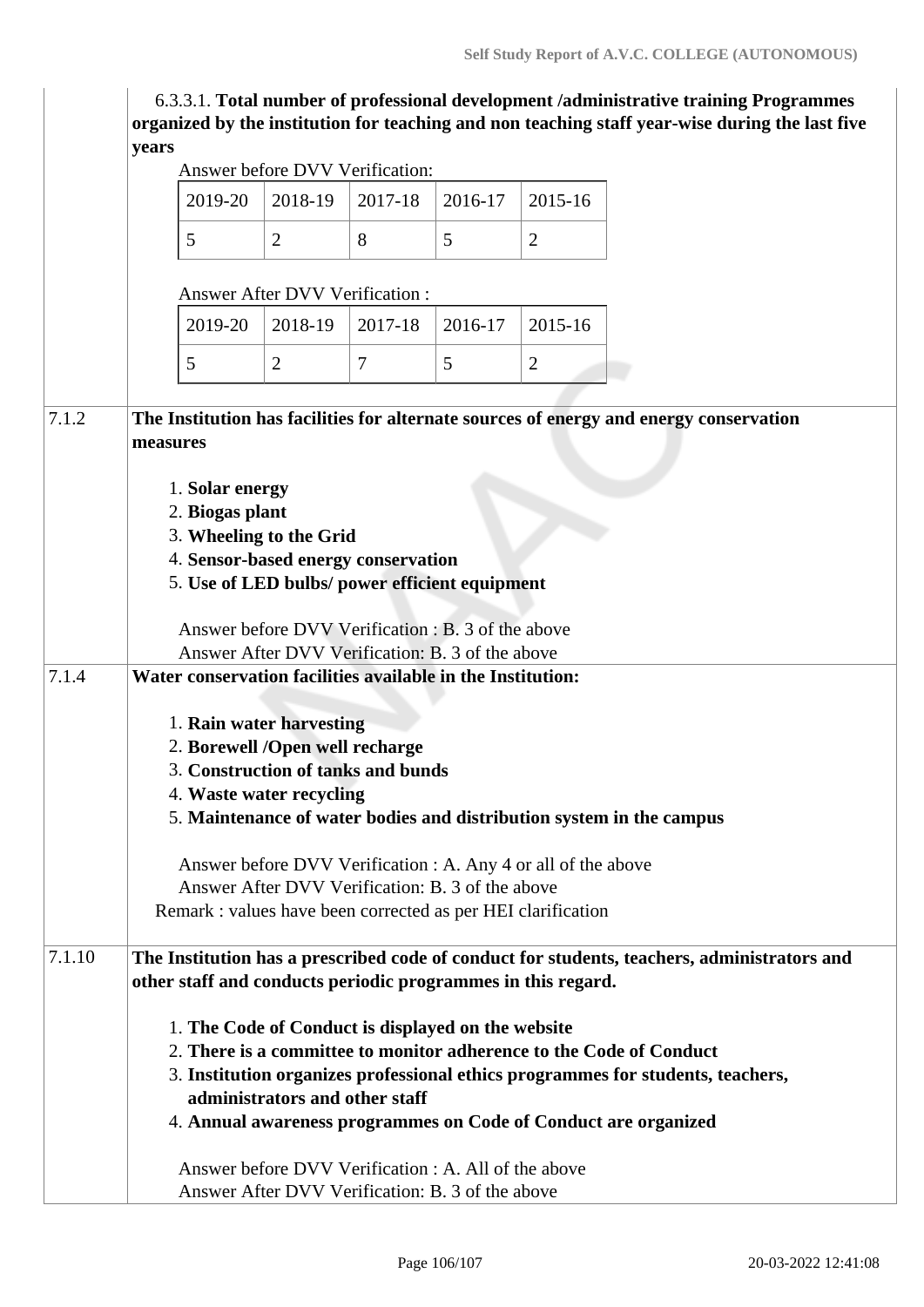6.3.3.1. **Total number of professional development /administrative training Programmes organized by the institution for teaching and non teaching staff year-wise during the last five years**

Answer before DVV Verification:

| 2019-20 | 2018-19 | 2017-18 | 2016-17 | 2015-16 |
|---|---|---|---|---|
| 5 | 2 | 8 | 5 | 2 |

Answer After DVV Verification :

| 2019-20 | 2018-19 | 2017-18 | 2016-17 | 2015-16 |
|---|---|---|---|---|
| 5 | 2 | 7 | 5 | 2 |

**7.1.2 The Institution has facilities for alternate sources of energy and energy conservation measures**

1. **Solar energy**
2. **Biogas plant**
3. **Wheeling to the Grid**
4. **Sensor-based energy conservation**
5. **Use of LED bulbs/ power efficient equipment**

Answer before DVV Verification : B. 3 of the above
Answer After DVV Verification: B. 3 of the above

**7.1.4 Water conservation facilities available in the Institution:**

1. **Rain water harvesting**
2. **Borewell /Open well recharge**
3. **Construction of tanks and bunds**
4. **Waste water recycling**
5. **Maintenance of water bodies and distribution system in the campus**

Answer before DVV Verification : A. Any 4 or all of the above
Answer After DVV Verification: B. 3 of the above
Remark : values have been corrected as per HEI clarification

**7.1.10 The Institution has a prescribed code of conduct for students, teachers, administrators and other staff and conducts periodic programmes in this regard.**

1. **The Code of Conduct is displayed on the website**
2. **There is a committee to monitor adherence to the Code of Conduct**
3. **Institution organizes professional ethics programmes for students, teachers, administrators and other staff**
4. **Annual awareness programmes on Code of Conduct are organized**

Answer before DVV Verification : A. All of the above
Answer After DVV Verification: B. 3 of the above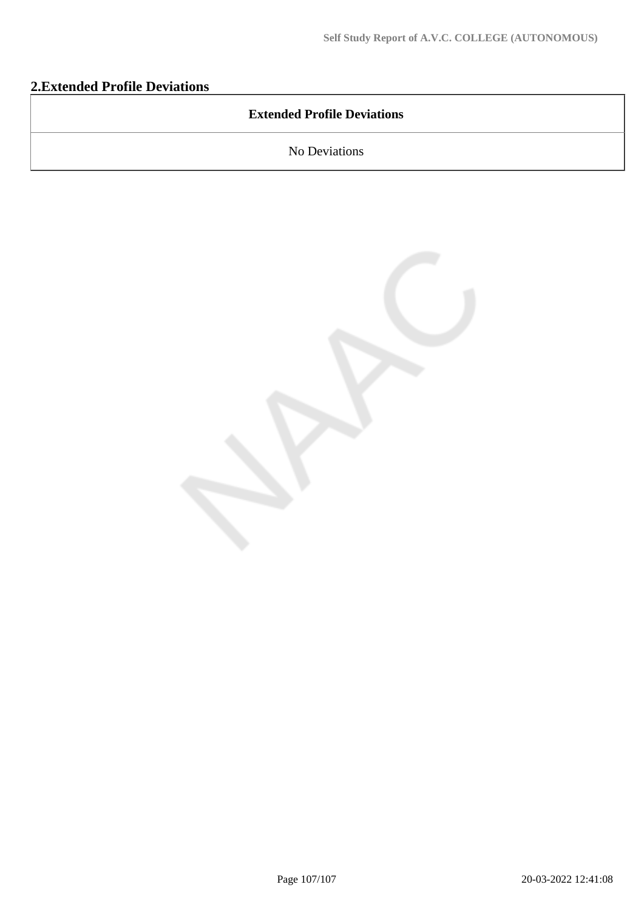## 2.Extended Profile Deviations

| Extended Profile Deviations |
|---|
| No Deviations |